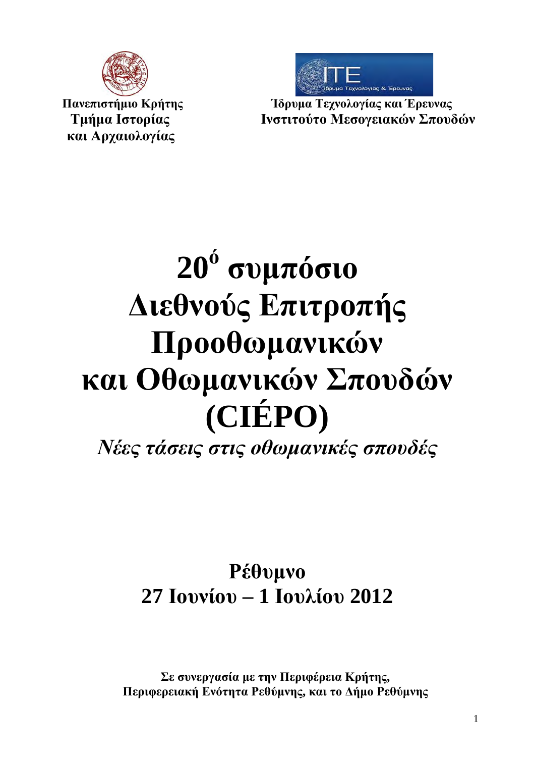**Πανεπιστήμιο Κρήτης**
**Τμήμα Ιστορίας**
**και Αρχαιολογίας**

**Ίδρυμα Τεχνολογίας και Έρευνας**
**Ινστιτούτο Μεσογειακών Σπουδών**

# 20ό συμπόσιο Διεθνούς Επιτροπής Προοθωμανικών και Οθωμανικών Σπουδών (CIÉPO)

## *Νέες τάσεις στις οθωμανικές σπουδές*

**Ρέθυμνο**
**27 Ιουνίου – 1 Ιουλίου 2012**

**Σε συνεργασία με την Περιφέρεια Κρήτης,**
**Περιφερειακή Ενότητα Ρεθύμνης, και το Δήμο Ρεθύμνης**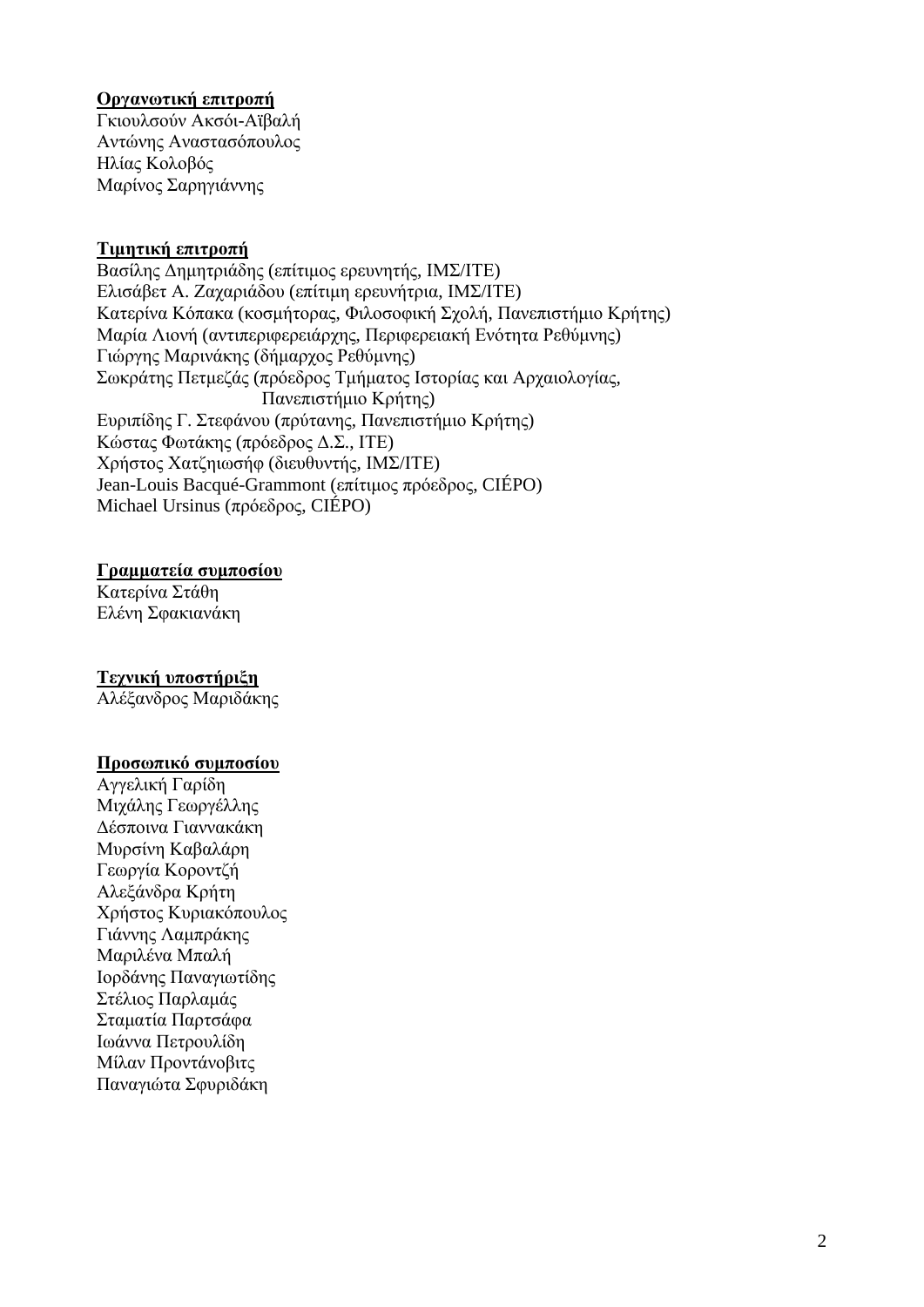**Οργανωτική επιτροπή**

Γκιουλσούν Ακσόι-Αϊβαλή
Αντώνης Αναστασόπουλος
Ηλίας Κολοβός
Μαρίνος Σαρηγιάννης

**Τιμητική επιτροπή**

Βασίλης Δημητριάδης (επίτιμος ερευνητής, ΙΜΣ/ΙΤΕ)
Ελισάβετ Α. Ζαχαριάδου (επίτιμη ερευνήτρια, ΙΜΣ/ΙΤΕ)
Κατερίνα Κόπακα (κοσμήτορας, Φιλοσοφική Σχολή, Πανεπιστήμιο Κρήτης)
Μαρία Λιονή (αντιπεριφερειάρχης, Περιφερειακή Ενότητα Ρεθύμνης)
Γιώργης Μαρινάκης (δήμαρχος Ρεθύμνης)
Σωκράτης Πετμεζάς (πρόεδρος Τμήματος Ιστορίας και Αρχαιολογίας, Πανεπιστήμιο Κρήτης)
Ευριπίδης Γ. Στεφάνου (πρύτανης, Πανεπιστήμιο Κρήτης)
Κώστας Φωτάκης (πρόεδρος Δ.Σ., ΙΤΕ)
Χρήστος Χατζηιωσήφ (διευθυντής, ΙΜΣ/ΙΤΕ)
Jean-Louis Bacqué-Grammont (επίτιμος πρόεδρος, CIÉPO)
Michael Ursinus (πρόεδρος, CIÉPO)

**Γραμματεία συμποσίου**

Κατερίνα Στάθη
Ελένη Σφακιανάκη

**Τεχνική υποστήριξη**

Αλέξανδρος Μαριδάκης

**Προσωπικό συμποσίου**

Αγγελική Γαρίδη
Μιχάλης Γεωργέλλης
Δέσποινα Γιαννακάκη
Μυρσίνη Καβαλάρη
Γεωργία Κοροντζή
Αλεξάνδρα Κρήτη
Χρήστος Κυριακόπουλος
Γιάννης Λαμπράκης
Μαριλένα Μπαλή
Ιορδάνης Παναγιωτίδης
Στέλιος Παρλαμάς
Σταματία Παρτσάφα
Ιωάννα Πετρουλίδη
Μίλαν Προντάνοβιτς
Παναγιώτα Σφυριδάκη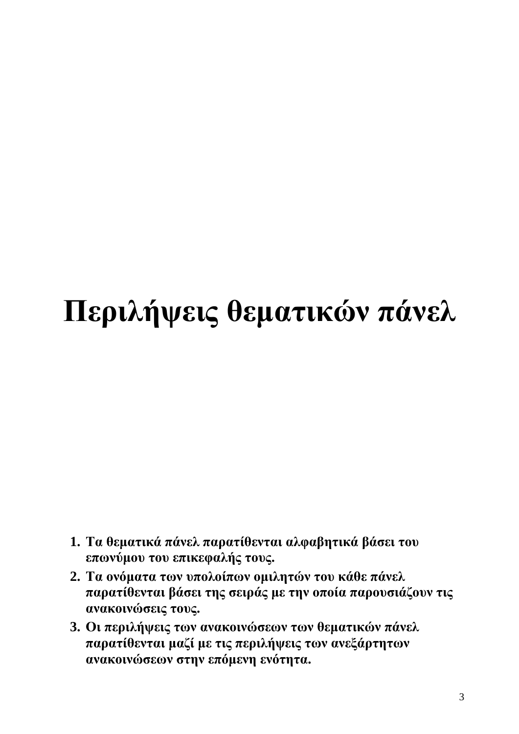# Περιλήψεις θεματικών πάνελ

1. **Τα θεματικά πάνελ παρατίθενται αλφαβητικά βάσει του επωνύμου του επικεφαλής τους.**
2. **Τα ονόματα των υπολοίπων ομιλητών του κάθε πάνελ παρατίθενται βάσει της σειράς με την οποία παρουσιάζουν τις ανακοινώσεις τους.**
3. **Οι περιλήψεις των ανακοινώσεων των θεματικών πάνελ παρατίθενται μαζί με τις περιλήψεις των ανεξάρτητων ανακοινώσεων στην επόμενη ενότητα.**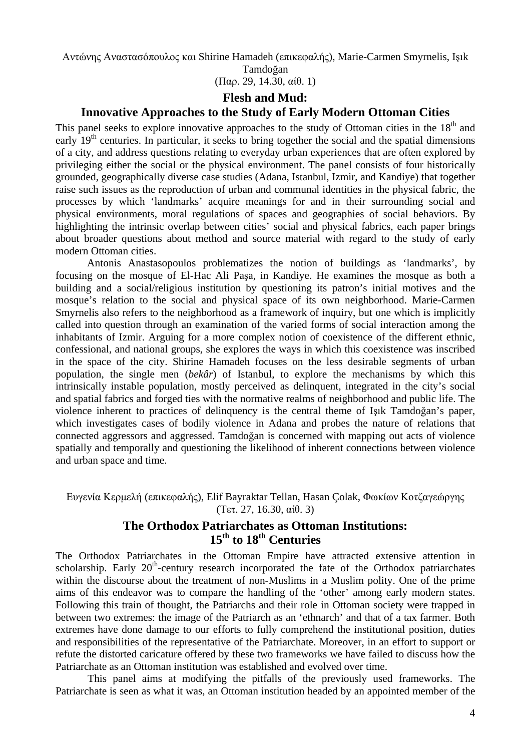Αντώνης Αναστασόπουλος και Shirine Hamadeh (επικεφαλής), Marie-Carmen Smyrnelis, Işık Tamdoğan
(Παρ. 29, 14.30, αίθ. 1)

## Flesh and Mud:
## Innovative Approaches to the Study of Early Modern Ottoman Cities

This panel seeks to explore innovative approaches to the study of Ottoman cities in the 18th and early 19th centuries. In particular, it seeks to bring together the social and the spatial dimensions of a city, and address questions relating to everyday urban experiences that are often explored by privileging either the social or the physical environment. The panel consists of four historically grounded, geographically diverse case studies (Adana, Istanbul, Izmir, and Kandiye) that together raise such issues as the reproduction of urban and communal identities in the physical fabric, the processes by which 'landmarks' acquire meanings for and in their surrounding social and physical environments, moral regulations of spaces and geographies of social behaviors. By highlighting the intrinsic overlap between cities' social and physical fabrics, each paper brings about broader questions about method and source material with regard to the study of early modern Ottoman cities.

Antonis Anastasopoulos problematizes the notion of buildings as 'landmarks', by focusing on the mosque of El-Hac Ali Paşa, in Kandiye. He examines the mosque as both a building and a social/religious institution by questioning its patron's initial motives and the mosque's relation to the social and physical space of its own neighborhood. Marie-Carmen Smyrnelis also refers to the neighborhood as a framework of inquiry, but one which is implicitly called into question through an examination of the varied forms of social interaction among the inhabitants of Izmir. Arguing for a more complex notion of coexistence of the different ethnic, confessional, and national groups, she explores the ways in which this coexistence was inscribed in the space of the city. Shirine Hamadeh focuses on the less desirable segments of urban population, the single men (*bekâr*) of Istanbul, to explore the mechanisms by which this intrinsically instable population, mostly perceived as delinquent, integrated in the city's social and spatial fabrics and forged ties with the normative realms of neighborhood and public life. The violence inherent to practices of delinquency is the central theme of Işık Tamdoğan's paper, which investigates cases of bodily violence in Adana and probes the nature of relations that connected aggressors and aggressed. Tamdoğan is concerned with mapping out acts of violence spatially and temporally and questioning the likelihood of inherent connections between violence and urban space and time.

Ευγενία Κερμελή (επικεφαλής), Elif Bayraktar Tellan, Hasan Çolak, Φωκίων Κοτζαγεώργης
(Τετ. 27, 16.30, αίθ. 3)

## The Orthodox Patriarchates as Ottoman Institutions:
## 15th to 18th Centuries

The Orthodox Patriarchates in the Ottoman Empire have attracted extensive attention in scholarship. Early 20th-century research incorporated the fate of the Orthodox patriarchates within the discourse about the treatment of non-Muslims in a Muslim polity. One of the prime aims of this endeavor was to compare the handling of the 'other' among early modern states. Following this train of thought, the Patriarchs and their role in Ottoman society were trapped in between two extremes: the image of the Patriarch as an 'ethnarch' and that of a tax farmer. Both extremes have done damage to our efforts to fully comprehend the institutional position, duties and responsibilities of the representative of the Patriarchate. Moreover, in an effort to support or refute the distorted caricature offered by these two frameworks we have failed to discuss how the Patriarchate as an Ottoman institution was established and evolved over time.

This panel aims at modifying the pitfalls of the previously used frameworks. The Patriarchate is seen as what it was, an Ottoman institution headed by an appointed member of the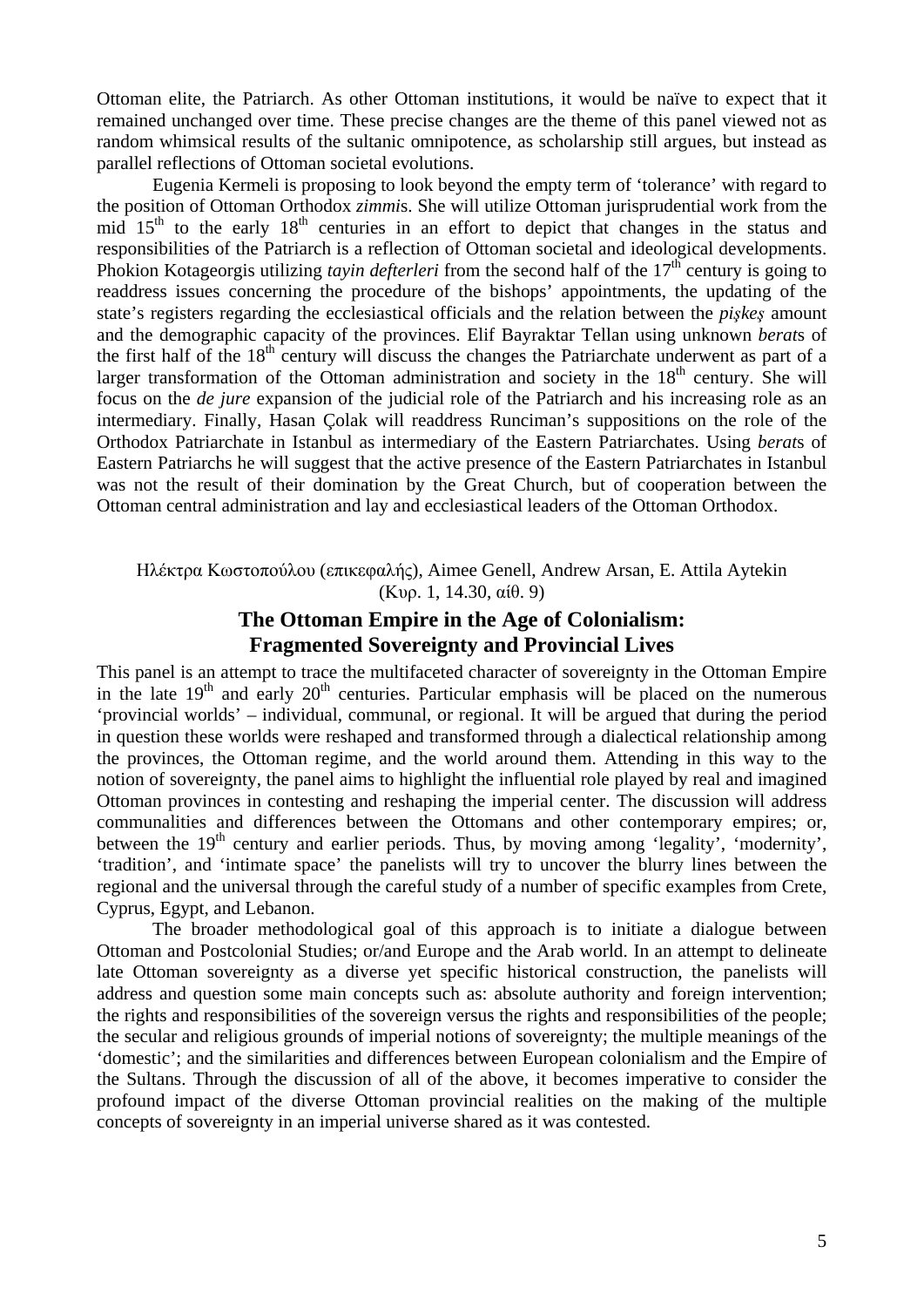Ottoman elite, the Patriarch. As other Ottoman institutions, it would be naïve to expect that it remained unchanged over time. These precise changes are the theme of this panel viewed not as random whimsical results of the sultanic omnipotence, as scholarship still argues, but instead as parallel reflections of Ottoman societal evolutions.

Eugenia Kermeli is proposing to look beyond the empty term of 'tolerance' with regard to the position of Ottoman Orthodox *zimmi*s. She will utilize Ottoman jurisprudential work from the mid 15th to the early 18th centuries in an effort to depict that changes in the status and responsibilities of the Patriarch is a reflection of Ottoman societal and ideological developments. Phokion Kotageorgis utilizing *tayin defterleri* from the second half of the 17th century is going to readdress issues concerning the procedure of the bishops' appointments, the updating of the state's registers regarding the ecclesiastical officials and the relation between the *pişkeş* amount and the demographic capacity of the provinces. Elif Bayraktar Tellan using unknown *berat*s of the first half of the 18th century will discuss the changes the Patriarchate underwent as part of a larger transformation of the Ottoman administration and society in the 18th century. She will focus on the *de jure* expansion of the judicial role of the Patriarch and his increasing role as an intermediary. Finally, Hasan Çolak will readdress Runciman's suppositions on the role of the Orthodox Patriarchate in Istanbul as intermediary of the Eastern Patriarchates. Using *berat*s of Eastern Patriarchs he will suggest that the active presence of the Eastern Patriarchates in Istanbul was not the result of their domination by the Great Church, but of cooperation between the Ottoman central administration and lay and ecclesiastical leaders of the Ottoman Orthodox.

Ηλέκτρα Κωστοπούλου (επικεφαλής), Aimee Genell, Andrew Arsan, E. Attila Aytekin
(Κυρ. 1, 14.30, αίθ. 9)

## The Ottoman Empire in the Age of Colonialism: Fragmented Sovereignty and Provincial Lives

This panel is an attempt to trace the multifaceted character of sovereignty in the Ottoman Empire in the late 19th and early 20th centuries. Particular emphasis will be placed on the numerous 'provincial worlds' – individual, communal, or regional. It will be argued that during the period in question these worlds were reshaped and transformed through a dialectical relationship among the provinces, the Ottoman regime, and the world around them. Attending in this way to the notion of sovereignty, the panel aims to highlight the influential role played by real and imagined Ottoman provinces in contesting and reshaping the imperial center. The discussion will address communalities and differences between the Ottomans and other contemporary empires; or, between the 19th century and earlier periods. Thus, by moving among 'legality', 'modernity', 'tradition', and 'intimate space' the panelists will try to uncover the blurry lines between the regional and the universal through the careful study of a number of specific examples from Crete, Cyprus, Egypt, and Lebanon.

The broader methodological goal of this approach is to initiate a dialogue between Ottoman and Postcolonial Studies; or/and Europe and the Arab world. In an attempt to delineate late Ottoman sovereignty as a diverse yet specific historical construction, the panelists will address and question some main concepts such as: absolute authority and foreign intervention; the rights and responsibilities of the sovereign versus the rights and responsibilities of the people; the secular and religious grounds of imperial notions of sovereignty; the multiple meanings of the 'domestic'; and the similarities and differences between European colonialism and the Empire of the Sultans. Through the discussion of all of the above, it becomes imperative to consider the profound impact of the diverse Ottoman provincial realities on the making of the multiple concepts of sovereignty in an imperial universe shared as it was contested.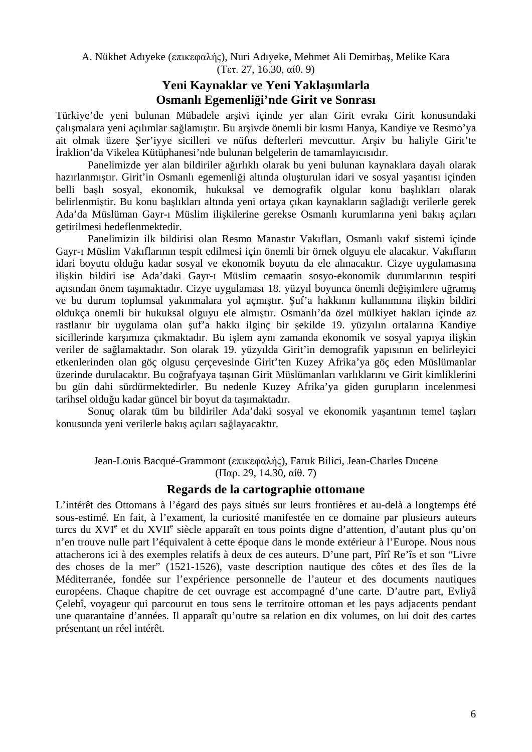A. Nükhet Adıyeke (επικεφαλής), Nuri Adıyeke, Mehmet Ali Demirbaş, Melike Kara
(Τετ. 27, 16.30, αίθ. 9)

## Yeni Kaynaklar ve Yeni Yaklaşımlarla Osmanlı Egemenliği'nde Girit ve Sonrası

Türkiye'de yeni bulunan Mübadele arşivi içinde yer alan Girit evrakı Girit konusundaki çalışmalara yeni açılımlar sağlamıştır. Bu arşivde önemli bir kısmı Hanya, Kandiye ve Resmo'ya ait olmak üzere Şer'iyye sicilleri ve nüfus defterleri mevcuttur. Arşiv bu haliyle Girit'te İraklion'da Vikelea Kütüphanesi'nde bulunan belgelerin de tamamlayıcısıdır.

Panelimizde yer alan bildiriler ağırlıklı olarak bu yeni bulunan kaynaklara dayalı olarak hazırlanmıştır. Girit'in Osmanlı egemenliği altında oluşturulan idari ve sosyal yaşantısı içinden belli başlı sosyal, ekonomik, hukuksal ve demografik olgular konu başlıkları olarak belirlenmiştir. Bu konu başlıkları altında yeni ortaya çıkan kaynakların sağladığı verilerle gerek Ada'da Müslüman Gayr-ı Müslim ilişkilerine gerekse Osmanlı kurumlarına yeni bakış açıları getirilmesi hedeflenmektedir.

Panelimizin ilk bildirisi olan Resmo Manastır Vakıfları, Osmanlı vakıf sistemi içinde Gayr-ı Müslim Vakıflarının tespit edilmesi için önemli bir örnek olguyu ele alacaktır. Vakıfların idari boyutu olduğu kadar sosyal ve ekonomik boyutu da ele alınacaktır. Cizye uygulamasına ilişkin bildiri ise Ada'daki Gayr-ı Müslim cemaatin sosyo-ekonomik durumlarının tespiti açısından önem taşımaktadır. Cizye uygulaması 18. yüzyıl boyunca önemli değişimlere uğramış ve bu durum toplumsal yakınmalara yol açmıştır. Şuf'a hakkının kullanımına ilişkin bildiri oldukça önemli bir hukuksal olguyu ele almıştır. Osmanlı'da özel mülkiyet hakları içinde az rastlanır bir uygulama olan şuf'a hakkı ilginç bir şekilde 19. yüzyılın ortalarına Kandiye sicillerinde karşımıza çıkmaktadır. Bu işlem aynı zamanda ekonomik ve sosyal yapıya ilişkin veriler de sağlamaktadır. Son olarak 19. yüzyılda Girit'in demografik yapısının en belirleyici etkenlerinden olan göç olgusu çerçevesinde Girit'ten Kuzey Afrika'ya göç eden Müslümanlar üzerinde durulacaktır. Bu coğrafyaya taşınan Girit Müslümanları varlıklarını ve Girit kimliklerini bu gün dahi sürdürmektedirler. Bu nedenle Kuzey Afrika'ya giden gurupların incelenmesi tarihsel olduğu kadar güncel bir boyut da taşımaktadır.

Sonuç olarak tüm bu bildiriler Ada'daki sosyal ve ekonomik yaşantının temel taşları konusunda yeni verilerle bakış açıları sağlayacaktır.

Jean-Louis Bacqué-Grammont (επικεφαλής), Faruk Bilici, Jean-Charles Ducene
(Παρ. 29, 14.30, αίθ. 7)

## Regards de la cartographie ottomane

L'intérêt des Ottomans à l'égard des pays situés sur leurs frontières et au-delà a longtemps été sous-estimé. En fait, à l'exament, la curiosité manifestée en ce domaine par plusieurs auteurs turcs du XVI$^{e}$ et du XVII$^{e}$ siècle apparaît en tous points digne d'attention, d'autant plus qu'on n'en trouve nulle part l'équivalent à cette époque dans le monde extérieur à l'Europe. Nous nous attacherons ici à des exemples relatifs à deux de ces auteurs. D'une part, Pîrî Re'îs et son "Livre des choses de la mer" (1521-1526), vaste description nautique des côtes et des îles de la Méditerranée, fondée sur l'expérience personnelle de l'auteur et des documents nautiques européens. Chaque chapitre de cet ouvrage est accompagné d'une carte. D'autre part, Evliyâ Çelebî, voyageur qui parcourut en tous sens le territoire ottoman et les pays adjacents pendant une quarantaine d'années. Il apparaît qu'outre sa relation en dix volumes, on lui doit des cartes présentant un réel intérêt.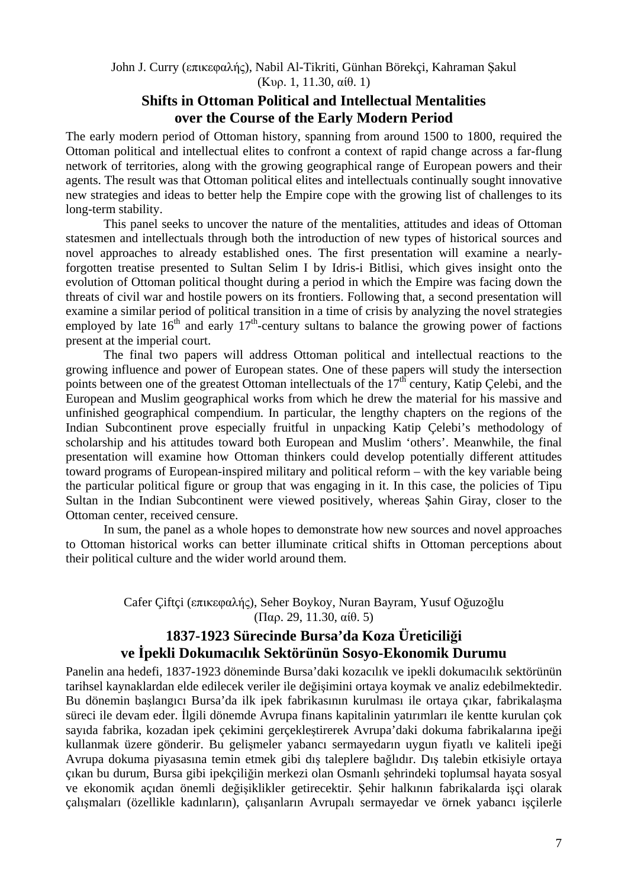John J. Curry (επικεφαλής), Nabil Al-Tikriti, Günhan Börekçi, Kahraman Şakul
(Κυρ. 1, 11.30, αίθ. 1)

## Shifts in Ottoman Political and Intellectual Mentalities over the Course of the Early Modern Period

The early modern period of Ottoman history, spanning from around 1500 to 1800, required the Ottoman political and intellectual elites to confront a context of rapid change across a far-flung network of territories, along with the growing geographical range of European powers and their agents. The result was that Ottoman political elites and intellectuals continually sought innovative new strategies and ideas to better help the Empire cope with the growing list of challenges to its long-term stability.

This panel seeks to uncover the nature of the mentalities, attitudes and ideas of Ottoman statesmen and intellectuals through both the introduction of new types of historical sources and novel approaches to already established ones. The first presentation will examine a nearly-forgotten treatise presented to Sultan Selim I by Idris-i Bitlisi, which gives insight onto the evolution of Ottoman political thought during a period in which the Empire was facing down the threats of civil war and hostile powers on its frontiers. Following that, a second presentation will examine a similar period of political transition in a time of crisis by analyzing the novel strategies employed by late 16th and early 17th-century sultans to balance the growing power of factions present at the imperial court.

The final two papers will address Ottoman political and intellectual reactions to the growing influence and power of European states. One of these papers will study the intersection points between one of the greatest Ottoman intellectuals of the 17th century, Katip Çelebi, and the European and Muslim geographical works from which he drew the material for his massive and unfinished geographical compendium. In particular, the lengthy chapters on the regions of the Indian Subcontinent prove especially fruitful in unpacking Katip Çelebi's methodology of scholarship and his attitudes toward both European and Muslim 'others'. Meanwhile, the final presentation will examine how Ottoman thinkers could develop potentially different attitudes toward programs of European-inspired military and political reform – with the key variable being the particular political figure or group that was engaging in it. In this case, the policies of Tipu Sultan in the Indian Subcontinent were viewed positively, whereas Şahin Giray, closer to the Ottoman center, received censure.

In sum, the panel as a whole hopes to demonstrate how new sources and novel approaches to Ottoman historical works can better illuminate critical shifts in Ottoman perceptions about their political culture and the wider world around them.

Cafer Çiftçi (επικεφαλής), Seher Boykoy, Nuran Bayram, Yusuf Oğuzoğlu
(Παρ. 29, 11.30, αίθ. 5)

## 1837-1923 Sürecinde Bursa'da Koza Üreticiliği ve İpekli Dokumacılık Sektörünün Sosyo-Ekonomik Durumu

Panelin ana hedefi, 1837-1923 döneminde Bursa'daki kozacılık ve ipekli dokumacılık sektörünün tarihsel kaynaklardan elde edilecek veriler ile değişimini ortaya koymak ve analiz edebilmektedir. Bu dönemin başlangıcı Bursa'da ilk ipek fabrikasının kurulması ile ortaya çıkar, fabrikalaşma süreci ile devam eder. İlgili dönemde Avrupa finans kapitalinin yatırımları ile kentte kurulan çok sayıda fabrika, kozadan ipek çekimini gerçekleştirerek Avrupa'daki dokuma fabrikalarına ipeği kullanmak üzere gönderir. Bu gelişmeler yabancı sermayedarın uygun fiyatlı ve kaliteli ipeği Avrupa dokuma piyasasına temin etmek gibi dış taleplere bağlıdır. Dış talebin etkisiyle ortaya çıkan bu durum, Bursa gibi ipekçiliğin merkezi olan Osmanlı şehrindeki toplumsal hayata sosyal ve ekonomik açıdan önemli değişiklikler getirecektir. Şehir halkının fabrikalarda işçi olarak çalışmaları (özellikle kadınların), çalışanların Avrupalı sermayedar ve örnek yabancı işçilerle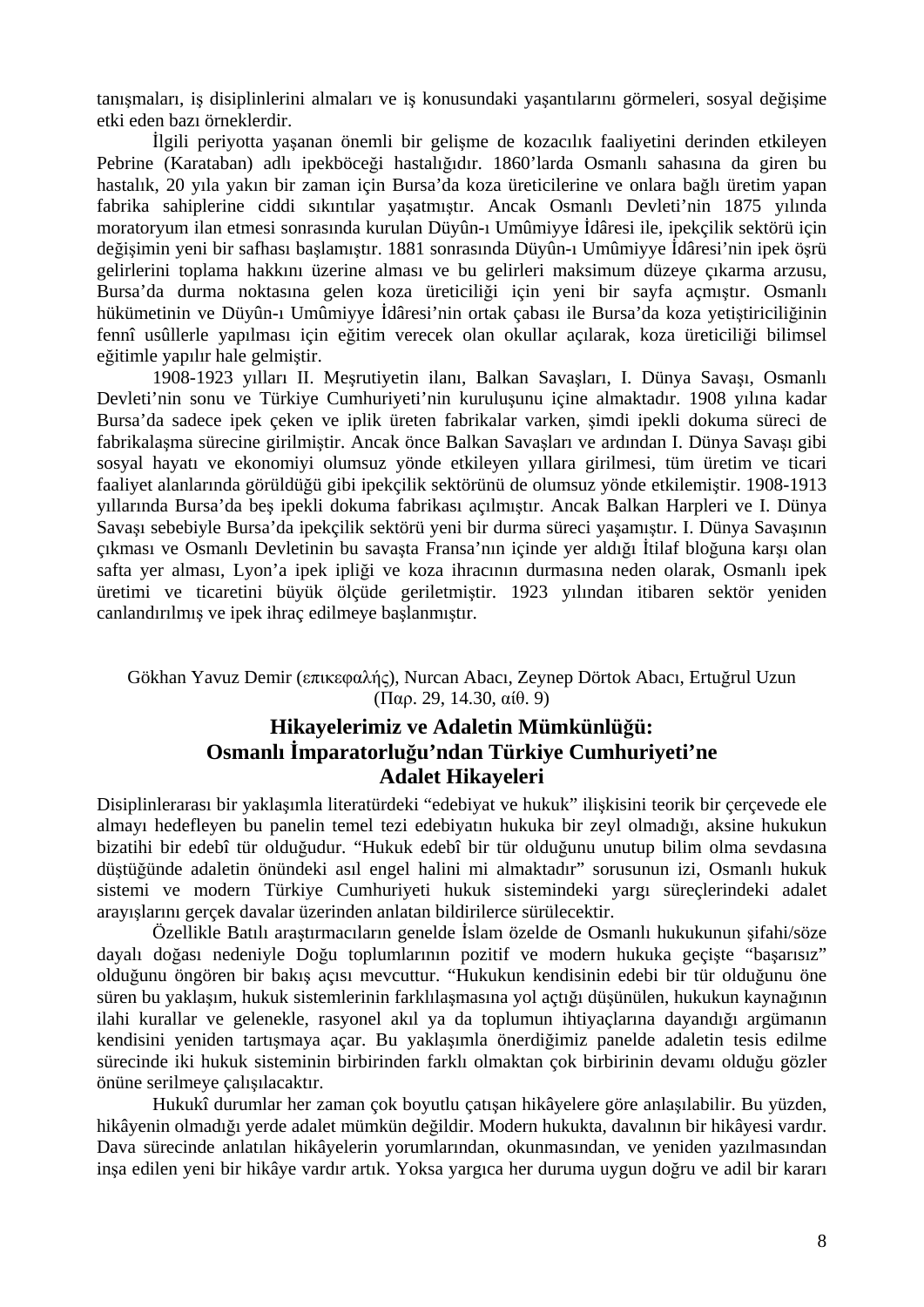tanışmaları, iş disiplinlerini almaları ve iş konusundaki yaşantılarını görmeleri, sosyal değişime etki eden bazı örneklerdir.

İlgili periyotta yaşanan önemli bir gelişme de kozacılık faaliyetini derinden etkileyen Pebrine (Karataban) adlı ipekböceği hastalığıdır. 1860'larda Osmanlı sahasına da giren bu hastalık, 20 yıla yakın bir zaman için Bursa'da koza üreticilerine ve onlara bağlı üretim yapan fabrika sahiplerine ciddi sıkıntılar yaşatmıştır. Ancak Osmanlı Devleti'nin 1875 yılında moratoryum ilan etmesi sonrasında kurulan Düyûn-ı Umûmiyye İdâresi ile, ipekçilik sektörü için değişimin yeni bir safhası başlamıştır. 1881 sonrasında Düyûn-ı Umûmiyye İdâresi'nin ipek öşrü gelirlerini toplama hakkını üzerine alması ve bu gelirleri maksimum düzeye çıkarma arzusu, Bursa'da durma noktasına gelen koza üreticiliği için yeni bir sayfa açmıştır. Osmanlı hükümetinin ve Düyûn-ı Umûmiyye İdâresi'nin ortak çabası ile Bursa'da koza yetiştiriciliğinin fennî usûllerle yapılması için eğitim verecek olan okullar açılarak, koza üreticiliği bilimsel eğitimle yapılır hale gelmiştir.

1908-1923 yılları II. Meşrutiyetin ilanı, Balkan Savaşları, I. Dünya Savaşı, Osmanlı Devleti'nin sonu ve Türkiye Cumhuriyeti'nin kuruluşunu içine almaktadır. 1908 yılına kadar Bursa'da sadece ipek çeken ve iplik üreten fabrikalar varken, şimdi ipekli dokuma süreci de fabrikalaşma sürecine girilmiştir. Ancak önce Balkan Savaşları ve ardından I. Dünya Savaşı gibi sosyal hayatı ve ekonomiyi olumsuz yönde etkileyen yıllara girilmesi, tüm üretim ve ticari faaliyet alanlarında görüldüğü gibi ipekçilik sektörünü de olumsuz yönde etkilemiştir. 1908-1913 yıllarında Bursa'da beş ipekli dokuma fabrikası açılmıştır. Ancak Balkan Harpleri ve I. Dünya Savaşı sebebiyle Bursa'da ipekçilik sektörü yeni bir durma süreci yaşamıştır. I. Dünya Savaşının çıkması ve Osmanlı Devletinin bu savaşta Fransa'nın içinde yer aldığı İtilaf bloğuna karşı olan safta yer alması, Lyon'a ipek ipliği ve koza ihracının durmasına neden olarak, Osmanlı ipek üretimi ve ticaretini büyük ölçüde geriletmiştir. 1923 yılından itibaren sektör yeniden canlandırılmış ve ipek ihraç edilmeye başlanmıştır.

Gökhan Yavuz Demir (επικεφαλής), Nurcan Abacı, Zeynep Dörtok Abacı, Ertuğrul Uzun
(Παρ. 29, 14.30, αίθ. 9)

## Hikayelerimiz ve Adaletin Mümkünlüğü: Osmanlı İmparatorluğu'ndan Türkiye Cumhuriyeti'ne Adalet Hikayeleri

Disiplinlerarası bir yaklaşımla literatürdeki "edebiyat ve hukuk" ilişkisini teorik bir çerçevede ele almayı hedefleyen bu panelin temel tezi edebiyatın hukuka bir zeyl olmadığı, aksine hukukun bizatihi bir edebî tür olduğudur. "Hukuk edebî bir tür olduğunu unutup bilim olma sevdasına düştüğünde adaletin önündeki asıl engel halini mi almaktadır" sorusunun izi, Osmanlı hukuk sistemi ve modern Türkiye Cumhuriyeti hukuk sistemindeki yargı süreçlerindeki adalet arayışlarını gerçek davalar üzerinden anlatan bildirilerce sürülecektir.

Özellikle Batılı araştırmacıların genelde İslam özelde de Osmanlı hukukunun şifahi/söze dayalı doğası nedeniyle Doğu toplumlarının pozitif ve modern hukuka geçişte "başarısız" olduğunu öngören bir bakış açısı mevcuttur. "Hukukun kendisinin edebi bir tür olduğunu öne süren bu yaklaşım, hukuk sistemlerinin farklılaşmasına yol açtığı düşünülen, hukukun kaynağının ilahi kurallar ve gelenekle, rasyonel akıl ya da toplumun ihtiyaçlarına dayandığı argümanın kendisini yeniden tartışmaya açar. Bu yaklaşımla önerdiğimiz panelde adaletin tesis edilme sürecinde iki hukuk sisteminin birbirinden farklı olmaktan çok birbirinin devamı olduğu gözler önüne serilmeye çalışılacaktır.

Hukukî durumlar her zaman çok boyutlu çatışan hikâyelere göre anlaşılabilir. Bu yüzden, hikâyenin olmadığı yerde adalet mümkün değildir. Modern hukukta, davalının bir hikâyesi vardır. Dava sürecinde anlatılan hikâyelerin yorumlarından, okunmasından, ve yeniden yazılmasından inşa edilen yeni bir hikâye vardır artık. Yoksa yargıca her duruma uygun doğru ve adil bir kararı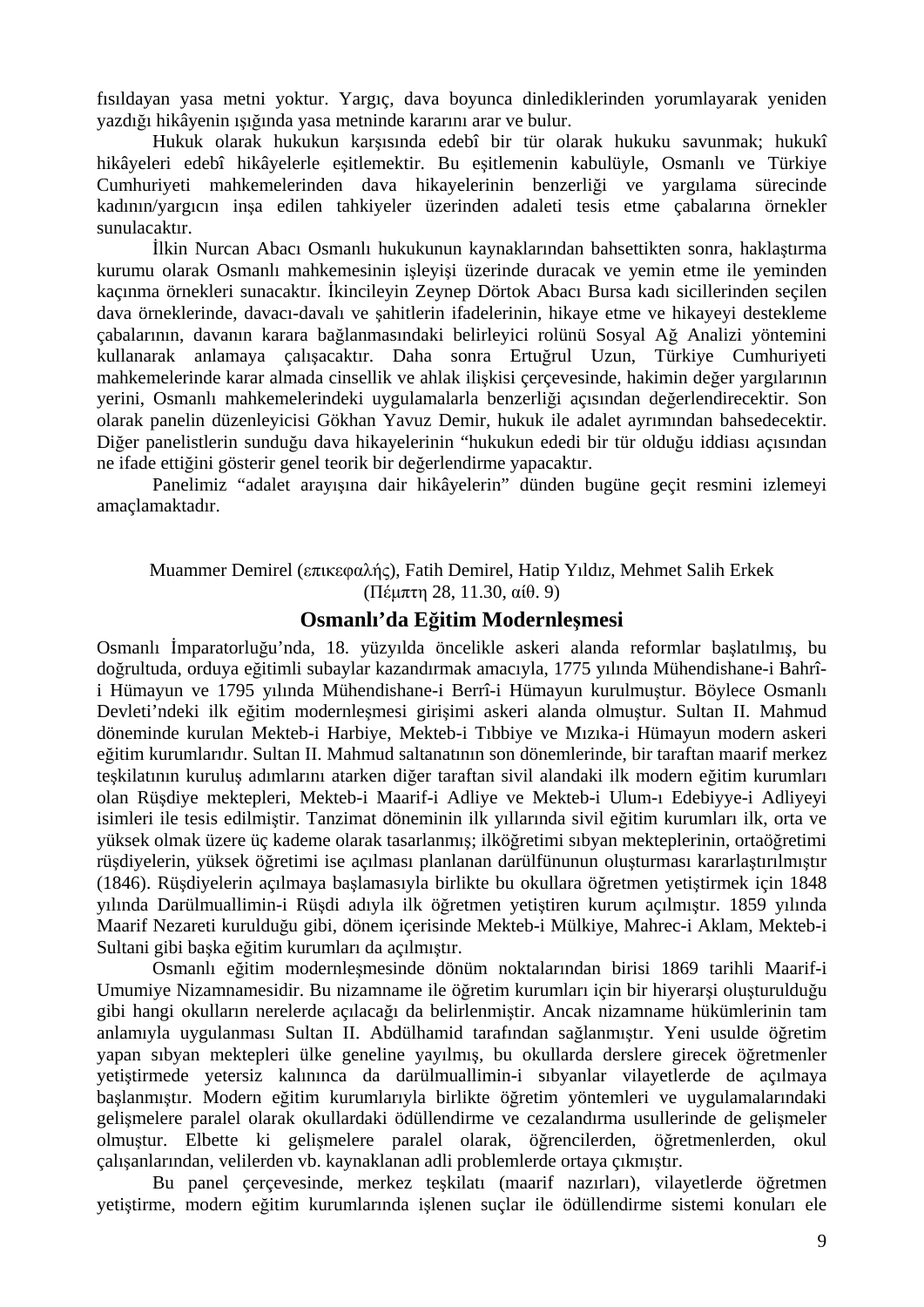fısıldayan yasa metni yoktur. Yargıç, dava boyunca dinlediklerinden yorumlayarak yeniden yazdığı hikâyenin ışığında yasa metninde kararını arar ve bulur.

Hukuk olarak hukukun karşısında edebî bir tür olarak hukuku savunmak; hukukî hikâyeleri edebî hikâyelerle eşitlemektir. Bu eşitlemenin kabulüyle, Osmanlı ve Türkiye Cumhuriyeti mahkemelerinden dava hikayelerinin benzerliği ve yargılama sürecinde kadının/yargıcın inşa edilen tahkiyeler üzerinden adaleti tesis etme çabalarına örnekler sunulacaktır.

İlkin Nurcan Abacı Osmanlı hukukunun kaynaklarından bahsettikten sonra, haklaştırma kurumu olarak Osmanlı mahkemesinin işleyişi üzerinde duracak ve yemin etme ile yeminden kaçınma örnekleri sunacaktır. İkincileyin Zeynep Dörtok Abacı Bursa kadı sicillerinden seçilen dava örneklerinde, davacı-davalı ve şahitlerin ifadelerinin, hikaye etme ve hikayeyi destekleme çabalarının, davanın karara bağlanmasındaki belirleyici rolünü Sosyal Ağ Analizi yöntemini kullanarak anlamaya çalışacaktır. Daha sonra Ertuğrul Uzun, Türkiye Cumhuriyeti mahkemelerinde karar almada cinsellik ve ahlak ilişkisi çerçevesinde, hakimin değer yargılarının yerini, Osmanlı mahkemelerindeki uygulamalarla benzerliği açısından değerlendirecektir. Son olarak panelin düzenleyicisi Gökhan Yavuz Demir, hukuk ile adalet ayrımından bahsedecektir. Diğer panelistlerin sunduğu dava hikayelerinin "hukukun ededi bir tür olduğu iddiası açısından ne ifade ettiğini gösterir genel teorik bir değerlendirme yapacaktır.

Panelimiz "adalet arayışına dair hikâyelerin" dünden bugüne geçit resmini izlemeyi amaçlamaktadır.

Muammer Demirel (επικεφαλής), Fatih Demirel, Hatip Yıldız, Mehmet Salih Erkek
(Πέμπτη 28, 11.30, αίθ. 9)

## Osmanlı'da Eğitim Modernleşmesi

Osmanlı İmparatorluğu'nda, 18. yüzyılda öncelikle askeri alanda reformlar başlatılmış, bu doğrultuda, orduya eğitimli subaylar kazandırmak amacıyla, 1775 yılında Mühendishane-i Bahrî-i Hümayun ve 1795 yılında Mühendishane-i Berrî-i Hümayun kurulmuştur. Böylece Osmanlı Devleti'ndeki ilk eğitim modernleşmesi girişimi askeri alanda olmuştur. Sultan II. Mahmud döneminde kurulan Mekteb-i Harbiye, Mekteb-i Tıbbiye ve Mızıka-i Hümayun modern askeri eğitim kurumlarıdır. Sultan II. Mahmud saltanatının son dönemlerinde, bir taraftan maarif merkez teşkilatının kuruluş adımlarını atarken diğer taraftan sivil alandaki ilk modern eğitim kurumları olan Rüşdiye mektepleri, Mekteb-i Maarif-i Adliye ve Mekteb-i Ulum-ı Edebiyye-i Adliyeyi isimleri ile tesis edilmiştir. Tanzimat döneminin ilk yıllarında sivil eğitim kurumları ilk, orta ve yüksek olmak üzere üç kademe olarak tasarlanmış; ilköğretimi sıbyan mekteplerinin, ortaöğretimi rüşdiyelerin, yüksek öğretimi ise açılması planlanan darülfünunun oluşturması kararlaştırılmıştır (1846). Rüşdiyelerin açılmaya başlamasıyla birlikte bu okullara öğretmen yetiştirmek için 1848 yılında Darülmuallimin-i Rüşdi adıyla ilk öğretmen yetiştiren kurum açılmıştır. 1859 yılında Maarif Nezareti kurulduğu gibi, dönem içerisinde Mekteb-i Mülkiye, Mahrec-i Aklam, Mekteb-i Sultani gibi başka eğitim kurumları da açılmıştır.

Osmanlı eğitim modernleşmesinde dönüm noktalarından birisi 1869 tarihli Maarif-i Umumiye Nizamnamesidir. Bu nizamname ile öğretim kurumları için bir hiyerarşi oluşturulduğu gibi hangi okulların nerelerde açılacağı da belirlenmiştir. Ancak nizamname hükümlerinin tam anlamıyla uygulanması Sultan II. Abdülhamid tarafından sağlanmıştır. Yeni usulde öğretim yapan sıbyan mektepleri ülke geneline yayılmış, bu okullarda derslere girecek öğretmenler yetiştirmede yetersiz kalınınca da darülmuallimin-i sıbyanlar vilayetlerde de açılmaya başlanmıştır. Modern eğitim kurumlarıyla birlikte öğretim yöntemleri ve uygulamalarındaki gelişmelere paralel olarak okullardaki ödüllendirme ve cezalandırma usullerinde de gelişmeler olmuştur. Elbette ki gelişmelere paralel olarak, öğrencilerden, öğretmenlerden, okul çalışanlarından, velilerden vb. kaynaklanan adli problemlerde ortaya çıkmıştır.

Bu panel çerçevesinde, merkez teşkilatı (maarif nazırları), vilayetlerde öğretmen yetiştirme, modern eğitim kurumlarında işlenen suçlar ile ödüllendirme sistemi konuları ele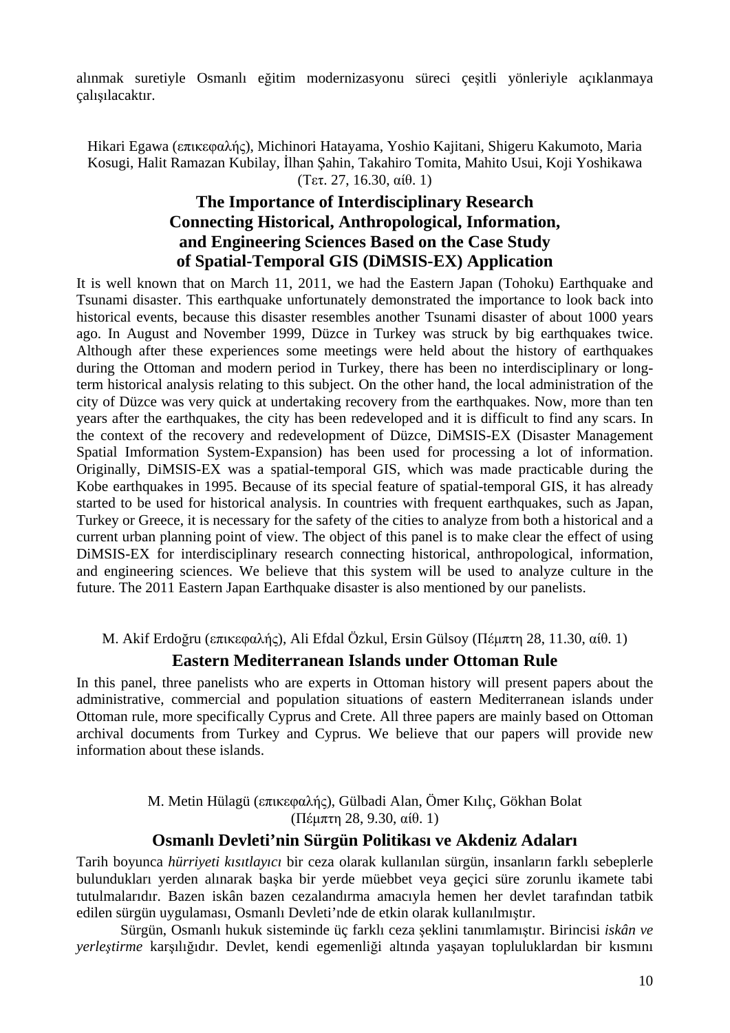alınmak suretiyle Osmanlı eğitim modernizasyonu süreci çeşitli yönleriyle açıklanmaya çalışılacaktır.

Hikari Egawa (επικεφαλής), Michinori Hatayama, Yoshio Kajitani, Shigeru Kakumoto, Maria Kosugi, Halit Ramazan Kubilay, İlhan Şahin, Takahiro Tomita, Mahito Usui, Koji Yoshikawa (Τετ. 27, 16.30, αίθ. 1)

## The Importance of Interdisciplinary Research Connecting Historical, Anthropological, Information, and Engineering Sciences Based on the Case Study of Spatial-Temporal GIS (DiMSIS-EX) Application

It is well known that on March 11, 2011, we had the Eastern Japan (Tohoku) Earthquake and Tsunami disaster. This earthquake unfortunately demonstrated the importance to look back into historical events, because this disaster resembles another Tsunami disaster of about 1000 years ago. In August and November 1999, Düzce in Turkey was struck by big earthquakes twice. Although after these experiences some meetings were held about the history of earthquakes during the Ottoman and modern period in Turkey, there has been no interdisciplinary or long-term historical analysis relating to this subject. On the other hand, the local administration of the city of Düzce was very quick at undertaking recovery from the earthquakes. Now, more than ten years after the earthquakes, the city has been redeveloped and it is difficult to find any scars. In the context of the recovery and redevelopment of Düzce, DiMSIS-EX (Disaster Management Spatial Imformation System-Expansion) has been used for processing a lot of information. Originally, DiMSIS-EX was a spatial-temporal GIS, which was made practicable during the Kobe earthquakes in 1995. Because of its special feature of spatial-temporal GIS, it has already started to be used for historical analysis. In countries with frequent earthquakes, such as Japan, Turkey or Greece, it is necessary for the safety of the cities to analyze from both a historical and a current urban planning point of view. The object of this panel is to make clear the effect of using DiMSIS-EX for interdisciplinary research connecting historical, anthropological, information, and engineering sciences. We believe that this system will be used to analyze culture in the future. The 2011 Eastern Japan Earthquake disaster is also mentioned by our panelists.

M. Akif Erdoğru (επικεφαλής), Ali Efdal Özkul, Ersin Gülsoy (Πέμπτη 28, 11.30, αίθ. 1)

## Eastern Mediterranean Islands under Ottoman Rule

In this panel, three panelists who are experts in Ottoman history will present papers about the administrative, commercial and population situations of eastern Mediterranean islands under Ottoman rule, more specifically Cyprus and Crete. All three papers are mainly based on Ottoman archival documents from Turkey and Cyprus. We believe that our papers will provide new information about these islands.

M. Metin Hülagü (επικεφαλής), Gülbadi Alan, Ömer Kılıç, Gökhan Bolat (Πέμπτη 28, 9.30, αίθ. 1)

## Osmanlı Devleti'nin Sürgün Politikası ve Akdeniz Adaları

Tarih boyunca *hürriyeti kısıtlayıcı* bir ceza olarak kullanılan sürgün, insanların farklı sebeplerle bulundukları yerden alınarak başka bir yerde müebbet veya geçici süre zorunlu ikamete tabi tutulmalarıdır. Bazen iskân bazen cezalandırma amacıyla hemen her devlet tarafından tatbik edilen sürgün uygulaması, Osmanlı Devleti'nde de etkin olarak kullanılmıştır.

Sürgün, Osmanlı hukuk sisteminde üç farklı ceza şeklini tanımlamıştır. Birincisi *iskân ve yerleştirme* karşılığıdır. Devlet, kendi egemenliği altında yaşayan topluluklardan bir kısmını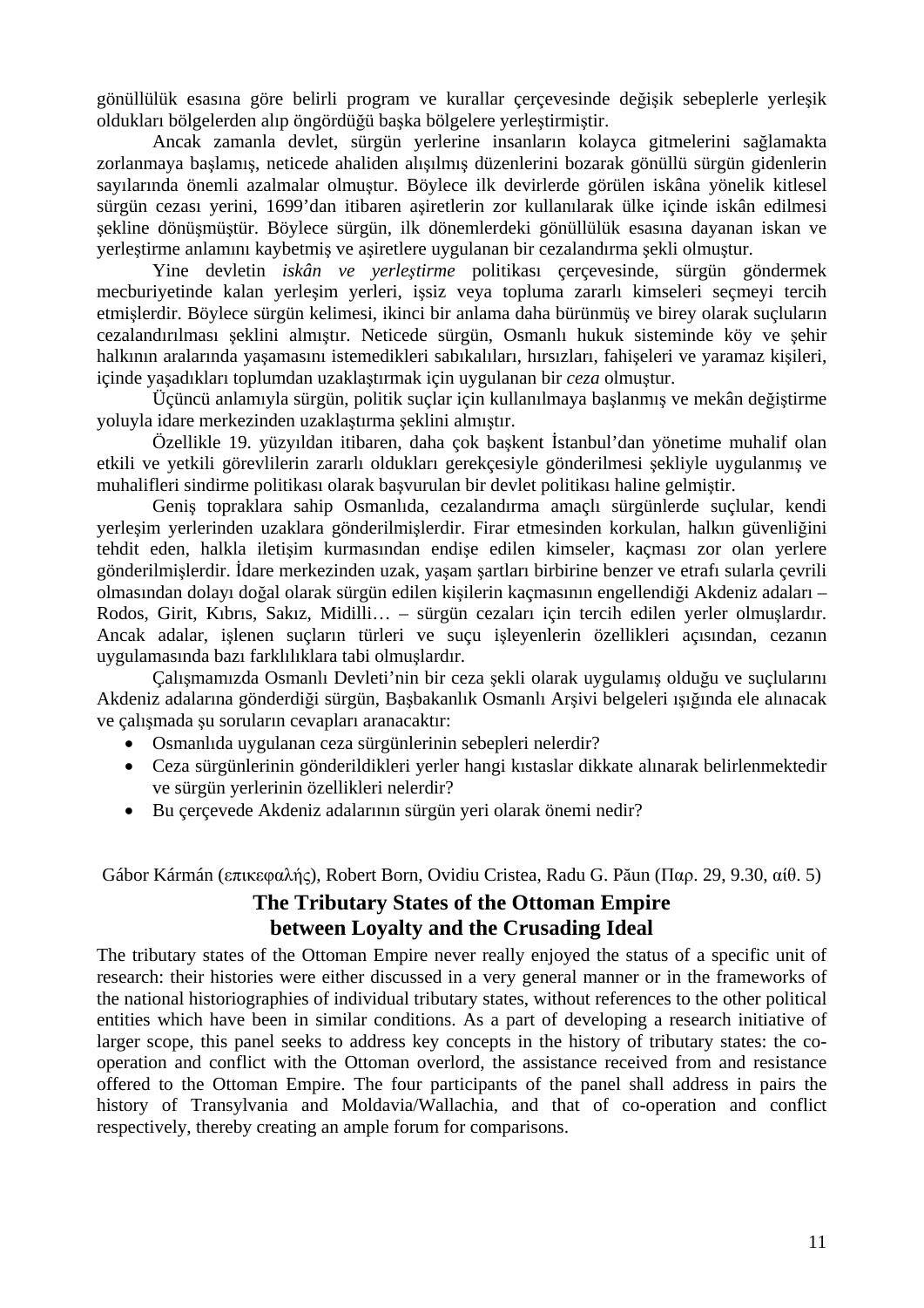gönüllülük esasına göre belirli program ve kurallar çerçevesinde değişik sebeplerle yerleşik oldukları bölgelerden alıp öngördüğü başka bölgelere yerleştirmiştir.

Ancak zamanla devlet, sürgün yerlerine insanların kolayca gitmelerini sağlamakta zorlanmaya başlamış, neticede ahaliden alışılmış düzenlerini bozarak gönüllü sürgün gidenlerin sayılarında önemli azalmalar olmuştur. Böylece ilk devirlerde görülen iskâna yönelik kitlesel sürgün cezası yerini, 1699'dan itibaren aşiretlerin zor kullanılarak ülke içinde iskân edilmesi şekline dönüşmüştür. Böylece sürgün, ilk dönemlerdeki gönüllülük esasına dayanan iskan ve yerleştirme anlamını kaybetmiş ve aşiretlere uygulanan bir cezalandırma şekli olmuştur.

Yine devletin *iskân ve yerleştirme* politikası çerçevesinde, sürgün göndermek mecburiyetinde kalan yerleşim yerleri, işsiz veya topluma zararlı kimseleri seçmeyi tercih etmişlerdir. Böylece sürgün kelimesi, ikinci bir anlama daha bürünmüş ve birey olarak suçluların cezalandırılması şeklini almıştır. Neticede sürgün, Osmanlı hukuk sisteminde köy ve şehir halkının aralarında yaşamasını istemedikleri sabıkalıları, hırsızları, fahişeleri ve yaramaz kişileri, içinde yaşadıkları toplumdan uzaklaştırmak için uygulanan bir *ceza* olmuştur.

Üçüncü anlamıyla sürgün, politik suçlar için kullanılmaya başlanmış ve mekân değiştirme yoluyla idare merkezinden uzaklaştırma şeklini almıştır.

Özellikle 19. yüzyıldan itibaren, daha çok başkent İstanbul'dan yönetime muhalif olan etkili ve yetkili görevlilerin zararlı oldukları gerekçesiyle gönderilmesi şekliyle uygulanmış ve muhalifleri sindirme politikası olarak başvurulan bir devlet politikası haline gelmiştir.

Geniş topraklara sahip Osmanlıda, cezalandırma amaçlı sürgünlerde suçlular, kendi yerleşim yerlerinden uzaklara gönderilmişlerdir. Firar etmesinden korkulan, halkın güvenliğini tehdit eden, halkla iletişim kurmasından endişe edilen kimseler, kaçması zor olan yerlere gönderilmişlerdir. İdare merkezinden uzak, yaşam şartları birbirine benzer ve etrafı sularla çevrili olmasından dolayı doğal olarak sürgün edilen kişilerin kaçmasının engellendiği Akdeniz adaları – Rodos, Girit, Kıbrıs, Sakız, Midilli… – sürgün cezaları için tercih edilen yerler olmuşlardır. Ancak adalar, işlenen suçların türleri ve suçu işleyenlerin özellikleri açısından, cezanın uygulamasında bazı farklılıklara tabi olmuşlardır.

Çalışmamızda Osmanlı Devleti'nin bir ceza şekli olarak uygulamış olduğu ve suçlularını Akdeniz adalarına gönderdiği sürgün, Başbakanlık Osmanlı Arşivi belgeleri ışığında ele alınacak ve çalışmada şu soruların cevapları aranacaktır:

- Osmanlıda uygulanan ceza sürgünlerinin sebepleri nelerdir?
- Ceza sürgünlerinin gönderildikleri yerler hangi kıstaslar dikkate alınarak belirlenmektedir ve sürgün yerlerinin özellikleri nelerdir?
- Bu çerçevede Akdeniz adalarının sürgün yeri olarak önemi nedir?

Gábor Kármán (επικεφαλής), Robert Born, Ovidiu Cristea, Radu G. Păun (Παρ. 29, 9.30, αίθ. 5)

## The Tributary States of the Ottoman Empire between Loyalty and the Crusading Ideal

The tributary states of the Ottoman Empire never really enjoyed the status of a specific unit of research: their histories were either discussed in a very general manner or in the frameworks of the national historiographies of individual tributary states, without references to the other political entities which have been in similar conditions. As a part of developing a research initiative of larger scope, this panel seeks to address key concepts in the history of tributary states: the co-operation and conflict with the Ottoman overlord, the assistance received from and resistance offered to the Ottoman Empire. The four participants of the panel shall address in pairs the history of Transylvania and Moldavia/Wallachia, and that of co-operation and conflict respectively, thereby creating an ample forum for comparisons.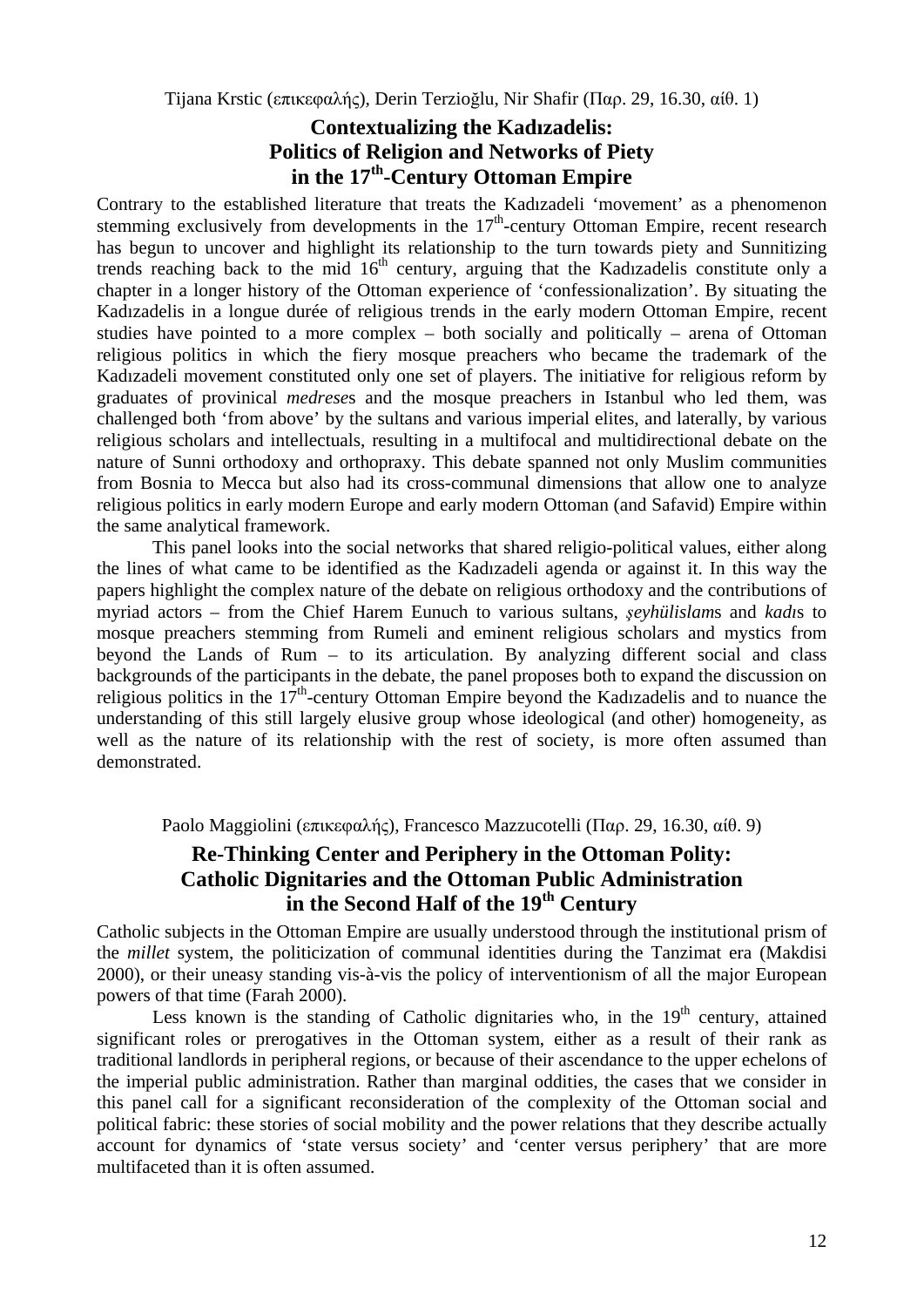Tijana Krstic (επικεφαλής), Derin Terzioğlu, Nir Shafir (Παρ. 29, 16.30, αίθ. 1)

## Contextualizing the Kadızadelis: Politics of Religion and Networks of Piety in the 17th-Century Ottoman Empire

Contrary to the established literature that treats the Kadızadeli 'movement' as a phenomenon stemming exclusively from developments in the 17th-century Ottoman Empire, recent research has begun to uncover and highlight its relationship to the turn towards piety and Sunnitizing trends reaching back to the mid 16th century, arguing that the Kadızadelis constitute only a chapter in a longer history of the Ottoman experience of 'confessionalization'. By situating the Kadızadelis in a longue durée of religious trends in the early modern Ottoman Empire, recent studies have pointed to a more complex – both socially and politically – arena of Ottoman religious politics in which the fiery mosque preachers who became the trademark of the Kadızadeli movement constituted only one set of players. The initiative for religious reform by graduates of provinical *medrese*s and the mosque preachers in Istanbul who led them, was challenged both 'from above' by the sultans and various imperial elites, and laterally, by various religious scholars and intellectuals, resulting in a multifocal and multidirectional debate on the nature of Sunni orthodoxy and orthopraxy. This debate spanned not only Muslim communities from Bosnia to Mecca but also had its cross-communal dimensions that allow one to analyze religious politics in early modern Europe and early modern Ottoman (and Safavid) Empire within the same analytical framework.

This panel looks into the social networks that shared religio-political values, either along the lines of what came to be identified as the Kadızadeli agenda or against it. In this way the papers highlight the complex nature of the debate on religious orthodoxy and the contributions of myriad actors – from the Chief Harem Eunuch to various sultans, *şeyhülislam*s and *kadı*s to mosque preachers stemming from Rumeli and eminent religious scholars and mystics from beyond the Lands of Rum – to its articulation. By analyzing different social and class backgrounds of the participants in the debate, the panel proposes both to expand the discussion on religious politics in the 17th-century Ottoman Empire beyond the Kadızadelis and to nuance the understanding of this still largely elusive group whose ideological (and other) homogeneity, as well as the nature of its relationship with the rest of society, is more often assumed than demonstrated.

Paolo Maggiolini (επικεφαλής), Francesco Mazzucotelli (Παρ. 29, 16.30, αίθ. 9)

## Re-Thinking Center and Periphery in the Ottoman Polity: Catholic Dignitaries and the Ottoman Public Administration in the Second Half of the 19th Century

Catholic subjects in the Ottoman Empire are usually understood through the institutional prism of the *millet* system, the politicization of communal identities during the Tanzimat era (Makdisi 2000), or their uneasy standing vis-à-vis the policy of interventionism of all the major European powers of that time (Farah 2000).

Less known is the standing of Catholic dignitaries who, in the 19th century, attained significant roles or prerogatives in the Ottoman system, either as a result of their rank as traditional landlords in peripheral regions, or because of their ascendance to the upper echelons of the imperial public administration. Rather than marginal oddities, the cases that we consider in this panel call for a significant reconsideration of the complexity of the Ottoman social and political fabric: these stories of social mobility and the power relations that they describe actually account for dynamics of 'state versus society' and 'center versus periphery' that are more multifaceted than it is often assumed.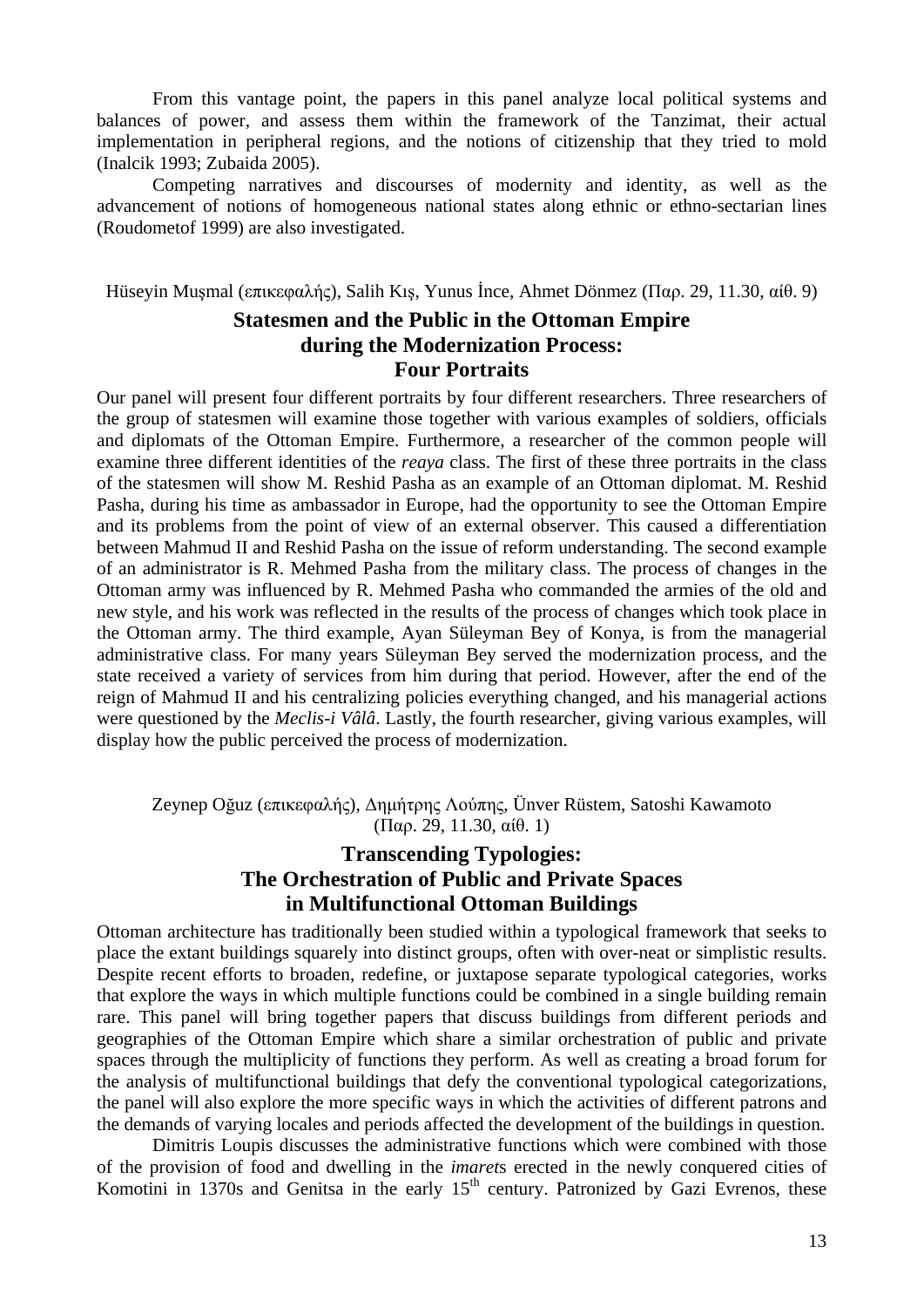From this vantage point, the papers in this panel analyze local political systems and balances of power, and assess them within the framework of the Tanzimat, their actual implementation in peripheral regions, and the notions of citizenship that they tried to mold (Inalcik 1993; Zubaida 2005).

Competing narratives and discourses of modernity and identity, as well as the advancement of notions of homogeneous national states along ethnic or ethno-sectarian lines (Roudometof 1999) are also investigated.

Hüseyin Muşmal (επικεφαλής), Salih Kış, Yunus İnce, Ahmet Dönmez (Παρ. 29, 11.30, αίθ. 9)

## Statesmen and the Public in the Ottoman Empire during the Modernization Process: Four Portraits

Our panel will present four different portraits by four different researchers. Three researchers of the group of statesmen will examine those together with various examples of soldiers, officials and diplomats of the Ottoman Empire. Furthermore, a researcher of the common people will examine three different identities of the *reaya* class. The first of these three portraits in the class of the statesmen will show M. Reshid Pasha as an example of an Ottoman diplomat. M. Reshid Pasha, during his time as ambassador in Europe, had the opportunity to see the Ottoman Empire and its problems from the point of view of an external observer. This caused a differentiation between Mahmud II and Reshid Pasha on the issue of reform understanding. The second example of an administrator is R. Mehmed Pasha from the military class. The process of changes in the Ottoman army was influenced by R. Mehmed Pasha who commanded the armies of the old and new style, and his work was reflected in the results of the process of changes which took place in the Ottoman army. The third example, Ayan Süleyman Bey of Konya, is from the managerial administrative class. For many years Süleyman Bey served the modernization process, and the state received a variety of services from him during that period. However, after the end of the reign of Mahmud II and his centralizing policies everything changed, and his managerial actions were questioned by the *Meclis-i Vâlâ*. Lastly, the fourth researcher, giving various examples, will display how the public perceived the process of modernization.

Zeynep Oğuz (επικεφαλής), Δημήτρης Λούπης, Ünver Rüstem, Satoshi Kawamoto (Παρ. 29, 11.30, αίθ. 1)

## Transcending Typologies: The Orchestration of Public and Private Spaces in Multifunctional Ottoman Buildings

Ottoman architecture has traditionally been studied within a typological framework that seeks to place the extant buildings squarely into distinct groups, often with over-neat or simplistic results. Despite recent efforts to broaden, redefine, or juxtapose separate typological categories, works that explore the ways in which multiple functions could be combined in a single building remain rare. This panel will bring together papers that discuss buildings from different periods and geographies of the Ottoman Empire which share a similar orchestration of public and private spaces through the multiplicity of functions they perform. As well as creating a broad forum for the analysis of multifunctional buildings that defy the conventional typological categorizations, the panel will also explore the more specific ways in which the activities of different patrons and the demands of varying locales and periods affected the development of the buildings in question.

Dimitris Loupis discusses the administrative functions which were combined with those of the provision of food and dwelling in the *imaret*s erected in the newly conquered cities of Komotini in 1370s and Genitsa in the early 15th century. Patronized by Gazi Evrenos, these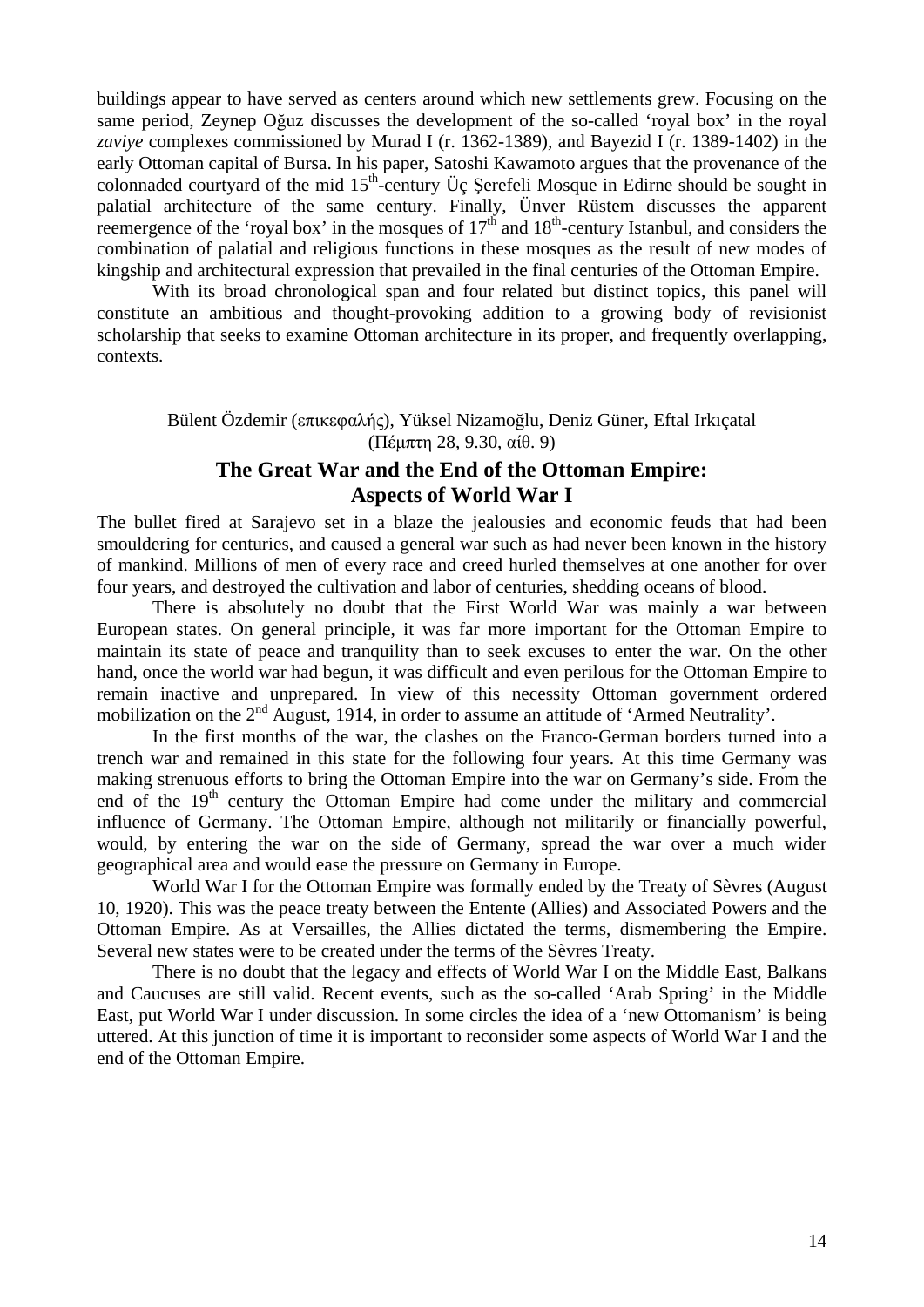buildings appear to have served as centers around which new settlements grew. Focusing on the same period, Zeynep Oğuz discusses the development of the so-called 'royal box' in the royal *zaviye* complexes commissioned by Murad I (r. 1362-1389), and Bayezid I (r. 1389-1402) in the early Ottoman capital of Bursa. In his paper, Satoshi Kawamoto argues that the provenance of the colonnaded courtyard of the mid 15th-century Üç Şerefeli Mosque in Edirne should be sought in palatial architecture of the same century. Finally, Ünver Rüstem discusses the apparent reemergence of the 'royal box' in the mosques of 17th and 18th-century Istanbul, and considers the combination of palatial and religious functions in these mosques as the result of new modes of kingship and architectural expression that prevailed in the final centuries of the Ottoman Empire.

With its broad chronological span and four related but distinct topics, this panel will constitute an ambitious and thought-provoking addition to a growing body of revisionist scholarship that seeks to examine Ottoman architecture in its proper, and frequently overlapping, contexts.

Bülent Özdemir (επικεφαλής), Yüksel Nizamoğlu, Deniz Güner, Eftal Irkıçatal
(Πέμπτη 28, 9.30, αίθ. 9)

## The Great War and the End of the Ottoman Empire: Aspects of World War I

The bullet fired at Sarajevo set in a blaze the jealousies and economic feuds that had been smouldering for centuries, and caused a general war such as had never been known in the history of mankind. Millions of men of every race and creed hurled themselves at one another for over four years, and destroyed the cultivation and labor of centuries, shedding oceans of blood.

There is absolutely no doubt that the First World War was mainly a war between European states. On general principle, it was far more important for the Ottoman Empire to maintain its state of peace and tranquility than to seek excuses to enter the war. On the other hand, once the world war had begun, it was difficult and even perilous for the Ottoman Empire to remain inactive and unprepared. In view of this necessity Ottoman government ordered mobilization on the 2nd August, 1914, in order to assume an attitude of 'Armed Neutrality'.

In the first months of the war, the clashes on the Franco-German borders turned into a trench war and remained in this state for the following four years. At this time Germany was making strenuous efforts to bring the Ottoman Empire into the war on Germany's side. From the end of the 19th century the Ottoman Empire had come under the military and commercial influence of Germany. The Ottoman Empire, although not militarily or financially powerful, would, by entering the war on the side of Germany, spread the war over a much wider geographical area and would ease the pressure on Germany in Europe.

World War I for the Ottoman Empire was formally ended by the Treaty of Sèvres (August 10, 1920). This was the peace treaty between the Entente (Allies) and Associated Powers and the Ottoman Empire. As at Versailles, the Allies dictated the terms, dismembering the Empire. Several new states were to be created under the terms of the Sèvres Treaty.

There is no doubt that the legacy and effects of World War I on the Middle East, Balkans and Caucuses are still valid. Recent events, such as the so-called 'Arab Spring' in the Middle East, put World War I under discussion. In some circles the idea of a 'new Ottomanism' is being uttered. At this junction of time it is important to reconsider some aspects of World War I and the end of the Ottoman Empire.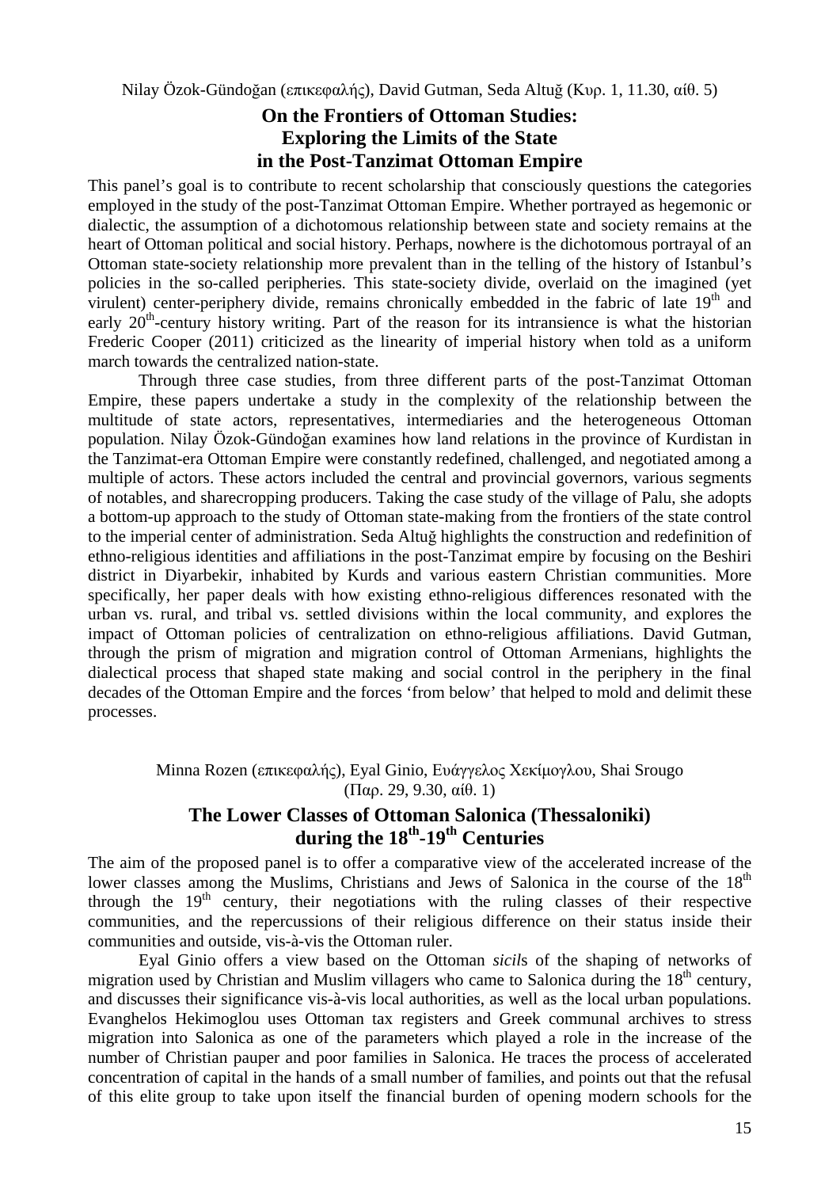Nilay Özok-Gündoğan (επικεφαλής), David Gutman, Seda Altuğ (Κυρ. 1, 11.30, αίθ. 5)

## On the Frontiers of Ottoman Studies: Exploring the Limits of the State in the Post-Tanzimat Ottoman Empire

This panel's goal is to contribute to recent scholarship that consciously questions the categories employed in the study of the post-Tanzimat Ottoman Empire. Whether portrayed as hegemonic or dialectic, the assumption of a dichotomous relationship between state and society remains at the heart of Ottoman political and social history. Perhaps, nowhere is the dichotomous portrayal of an Ottoman state-society relationship more prevalent than in the telling of the history of Istanbul's policies in the so-called peripheries. This state-society divide, overlaid on the imagined (yet virulent) center-periphery divide, remains chronically embedded in the fabric of late 19th and early 20th-century history writing. Part of the reason for its intransience is what the historian Frederic Cooper (2011) criticized as the linearity of imperial history when told as a uniform march towards the centralized nation-state.

Through three case studies, from three different parts of the post-Tanzimat Ottoman Empire, these papers undertake a study in the complexity of the relationship between the multitude of state actors, representatives, intermediaries and the heterogeneous Ottoman population. Nilay Özok-Gündoğan examines how land relations in the province of Kurdistan in the Tanzimat-era Ottoman Empire were constantly redefined, challenged, and negotiated among a multiple of actors. These actors included the central and provincial governors, various segments of notables, and sharecropping producers. Taking the case study of the village of Palu, she adopts a bottom-up approach to the study of Ottoman state-making from the frontiers of the state control to the imperial center of administration. Seda Altuğ highlights the construction and redefinition of ethno-religious identities and affiliations in the post-Tanzimat empire by focusing on the Beshiri district in Diyarbekir, inhabited by Kurds and various eastern Christian communities. More specifically, her paper deals with how existing ethno-religious differences resonated with the urban vs. rural, and tribal vs. settled divisions within the local community, and explores the impact of Ottoman policies of centralization on ethno-religious affiliations. David Gutman, through the prism of migration and migration control of Ottoman Armenians, highlights the dialectical process that shaped state making and social control in the periphery in the final decades of the Ottoman Empire and the forces 'from below' that helped to mold and delimit these processes.

Minna Rozen (επικεφαλής), Eyal Ginio, Ευάγγελος Χεκίμογλου, Shai Srougo (Παρ. 29, 9.30, αίθ. 1)

## The Lower Classes of Ottoman Salonica (Thessaloniki) during the 18th-19th Centuries

The aim of the proposed panel is to offer a comparative view of the accelerated increase of the lower classes among the Muslims, Christians and Jews of Salonica in the course of the 18th through the 19th century, their negotiations with the ruling classes of their respective communities, and the repercussions of their religious difference on their status inside their communities and outside, vis-à-vis the Ottoman ruler.

Eyal Ginio offers a view based on the Ottoman *sicil*s of the shaping of networks of migration used by Christian and Muslim villagers who came to Salonica during the 18th century, and discusses their significance vis-à-vis local authorities, as well as the local urban populations. Evanghelos Hekimoglou uses Ottoman tax registers and Greek communal archives to stress migration into Salonica as one of the parameters which played a role in the increase of the number of Christian pauper and poor families in Salonica. He traces the process of accelerated concentration of capital in the hands of a small number of families, and points out that the refusal of this elite group to take upon itself the financial burden of opening modern schools for the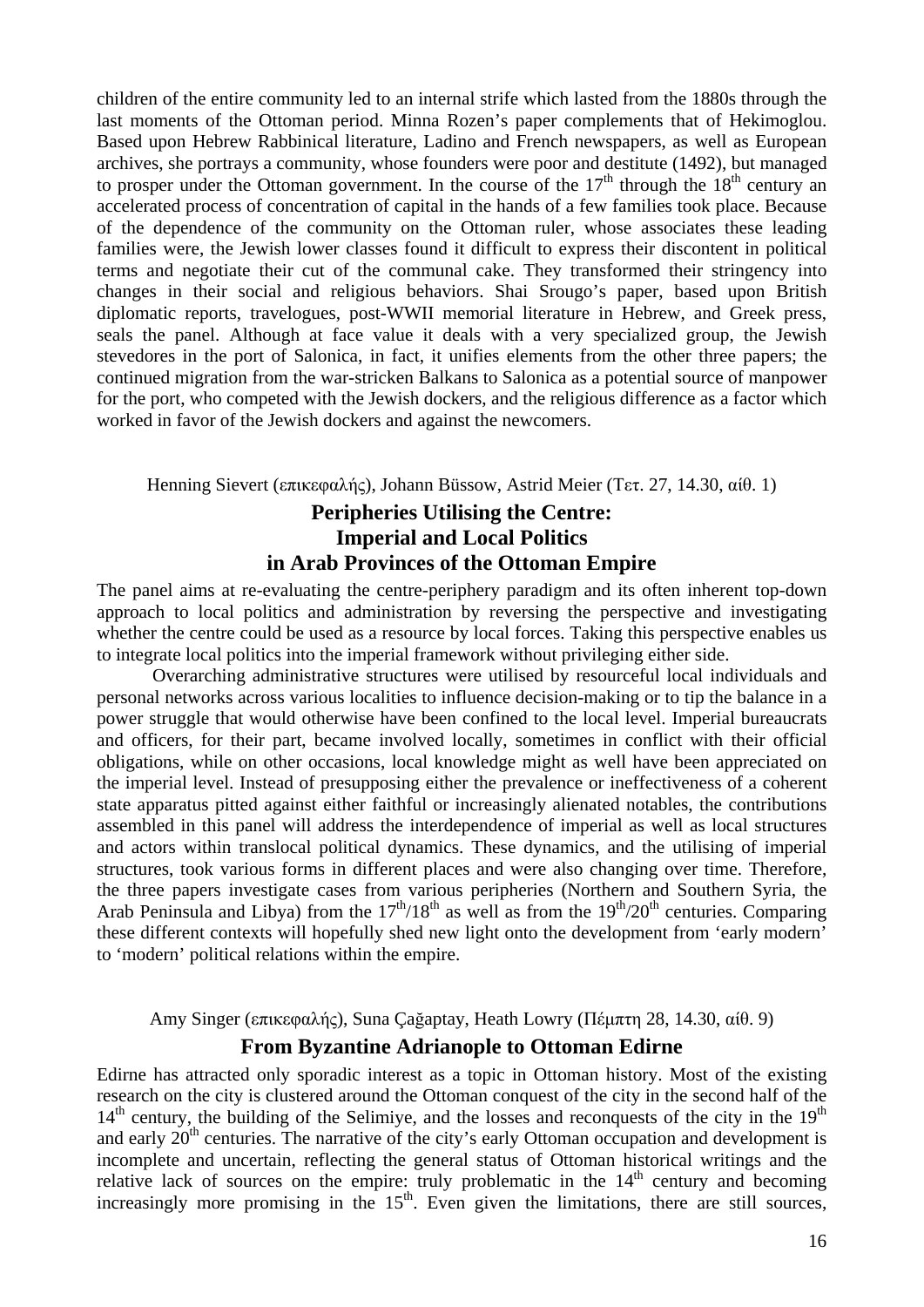children of the entire community led to an internal strife which lasted from the 1880s through the last moments of the Ottoman period. Minna Rozen's paper complements that of Hekimoglou. Based upon Hebrew Rabbinical literature, Ladino and French newspapers, as well as European archives, she portrays a community, whose founders were poor and destitute (1492), but managed to prosper under the Ottoman government. In the course of the 17th through the 18th century an accelerated process of concentration of capital in the hands of a few families took place. Because of the dependence of the community on the Ottoman ruler, whose associates these leading families were, the Jewish lower classes found it difficult to express their discontent in political terms and negotiate their cut of the communal cake. They transformed their stringency into changes in their social and religious behaviors. Shai Srougo's paper, based upon British diplomatic reports, travelogues, post-WWII memorial literature in Hebrew, and Greek press, seals the panel. Although at face value it deals with a very specialized group, the Jewish stevedores in the port of Salonica, in fact, it unifies elements from the other three papers; the continued migration from the war-stricken Balkans to Salonica as a potential source of manpower for the port, who competed with the Jewish dockers, and the religious difference as a factor which worked in favor of the Jewish dockers and against the newcomers.

Henning Sievert (επικεφαλής), Johann Büssow, Astrid Meier (Τετ. 27, 14.30, αίθ. 1)

## Peripheries Utilising the Centre: Imperial and Local Politics in Arab Provinces of the Ottoman Empire

The panel aims at re-evaluating the centre-periphery paradigm and its often inherent top-down approach to local politics and administration by reversing the perspective and investigating whether the centre could be used as a resource by local forces. Taking this perspective enables us to integrate local politics into the imperial framework without privileging either side.

Overarching administrative structures were utilised by resourceful local individuals and personal networks across various localities to influence decision-making or to tip the balance in a power struggle that would otherwise have been confined to the local level. Imperial bureaucrats and officers, for their part, became involved locally, sometimes in conflict with their official obligations, while on other occasions, local knowledge might as well have been appreciated on the imperial level. Instead of presupposing either the prevalence or ineffectiveness of a coherent state apparatus pitted against either faithful or increasingly alienated notables, the contributions assembled in this panel will address the interdependence of imperial as well as local structures and actors within translocal political dynamics. These dynamics, and the utilising of imperial structures, took various forms in different places and were also changing over time. Therefore, the three papers investigate cases from various peripheries (Northern and Southern Syria, the Arab Peninsula and Libya) from the 17th/18th as well as from the 19th/20th centuries. Comparing these different contexts will hopefully shed new light onto the development from 'early modern' to 'modern' political relations within the empire.

Amy Singer (επικεφαλής), Suna Çağaptay, Heath Lowry (Πέμπτη 28, 14.30, αίθ. 9)

## From Byzantine Adrianople to Ottoman Edirne

Edirne has attracted only sporadic interest as a topic in Ottoman history. Most of the existing research on the city is clustered around the Ottoman conquest of the city in the second half of the 14th century, the building of the Selimiye, and the losses and reconquests of the city in the 19th and early 20th centuries. The narrative of the city's early Ottoman occupation and development is incomplete and uncertain, reflecting the general status of Ottoman historical writings and the relative lack of sources on the empire: truly problematic in the 14th century and becoming increasingly more promising in the 15th. Even given the limitations, there are still sources,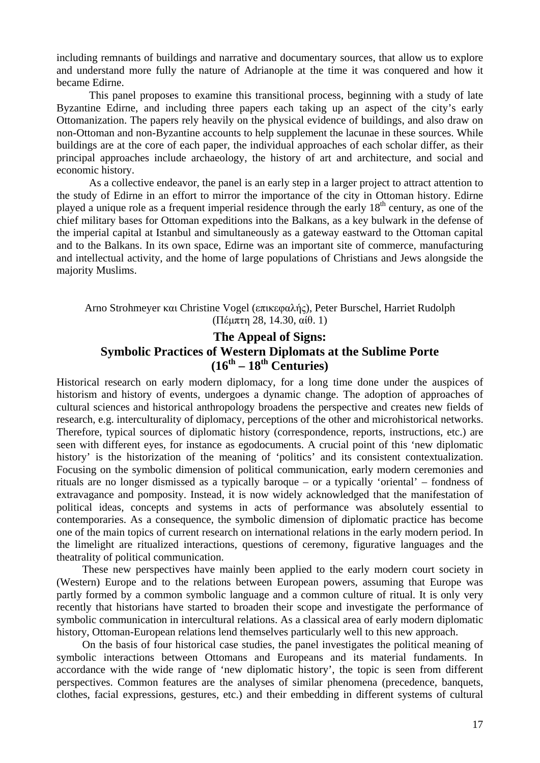including remnants of buildings and narrative and documentary sources, that allow us to explore and understand more fully the nature of Adrianople at the time it was conquered and how it became Edirne.

This panel proposes to examine this transitional process, beginning with a study of late Byzantine Edirne, and including three papers each taking up an aspect of the city's early Ottomanization. The papers rely heavily on the physical evidence of buildings, and also draw on non-Ottoman and non-Byzantine accounts to help supplement the lacunae in these sources. While buildings are at the core of each paper, the individual approaches of each scholar differ, as their principal approaches include archaeology, the history of art and architecture, and social and economic history.

As a collective endeavor, the panel is an early step in a larger project to attract attention to the study of Edirne in an effort to mirror the importance of the city in Ottoman history. Edirne played a unique role as a frequent imperial residence through the early 18th century, as one of the chief military bases for Ottoman expeditions into the Balkans, as a key bulwark in the defense of the imperial capital at Istanbul and simultaneously as a gateway eastward to the Ottoman capital and to the Balkans. In its own space, Edirne was an important site of commerce, manufacturing and intellectual activity, and the home of large populations of Christians and Jews alongside the majority Muslims.

Arno Strohmeyer και Christine Vogel (επικεφαλής), Peter Burschel, Harriet Rudolph
(Πέμπτη 28, 14.30, αίθ. 1)

## The Appeal of Signs: Symbolic Practices of Western Diplomats at the Sublime Porte (16th – 18th Centuries)

Historical research on early modern diplomacy, for a long time done under the auspices of historism and history of events, undergoes a dynamic change. The adoption of approaches of cultural sciences and historical anthropology broadens the perspective and creates new fields of research, e.g. interculturality of diplomacy, perceptions of the other and microhistorical networks. Therefore, typical sources of diplomatic history (correspondence, reports, instructions, etc.) are seen with different eyes, for instance as egodocuments. A crucial point of this 'new diplomatic history' is the historization of the meaning of 'politics' and its consistent contextualization. Focusing on the symbolic dimension of political communication, early modern ceremonies and rituals are no longer dismissed as a typically baroque – or a typically 'oriental' – fondness of extravagance and pomposity. Instead, it is now widely acknowledged that the manifestation of political ideas, concepts and systems in acts of performance was absolutely essential to contemporaries. As a consequence, the symbolic dimension of diplomatic practice has become one of the main topics of current research on international relations in the early modern period. In the limelight are ritualized interactions, questions of ceremony, figurative languages and the theatrality of political communication.

These new perspectives have mainly been applied to the early modern court society in (Western) Europe and to the relations between European powers, assuming that Europe was partly formed by a common symbolic language and a common culture of ritual. It is only very recently that historians have started to broaden their scope and investigate the performance of symbolic communication in intercultural relations. As a classical area of early modern diplomatic history, Ottoman-European relations lend themselves particularly well to this new approach.

On the basis of four historical case studies, the panel investigates the political meaning of symbolic interactions between Ottomans and Europeans and its material fundaments. In accordance with the wide range of 'new diplomatic history', the topic is seen from different perspectives. Common features are the analyses of similar phenomena (precedence, banquets, clothes, facial expressions, gestures, etc.) and their embedding in different systems of cultural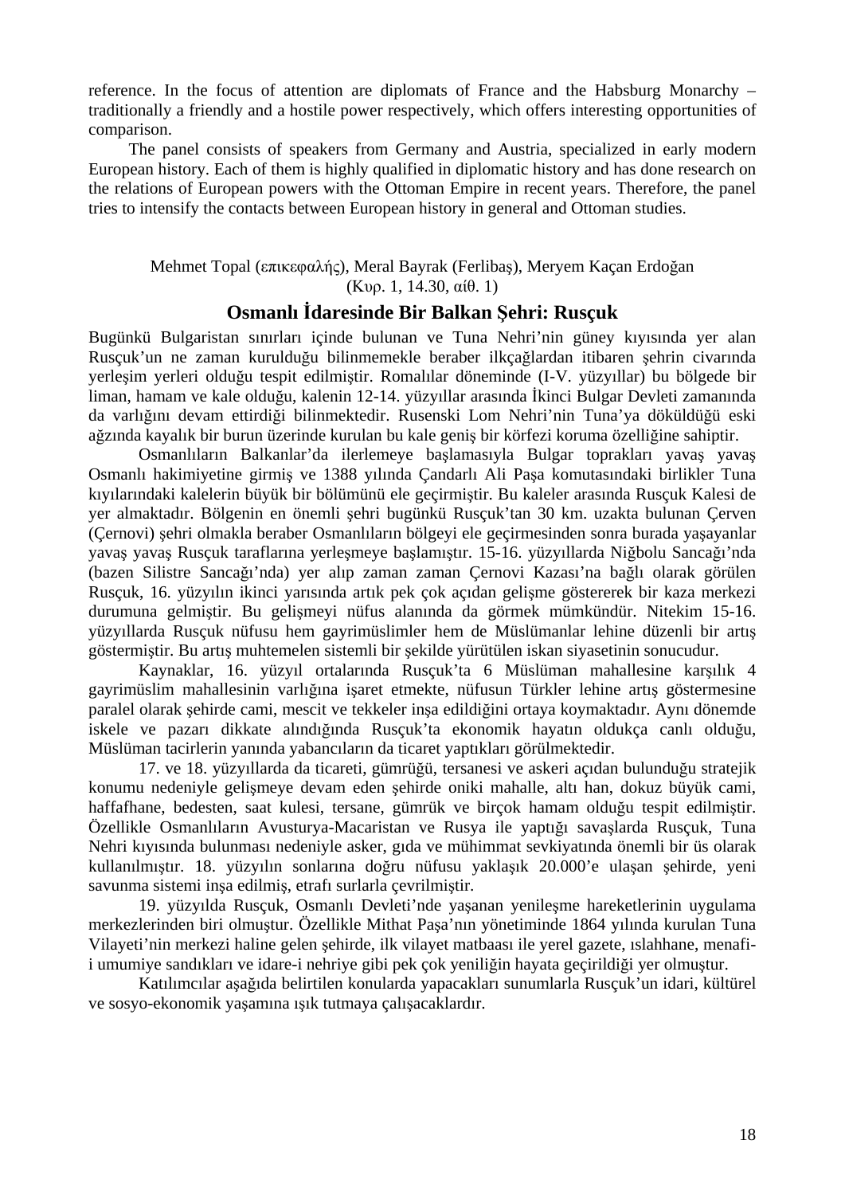reference. In the focus of attention are diplomats of France and the Habsburg Monarchy – traditionally a friendly and a hostile power respectively, which offers interesting opportunities of comparison.

The panel consists of speakers from Germany and Austria, specialized in early modern European history. Each of them is highly qualified in diplomatic history and has done research on the relations of European powers with the Ottoman Empire in recent years. Therefore, the panel tries to intensify the contacts between European history in general and Ottoman studies.

Mehmet Topal (επικεφαλής), Meral Bayrak (Ferlibaş), Meryem Kaçan Erdoğan
(Κυρ. 1, 14.30, αίθ. 1)

## Osmanlı İdaresinde Bir Balkan Şehri: Rusçuk

Bugünkü Bulgaristan sınırları içinde bulunan ve Tuna Nehri'nin güney kıyısında yer alan Rusçuk'un ne zaman kurulduğu bilinmemekle beraber ilkçağlardan itibaren şehrin civarında yerleşim yerleri olduğu tespit edilmiştir. Romalılar döneminde (I-V. yüzyıllar) bu bölgede bir liman, hamam ve kale olduğu, kalenin 12-14. yüzyıllar arasında İkinci Bulgar Devleti zamanında da varlığını devam ettirdiği bilinmektedir. Rusenski Lom Nehri'nin Tuna'ya döküldüğü eski ağzında kayalık bir burun üzerinde kurulan bu kale geniş bir körfezi koruma özelliğine sahiptir.

Osmanlıların Balkanlar'da ilerlemeye başlamasıyla Bulgar toprakları yavaş yavaş Osmanlı hakimiyetine girmiş ve 1388 yılında Çandarlı Ali Paşa komutasındaki birlikler Tuna kıyılarındaki kalelerin büyük bir bölümünü ele geçirmiştir. Bu kaleler arasında Rusçuk Kalesi de yer almaktadır. Bölgenin en önemli şehri bugünkü Rusçuk'tan 30 km. uzakta bulunan Çerven (Çernovi) şehri olmakla beraber Osmanlıların bölgeyi ele geçirmesinden sonra burada yaşayanlar yavaş yavaş Rusçuk taraflarına yerleşmeye başlamıştır. 15-16. yüzyıllarda Niğbolu Sancağı'nda (bazen Silistre Sancağı'nda) yer alıp zaman zaman Çernovi Kazası'na bağlı olarak görülen Rusçuk, 16. yüzyılın ikinci yarısında artık pek çok açıdan gelişme göstererek bir kaza merkezi durumuna gelmiştir. Bu gelişmeyi nüfus alanında da görmek mümkündür. Nitekim 15-16. yüzyıllarda Rusçuk nüfusu hem gayrimüslimler hem de Müslümanlar lehine düzenli bir artış göstermiştir. Bu artış muhtemelen sistemli bir şekilde yürütülen iskan siyasetinin sonucudur.

Kaynaklar, 16. yüzyıl ortalarında Rusçuk'ta 6 Müslüman mahallesine karşılık 4 gayrimüslim mahallesinin varlığına işaret etmekte, nüfusun Türkler lehine artış göstermesine paralel olarak şehirde cami, mescit ve tekkeler inşa edildiğini ortaya koymaktadır. Aynı dönemde iskele ve pazarı dikkate alındığında Rusçuk'ta ekonomik hayatın oldukça canlı olduğu, Müslüman tacirlerin yanında yabancıların da ticaret yaptıkları görülmektedir.

17. ve 18. yüzyıllarda da ticareti, gümrüğü, tersanesi ve askeri açıdan bulunduğu stratejik konumu nedeniyle gelişmeye devam eden şehirde oniki mahalle, altı han, dokuz büyük cami, haffafhane, bedesten, saat kulesi, tersane, gümrük ve birçok hamam olduğu tespit edilmiştir. Özellikle Osmanlıların Avusturya-Macaristan ve Rusya ile yaptığı savaşlarda Rusçuk, Tuna Nehri kıyısında bulunması nedeniyle asker, gıda ve mühimmat sevkiyatında önemli bir üs olarak kullanılmıştır. 18. yüzyılın sonlarına doğru nüfusu yaklaşık 20.000'e ulaşan şehirde, yeni savunma sistemi inşa edilmiş, etrafı surlarla çevrilmiştir.

19. yüzyılda Rusçuk, Osmanlı Devleti'nde yaşanan yenileşme hareketlerinin uygulama merkezlerinden biri olmuştur. Özellikle Mithat Paşa'nın yönetiminde 1864 yılında kurulan Tuna Vilayeti'nin merkezi haline gelen şehirde, ilk vilayet matbaası ile yerel gazete, ıslahhane, menafi-i umumiye sandıkları ve idare-i nehriye gibi pek çok yeniliğin hayata geçirildiği yer olmuştur.

Katılımcılar aşağıda belirtilen konularda yapacakları sunumlarla Rusçuk'un idari, kültürel ve sosyo-ekonomik yaşamına ışık tutmaya çalışacaklardır.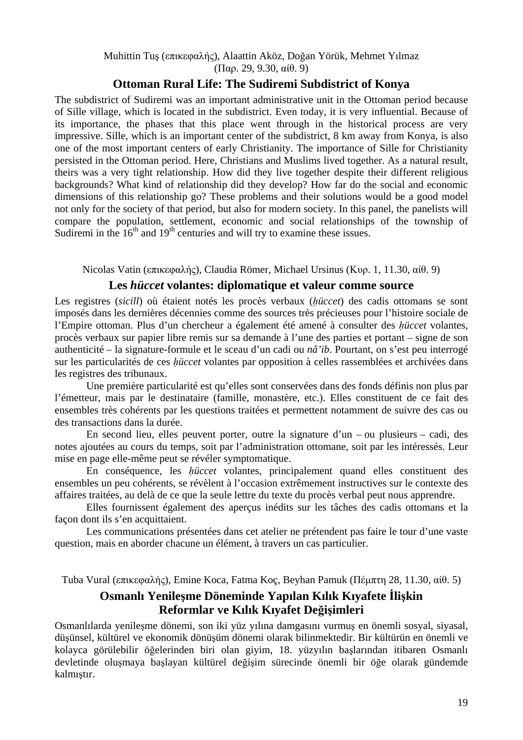Muhittin Tuş (επικεφαλής), Alaattin Aköz, Doğan Yörük, Mehmet Yılmaz
(Παρ. 29, 9.30, αίθ. 9)

## Ottoman Rural Life: The Sudiremi Subdistrict of Konya

The subdistrict of Sudiremi was an important administrative unit in the Ottoman period because of Sille village, which is located in the subdistrict. Even today, it is very influential. Because of its importance, the phases that this place went through in the historical process are very impressive. Sille, which is an important center of the subdistrict, 8 km away from Konya, is also one of the most important centers of early Christianity. The importance of Sille for Christianity persisted in the Ottoman period. Here, Christians and Muslims lived together. As a natural result, theirs was a very tight relationship. How did they live together despite their different religious backgrounds? What kind of relationship did they develop? How far do the social and economic dimensions of this relationship go? These problems and their solutions would be a good model not only for the society of that period, but also for modern society. In this panel, the panelists will compare the population, settlement, economic and social relationships of the township of Sudiremi in the 16th and 19th centuries and will try to examine these issues.

Nicolas Vatin (επικεφαλής), Claudia Römer, Michael Ursinus (Κυρ. 1, 11.30, αίθ. 9)

## Les *hüccet* volantes: diplomatique et valeur comme source

Les registres (*sicill*) où étaient notés les procès verbaux (*ḥüccet*) des cadis ottomans se sont imposés dans les dernières décennies comme des sources très précieuses pour l'histoire sociale de l'Empire ottoman. Plus d'un chercheur a également été amené à consulter des *ḥüccet* volantes, procès verbaux sur papier libre remis sur sa demande à l'une des parties et portant – signe de son authenticité – la signature-formule et le sceau d'un cadi ou *nâ'ib*. Pourtant, on s'est peu interrogé sur les particularités de ces *ḥüccet* volantes par opposition à celles rassemblées et archivées dans les registres des tribunaux.

Une première particularité est qu'elles sont conservées dans des fonds définis non plus par l'émetteur, mais par le destinataire (famille, monastère, etc.). Elles constituent de ce fait des ensembles très cohérents par les questions traitées et permettent notamment de suivre des cas ou des transactions dans la durée.

En second lieu, elles peuvent porter, outre la signature d'un – ou plusieurs – cadi, des notes ajoutées au cours du temps, soit par l'administration ottomane, soit par les intéressés. Leur mise en page elle-même peut se révéler symptomatique.

En conséquence, les *ḥüccet* volantes, principalement quand elles constituent des ensembles un peu cohérents, se révèlent à l'occasion extrêmement instructives sur le contexte des affaires traitées, au delà de ce que la seule lettre du texte du procès verbal peut nous apprendre.

Elles fournissent également des aperçus inédits sur les tâches des cadis ottomans et la façon dont ils s'en acquittaient.

Les communications présentées dans cet atelier ne prétendent pas faire le tour d'une vaste question, mais en aborder chacune un élément, à travers un cas particulier.

Tuba Vural (επικεφαλής), Emine Koca, Fatma Koç, Beyhan Pamuk (Πέμπτη 28, 11.30, αίθ. 5)

## Osmanlı Yenileşme Döneminde Yapılan Kılık Kıyafete İlişkin Reformlar ve Kılık Kıyafet Değişimleri

Osmanlılarda yenileşme dönemi, son iki yüz yılına damgasını vurmuş en önemli sosyal, siyasal, düşünsel, kültürel ve ekonomik dönüşüm dönemi olarak bilinmektedir. Bir kültürün en önemli ve kolayca görülebilir öğelerinden biri olan giyim, 18. yüzyılın başlarından itibaren Osmanlı devletinde oluşmaya başlayan kültürel değişim sürecinde önemli bir öğe olarak gündemde kalmıştır.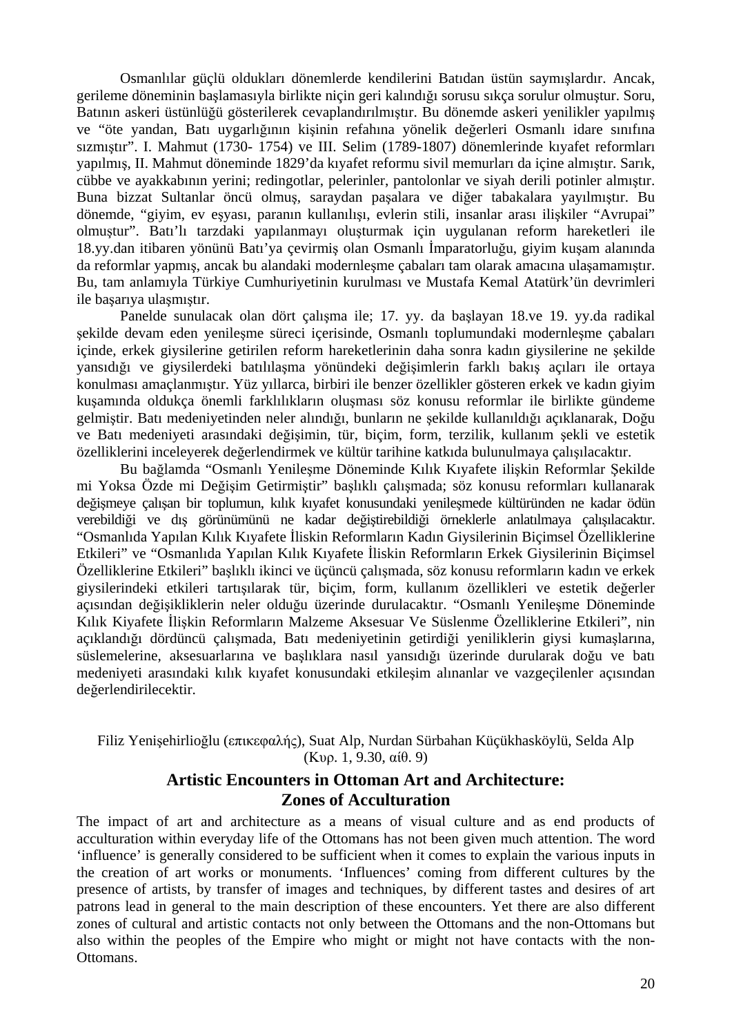Osmanlılar güçlü oldukları dönemlerde kendilerini Batıdan üstün saymışlardır. Ancak, gerileme döneminin başlamasıyla birlikte niçin geri kalındığı sorusu sıkça sorulur olmuştur. Soru, Batının askeri üstünlüğü gösterilerek cevaplandırılmıştır. Bu dönemde askeri yenilikler yapılmış ve "öte yandan, Batı uygarlığının kişinin refahına yönelik değerleri Osmanlı idare sınıfına sızmıştır". I. Mahmut (1730- 1754) ve III. Selim (1789-1807) dönemlerinde kıyafet reformları yapılmış, II. Mahmut döneminde 1829'da kıyafet reformu sivil memurları da içine almıştır. Sarık, cübbe ve ayakkabının yerini; redingotlar, pelerinler, pantolonlar ve siyah derili potinler almıştır. Buna bizzat Sultanlar öncü olmuş, saraydan paşalara ve diğer tabakalara yayılmıştır. Bu dönemde, "giyim, ev eşyası, paranın kullanılışı, evlerin stili, insanlar arası ilişkiler "Avrupai" olmuştur". Batı'lı tarzdaki yapılanmayı oluşturmak için uygulanan reform hareketleri ile 18.yy.dan itibaren yönünü Batı'ya çevirmiş olan Osmanlı İmparatorluğu, giyim kuşam alanında da reformlar yapmış, ancak bu alandaki modernleşme çabaları tam olarak amacına ulaşamamıştır. Bu, tam anlamıyla Türkiye Cumhuriyetinin kurulması ve Mustafa Kemal Atatürk'ün devrimleri ile başarıya ulaşmıştır.

Panelde sunulacak olan dört çalışma ile; 17. yy. da başlayan 18.ve 19. yy.da radikal şekilde devam eden yenileşme süreci içerisinde, Osmanlı toplumundaki modernleşme çabaları içinde, erkek giysilerine getirilen reform hareketlerinin daha sonra kadın giysilerine ne şekilde yansıdığı ve giysilerdeki batılılaşma yönündeki değişimlerin farklı bakış açıları ile ortaya konulması amaçlanmıştır. Yüz yıllarca, birbiri ile benzer özellikler gösteren erkek ve kadın giyim kuşamında oldukça önemli farklılıkların oluşması söz konusu reformlar ile birlikte gündeme gelmiştir. Batı medeniyetinden neler alındığı, bunların ne şekilde kullanıldığı açıklanarak, Doğu ve Batı medeniyeti arasındaki değişimin, tür, biçim, form, terzilik, kullanım şekli ve estetik özelliklerini inceleyerek değerlendirmek ve kültür tarihine katkıda bulunulmaya çalışılacaktır.

Bu bağlamda "Osmanlı Yenileşme Döneminde Kılık Kıyafete ilişkin Reformlar Şekilde mi Yoksa Özde mi Değişim Getirmiştir" başlıklı çalışmada; söz konusu reformları kullanarak değişmeye çalışan bir toplumun, kılık kıyafet konusundaki yenileşmede kültüründen ne kadar ödün verebildiği ve dış görünümünü ne kadar değiştirebildiği örneklerle anlatılmaya çalışılacaktır. "Osmanlıda Yapılan Kılık Kıyafete İliskin Reformların Kadın Giysilerinin Biçimsel Özelliklerine Etkileri" ve "Osmanlıda Yapılan Kılık Kıyafete İliskin Reformların Erkek Giysilerinin Biçimsel Özelliklerine Etkileri" başlıklı ikinci ve üçüncü çalışmada, söz konusu reformların kadın ve erkek giysilerindeki etkileri tartışılarak tür, biçim, form, kullanım özellikleri ve estetik değerler açısından değişikliklerin neler olduğu üzerinde durulacaktır. "Osmanlı Yenileşme Döneminde Kılık Kiyafete İlişkin Reformların Malzeme Aksesuar Ve Süslenme Özelliklerine Etkileri", nin açıklandığı dördüncü çalışmada, Batı medeniyetinin getirdiği yeniliklerin giysi kumaşlarına, süslemelerine, aksesuarlarına ve başlıklara nasıl yansıdığı üzerinde durularak doğu ve batı medeniyeti arasındaki kılık kıyafet konusundaki etkileşim alınanlar ve vazgeçilenler açısından değerlendirilecektir.

Filiz Yenişehirlioğlu (επικεφαλής), Suat Alp, Nurdan Sürbahan Küçükhasköylü, Selda Alp
(Κυρ. 1, 9.30, αίθ. 9)

## Artistic Encounters in Ottoman Art and Architecture: Zones of Acculturation

The impact of art and architecture as a means of visual culture and as end products of acculturation within everyday life of the Ottomans has not been given much attention. The word 'influence' is generally considered to be sufficient when it comes to explain the various inputs in the creation of art works or monuments. 'Influences' coming from different cultures by the presence of artists, by transfer of images and techniques, by different tastes and desires of art patrons lead in general to the main description of these encounters. Yet there are also different zones of cultural and artistic contacts not only between the Ottomans and the non-Ottomans but also within the peoples of the Empire who might or might not have contacts with the non-Ottomans.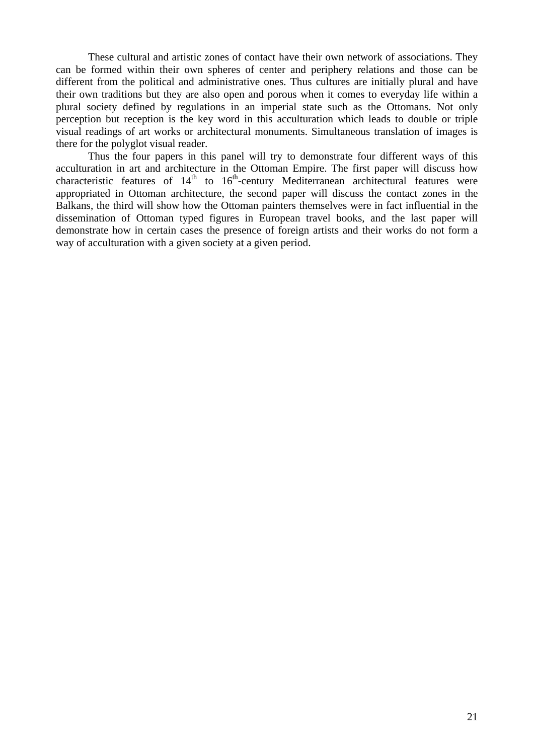These cultural and artistic zones of contact have their own network of associations. They can be formed within their own spheres of center and periphery relations and those can be different from the political and administrative ones. Thus cultures are initially plural and have their own traditions but they are also open and porous when it comes to everyday life within a plural society defined by regulations in an imperial state such as the Ottomans. Not only perception but reception is the key word in this acculturation which leads to double or triple visual readings of art works or architectural monuments. Simultaneous translation of images is there for the polyglot visual reader.

Thus the four papers in this panel will try to demonstrate four different ways of this acculturation in art and architecture in the Ottoman Empire. The first paper will discuss how characteristic features of 14$^{th}$ to 16$^{th}$-century Mediterranean architectural features were appropriated in Ottoman architecture, the second paper will discuss the contact zones in the Balkans, the third will show how the Ottoman painters themselves were in fact influential in the dissemination of Ottoman typed figures in European travel books, and the last paper will demonstrate how in certain cases the presence of foreign artists and their works do not form a way of acculturation with a given society at a given period.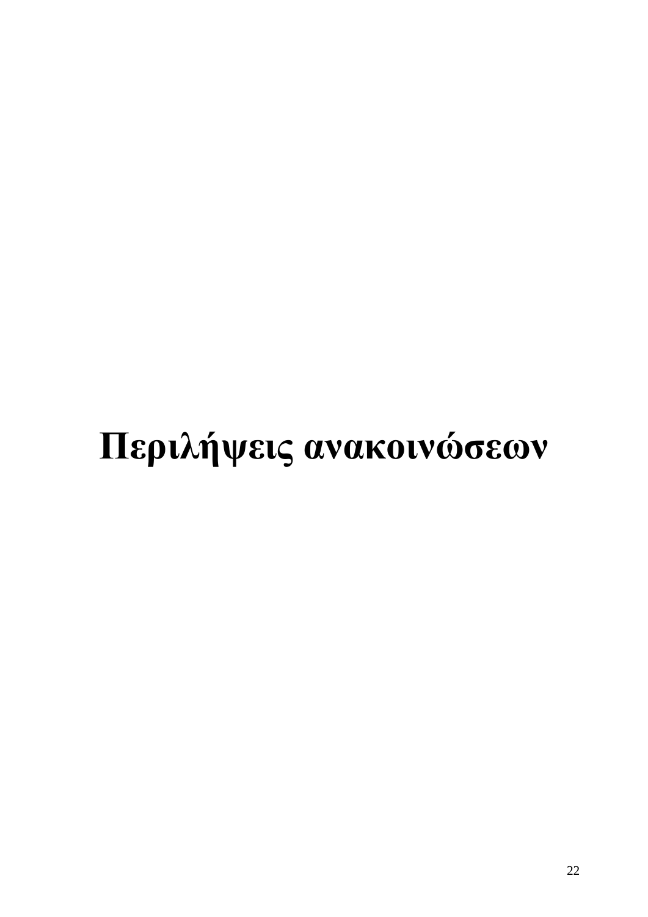# Περιλήψεις ανακοινώσεων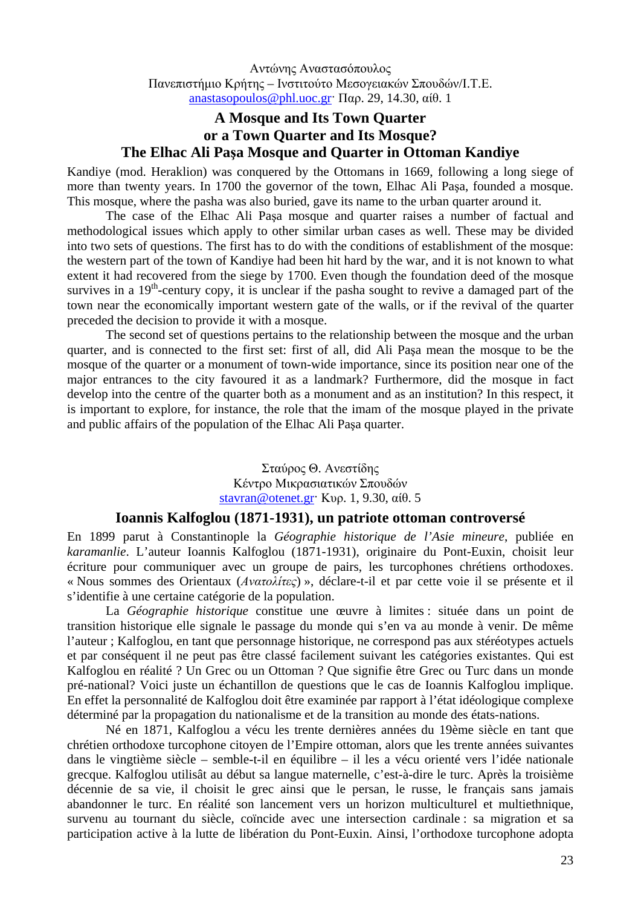Αντώνης Αναστασόπουλος
Πανεπιστήμιο Κρήτης – Ινστιτούτο Μεσογειακών Σπουδών/Ι.Τ.Ε.
anastasopoulos@phl.uoc.gr· Παρ. 29, 14.30, αίθ. 1

## A Mosque and Its Town Quarter or a Town Quarter and Its Mosque? The Elhac Ali Paşa Mosque and Quarter in Ottoman Kandiye

Kandiye (mod. Heraklion) was conquered by the Ottomans in 1669, following a long siege of more than twenty years. In 1700 the governor of the town, Elhac Ali Paşa, founded a mosque. This mosque, where the pasha was also buried, gave its name to the urban quarter around it.

The case of the Elhac Ali Paşa mosque and quarter raises a number of factual and methodological issues which apply to other similar urban cases as well. These may be divided into two sets of questions. The first has to do with the conditions of establishment of the mosque: the western part of the town of Kandiye had been hit hard by the war, and it is not known to what extent it had recovered from the siege by 1700. Even though the foundation deed of the mosque survives in a 19th-century copy, it is unclear if the pasha sought to revive a damaged part of the town near the economically important western gate of the walls, or if the revival of the quarter preceded the decision to provide it with a mosque.

The second set of questions pertains to the relationship between the mosque and the urban quarter, and is connected to the first set: first of all, did Ali Paşa mean the mosque to be the mosque of the quarter or a monument of town-wide importance, since its position near one of the major entrances to the city favoured it as a landmark? Furthermore, did the mosque in fact develop into the centre of the quarter both as a monument and as an institution? In this respect, it is important to explore, for instance, the role that the imam of the mosque played in the private and public affairs of the population of the Elhac Ali Paşa quarter.

Σταύρος Θ. Ανεστίδης
Κέντρο Μικρασιατικών Σπουδών
stavran@otenet.gr· Κυρ. 1, 9.30, αίθ. 5

## Ioannis Kalfoglou (1871-1931), un patriote ottoman controversé

En 1899 parut à Constantinople la *Géographie historique de l'Asie mineure*, publiée en *karamanlie*. L'auteur Ioannis Kalfoglou (1871-1931), originaire du Pont-Euxin, choisit leur écriture pour communiquer avec un groupe de pairs, les turcophones chrétiens orthodoxes. « Nous sommes des Orientaux (*Ανατολίτες*) », déclare-t-il et par cette voie il se présente et il s'identifie à une certaine catégorie de la population.

La *Géographie historique* constitue une œuvre à limites : située dans un point de transition historique elle signale le passage du monde qui s'en va au monde à venir. De même l'auteur ; Kalfoglou, en tant que personnage historique, ne correspond pas aux stéréotypes actuels et par conséquent il ne peut pas être classé facilement suivant les catégories existantes. Qui est Kalfoglou en réalité ? Un Grec ou un Ottoman ? Que signifie être Grec ou Turc dans un monde pré-national? Voici juste un échantillon de questions que le cas de Ioannis Kalfoglou implique. En effet la personnalité de Kalfoglou doit être examinée par rapport à l'état idéologique complexe déterminé par la propagation du nationalisme et de la transition au monde des états-nations.

Né en 1871, Kalfoglou a vécu les trente dernières années du 19ème siècle en tant que chrétien orthodoxe turcophone citoyen de l'Empire ottoman, alors que les trente années suivantes dans le vingtième siècle – semble-t-il en équilibre – il les a vécu orienté vers l'idée nationale grecque. Kalfoglou utilisât au début sa langue maternelle, c'est-à-dire le turc. Après la troisième décennie de sa vie, il choisit le grec ainsi que le persan, le russe, le français sans jamais abandonner le turc. En réalité son lancement vers un horizon multiculturel et multiethnique, survenu au tournant du siècle, coïncide avec une intersection cardinale : sa migration et sa participation active à la lutte de libération du Pont-Euxin. Ainsi, l'orthodoxe turcophone adopta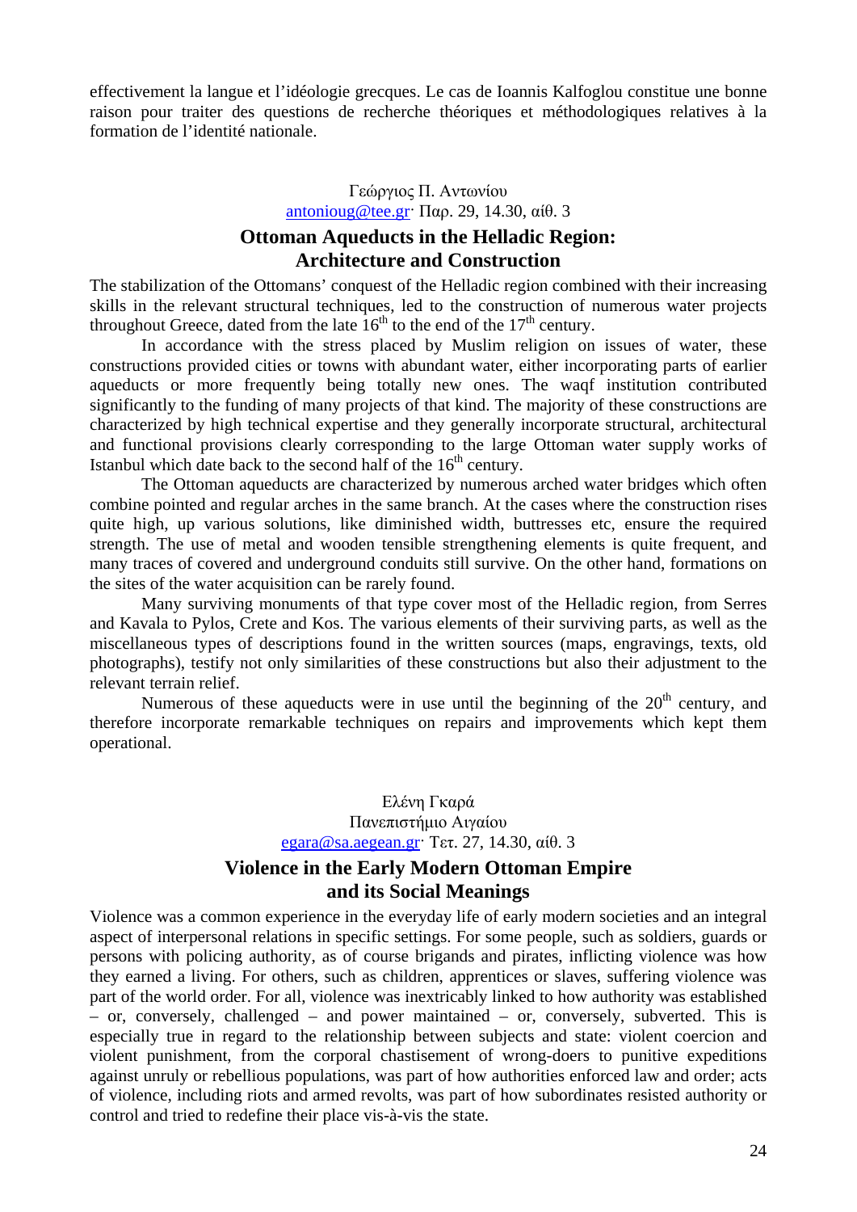effectivement la langue et l'idéologie grecques. Le cas de Ioannis Kalfoglou constitue une bonne raison pour traiter des questions de recherche théoriques et méthodologiques relatives à la formation de l'identité nationale.

Γεώργιος Π. Αντωνίου
antonioug@tee.gr· Παρ. 29, 14.30, αίθ. 3

## Ottoman Aqueducts in the Helladic Region: Architecture and Construction

The stabilization of the Ottomans' conquest of the Helladic region combined with their increasing skills in the relevant structural techniques, led to the construction of numerous water projects throughout Greece, dated from the late 16th to the end of the 17th century.

In accordance with the stress placed by Muslim religion on issues of water, these constructions provided cities or towns with abundant water, either incorporating parts of earlier aqueducts or more frequently being totally new ones. The waqf institution contributed significantly to the funding of many projects of that kind. The majority of these constructions are characterized by high technical expertise and they generally incorporate structural, architectural and functional provisions clearly corresponding to the large Ottoman water supply works of Istanbul which date back to the second half of the 16th century.

The Ottoman aqueducts are characterized by numerous arched water bridges which often combine pointed and regular arches in the same branch. At the cases where the construction rises quite high, up various solutions, like diminished width, buttresses etc, ensure the required strength. The use of metal and wooden tensible strengthening elements is quite frequent, and many traces of covered and underground conduits still survive. On the other hand, formations on the sites of the water acquisition can be rarely found.

Many surviving monuments of that type cover most of the Helladic region, from Serres and Kavala to Pylos, Crete and Kos. The various elements of their surviving parts, as well as the miscellaneous types of descriptions found in the written sources (maps, engravings, texts, old photographs), testify not only similarities of these constructions but also their adjustment to the relevant terrain relief.

Numerous of these aqueducts were in use until the beginning of the 20th century, and therefore incorporate remarkable techniques on repairs and improvements which kept them operational.

Ελένη Γκαρά
Πανεπιστήμιο Αιγαίου
egara@sa.aegean.gr· Τετ. 27, 14.30, αίθ. 3

## Violence in the Early Modern Ottoman Empire and its Social Meanings

Violence was a common experience in the everyday life of early modern societies and an integral aspect of interpersonal relations in specific settings. For some people, such as soldiers, guards or persons with policing authority, as of course brigands and pirates, inflicting violence was how they earned a living. For others, such as children, apprentices or slaves, suffering violence was part of the world order. For all, violence was inextricably linked to how authority was established – or, conversely, challenged – and power maintained – or, conversely, subverted. This is especially true in regard to the relationship between subjects and state: violent coercion and violent punishment, from the corporal chastisement of wrong-doers to punitive expeditions against unruly or rebellious populations, was part of how authorities enforced law and order; acts of violence, including riots and armed revolts, was part of how subordinates resisted authority or control and tried to redefine their place vis-à-vis the state.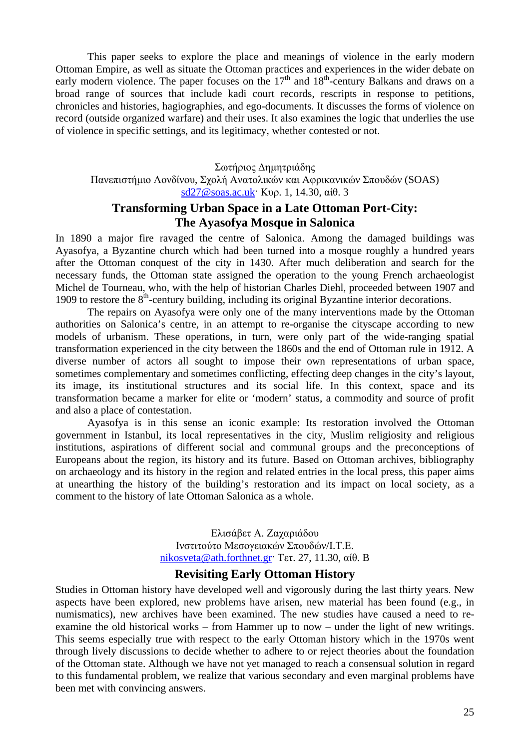This paper seeks to explore the place and meanings of violence in the early modern Ottoman Empire, as well as situate the Ottoman practices and experiences in the wider debate on early modern violence. The paper focuses on the 17th and 18th-century Balkans and draws on a broad range of sources that include kadi court records, rescripts in response to petitions, chronicles and histories, hagiographies, and ego-documents. It discusses the forms of violence on record (outside organized warfare) and their uses. It also examines the logic that underlies the use of violence in specific settings, and its legitimacy, whether contested or not.

Σωτήριος Δημητριάδης
Πανεπιστήμιο Λονδίνου, Σχολή Ανατολικών και Αφρικανικών Σπουδών (SOAS)
sd27@soas.ac.uk· Κυρ. 1, 14.30, αίθ. 3

## Transforming Urban Space in a Late Ottoman Port-City: The Ayasofya Mosque in Salonica

In 1890 a major fire ravaged the centre of Salonica. Among the damaged buildings was Ayasofya, a Byzantine church which had been turned into a mosque roughly a hundred years after the Ottoman conquest of the city in 1430. After much deliberation and search for the necessary funds, the Ottoman state assigned the operation to the young French archaeologist Michel de Tourneau, who, with the help of historian Charles Diehl, proceeded between 1907 and 1909 to restore the 8th-century building, including its original Byzantine interior decorations.

The repairs on Ayasofya were only one of the many interventions made by the Ottoman authorities on Salonica's centre, in an attempt to re-organise the cityscape according to new models of urbanism. These operations, in turn, were only part of the wide-ranging spatial transformation experienced in the city between the 1860s and the end of Ottoman rule in 1912. A diverse number of actors all sought to impose their own representations of urban space, sometimes complementary and sometimes conflicting, effecting deep changes in the city's layout, its image, its institutional structures and its social life. In this context, space and its transformation became a marker for elite or 'modern' status, a commodity and source of profit and also a place of contestation.

Ayasofya is in this sense an iconic example: Its restoration involved the Ottoman government in Istanbul, its local representatives in the city, Muslim religiosity and religious institutions, aspirations of different social and communal groups and the preconceptions of Europeans about the region, its history and its future. Based on Ottoman archives, bibliography on archaeology and its history in the region and related entries in the local press, this paper aims at unearthing the history of the building's restoration and its impact on local society, as a comment to the history of late Ottoman Salonica as a whole.

Ελισάβετ Α. Ζαχαριάδου
Ινστιτούτο Μεσογειακών Σπουδών/Ι.Τ.Ε.
nikosveta@ath.forthnet.gr· Τετ. 27, 11.30, αίθ. Β

## Revisiting Early Ottoman History

Studies in Ottoman history have developed well and vigorously during the last thirty years. New aspects have been explored, new problems have arisen, new material has been found (e.g., in numismatics), new archives have been examined. The new studies have caused a need to re-examine the old historical works – from Hammer up to now – under the light of new writings. This seems especially true with respect to the early Ottoman history which in the 1970s went through lively discussions to decide whether to adhere to or reject theories about the foundation of the Ottoman state. Although we have not yet managed to reach a consensual solution in regard to this fundamental problem, we realize that various secondary and even marginal problems have been met with convincing answers.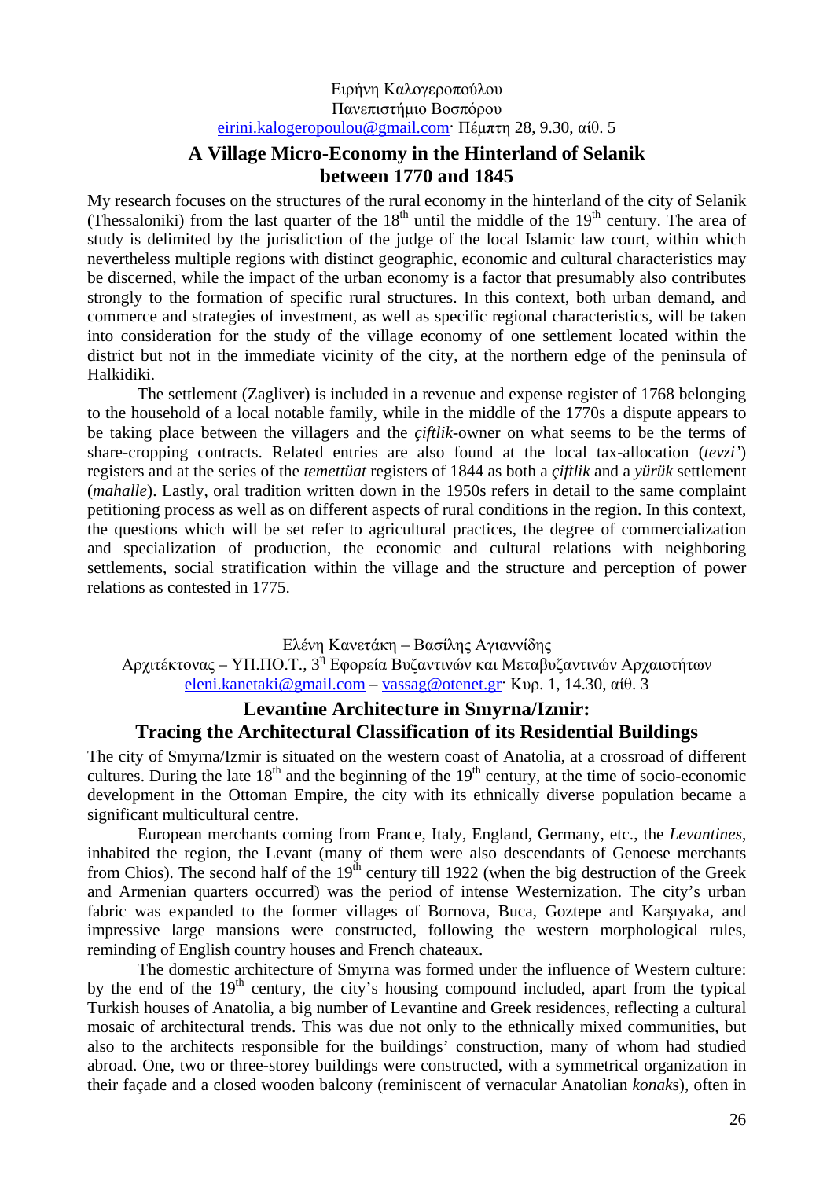Ειρήνη Καλογεροπούλου
Πανεπιστήμιο Βοσπόρου
eirini.kalogeropoulou@gmail.com· Πέμπτη 28, 9.30, αίθ. 5

## A Village Micro-Economy in the Hinterland of Selanik between 1770 and 1845

My research focuses on the structures of the rural economy in the hinterland of the city of Selanik (Thessaloniki) from the last quarter of the 18th until the middle of the 19th century. The area of study is delimited by the jurisdiction of the judge of the local Islamic law court, within which nevertheless multiple regions with distinct geographic, economic and cultural characteristics may be discerned, while the impact of the urban economy is a factor that presumably also contributes strongly to the formation of specific rural structures. In this context, both urban demand, and commerce and strategies of investment, as well as specific regional characteristics, will be taken into consideration for the study of the village economy of one settlement located within the district but not in the immediate vicinity of the city, at the northern edge of the peninsula of Halkidiki.

The settlement (Zagliver) is included in a revenue and expense register of 1768 belonging to the household of a local notable family, while in the middle of the 1770s a dispute appears to be taking place between the villagers and the *çiftlik*-owner on what seems to be the terms of share-cropping contracts. Related entries are also found at the local tax-allocation (*tevzi'*) registers and at the series of the *temettüat* registers of 1844 as both a *çiftlik* and a *yürük* settlement (*mahalle*). Lastly, oral tradition written down in the 1950s refers in detail to the same complaint petitioning process as well as on different aspects of rural conditions in the region. In this context, the questions which will be set refer to agricultural practices, the degree of commercialization and specialization of production, the economic and cultural relations with neighboring settlements, social stratification within the village and the structure and perception of power relations as contested in 1775.

Ελένη Κανετάκη – Βασίλης Αγιαννίδης
Αρχιτέκτονας – ΥΠ.ΠΟ.Τ., 3η Εφορεία Βυζαντινών και Μεταβυζαντινών Αρχαιοτήτων
eleni.kanetaki@gmail.com – vassag@otenet.gr· Κυρ. 1, 14.30, αίθ. 3

## Levantine Architecture in Smyrna/Izmir: Tracing the Architectural Classification of its Residential Buildings

The city of Smyrna/Izmir is situated on the western coast of Anatolia, at a crossroad of different cultures. During the late 18th and the beginning of the 19th century, at the time of socio-economic development in the Ottoman Empire, the city with its ethnically diverse population became a significant multicultural centre.

European merchants coming from France, Italy, England, Germany, etc., the *Levantines*, inhabited the region, the Levant (many of them were also descendants of Genoese merchants from Chios). The second half of the 19th century till 1922 (when the big destruction of the Greek and Armenian quarters occurred) was the period of intense Westernization. The city's urban fabric was expanded to the former villages of Bornova, Buca, Goztepe and Karşıyaka, and impressive large mansions were constructed, following the western morphological rules, reminding of English country houses and French chateaux.

The domestic architecture of Smyrna was formed under the influence of Western culture: by the end of the 19th century, the city's housing compound included, apart from the typical Turkish houses of Anatolia, a big number of Levantine and Greek residences, reflecting a cultural mosaic of architectural trends. This was due not only to the ethnically mixed communities, but also to the architects responsible for the buildings' construction, many of whom had studied abroad. One, two or three-storey buildings were constructed, with a symmetrical organization in their façade and a closed wooden balcony (reminiscent of vernacular Anatolian *konak*s), often in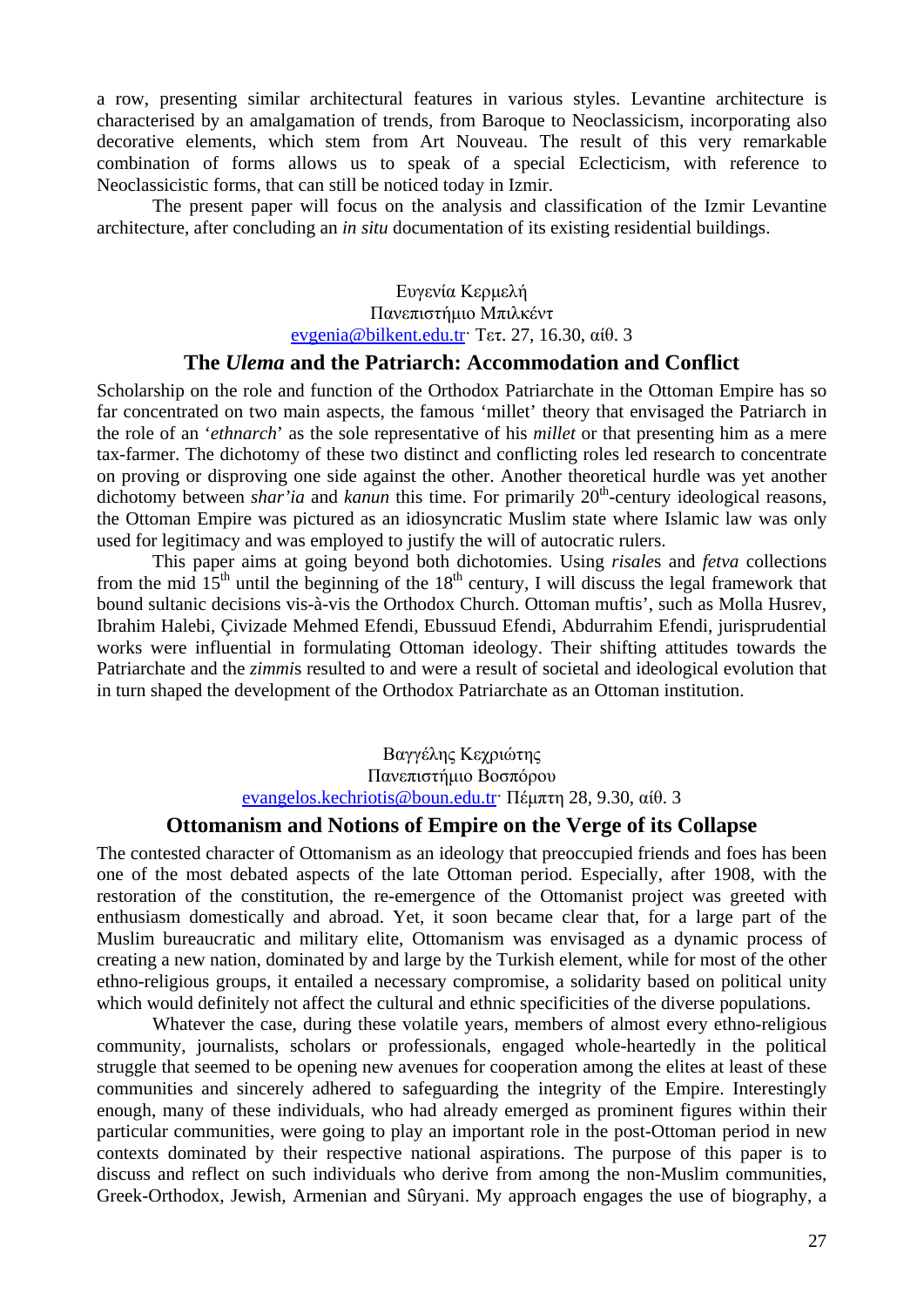a row, presenting similar architectural features in various styles. Levantine architecture is characterised by an amalgamation of trends, from Baroque to Neoclassicism, incorporating also decorative elements, which stem from Art Nouveau. The result of this very remarkable combination of forms allows us to speak of a special Eclecticism, with reference to Neoclassicistic forms, that can still be noticed today in Izmir.

The present paper will focus on the analysis and classification of the Izmir Levantine architecture, after concluding an *in situ* documentation of its existing residential buildings.

Ευγενία Κερμελή
Πανεπιστήμιο Μπιλκέντ
evgenia@bilkent.edu.tr· Τετ. 27, 16.30, αίθ. 3

## The *Ulema* and the Patriarch: Accommodation and Conflict

Scholarship on the role and function of the Orthodox Patriarchate in the Ottoman Empire has so far concentrated on two main aspects, the famous 'millet' theory that envisaged the Patriarch in the role of an '*ethnarch*' as the sole representative of his *millet* or that presenting him as a mere tax-farmer. The dichotomy of these two distinct and conflicting roles led research to concentrate on proving or disproving one side against the other. Another theoretical hurdle was yet another dichotomy between *shar'ia* and *kanun* this time. For primarily 20th-century ideological reasons, the Ottoman Empire was pictured as an idiosyncratic Muslim state where Islamic law was only used for legitimacy and was employed to justify the will of autocratic rulers.

This paper aims at going beyond both dichotomies. Using *risale*s and *fetva* collections from the mid 15th until the beginning of the 18th century, I will discuss the legal framework that bound sultanic decisions vis-à-vis the Orthodox Church. Ottoman muftis', such as Molla Husrev, Ibrahim Halebi, Çivizade Mehmed Efendi, Ebussuud Efendi, Abdurrahim Efendi, jurisprudential works were influential in formulating Ottoman ideology. Their shifting attitudes towards the Patriarchate and the *zimmi*s resulted to and were a result of societal and ideological evolution that in turn shaped the development of the Orthodox Patriarchate as an Ottoman institution.

Βαγγέλης Κεχριώτης
Πανεπιστήμιο Βοσπόρου
evangelos.kechriotis@boun.edu.tr· Πέμπτη 28, 9.30, αίθ. 3

## Ottomanism and Notions of Empire on the Verge of its Collapse

The contested character of Ottomanism as an ideology that preoccupied friends and foes has been one of the most debated aspects of the late Ottoman period. Especially, after 1908, with the restoration of the constitution, the re-emergence of the Ottomanist project was greeted with enthusiasm domestically and abroad. Yet, it soon became clear that, for a large part of the Muslim bureaucratic and military elite, Ottomanism was envisaged as a dynamic process of creating a new nation, dominated by and large by the Turkish element, while for most of the other ethno-religious groups, it entailed a necessary compromise, a solidarity based on political unity which would definitely not affect the cultural and ethnic specificities of the diverse populations.

Whatever the case, during these volatile years, members of almost every ethno-religious community, journalists, scholars or professionals, engaged whole-heartedly in the political struggle that seemed to be opening new avenues for cooperation among the elites at least of these communities and sincerely adhered to safeguarding the integrity of the Empire. Interestingly enough, many of these individuals, who had already emerged as prominent figures within their particular communities, were going to play an important role in the post-Ottoman period in new contexts dominated by their respective national aspirations. The purpose of this paper is to discuss and reflect on such individuals who derive from among the non-Muslim communities, Greek-Orthodox, Jewish, Armenian and Sûryani. My approach engages the use of biography, a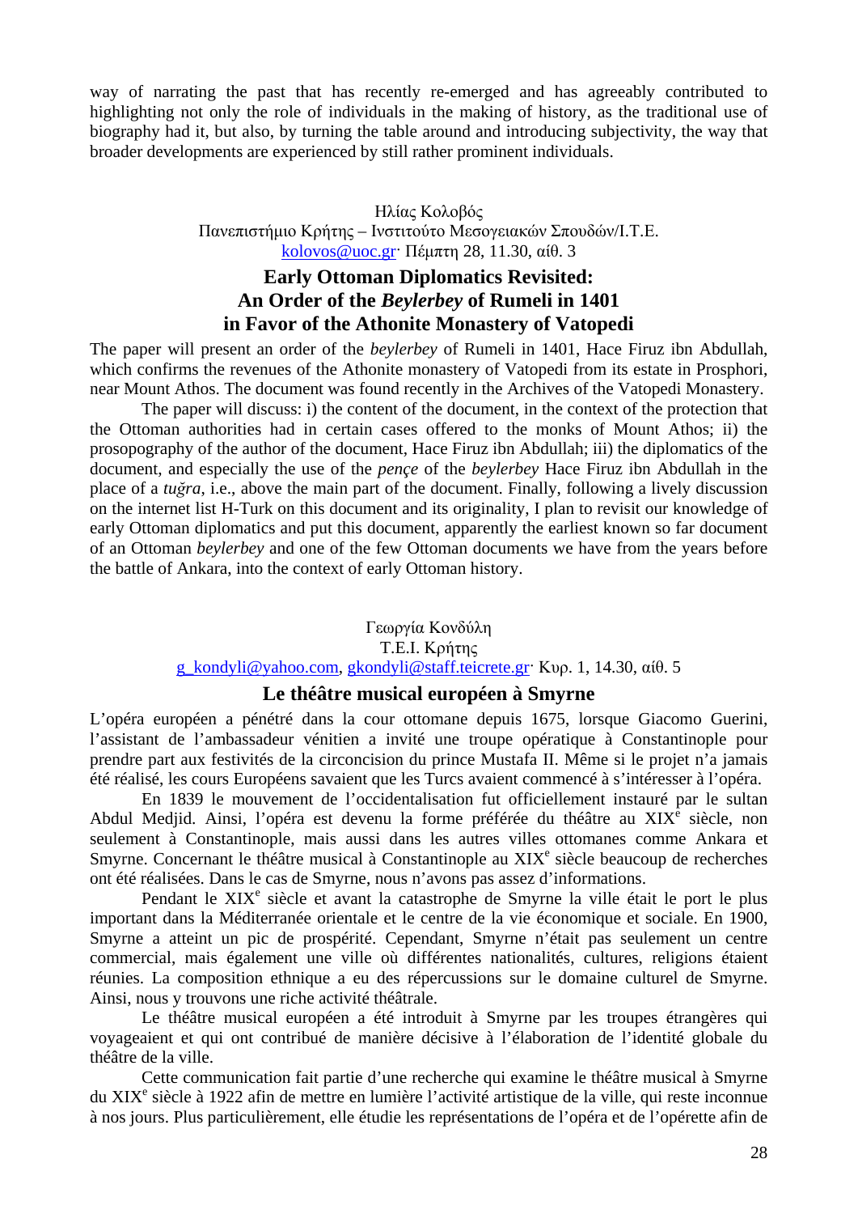way of narrating the past that has recently re-emerged and has agreeably contributed to highlighting not only the role of individuals in the making of history, as the traditional use of biography had it, but also, by turning the table around and introducing subjectivity, the way that broader developments are experienced by still rather prominent individuals.

Ηλίας Κολοβός
Πανεπιστήμιο Κρήτης – Ινστιτούτο Μεσογειακών Σπουδών/Ι.Τ.Ε.
kolovos@uoc.gr· Πέμπτη 28, 11.30, αίθ. 3

## Early Ottoman Diplomatics Revisited: An Order of the *Beylerbey* of Rumeli in 1401 in Favor of the Athonite Monastery of Vatopedi

The paper will present an order of the *beylerbey* of Rumeli in 1401, Hace Firuz ibn Abdullah, which confirms the revenues of the Athonite monastery of Vatopedi from its estate in Prosphori, near Mount Athos. The document was found recently in the Archives of the Vatopedi Monastery.

The paper will discuss: i) the content of the document, in the context of the protection that the Ottoman authorities had in certain cases offered to the monks of Mount Athos; ii) the prosopography of the author of the document, Hace Firuz ibn Abdullah; iii) the diplomatics of the document, and especially the use of the *pençe* of the *beylerbey* Hace Firuz ibn Abdullah in the place of a *tuğra*, i.e., above the main part of the document. Finally, following a lively discussion on the internet list H-Turk on this document and its originality, I plan to revisit our knowledge of early Ottoman diplomatics and put this document, apparently the earliest known so far document of an Ottoman *beylerbey* and one of the few Ottoman documents we have from the years before the battle of Ankara, into the context of early Ottoman history.

Γεωργία Κονδύλη
Τ.Ε.Ι. Κρήτης
g_kondyli@yahoo.com, gkondyli@staff.teicrete.gr· Κυρ. 1, 14.30, αίθ. 5

## Le théâtre musical européen à Smyrne

L'opéra européen a pénétré dans la cour ottomane depuis 1675, lorsque Giacomo Guerini, l'assistant de l'ambassadeur vénitien a invité une troupe opératique à Constantinople pour prendre part aux festivités de la circoncision du prince Mustafa II. Même si le projet n'a jamais été réalisé, les cours Européens savaient que les Turcs avaient commencé à s'intéresser à l'opéra.

En 1839 le mouvement de l'occidentalisation fut officiellement instauré par le sultan Abdul Medjid. Ainsi, l'opéra est devenu la forme préférée du théâtre au XIX[e] siècle, non seulement à Constantinople, mais aussi dans les autres villes ottomanes comme Ankara et Smyrne. Concernant le théâtre musical à Constantinople au XIX[e] siècle beaucoup de recherches ont été réalisées. Dans le cas de Smyrne, nous n'avons pas assez d'informations.

Pendant le XIX[e] siècle et avant la catastrophe de Smyrne la ville était le port le plus important dans la Méditerranée orientale et le centre de la vie économique et sociale. En 1900, Smyrne a atteint un pic de prospérité. Cependant, Smyrne n'était pas seulement un centre commercial, mais également une ville où différentes nationalités, cultures, religions étaient réunies. La composition ethnique a eu des répercussions sur le domaine culturel de Smyrne. Ainsi, nous y trouvons une riche activité théâtrale.

Le théâtre musical européen a été introduit à Smyrne par les troupes étrangères qui voyageaient et qui ont contribué de manière décisive à l'élaboration de l'identité globale du théâtre de la ville.

Cette communication fait partie d'une recherche qui examine le théâtre musical à Smyrne du XIX[e] siècle à 1922 afin de mettre en lumière l'activité artistique de la ville, qui reste inconnue à nos jours. Plus particulièrement, elle étudie les représentations de l'opéra et de l'opérette afin de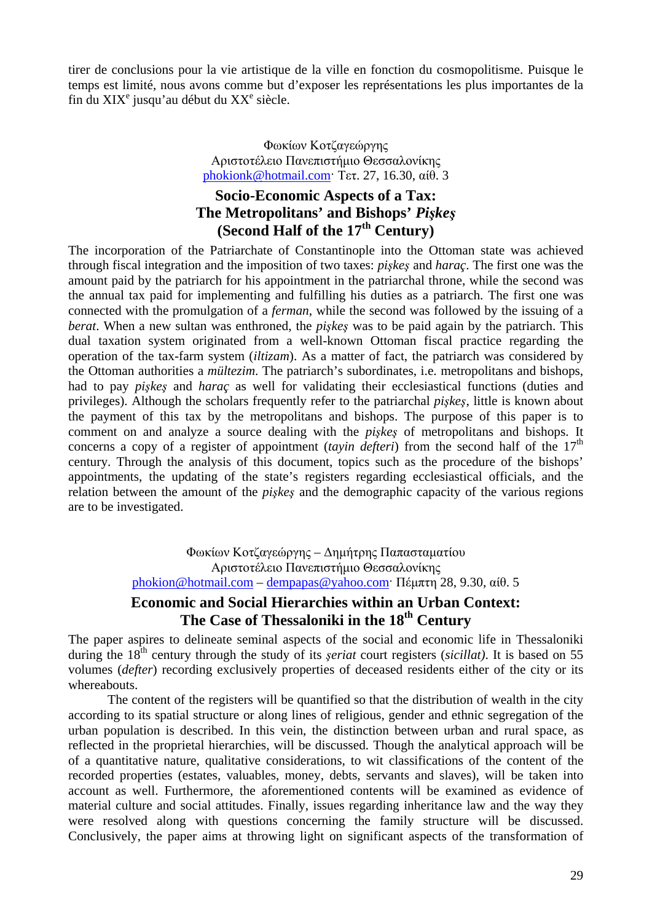tirer de conclusions pour la vie artistique de la ville en fonction du cosmopolitisme. Puisque le temps est limité, nous avons comme but d'exposer les représentations les plus importantes de la fin du XIX[e] jusqu'au début du XX[e] siècle.

Φωκίων Κοτζαγεώργης
Αριστοτέλειο Πανεπιστήμιο Θεσσαλονίκης
phokionk@hotmail.com· Τετ. 27, 16.30, αίθ. 3

## Socio-Economic Aspects of a Tax: The Metropolitans' and Bishops' *Pişkeş* (Second Half of the 17[th] Century)

The incorporation of the Patriarchate of Constantinople into the Ottoman state was achieved through fiscal integration and the imposition of two taxes: *pişkeş* and *haraç*. The first one was the amount paid by the patriarch for his appointment in the patriarchal throne, while the second was the annual tax paid for implementing and fulfilling his duties as a patriarch. The first one was connected with the promulgation of a *ferman*, while the second was followed by the issuing of a *berat*. When a new sultan was enthroned, the *pişkeş* was to be paid again by the patriarch. This dual taxation system originated from a well-known Ottoman fiscal practice regarding the operation of the tax-farm system (*iltizam*). As a matter of fact, the patriarch was considered by the Ottoman authorities a *mültezim*. The patriarch's subordinates, i.e. metropolitans and bishops, had to pay *pişkeş* and *haraç* as well for validating their ecclesiastical functions (duties and privileges). Although the scholars frequently refer to the patriarchal *pişkeş*, little is known about the payment of this tax by the metropolitans and bishops. The purpose of this paper is to comment on and analyze a source dealing with the *pişkeş* of metropolitans and bishops. It concerns a copy of a register of appointment (*tayin defteri*) from the second half of the 17[th] century. Through the analysis of this document, topics such as the procedure of the bishops' appointments, the updating of the state's registers regarding ecclesiastical officials, and the relation between the amount of the *pişkeş* and the demographic capacity of the various regions are to be investigated.

Φωκίων Κοτζαγεώργης – Δημήτρης Παπασταματίου
Αριστοτέλειο Πανεπιστήμιο Θεσσαλονίκης
phokion@hotmail.com – dempapas@yahoo.com· Πέμπτη 28, 9.30, αίθ. 5

## Economic and Social Hierarchies within an Urban Context: The Case of Thessaloniki in the 18[th] Century

The paper aspires to delineate seminal aspects of the social and economic life in Thessaloniki during the 18[th] century through the study of its *şeriat* court registers (*sicillat)*. It is based on 55 volumes (*defter*) recording exclusively properties of deceased residents either of the city or its whereabouts.

The content of the registers will be quantified so that the distribution of wealth in the city according to its spatial structure or along lines of religious, gender and ethnic segregation of the urban population is described. In this vein, the distinction between urban and rural space, as reflected in the proprietal hierarchies, will be discussed. Though the analytical approach will be of a quantitative nature, qualitative considerations, to wit classifications of the content of the recorded properties (estates, valuables, money, debts, servants and slaves), will be taken into account as well. Furthermore, the aforementioned contents will be examined as evidence of material culture and social attitudes. Finally, issues regarding inheritance law and the way they were resolved along with questions concerning the family structure will be discussed. Conclusively, the paper aims at throwing light on significant aspects of the transformation of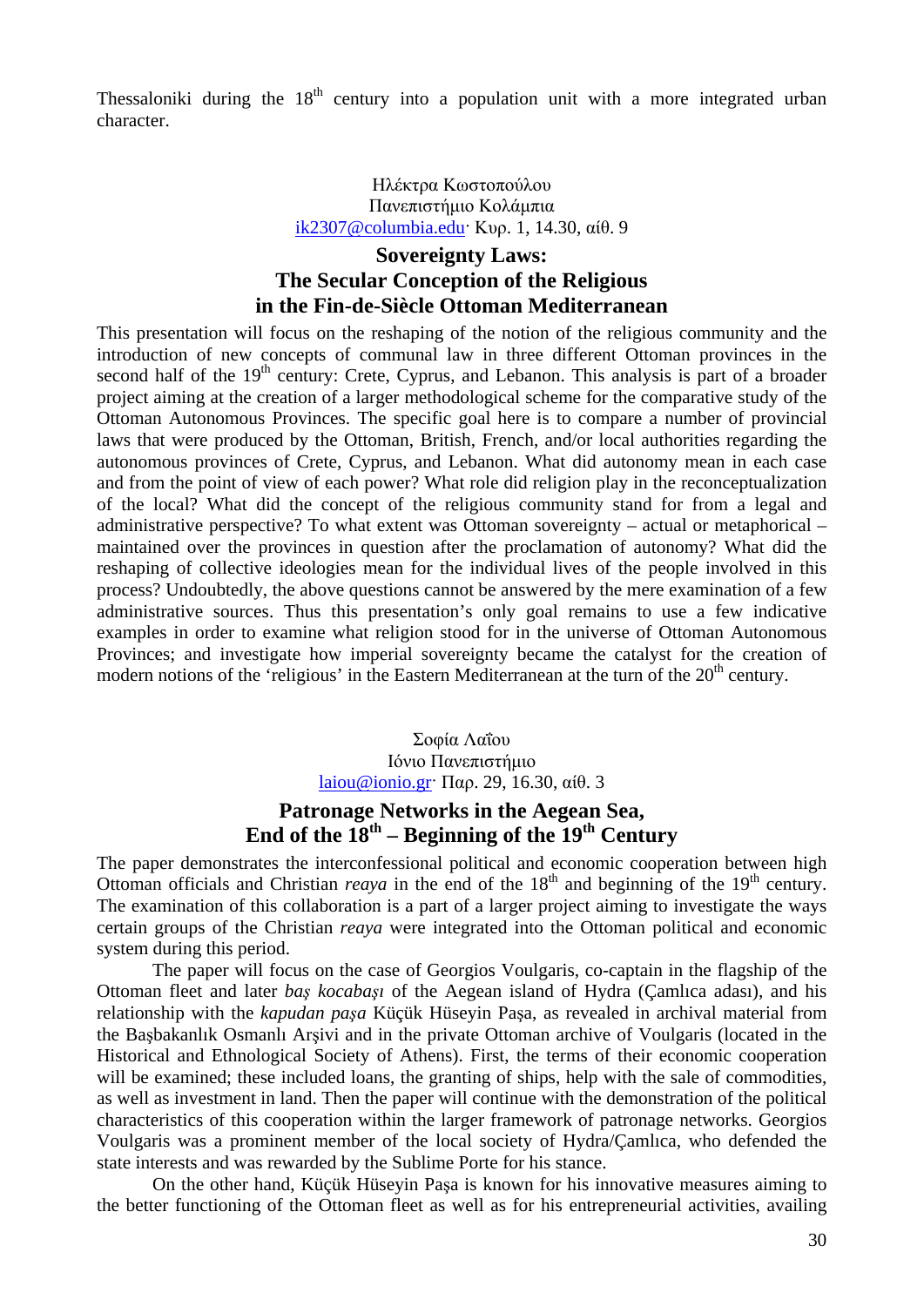Thessaloniki during the 18th century into a population unit with a more integrated urban character.

Ηλέκτρα Κωστοπούλου
Πανεπιστήμιο Κολάμπια
ik2307@columbia.edu· Κυρ. 1, 14.30, αίθ. 9

## Sovereignty Laws: The Secular Conception of the Religious in the Fin-de-Siècle Ottoman Mediterranean

This presentation will focus on the reshaping of the notion of the religious community and the introduction of new concepts of communal law in three different Ottoman provinces in the second half of the 19th century: Crete, Cyprus, and Lebanon. This analysis is part of a broader project aiming at the creation of a larger methodological scheme for the comparative study of the Ottoman Autonomous Provinces. The specific goal here is to compare a number of provincial laws that were produced by the Ottoman, British, French, and/or local authorities regarding the autonomous provinces of Crete, Cyprus, and Lebanon. What did autonomy mean in each case and from the point of view of each power? What role did religion play in the reconceptualization of the local? What did the concept of the religious community stand for from a legal and administrative perspective? To what extent was Ottoman sovereignty – actual or metaphorical – maintained over the provinces in question after the proclamation of autonomy? What did the reshaping of collective ideologies mean for the individual lives of the people involved in this process? Undoubtedly, the above questions cannot be answered by the mere examination of a few administrative sources. Thus this presentation's only goal remains to use a few indicative examples in order to examine what religion stood for in the universe of Ottoman Autonomous Provinces; and investigate how imperial sovereignty became the catalyst for the creation of modern notions of the 'religious' in the Eastern Mediterranean at the turn of the 20th century.

Σοφία Λαΐου
Ιόνιο Πανεπιστήμιο
laiou@ionio.gr· Παρ. 29, 16.30, αίθ. 3

## Patronage Networks in the Aegean Sea, End of the 18th – Beginning of the 19th Century

The paper demonstrates the interconfessional political and economic cooperation between high Ottoman officials and Christian *reaya* in the end of the 18th and beginning of the 19th century. The examination of this collaboration is a part of a larger project aiming to investigate the ways certain groups of the Christian *reaya* were integrated into the Ottoman political and economic system during this period.

The paper will focus on the case of Georgios Voulgaris, co-captain in the flagship of the Ottoman fleet and later *baş kocabaşı* of the Aegean island of Hydra (Çamlıca adası), and his relationship with the *kapudan paşa* Küçük Hüseyin Paşa, as revealed in archival material from the Başbakanlık Osmanlı Arşivi and in the private Ottoman archive of Voulgaris (located in the Historical and Ethnological Society of Athens). First, the terms of their economic cooperation will be examined; these included loans, the granting of ships, help with the sale of commodities, as well as investment in land. Then the paper will continue with the demonstration of the political characteristics of this cooperation within the larger framework of patronage networks. Georgios Voulgaris was a prominent member of the local society of Hydra/Çamlıca, who defended the state interests and was rewarded by the Sublime Porte for his stance.

On the other hand, Küçük Hüseyin Paşa is known for his innovative measures aiming to the better functioning of the Ottoman fleet as well as for his entrepreneurial activities, availing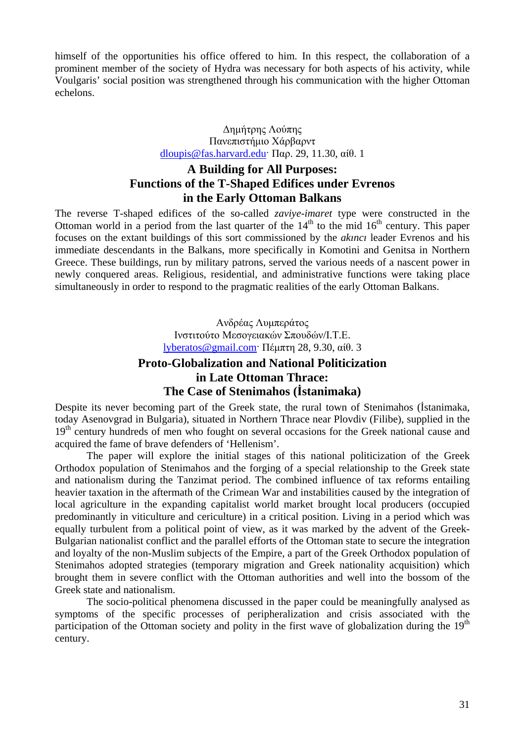himself of the opportunities his office offered to him. In this respect, the collaboration of a prominent member of the society of Hydra was necessary for both aspects of his activity, while Voulgaris' social position was strengthened through his communication with the higher Ottoman echelons.

Δημήτρης Λούπης
Πανεπιστήμιο Χάρβαρντ
dloupis@fas.harvard.edu· Παρ. 29, 11.30, αίθ. 1

## A Building for All Purposes: Functions of the T-Shaped Edifices under Evrenos in the Early Ottoman Balkans

The reverse T-shaped edifices of the so-called *zaviye-imaret* type were constructed in the Ottoman world in a period from the last quarter of the 14th to the mid 16th century. This paper focuses on the extant buildings of this sort commissioned by the *akıncı* leader Evrenos and his immediate descendants in the Balkans, more specifically in Komotini and Genitsa in Northern Greece. These buildings, run by military patrons, served the various needs of a nascent power in newly conquered areas. Religious, residential, and administrative functions were taking place simultaneously in order to respond to the pragmatic realities of the early Ottoman Balkans.

Ανδρέας Λυμπεράτος
Ινστιτούτο Μεσογειακών Σπουδών/Ι.Τ.Ε.
lyberatos@gmail.com· Πέμπτη 28, 9.30, αίθ. 3

## Proto-Globalization and National Politicization in Late Ottoman Thrace: The Case of Stenimahos (İstanimaka)

Despite its never becoming part of the Greek state, the rural town of Stenimahos (İstanimaka, today Asenovgrad in Bulgaria), situated in Northern Thrace near Plovdiv (Filibe), supplied in the 19th century hundreds of men who fought on several occasions for the Greek national cause and acquired the fame of brave defenders of 'Hellenism'.

The paper will explore the initial stages of this national politicization of the Greek Orthodox population of Stenimahos and the forging of a special relationship to the Greek state and nationalism during the Tanzimat period. The combined influence of tax reforms entailing heavier taxation in the aftermath of the Crimean War and instabilities caused by the integration of local agriculture in the expanding capitalist world market brought local producers (occupied predominantly in viticulture and cericulture) in a critical position. Living in a period which was equally turbulent from a political point of view, as it was marked by the advent of the Greek-Bulgarian nationalist conflict and the parallel efforts of the Ottoman state to secure the integration and loyalty of the non-Muslim subjects of the Empire, a part of the Greek Orthodox population of Stenimahos adopted strategies (temporary migration and Greek nationality acquisition) which brought them in severe conflict with the Ottoman authorities and well into the bossom of the Greek state and nationalism.

The socio-political phenomena discussed in the paper could be meaningfully analysed as symptoms of the specific processes of peripheralization and crisis associated with the participation of the Ottoman society and polity in the first wave of globalization during the 19th century.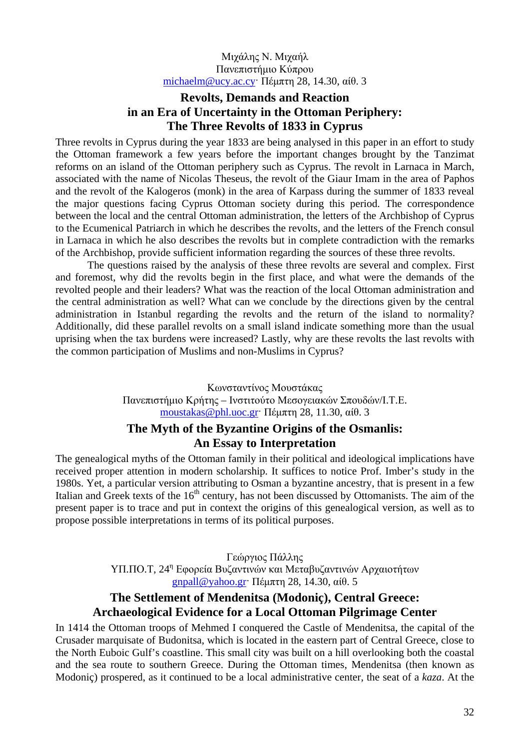Μιχάλης Ν. Μιχαήλ
Πανεπιστήμιο Κύπρου
michaelm@ucy.ac.cy· Πέμπτη 28, 14.30, αίθ. 3

## Revolts, Demands and Reaction in an Era of Uncertainty in the Ottoman Periphery: The Three Revolts of 1833 in Cyprus

Three revolts in Cyprus during the year 1833 are being analysed in this paper in an effort to study the Ottoman framework a few years before the important changes brought by the Tanzimat reforms on an island of the Ottoman periphery such as Cyprus. The revolt in Larnaca in March, associated with the name of Nicolas Theseus, the revolt of the Giaur Imam in the area of Paphos and the revolt of the Kalogeros (monk) in the area of Karpass during the summer of 1833 reveal the major questions facing Cyprus Ottoman society during this period. The correspondence between the local and the central Ottoman administration, the letters of the Archbishop of Cyprus to the Ecumenical Patriarch in which he describes the revolts, and the letters of the French consul in Larnaca in which he also describes the revolts but in complete contradiction with the remarks of the Archbishop, provide sufficient information regarding the sources of these three revolts.

The questions raised by the analysis of these three revolts are several and complex. First and foremost, why did the revolts begin in the first place, and what were the demands of the revolted people and their leaders? What was the reaction of the local Ottoman administration and the central administration as well? What can we conclude by the directions given by the central administration in Istanbul regarding the revolts and the return of the island to normality? Additionally, did these parallel revolts on a small island indicate something more than the usual uprising when the tax burdens were increased? Lastly, why are these revolts the last revolts with the common participation of Muslims and non-Muslims in Cyprus?

Κωνσταντίνος Μουστάκας
Πανεπιστήμιο Κρήτης – Ινστιτούτο Μεσογειακών Σπουδών/Ι.Τ.Ε.
moustakas@phl.uoc.gr· Πέμπτη 28, 11.30, αίθ. 3

## The Myth of the Byzantine Origins of the Osmanlis: An Essay to Interpretation

The genealogical myths of the Ottoman family in their political and ideological implications have received proper attention in modern scholarship. It suffices to notice Prof. Imber's study in the 1980s. Yet, a particular version attributing to Osman a byzantine ancestry, that is present in a few Italian and Greek texts of the 16th century, has not been discussed by Ottomanists. The aim of the present paper is to trace and put in context the origins of this genealogical version, as well as to propose possible interpretations in terms of its political purposes.

Γεώργιος Πάλλης
ΥΠ.ΠΟ.Τ, 24η Εφορεία Βυζαντινών και Μεταβυζαντινών Αρχαιοτήτων
gnpall@yahoo.gr· Πέμπτη 28, 14.30, αίθ. 5

## The Settlement of Mendenitsa (Modoniç), Central Greece: Archaeological Evidence for a Local Ottoman Pilgrimage Center

In 1414 the Ottoman troops of Mehmed I conquered the Castle of Mendenitsa, the capital of the Crusader marquisate of Budonitsa, which is located in the eastern part of Central Greece, close to the North Euboic Gulf's coastline. This small city was built on a hill overlooking both the coastal and the sea route to southern Greece. During the Ottoman times, Mendenitsa (then known as Modoniç) prospered, as it continued to be a local administrative center, the seat of a *kaza*. At the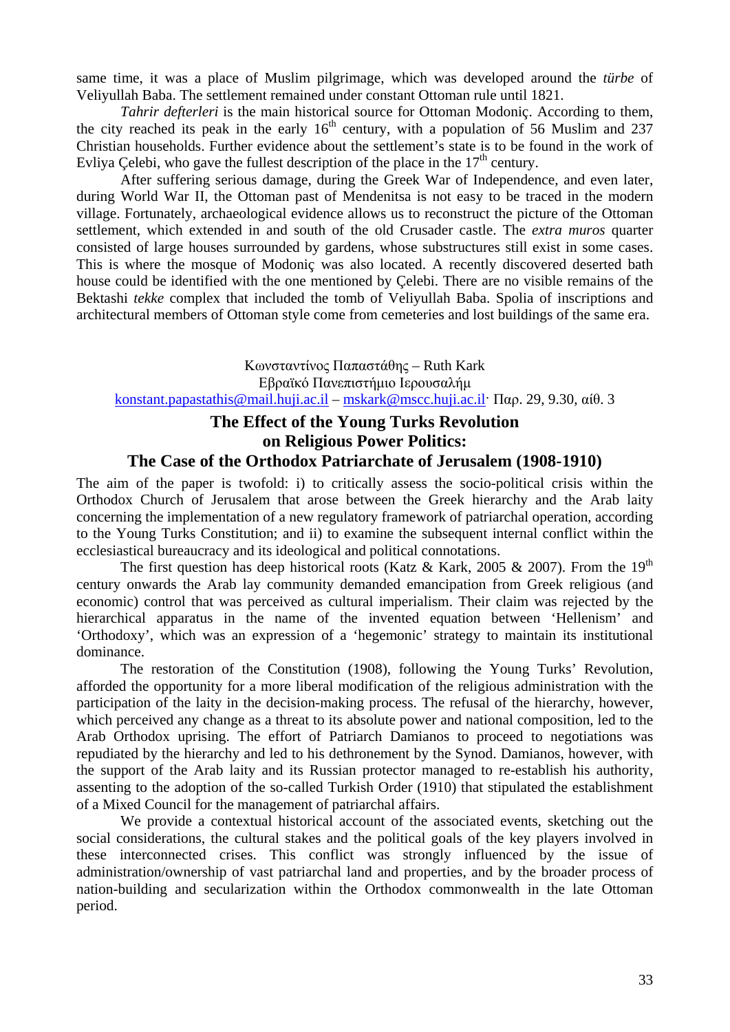same time, it was a place of Muslim pilgrimage, which was developed around the *türbe* of Veliyullah Baba. The settlement remained under constant Ottoman rule until 1821.

*Tahrir defterleri* is the main historical source for Ottoman Modoniç. According to them, the city reached its peak in the early 16th century, with a population of 56 Muslim and 237 Christian households. Further evidence about the settlement's state is to be found in the work of Evliya Çelebi, who gave the fullest description of the place in the 17th century.

After suffering serious damage, during the Greek War of Independence, and even later, during World War II, the Ottoman past of Mendenitsa is not easy to be traced in the modern village. Fortunately, archaeological evidence allows us to reconstruct the picture of the Ottoman settlement, which extended in and south of the old Crusader castle. The *extra muros* quarter consisted of large houses surrounded by gardens, whose substructures still exist in some cases. This is where the mosque of Modoniç was also located. A recently discovered deserted bath house could be identified with the one mentioned by Çelebi. There are no visible remains of the Bektashi *tekke* complex that included the tomb of Veliyullah Baba. Spolia of inscriptions and architectural members of Ottoman style come from cemeteries and lost buildings of the same era.

Κωνσταντίνος Παπαστάθης – Ruth Kark
Εβραϊκό Πανεπιστήμιο Ιερουσαλήμ
konstant.papastathis@mail.huji.ac.il – mskark@mscc.huji.ac.il· Παρ. 29, 9.30, αίθ. 3

## The Effect of the Young Turks Revolution on Religious Power Politics: The Case of the Orthodox Patriarchate of Jerusalem (1908-1910)

The aim of the paper is twofold: i) to critically assess the socio-political crisis within the Orthodox Church of Jerusalem that arose between the Greek hierarchy and the Arab laity concerning the implementation of a new regulatory framework of patriarchal operation, according to the Young Turks Constitution; and ii) to examine the subsequent internal conflict within the ecclesiastical bureaucracy and its ideological and political connotations.

The first question has deep historical roots (Katz & Kark, 2005 & 2007). From the 19th century onwards the Arab lay community demanded emancipation from Greek religious (and economic) control that was perceived as cultural imperialism. Their claim was rejected by the hierarchical apparatus in the name of the invented equation between 'Hellenism' and 'Orthodoxy', which was an expression of a 'hegemonic' strategy to maintain its institutional dominance.

The restoration of the Constitution (1908), following the Young Turks' Revolution, afforded the opportunity for a more liberal modification of the religious administration with the participation of the laity in the decision-making process. The refusal of the hierarchy, however, which perceived any change as a threat to its absolute power and national composition, led to the Arab Orthodox uprising. The effort of Patriarch Damianos to proceed to negotiations was repudiated by the hierarchy and led to his dethronement by the Synod. Damianos, however, with the support of the Arab laity and its Russian protector managed to re-establish his authority, assenting to the adoption of the so-called Turkish Order (1910) that stipulated the establishment of a Mixed Council for the management of patriarchal affairs.

We provide a contextual historical account of the associated events, sketching out the social considerations, the cultural stakes and the political goals of the key players involved in these interconnected crises. This conflict was strongly influenced by the issue of administration/ownership of vast patriarchal land and properties, and by the broader process of nation-building and secularization within the Orthodox commonwealth in the late Ottoman period.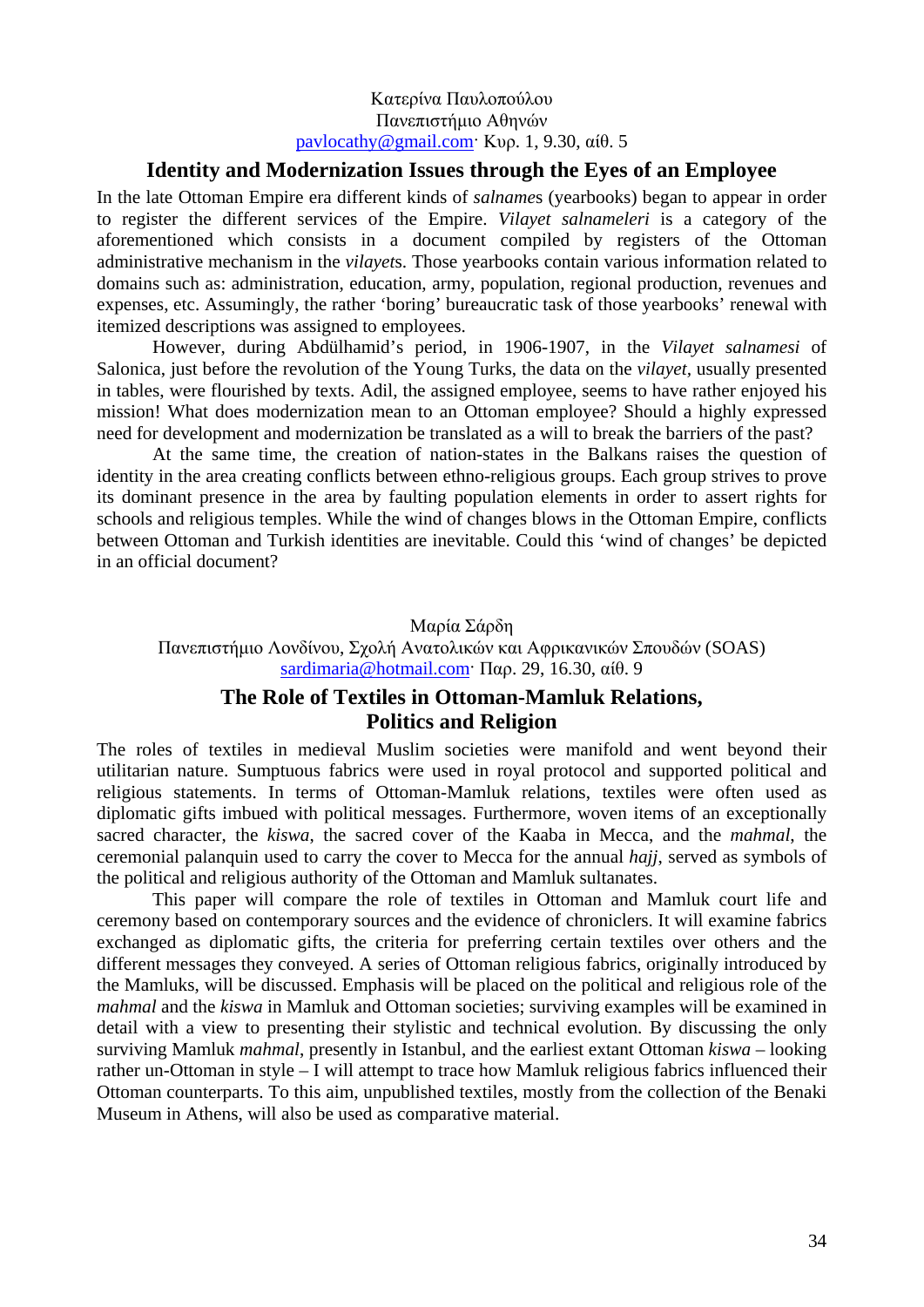Κατερίνα Παυλοπούλου
Πανεπιστήμιο Αθηνών
pavlocathy@gmail.com· Κυρ. 1, 9.30, αίθ. 5

## Identity and Modernization Issues through the Eyes of an Employee

In the late Ottoman Empire era different kinds of *salname*s (yearbooks) began to appear in order to register the different services of the Empire. *Vilayet salnameleri* is a category of the aforementioned which consists in a document compiled by registers of the Ottoman administrative mechanism in the *vilayet*s. Those yearbooks contain various information related to domains such as: administration, education, army, population, regional production, revenues and expenses, etc. Assumingly, the rather 'boring' bureaucratic task of those yearbooks' renewal with itemized descriptions was assigned to employees.

However, during Abdülhamid's period, in 1906-1907, in the *Vilayet salnamesi* of Salonica, just before the revolution of the Young Turks, the data on the *vilayet*, usually presented in tables, were flourished by texts. Adil, the assigned employee, seems to have rather enjoyed his mission! What does modernization mean to an Ottoman employee? Should a highly expressed need for development and modernization be translated as a will to break the barriers of the past?

At the same time, the creation of nation-states in the Balkans raises the question of identity in the area creating conflicts between ethno-religious groups. Each group strives to prove its dominant presence in the area by faulting population elements in order to assert rights for schools and religious temples. While the wind of changes blows in the Ottoman Empire, conflicts between Ottoman and Turkish identities are inevitable. Could this 'wind of changes' be depicted in an official document?

Μαρία Σάρδη
Πανεπιστήμιο Λονδίνου, Σχολή Ανατολικών και Αφρικανικών Σπουδών (SOAS)
sardimaria@hotmail.com· Παρ. 29, 16.30, αίθ. 9

## The Role of Textiles in Ottoman-Mamluk Relations, Politics and Religion

The roles of textiles in medieval Muslim societies were manifold and went beyond their utilitarian nature. Sumptuous fabrics were used in royal protocol and supported political and religious statements. In terms of Ottoman-Mamluk relations, textiles were often used as diplomatic gifts imbued with political messages. Furthermore, woven items of an exceptionally sacred character, the *kiswa*, the sacred cover of the Kaaba in Mecca, and the *mahmal*, the ceremonial palanquin used to carry the cover to Mecca for the annual *hajj*, served as symbols of the political and religious authority of the Ottoman and Mamluk sultanates.

This paper will compare the role of textiles in Ottoman and Mamluk court life and ceremony based on contemporary sources and the evidence of chroniclers. It will examine fabrics exchanged as diplomatic gifts, the criteria for preferring certain textiles over others and the different messages they conveyed. A series of Ottoman religious fabrics, originally introduced by the Mamluks, will be discussed. Emphasis will be placed on the political and religious role of the *mahmal* and the *kiswa* in Mamluk and Ottoman societies; surviving examples will be examined in detail with a view to presenting their stylistic and technical evolution. By discussing the only surviving Mamluk *mahmal*, presently in Istanbul, and the earliest extant Ottoman *kiswa* – looking rather un-Ottoman in style – I will attempt to trace how Mamluk religious fabrics influenced their Ottoman counterparts. To this aim, unpublished textiles, mostly from the collection of the Benaki Museum in Athens, will also be used as comparative material.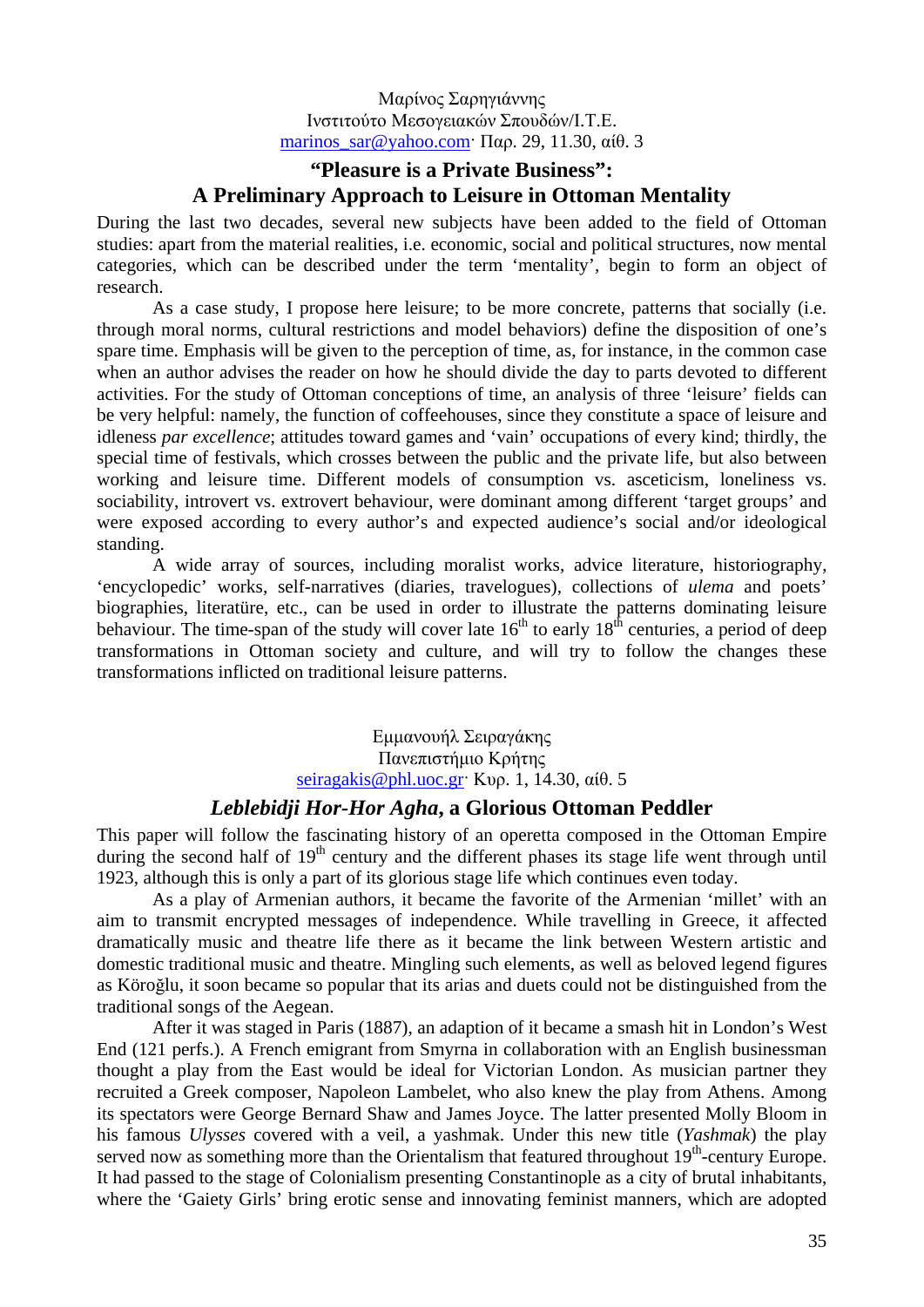Μαρίνος Σαρηγιάννης
Ινστιτούτο Μεσογειακών Σπουδών/Ι.Τ.Ε.
marinos_sar@yahoo.com· Παρ. 29, 11.30, αίθ. 3

## "Pleasure is a Private Business": A Preliminary Approach to Leisure in Ottoman Mentality

During the last two decades, several new subjects have been added to the field of Ottoman studies: apart from the material realities, i.e. economic, social and political structures, now mental categories, which can be described under the term 'mentality', begin to form an object of research.

As a case study, I propose here leisure; to be more concrete, patterns that socially (i.e. through moral norms, cultural restrictions and model behaviors) define the disposition of one's spare time. Emphasis will be given to the perception of time, as, for instance, in the common case when an author advises the reader on how he should divide the day to parts devoted to different activities. For the study of Ottoman conceptions of time, an analysis of three 'leisure' fields can be very helpful: namely, the function of coffeehouses, since they constitute a space of leisure and idleness *par excellence*; attitudes toward games and 'vain' occupations of every kind; thirdly, the special time of festivals, which crosses between the public and the private life, but also between working and leisure time. Different models of consumption vs. asceticism, loneliness vs. sociability, introvert vs. extrovert behaviour, were dominant among different 'target groups' and were exposed according to every author's and expected audience's social and/or ideological standing.

A wide array of sources, including moralist works, advice literature, historiography, 'encyclopedic' works, self-narratives (diaries, travelogues), collections of *ulema* and poets' biographies, literatüre, etc., can be used in order to illustrate the patterns dominating leisure behaviour. The time-span of the study will cover late 16th to early 18th centuries, a period of deep transformations in Ottoman society and culture, and will try to follow the changes these transformations inflicted on traditional leisure patterns.

Εμμανουήλ Σειραγάκης
Πανεπιστήμιο Κρήτης
seiragakis@phl.uoc.gr· Κυρ. 1, 14.30, αίθ. 5

## *Leblebidji Hor-Hor Agha*, a Glorious Ottoman Peddler

This paper will follow the fascinating history of an operetta composed in the Ottoman Empire during the second half of 19th century and the different phases its stage life went through until 1923, although this is only a part of its glorious stage life which continues even today.

As a play of Armenian authors, it became the favorite of the Armenian 'millet' with an aim to transmit encrypted messages of independence. While travelling in Greece, it affected dramatically music and theatre life there as it became the link between Western artistic and domestic traditional music and theatre. Mingling such elements, as well as beloved legend figures as Köroğlu, it soon became so popular that its arias and duets could not be distinguished from the traditional songs of the Aegean.

After it was staged in Paris (1887), an adaption of it became a smash hit in London's West End (121 perfs.). A French emigrant from Smyrna in collaboration with an English businessman thought a play from the East would be ideal for Victorian London. As musician partner they recruited a Greek composer, Napoleon Lambelet, who also knew the play from Athens. Among its spectators were George Bernard Shaw and James Joyce. The latter presented Molly Bloom in his famous *Ulysses* covered with a veil, a yashmak. Under this new title (*Yashmak*) the play served now as something more than the Orientalism that featured throughout 19th-century Europe. It had passed to the stage of Colonialism presenting Constantinople as a city of brutal inhabitants, where the 'Gaiety Girls' bring erotic sense and innovating feminist manners, which are adopted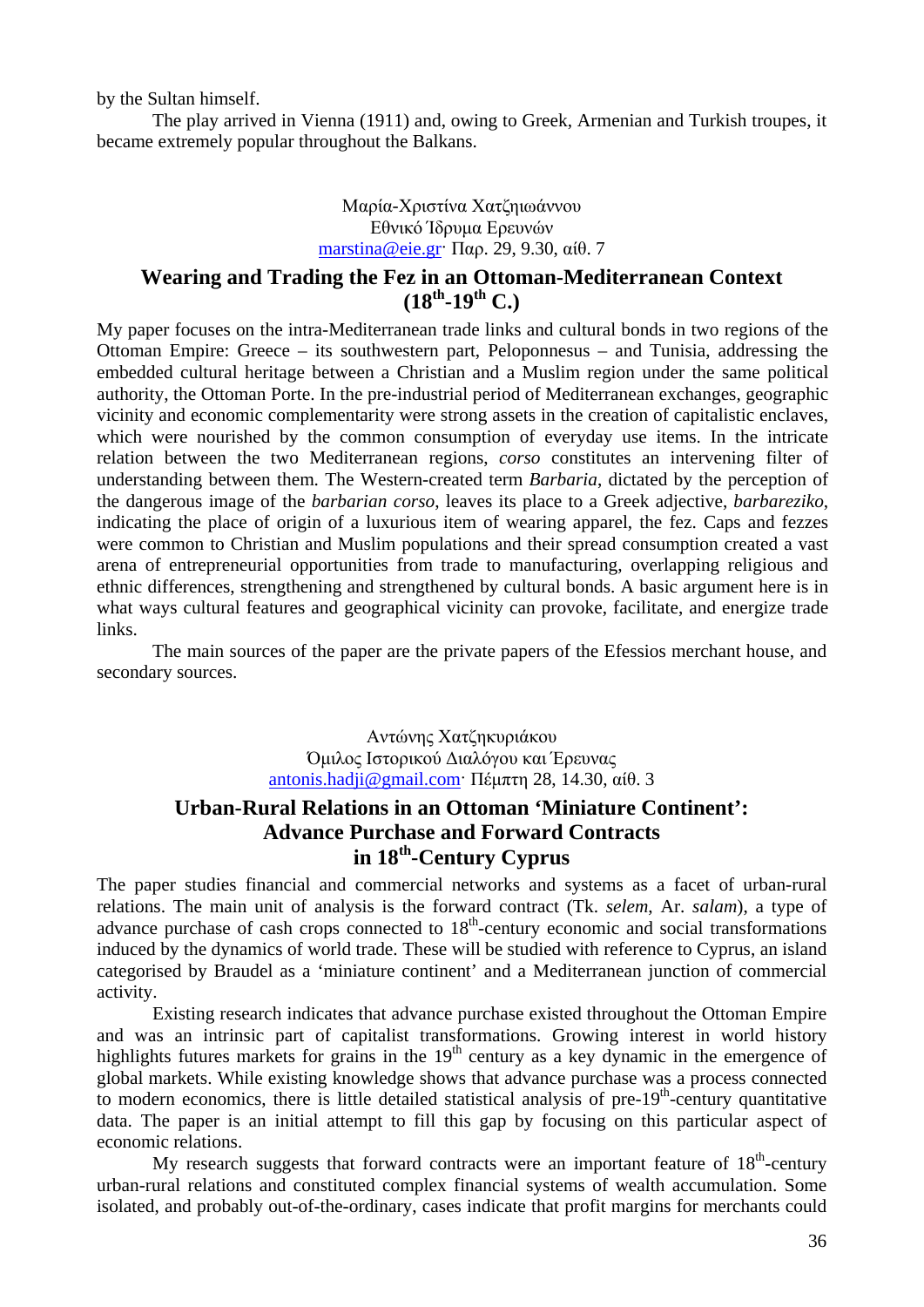by the Sultan himself.

The play arrived in Vienna (1911) and, owing to Greek, Armenian and Turkish troupes, it became extremely popular throughout the Balkans.

Μαρία-Χριστίνα Χατζηιωάννου
Εθνικό Ίδρυμα Ερευνών
marstina@eie.gr· Παρ. 29, 9.30, αίθ. 7

## Wearing and Trading the Fez in an Ottoman-Mediterranean Context (18th-19th C.)

My paper focuses on the intra-Mediterranean trade links and cultural bonds in two regions of the Ottoman Empire: Greece – its southwestern part, Peloponnesus – and Tunisia, addressing the embedded cultural heritage between a Christian and a Muslim region under the same political authority, the Ottoman Porte. In the pre-industrial period of Mediterranean exchanges, geographic vicinity and economic complementarity were strong assets in the creation of capitalistic enclaves, which were nourished by the common consumption of everyday use items. In the intricate relation between the two Mediterranean regions, *corso* constitutes an intervening filter of understanding between them. The Western-created term *Barbaria*, dictated by the perception of the dangerous image of the *barbarian corso*, leaves its place to a Greek adjective, *barbareziko*, indicating the place of origin of a luxurious item of wearing apparel, the fez. Caps and fezzes were common to Christian and Muslim populations and their spread consumption created a vast arena of entrepreneurial opportunities from trade to manufacturing, overlapping religious and ethnic differences, strengthening and strengthened by cultural bonds. A basic argument here is in what ways cultural features and geographical vicinity can provoke, facilitate, and energize trade links.

The main sources of the paper are the private papers of the Efessios merchant house, and secondary sources.

Αντώνης Χατζηκυριάκου
Όμιλος Ιστορικού Διαλόγου και Έρευνας
antonis.hadji@gmail.com· Πέμπτη 28, 14.30, αίθ. 3

## Urban-Rural Relations in an Ottoman 'Miniature Continent': Advance Purchase and Forward Contracts in 18th-Century Cyprus

The paper studies financial and commercial networks and systems as a facet of urban-rural relations. The main unit of analysis is the forward contract (Tk. *selem*, Ar. *salam*), a type of advance purchase of cash crops connected to 18th-century economic and social transformations induced by the dynamics of world trade. These will be studied with reference to Cyprus, an island categorised by Braudel as a 'miniature continent' and a Mediterranean junction of commercial activity.

Existing research indicates that advance purchase existed throughout the Ottoman Empire and was an intrinsic part of capitalist transformations. Growing interest in world history highlights futures markets for grains in the 19th century as a key dynamic in the emergence of global markets. While existing knowledge shows that advance purchase was a process connected to modern economics, there is little detailed statistical analysis of pre-19th-century quantitative data. The paper is an initial attempt to fill this gap by focusing on this particular aspect of economic relations.

My research suggests that forward contracts were an important feature of 18th-century urban-rural relations and constituted complex financial systems of wealth accumulation. Some isolated, and probably out-of-the-ordinary, cases indicate that profit margins for merchants could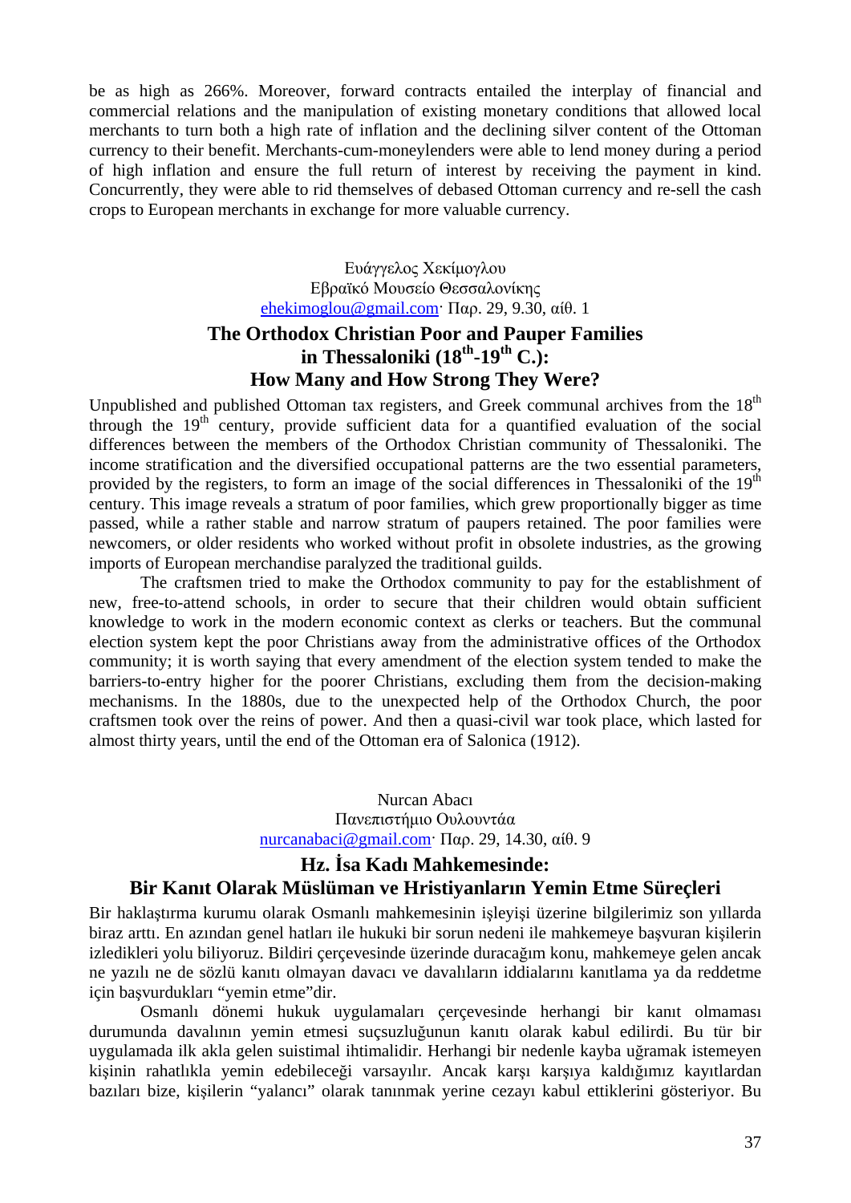be as high as 266%. Moreover, forward contracts entailed the interplay of financial and commercial relations and the manipulation of existing monetary conditions that allowed local merchants to turn both a high rate of inflation and the declining silver content of the Ottoman currency to their benefit. Merchants-cum-moneylenders were able to lend money during a period of high inflation and ensure the full return of interest by receiving the payment in kind. Concurrently, they were able to rid themselves of debased Ottoman currency and re-sell the cash crops to European merchants in exchange for more valuable currency.

Ευάγγελος Χεκίμογλου
Εβραϊκό Μουσείο Θεσσαλονίκης
ehekimoglou@gmail.com· Παρ. 29, 9.30, αίθ. 1

## The Orthodox Christian Poor and Pauper Families in Thessaloniki (18th-19th C.): How Many and How Strong They Were?

Unpublished and published Ottoman tax registers, and Greek communal archives from the 18th through the 19th century, provide sufficient data for a quantified evaluation of the social differences between the members of the Orthodox Christian community of Thessaloniki. The income stratification and the diversified occupational patterns are the two essential parameters, provided by the registers, to form an image of the social differences in Thessaloniki of the 19th century. This image reveals a stratum of poor families, which grew proportionally bigger as time passed, while a rather stable and narrow stratum of paupers retained. The poor families were newcomers, or older residents who worked without profit in obsolete industries, as the growing imports of European merchandise paralyzed the traditional guilds.

The craftsmen tried to make the Orthodox community to pay for the establishment of new, free-to-attend schools, in order to secure that their children would obtain sufficient knowledge to work in the modern economic context as clerks or teachers. But the communal election system kept the poor Christians away from the administrative offices of the Orthodox community; it is worth saying that every amendment of the election system tended to make the barriers-to-entry higher for the poorer Christians, excluding them from the decision-making mechanisms. In the 1880s, due to the unexpected help of the Orthodox Church, the poor craftsmen took over the reins of power. And then a quasi-civil war took place, which lasted for almost thirty years, until the end of the Ottoman era of Salonica (1912).

Nurcan Abacı
Πανεπιστήμιο Ουλουντάα
nurcanabaci@gmail.com· Παρ. 29, 14.30, αίθ. 9

## Hz. İsa Kadı Mahkemesinde: Bir Kanıt Olarak Müslüman ve Hristiyanların Yemin Etme Süreçleri

Bir haklaştırma kurumu olarak Osmanlı mahkemesinin işleyişi üzerine bilgilerimiz son yıllarda biraz arttı. En azından genel hatları ile hukuki bir sorun nedeni ile mahkemeye başvuran kişilerin izledikleri yolu biliyoruz. Bildiri çerçevesinde üzerinde duracağım konu, mahkemeye gelen ancak ne yazılı ne de sözlü kanıtı olmayan davacı ve davalıların iddialarını kanıtlama ya da reddetme için başvurdukları "yemin etme"dir.

Osmanlı dönemi hukuk uygulamaları çerçevesinde herhangi bir kanıt olmaması durumunda davalının yemin etmesi suçsuzluğunun kanıtı olarak kabul edilirdi. Bu tür bir uygulamada ilk akla gelen suistimal ihtimalidir. Herhangi bir nedenle kayba uğramak istemeyen kişinin rahatlıkla yemin edebileceği varsayılır. Ancak karşı karşıya kaldığımız kayıtlardan bazıları bize, kişilerin "yalancı" olarak tanınmak yerine cezayı kabul ettiklerini gösteriyor. Bu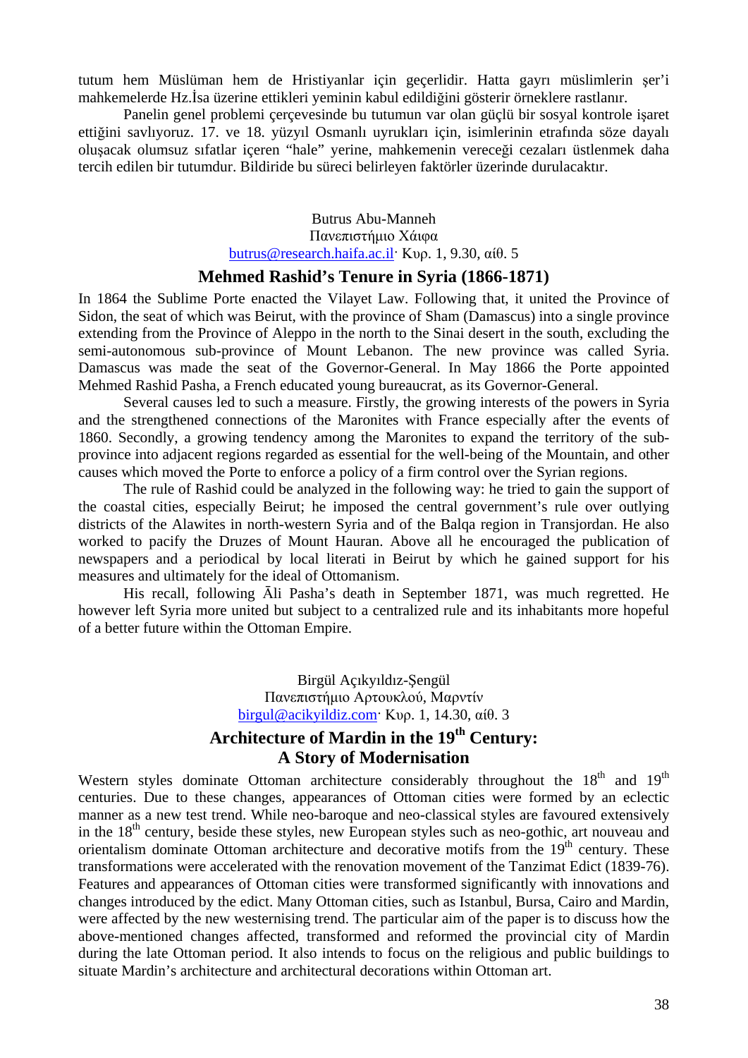tutum hem Müslüman hem de Hristiyanlar için geçerlidir. Hatta gayrı müslimlerin şer'i mahkemelerde Hz.İsa üzerine ettikleri yeminin kabul edildiğini gösterir örneklere rastlanır.

Panelin genel problemi çerçevesinde bu tutumun var olan güçlü bir sosyal kontrole işaret ettiğini savlıyoruz. 17. ve 18. yüzyıl Osmanlı uyrukları için, isimlerinin etrafında söze dayalı oluşacak olumsuz sıfatlar içeren "hale" yerine, mahkemenin vereceği cezaları üstlenmek daha tercih edilen bir tutumdur. Bildiride bu süreci belirleyen faktörler üzerinde durulacaktır.

Butrus Abu-Manneh
Πανεπιστήμιο Χάιφα
butrus@research.haifa.ac.il· Κυρ. 1, 9.30, αίθ. 5

## Mehmed Rashid's Tenure in Syria (1866-1871)

In 1864 the Sublime Porte enacted the Vilayet Law. Following that, it united the Province of Sidon, the seat of which was Beirut, with the province of Sham (Damascus) into a single province extending from the Province of Aleppo in the north to the Sinai desert in the south, excluding the semi-autonomous sub-province of Mount Lebanon. The new province was called Syria. Damascus was made the seat of the Governor-General. In May 1866 the Porte appointed Mehmed Rashid Pasha, a French educated young bureaucrat, as its Governor-General.

Several causes led to such a measure. Firstly, the growing interests of the powers in Syria and the strengthened connections of the Maronites with France especially after the events of 1860. Secondly, a growing tendency among the Maronites to expand the territory of the sub-province into adjacent regions regarded as essential for the well-being of the Mountain, and other causes which moved the Porte to enforce a policy of a firm control over the Syrian regions.

The rule of Rashid could be analyzed in the following way: he tried to gain the support of the coastal cities, especially Beirut; he imposed the central government's rule over outlying districts of the Alawites in north-western Syria and of the Balqa region in Transjordan. He also worked to pacify the Druzes of Mount Hauran. Above all he encouraged the publication of newspapers and a periodical by local literati in Beirut by which he gained support for his measures and ultimately for the ideal of Ottomanism.

His recall, following Āli Pasha's death in September 1871, was much regretted. He however left Syria more united but subject to a centralized rule and its inhabitants more hopeful of a better future within the Ottoman Empire.

Birgül Açıkyıldız-Şengül
Πανεπιστήμιο Αρτουκλού, Μαρντίν
birgul@acikyildiz.com· Κυρ. 1, 14.30, αίθ. 3

## Architecture of Mardin in the 19th Century: A Story of Modernisation

Western styles dominate Ottoman architecture considerably throughout the 18th and 19th centuries. Due to these changes, appearances of Ottoman cities were formed by an eclectic manner as a new test trend. While neo-baroque and neo-classical styles are favoured extensively in the 18th century, beside these styles, new European styles such as neo-gothic, art nouveau and orientalism dominate Ottoman architecture and decorative motifs from the 19th century. These transformations were accelerated with the renovation movement of the Tanzimat Edict (1839-76). Features and appearances of Ottoman cities were transformed significantly with innovations and changes introduced by the edict. Many Ottoman cities, such as Istanbul, Bursa, Cairo and Mardin, were affected by the new westernising trend. The particular aim of the paper is to discuss how the above-mentioned changes affected, transformed and reformed the provincial city of Mardin during the late Ottoman period. It also intends to focus on the religious and public buildings to situate Mardin's architecture and architectural decorations within Ottoman art.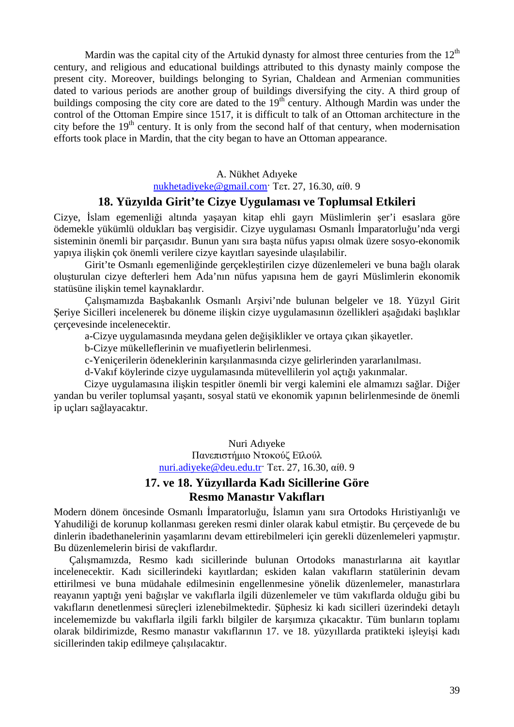Mardin was the capital city of the Artukid dynasty for almost three centuries from the 12th century, and religious and educational buildings attributed to this dynasty mainly compose the present city. Moreover, buildings belonging to Syrian, Chaldean and Armenian communities dated to various periods are another group of buildings diversifying the city. A third group of buildings composing the city core are dated to the 19th century. Although Mardin was under the control of the Ottoman Empire since 1517, it is difficult to talk of an Ottoman architecture in the city before the 19th century. It is only from the second half of that century, when modernisation efforts took place in Mardin, that the city began to have an Ottoman appearance.

A. Nükhet Adıyeke

nukhetadiyeke@gmail.com· Τετ. 27, 16.30, αίθ. 9

## 18. Yüzyılda Girit'te Cizye Uygulaması ve Toplumsal Etkileri

Cizye, İslam egemenliği altında yaşayan kitap ehli gayrı Müslimlerin şer'i esaslara göre ödemekle yükümlü oldukları baş vergisidir. Cizye uygulaması Osmanlı İmparatorluğu'nda vergi sisteminin önemli bir parçasıdır. Bunun yanı sıra başta nüfus yapısı olmak üzere sosyo-ekonomik yapıya ilişkin çok önemli verilere cizye kayıtları sayesinde ulaşılabilir.

Girit'te Osmanlı egemenliğinde gerçekleştirilen cizye düzenlemeleri ve buna bağlı olarak oluşturulan cizye defterleri hem Ada'nın nüfus yapısına hem de gayri Müslimlerin ekonomik statüsüne ilişkin temel kaynaklardır.

Çalışmamızda Başbakanlık Osmanlı Arşivi'nde bulunan belgeler ve 18. Yüzyıl Girit Şeriye Sicilleri incelenerek bu döneme ilişkin cizye uygulamasının özellikleri aşağıdaki başlıklar çerçevesinde incelenecektir.

a-Cizye uygulamasında meydana gelen değişiklikler ve ortaya çıkan şikayetler.

b-Cizye mükelleflerinin ve muafiyetlerin belirlenmesi.

c-Yeniçerilerin ödeneklerinin karşılanmasında cizye gelirlerinden yararlanılması.

d-Vakıf köylerinde cizye uygulamasında mütevellilerin yol açtığı yakınmalar.

Cizye uygulamasına ilişkin tespitler önemli bir vergi kalemini ele almamızı sağlar. Diğer yandan bu veriler toplumsal yaşantı, sosyal statü ve ekonomik yapının belirlenmesinde de önemli ip uçları sağlayacaktır.

Nuri Adıyeke

Πανεπιστήμιο Ντοκούζ Εϊλούλ

nuri.adiyeke@deu.edu.tr· Τετ. 27, 16.30, αίθ. 9

## 17. ve 18. Yüzyıllarda Kadı Sicillerine Göre Resmo Manastır Vakıfları

Modern dönem öncesinde Osmanlı İmparatorluğu, İslamın yanı sıra Ortodoks Hıristiyanlığı ve Yahudiliği de korunup kollanması gereken resmi dinler olarak kabul etmiştir. Bu çerçevede de bu dinlerin ibadethanelerinin yaşamlarını devam ettirebilmeleri için gerekli düzenlemeleri yapmıştır. Bu düzenlemelerin birisi de vakıflardır.

Çalışmamızda, Resmo kadı sicillerinde bulunan Ortodoks manastırlarına ait kayıtlar incelenecektir. Kadı sicillerindeki kayıtlardan; eskiden kalan vakıfların statülerinin devam ettirilmesi ve buna müdahale edilmesinin engellenmesine yönelik düzenlemeler, manastırlara reayanın yaptığı yeni bağışlar ve vakıflarla ilgili düzenlemeler ve tüm vakıflarda olduğu gibi bu vakıfların denetlenmesi süreçleri izlenebilmektedir. Şüphesiz ki kadı sicilleri üzerindeki detaylı incelememizde bu vakıflarla ilgili farklı bilgiler de karşımıza çıkacaktır. Tüm bunların toplamı olarak bildirimizde, Resmo manastır vakıflarının 17. ve 18. yüzyıllarda pratikteki işleyişi kadı sicillerinden takip edilmeye çalışılacaktır.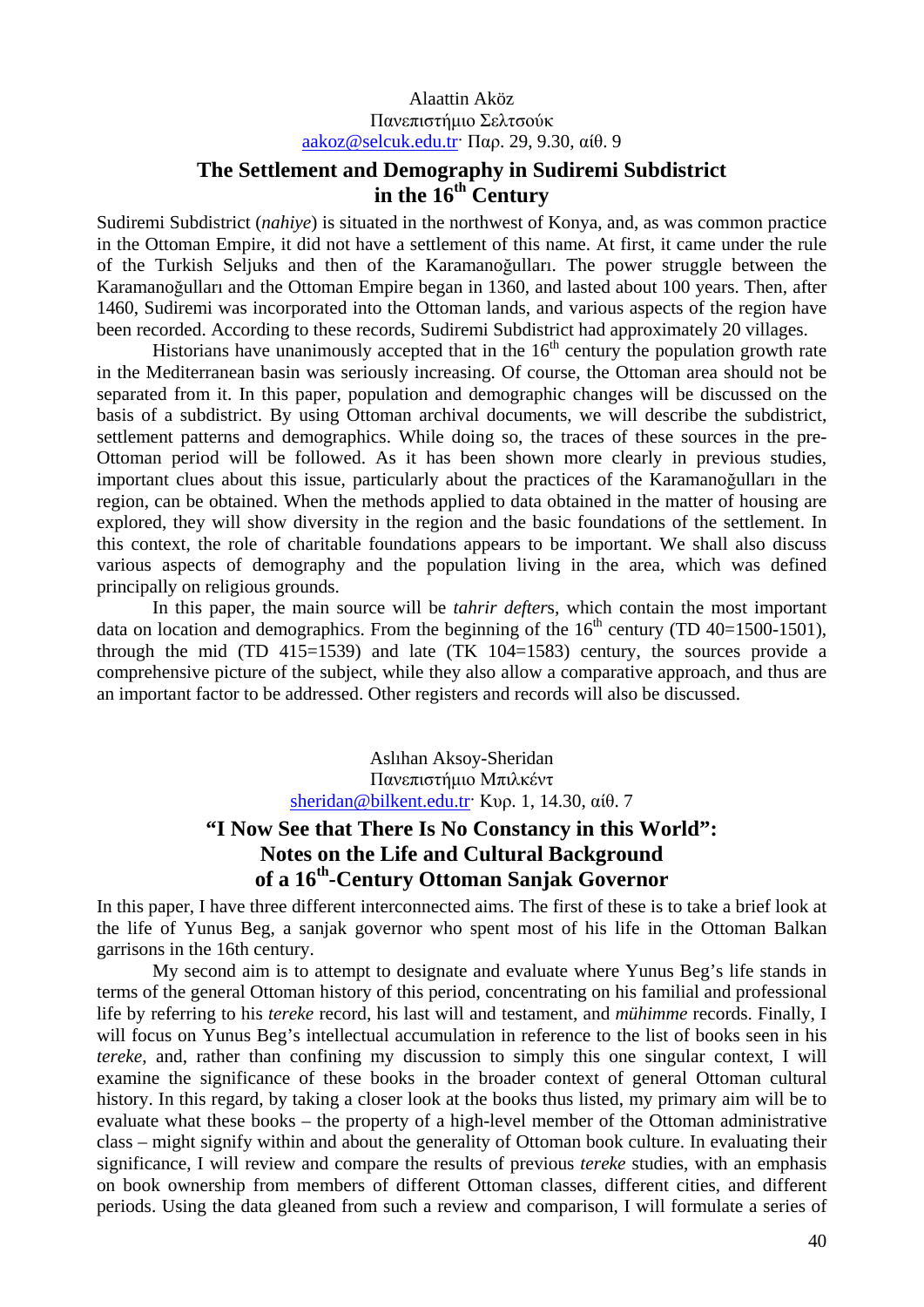Alaattin Aköz
Πανεπιστήμιο Σελτσούκ
aakoz@selcuk.edu.tr· Παρ. 29, 9.30, αίθ. 9

## The Settlement and Demography in Sudiremi Subdistrict in the 16th Century

Sudiremi Subdistrict (*nahiye*) is situated in the northwest of Konya, and, as was common practice in the Ottoman Empire, it did not have a settlement of this name. At first, it came under the rule of the Turkish Seljuks and then of the Karamanoğulları. The power struggle between the Karamanoğulları and the Ottoman Empire began in 1360, and lasted about 100 years. Then, after 1460, Sudiremi was incorporated into the Ottoman lands, and various aspects of the region have been recorded. According to these records, Sudiremi Subdistrict had approximately 20 villages.

Historians have unanimously accepted that in the 16th century the population growth rate in the Mediterranean basin was seriously increasing. Of course, the Ottoman area should not be separated from it. In this paper, population and demographic changes will be discussed on the basis of a subdistrict. By using Ottoman archival documents, we will describe the subdistrict, settlement patterns and demographics. While doing so, the traces of these sources in the pre-Ottoman period will be followed. As it has been shown more clearly in previous studies, important clues about this issue, particularly about the practices of the Karamanoğulları in the region, can be obtained. When the methods applied to data obtained in the matter of housing are explored, they will show diversity in the region and the basic foundations of the settlement. In this context, the role of charitable foundations appears to be important. We shall also discuss various aspects of demography and the population living in the area, which was defined principally on religious grounds.

In this paper, the main source will be *tahrir defter*s, which contain the most important data on location and demographics. From the beginning of the 16th century (TD 40=1500-1501), through the mid (TD 415=1539) and late (TK 104=1583) century, the sources provide a comprehensive picture of the subject, while they also allow a comparative approach, and thus are an important factor to be addressed. Other registers and records will also be discussed.

Aslıhan Aksoy-Sheridan
Πανεπιστήμιο Μπιλκέντ
sheridan@bilkent.edu.tr· Κυρ. 1, 14.30, αίθ. 7

## "I Now See that There Is No Constancy in this World": Notes on the Life and Cultural Background of a 16th-Century Ottoman Sanjak Governor

In this paper, I have three different interconnected aims. The first of these is to take a brief look at the life of Yunus Beg, a sanjak governor who spent most of his life in the Ottoman Balkan garrisons in the 16th century.

My second aim is to attempt to designate and evaluate where Yunus Beg's life stands in terms of the general Ottoman history of this period, concentrating on his familial and professional life by referring to his *tereke* record, his last will and testament, and *mühimme* records. Finally, I will focus on Yunus Beg's intellectual accumulation in reference to the list of books seen in his *tereke*, and, rather than confining my discussion to simply this one singular context, I will examine the significance of these books in the broader context of general Ottoman cultural history. In this regard, by taking a closer look at the books thus listed, my primary aim will be to evaluate what these books – the property of a high-level member of the Ottoman administrative class – might signify within and about the generality of Ottoman book culture. In evaluating their significance, I will review and compare the results of previous *tereke* studies, with an emphasis on book ownership from members of different Ottoman classes, different cities, and different periods. Using the data gleaned from such a review and comparison, I will formulate a series of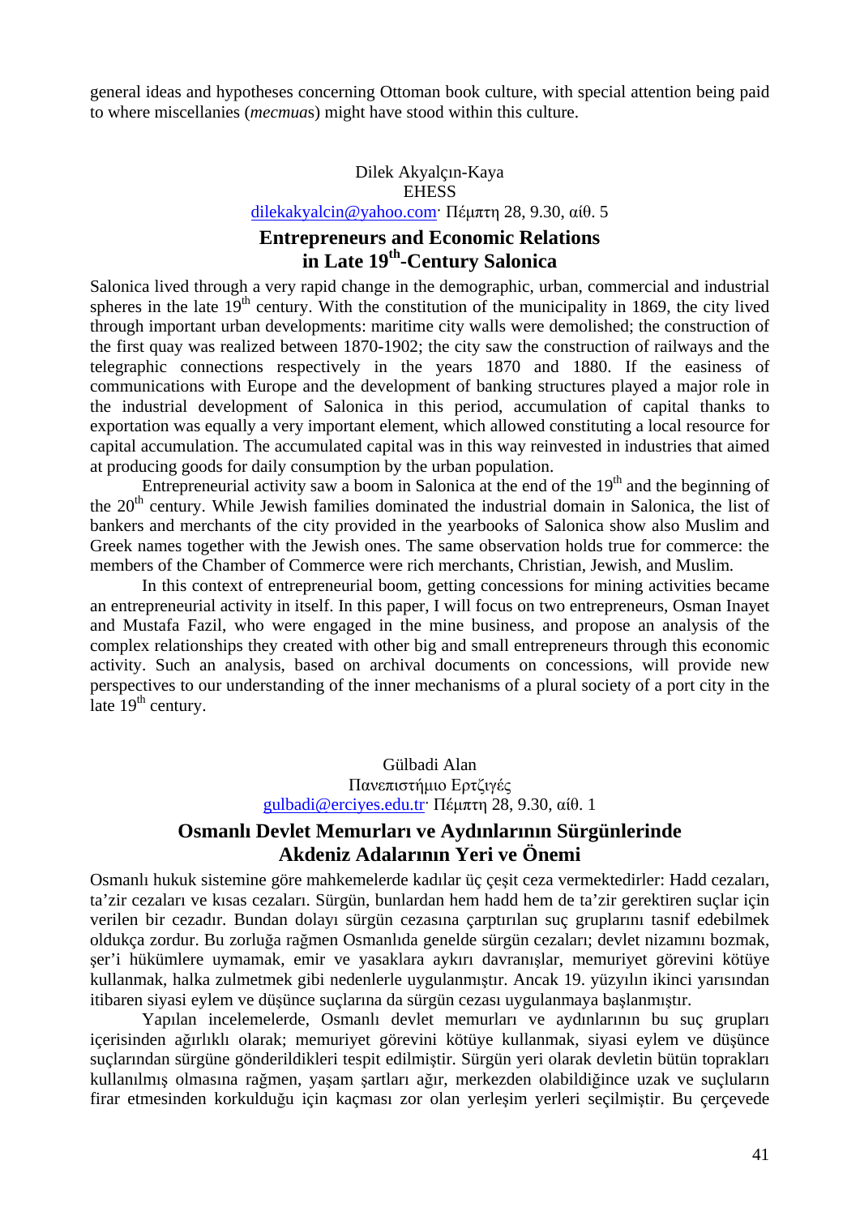general ideas and hypotheses concerning Ottoman book culture, with special attention being paid to where miscellanies (*mecmua*s) might have stood within this culture.

Dilek Akyalçın-Kaya
EHESS
dilekakyalcin@yahoo.com· Πέμπτη 28, 9.30, αίθ. 5

## Entrepreneurs and Economic Relations in Late 19th-Century Salonica

Salonica lived through a very rapid change in the demographic, urban, commercial and industrial spheres in the late 19th century. With the constitution of the municipality in 1869, the city lived through important urban developments: maritime city walls were demolished; the construction of the first quay was realized between 1870-1902; the city saw the construction of railways and the telegraphic connections respectively in the years 1870 and 1880. If the easiness of communications with Europe and the development of banking structures played a major role in the industrial development of Salonica in this period, accumulation of capital thanks to exportation was equally a very important element, which allowed constituting a local resource for capital accumulation. The accumulated capital was in this way reinvested in industries that aimed at producing goods for daily consumption by the urban population.

Entrepreneurial activity saw a boom in Salonica at the end of the 19th and the beginning of the 20th century. While Jewish families dominated the industrial domain in Salonica, the list of bankers and merchants of the city provided in the yearbooks of Salonica show also Muslim and Greek names together with the Jewish ones. The same observation holds true for commerce: the members of the Chamber of Commerce were rich merchants, Christian, Jewish, and Muslim.

In this context of entrepreneurial boom, getting concessions for mining activities became an entrepreneurial activity in itself. In this paper, I will focus on two entrepreneurs, Osman Inayet and Mustafa Fazil, who were engaged in the mine business, and propose an analysis of the complex relationships they created with other big and small entrepreneurs through this economic activity. Such an analysis, based on archival documents on concessions, will provide new perspectives to our understanding of the inner mechanisms of a plural society of a port city in the late 19th century.

Gülbadi Alan
Πανεπιστήμιο Ερτζιγές
gulbadi@erciyes.edu.tr· Πέμπτη 28, 9.30, αίθ. 1

## Osmanlı Devlet Memurları ve Aydınlarının Sürgünlerinde Akdeniz Adalarının Yeri ve Önemi

Osmanlı hukuk sistemine göre mahkemelerde kadılar üç çeşit ceza vermektedirler: Hadd cezaları, ta'zir cezaları ve kısas cezaları. Sürgün, bunlardan hem hadd hem de ta'zir gerektiren suçlar için verilen bir cezadır. Bundan dolayı sürgün cezasına çarptırılan suç gruplarını tasnif edebilmek oldukça zordur. Bu zorluğa rağmen Osmanlıda genelde sürgün cezaları; devlet nizamını bozmak, şer'i hükümlere uymamak, emir ve yasaklara aykırı davranışlar, memuriyet görevini kötüye kullanmak, halka zulmetmek gibi nedenlerle uygulanmıştır. Ancak 19. yüzyılın ikinci yarısından itibaren siyasi eylem ve düşünce suçlarına da sürgün cezası uygulanmaya başlanmıştır.

Yapılan incelemelerde, Osmanlı devlet memurları ve aydınlarının bu suç grupları içerisinden ağırlıklı olarak; memuriyet görevini kötüye kullanmak, siyasi eylem ve düşünce suçlarından sürgüne gönderildikleri tespit edilmiştir. Sürgün yeri olarak devletin bütün toprakları kullanılmış olmasına rağmen, yaşam şartları ağır, merkezden olabildiğince uzak ve suçluların firar etmesinden korkulduğu için kaçması zor olan yerleşim yerleri seçilmiştir. Bu çerçevede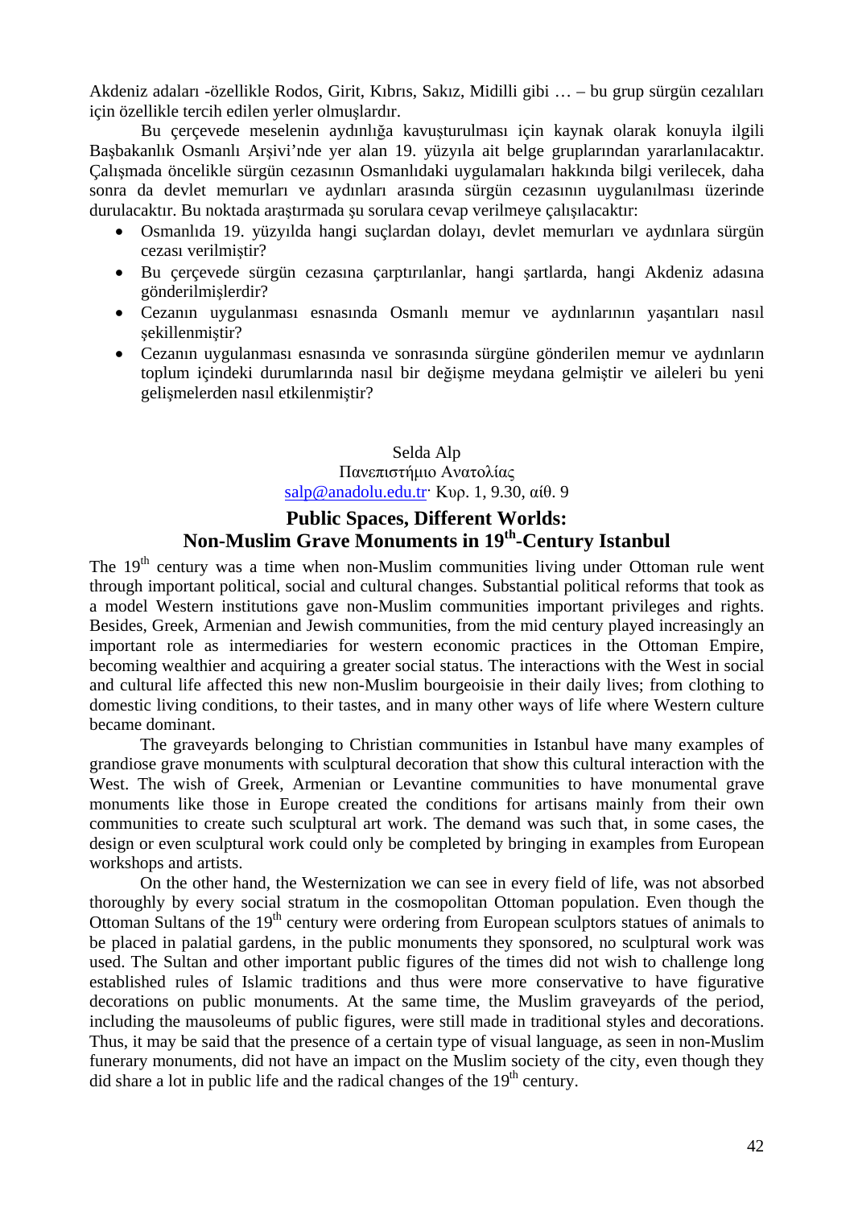Akdeniz adaları -özellikle Rodos, Girit, Kıbrıs, Sakız, Midilli gibi … – bu grup sürgün cezalıları için özellikle tercih edilen yerler olmuşlardır.

Bu çerçevede meselenin aydınlığa kavuşturulması için kaynak olarak konuyla ilgili Başbakanlık Osmanlı Arşivi'nde yer alan 19. yüzyıla ait belge gruplarından yararlanılacaktır. Çalışmada öncelikle sürgün cezasının Osmanlıdaki uygulamaları hakkında bilgi verilecek, daha sonra da devlet memurları ve aydınları arasında sürgün cezasının uygulanılması üzerinde durulacaktır. Bu noktada araştırmada şu sorulara cevap verilmeye çalışılacaktır:

- Osmanlıda 19. yüzyılda hangi suçlardan dolayı, devlet memurları ve aydınlara sürgün cezası verilmiştir?
- Bu çerçevede sürgün cezasına çarptırılanlar, hangi şartlarda, hangi Akdeniz adasına gönderilmişlerdir?
- Cezanın uygulanması esnasında Osmanlı memur ve aydınlarının yaşantıları nasıl şekillenmiştir?
- Cezanın uygulanması esnasında ve sonrasında sürgüne gönderilen memur ve aydınların toplum içindeki durumlarında nasıl bir değişme meydana gelmiştir ve aileleri bu yeni gelişmelerden nasıl etkilenmiştir?

Selda Alp
Πανεπιστήμιο Ανατολίας
salp@anadolu.edu.tr· Κυρ. 1, 9.30, αίθ. 9

## Public Spaces, Different Worlds: Non-Muslim Grave Monuments in 19th-Century Istanbul

The 19th century was a time when non-Muslim communities living under Ottoman rule went through important political, social and cultural changes. Substantial political reforms that took as a model Western institutions gave non-Muslim communities important privileges and rights. Besides, Greek, Armenian and Jewish communities, from the mid century played increasingly an important role as intermediaries for western economic practices in the Ottoman Empire, becoming wealthier and acquiring a greater social status. The interactions with the West in social and cultural life affected this new non-Muslim bourgeoisie in their daily lives; from clothing to domestic living conditions, to their tastes, and in many other ways of life where Western culture became dominant.

The graveyards belonging to Christian communities in Istanbul have many examples of grandiose grave monuments with sculptural decoration that show this cultural interaction with the West. The wish of Greek, Armenian or Levantine communities to have monumental grave monuments like those in Europe created the conditions for artisans mainly from their own communities to create such sculptural art work. The demand was such that, in some cases, the design or even sculptural work could only be completed by bringing in examples from European workshops and artists.

On the other hand, the Westernization we can see in every field of life, was not absorbed thoroughly by every social stratum in the cosmopolitan Ottoman population. Even though the Ottoman Sultans of the 19th century were ordering from European sculptors statues of animals to be placed in palatial gardens, in the public monuments they sponsored, no sculptural work was used. The Sultan and other important public figures of the times did not wish to challenge long established rules of Islamic traditions and thus were more conservative to have figurative decorations on public monuments. At the same time, the Muslim graveyards of the period, including the mausoleums of public figures, were still made in traditional styles and decorations. Thus, it may be said that the presence of a certain type of visual language, as seen in non-Muslim funerary monuments, did not have an impact on the Muslim society of the city, even though they did share a lot in public life and the radical changes of the 19th century.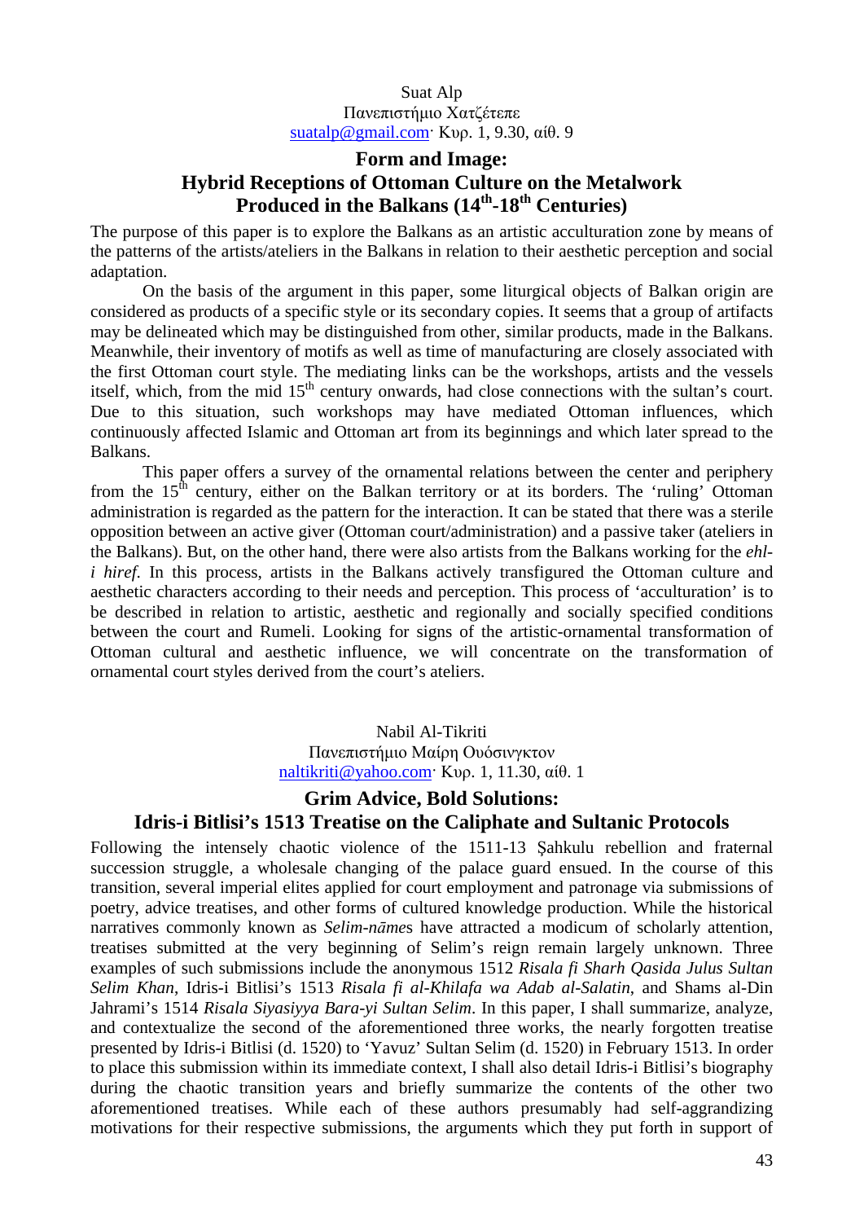Suat Alp
Πανεπιστήμιο Χατζέτεπε
suatalp@gmail.com· Κυρ. 1, 9.30, αίθ. 9

## Form and Image: Hybrid Receptions of Ottoman Culture on the Metalwork Produced in the Balkans (14th-18th Centuries)

The purpose of this paper is to explore the Balkans as an artistic acculturation zone by means of the patterns of the artists/ateliers in the Balkans in relation to their aesthetic perception and social adaptation.

On the basis of the argument in this paper, some liturgical objects of Balkan origin are considered as products of a specific style or its secondary copies. It seems that a group of artifacts may be delineated which may be distinguished from other, similar products, made in the Balkans. Meanwhile, their inventory of motifs as well as time of manufacturing are closely associated with the first Ottoman court style. The mediating links can be the workshops, artists and the vessels itself, which, from the mid 15th century onwards, had close connections with the sultan's court. Due to this situation, such workshops may have mediated Ottoman influences, which continuously affected Islamic and Ottoman art from its beginnings and which later spread to the Balkans.

This paper offers a survey of the ornamental relations between the center and periphery from the 15th century, either on the Balkan territory or at its borders. The 'ruling' Ottoman administration is regarded as the pattern for the interaction. It can be stated that there was a sterile opposition between an active giver (Ottoman court/administration) and a passive taker (ateliers in the Balkans). But, on the other hand, there were also artists from the Balkans working for the *ehl-i hiref*. In this process, artists in the Balkans actively transfigured the Ottoman culture and aesthetic characters according to their needs and perception. This process of 'acculturation' is to be described in relation to artistic, aesthetic and regionally and socially specified conditions between the court and Rumeli. Looking for signs of the artistic-ornamental transformation of Ottoman cultural and aesthetic influence, we will concentrate on the transformation of ornamental court styles derived from the court's ateliers.

Nabil Al-Tikriti
Πανεπιστήμιο Μαίρη Ουόσινγκτον
naltikriti@yahoo.com· Κυρ. 1, 11.30, αίθ. 1

## Grim Advice, Bold Solutions: Idris-i Bitlisi's 1513 Treatise on the Caliphate and Sultanic Protocols

Following the intensely chaotic violence of the 1511-13 Şahkulu rebellion and fraternal succession struggle, a wholesale changing of the palace guard ensued. In the course of this transition, several imperial elites applied for court employment and patronage via submissions of poetry, advice treatises, and other forms of cultured knowledge production. While the historical narratives commonly known as *Selim-nāme*s have attracted a modicum of scholarly attention, treatises submitted at the very beginning of Selim's reign remain largely unknown. Three examples of such submissions include the anonymous 1512 *Risala fi Sharh Qasida Julus Sultan Selim Khan*, Idris-i Bitlisi's 1513 *Risala fi al-Khilafa wa Adab al-Salatin*, and Shams al-Din Jahrami's 1514 *Risala Siyasiyya Bara-yi Sultan Selim*. In this paper, I shall summarize, analyze, and contextualize the second of the aforementioned three works, the nearly forgotten treatise presented by Idris-i Bitlisi (d. 1520) to 'Yavuz' Sultan Selim (d. 1520) in February 1513. In order to place this submission within its immediate context, I shall also detail Idris-i Bitlisi's biography during the chaotic transition years and briefly summarize the contents of the other two aforementioned treatises. While each of these authors presumably had self-aggrandizing motivations for their respective submissions, the arguments which they put forth in support of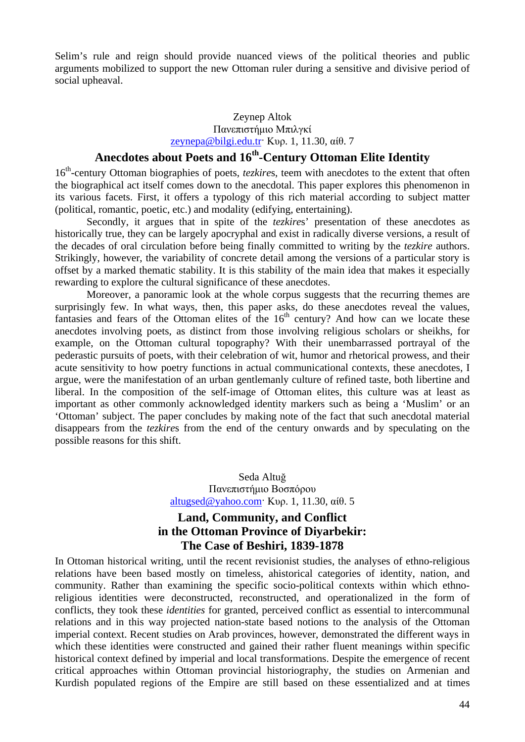Selim's rule and reign should provide nuanced views of the political theories and public arguments mobilized to support the new Ottoman ruler during a sensitive and divisive period of social upheaval.

Zeynep Altok
Πανεπιστήμιο Μπιλγκί
zeynepa@bilgi.edu.tr· Κυρ. 1, 11.30, αίθ. 7

## Anecdotes about Poets and 16th-Century Ottoman Elite Identity

16th-century Ottoman biographies of poets, *tezkire*s, teem with anecdotes to the extent that often the biographical act itself comes down to the anecdotal. This paper explores this phenomenon in its various facets. First, it offers a typology of this rich material according to subject matter (political, romantic, poetic, etc.) and modality (edifying, entertaining).

Secondly, it argues that in spite of the *tezkire*s' presentation of these anecdotes as historically true, they can be largely apocryphal and exist in radically diverse versions, a result of the decades of oral circulation before being finally committed to writing by the *tezkire* authors. Strikingly, however, the variability of concrete detail among the versions of a particular story is offset by a marked thematic stability. It is this stability of the main idea that makes it especially rewarding to explore the cultural significance of these anecdotes.

Moreover, a panoramic look at the whole corpus suggests that the recurring themes are surprisingly few. In what ways, then, this paper asks, do these anecdotes reveal the values, fantasies and fears of the Ottoman elites of the 16th century? And how can we locate these anecdotes involving poets, as distinct from those involving religious scholars or sheikhs, for example, on the Ottoman cultural topography? With their unembarrassed portrayal of the pederastic pursuits of poets, with their celebration of wit, humor and rhetorical prowess, and their acute sensitivity to how poetry functions in actual communicational contexts, these anecdotes, I argue, were the manifestation of an urban gentlemanly culture of refined taste, both libertine and liberal. In the composition of the self-image of Ottoman elites, this culture was at least as important as other commonly acknowledged identity markers such as being a 'Muslim' or an 'Ottoman' subject. The paper concludes by making note of the fact that such anecdotal material disappears from the *tezkire*s from the end of the century onwards and by speculating on the possible reasons for this shift.

Seda Altuğ
Πανεπιστήμιο Βοσπόρου
altugsed@yahoo.com· Κυρ. 1, 11.30, αίθ. 5

## Land, Community, and Conflict in the Ottoman Province of Diyarbekir: The Case of Beshiri, 1839-1878

In Ottoman historical writing, until the recent revisionist studies, the analyses of ethno-religious relations have been based mostly on timeless, ahistorical categories of identity, nation, and community. Rather than examining the specific socio-political contexts within which ethno-religious identities were deconstructed, reconstructed, and operationalized in the form of conflicts, they took these *identities* for granted, perceived conflict as essential to intercommunal relations and in this way projected nation-state based notions to the analysis of the Ottoman imperial context. Recent studies on Arab provinces, however, demonstrated the different ways in which these identities were constructed and gained their rather fluent meanings within specific historical context defined by imperial and local transformations. Despite the emergence of recent critical approaches within Ottoman provincial historiography, the studies on Armenian and Kurdish populated regions of the Empire are still based on these essentialized and at times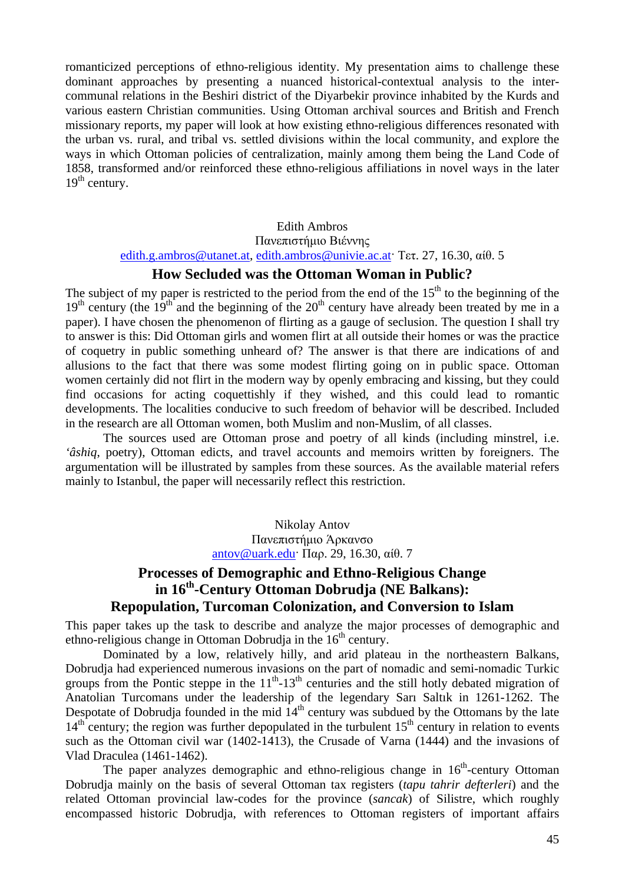romanticized perceptions of ethno-religious identity. My presentation aims to challenge these dominant approaches by presenting a nuanced historical-contextual analysis to the inter-communal relations in the Beshiri district of the Diyarbekir province inhabited by the Kurds and various eastern Christian communities. Using Ottoman archival sources and British and French missionary reports, my paper will look at how existing ethno-religious differences resonated with the urban vs. rural, and tribal vs. settled divisions within the local community, and explore the ways in which Ottoman policies of centralization, mainly among them being the Land Code of 1858, transformed and/or reinforced these ethno-religious affiliations in novel ways in the later 19th century.

Edith Ambros

Πανεπιστήμιο Βιέννης

edith.g.ambros@utanet.at, edith.ambros@univie.ac.at· Τετ. 27, 16.30, αίθ. 5

### How Secluded was the Ottoman Woman in Public?

The subject of my paper is restricted to the period from the end of the 15th to the beginning of the 19th century (the 19th and the beginning of the 20th century have already been treated by me in a paper). I have chosen the phenomenon of flirting as a gauge of seclusion. The question I shall try to answer is this: Did Ottoman girls and women flirt at all outside their homes or was the practice of coquetry in public something unheard of? The answer is that there are indications of and allusions to the fact that there was some modest flirting going on in public space. Ottoman women certainly did not flirt in the modern way by openly embracing and kissing, but they could find occasions for acting coquettishly if they wished, and this could lead to romantic developments. The localities conducive to such freedom of behavior will be described. Included in the research are all Ottoman women, both Muslim and non-Muslim, of all classes.

The sources used are Ottoman prose and poetry of all kinds (including minstrel, i.e. *'âshiq*, poetry), Ottoman edicts, and travel accounts and memoirs written by foreigners. The argumentation will be illustrated by samples from these sources. As the available material refers mainly to Istanbul, the paper will necessarily reflect this restriction.

Nikolay Antov

Πανεπιστήμιο Άρκανσο

antov@uark.edu· Παρ. 29, 16.30, αίθ. 7

### Processes of Demographic and Ethno-Religious Change in 16th-Century Ottoman Dobrudja (NE Balkans): Repopulation, Turcoman Colonization, and Conversion to Islam

This paper takes up the task to describe and analyze the major processes of demographic and ethno-religious change in Ottoman Dobrudja in the 16th century.

Dominated by a low, relatively hilly, and arid plateau in the northeastern Balkans, Dobrudja had experienced numerous invasions on the part of nomadic and semi-nomadic Turkic groups from the Pontic steppe in the 11th-13th centuries and the still hotly debated migration of Anatolian Turcomans under the leadership of the legendary Sarı Saltık in 1261-1262. The Despotate of Dobrudja founded in the mid 14th century was subdued by the Ottomans by the late 14th century; the region was further depopulated in the turbulent 15th century in relation to events such as the Ottoman civil war (1402-1413), the Crusade of Varna (1444) and the invasions of Vlad Draculea (1461-1462).

The paper analyzes demographic and ethno-religious change in 16th-century Ottoman Dobrudja mainly on the basis of several Ottoman tax registers (*tapu tahrir defterleri*) and the related Ottoman provincial law-codes for the province (*sancak*) of Silistre, which roughly encompassed historic Dobrudja, with references to Ottoman registers of important affairs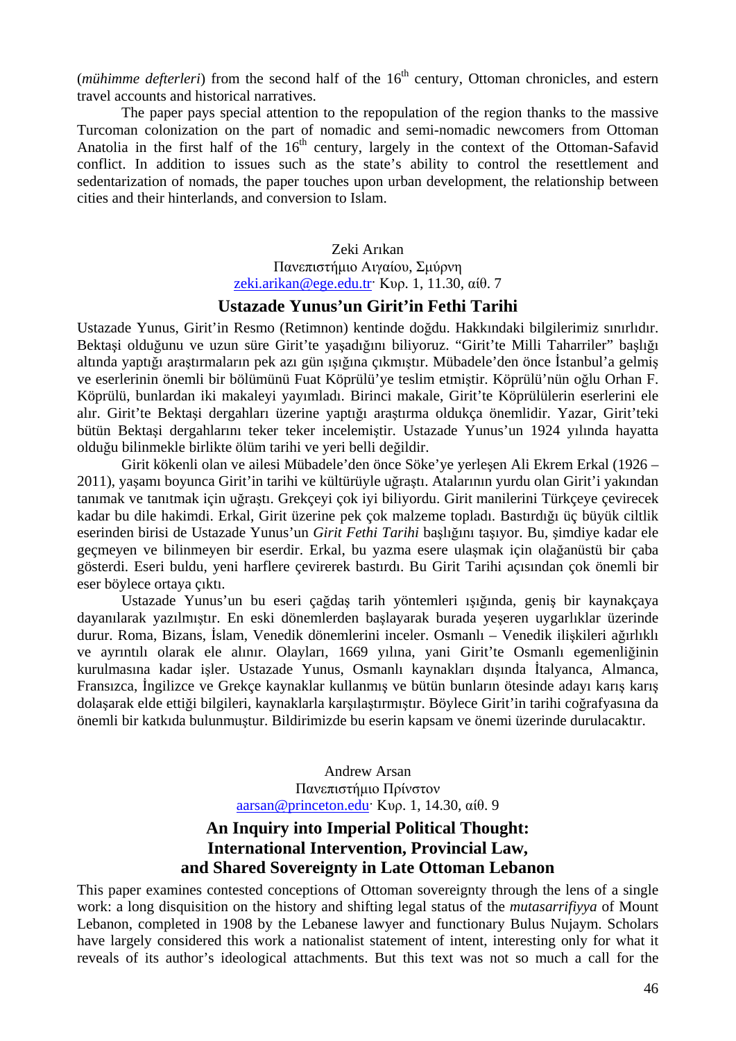(*mühimme defterleri*) from the second half of the 16th century, Ottoman chronicles, and estern travel accounts and historical narratives.

The paper pays special attention to the repopulation of the region thanks to the massive Turcoman colonization on the part of nomadic and semi-nomadic newcomers from Ottoman Anatolia in the first half of the 16th century, largely in the context of the Ottoman-Safavid conflict. In addition to issues such as the state's ability to control the resettlement and sedentarization of nomads, the paper touches upon urban development, the relationship between cities and their hinterlands, and conversion to Islam.

Zeki Arıkan
Πανεπιστήμιο Αιγαίου, Σμύρνη
zeki.arikan@ege.edu.tr· Κυρ. 1, 11.30, αίθ. 7

### Ustazade Yunus'un Girit'in Fethi Tarihi

Ustazade Yunus, Girit'in Resmo (Retimnon) kentinde doğdu. Hakkındaki bilgilerimiz sınırlıdır. Bektaşi olduğunu ve uzun süre Girit'te yaşadığını biliyoruz. "Girit'te Milli Taharriler" başlığı altında yaptığı araştırmaların pek azı gün ışığına çıkmıştır. Mübadele'den önce İstanbul'a gelmiş ve eserlerinin önemli bir bölümünü Fuat Köprülü'ye teslim etmiştir. Köprülü'nün oğlu Orhan F. Köprülü, bunlardan iki makaleyi yayımladı. Birinci makale, Girit'te Köprülülerin eserlerini ele alır. Girit'te Bektaşi dergahları üzerine yaptığı araştırma oldukça önemlidir. Yazar, Girit'teki bütün Bektaşi dergahlarını teker teker incelemiştir. Ustazade Yunus'un 1924 yılında hayatta olduğu bilinmekle birlikte ölüm tarihi ve yeri belli değildir.

Girit kökenli olan ve ailesi Mübadele'den önce Söke'ye yerleşen Ali Ekrem Erkal (1926 – 2011), yaşamı boyunca Girit'in tarihi ve kültürüyle uğraştı. Atalarının yurdu olan Girit'i yakından tanımak ve tanıtmak için uğraştı. Grekçeyi çok iyi biliyordu. Girit manilerini Türkçeye çevirecek kadar bu dile hakimdi. Erkal, Girit üzerine pek çok malzeme topladı. Bastırdığı üç büyük ciltlik eserinden birisi de Ustazade Yunus'un *Girit Fethi Tarihi* başlığını taşıyor. Bu, şimdiye kadar ele geçmeyen ve bilinmeyen bir eserdir. Erkal, bu yazma esere ulaşmak için olağanüstü bir çaba gösterdi. Eseri buldu, yeni harflere çevirerek bastırdı. Bu Girit Tarihi açısından çok önemli bir eser böylece ortaya çıktı.

Ustazade Yunus'un bu eseri çağdaş tarih yöntemleri ışığında, geniş bir kaynakçaya dayanılarak yazılmıştır. En eski dönemlerden başlayarak burada yeşeren uygarlıklar üzerinde durur. Roma, Bizans, İslam, Venedik dönemlerini inceler. Osmanlı – Venedik ilişkileri ağırlıklı ve ayrıntılı olarak ele alınır. Olayları, 1669 yılına, yani Girit'te Osmanlı egemenliğinin kurulmasına kadar işler. Ustazade Yunus, Osmanlı kaynakları dışında İtalyanca, Almanca, Fransızca, İngilizce ve Grekçe kaynaklar kullanmış ve bütün bunların ötesinde adayı karış karış dolaşarak elde ettiği bilgileri, kaynaklarla karşılaştırmıştır. Böylece Girit'in tarihi coğrafyasına da önemli bir katkıda bulunmuştur. Bildirimizde bu eserin kapsam ve önemi üzerinde durulacaktır.

Andrew Arsan
Πανεπιστήμιο Πρίνστον
aarsan@princeton.edu· Κυρ. 1, 14.30, αίθ. 9

### An Inquiry into Imperial Political Thought: International Intervention, Provincial Law, and Shared Sovereignty in Late Ottoman Lebanon

This paper examines contested conceptions of Ottoman sovereignty through the lens of a single work: a long disquisition on the history and shifting legal status of the *mutasarrifiyya* of Mount Lebanon, completed in 1908 by the Lebanese lawyer and functionary Bulus Nujaym. Scholars have largely considered this work a nationalist statement of intent, interesting only for what it reveals of its author's ideological attachments. But this text was not so much a call for the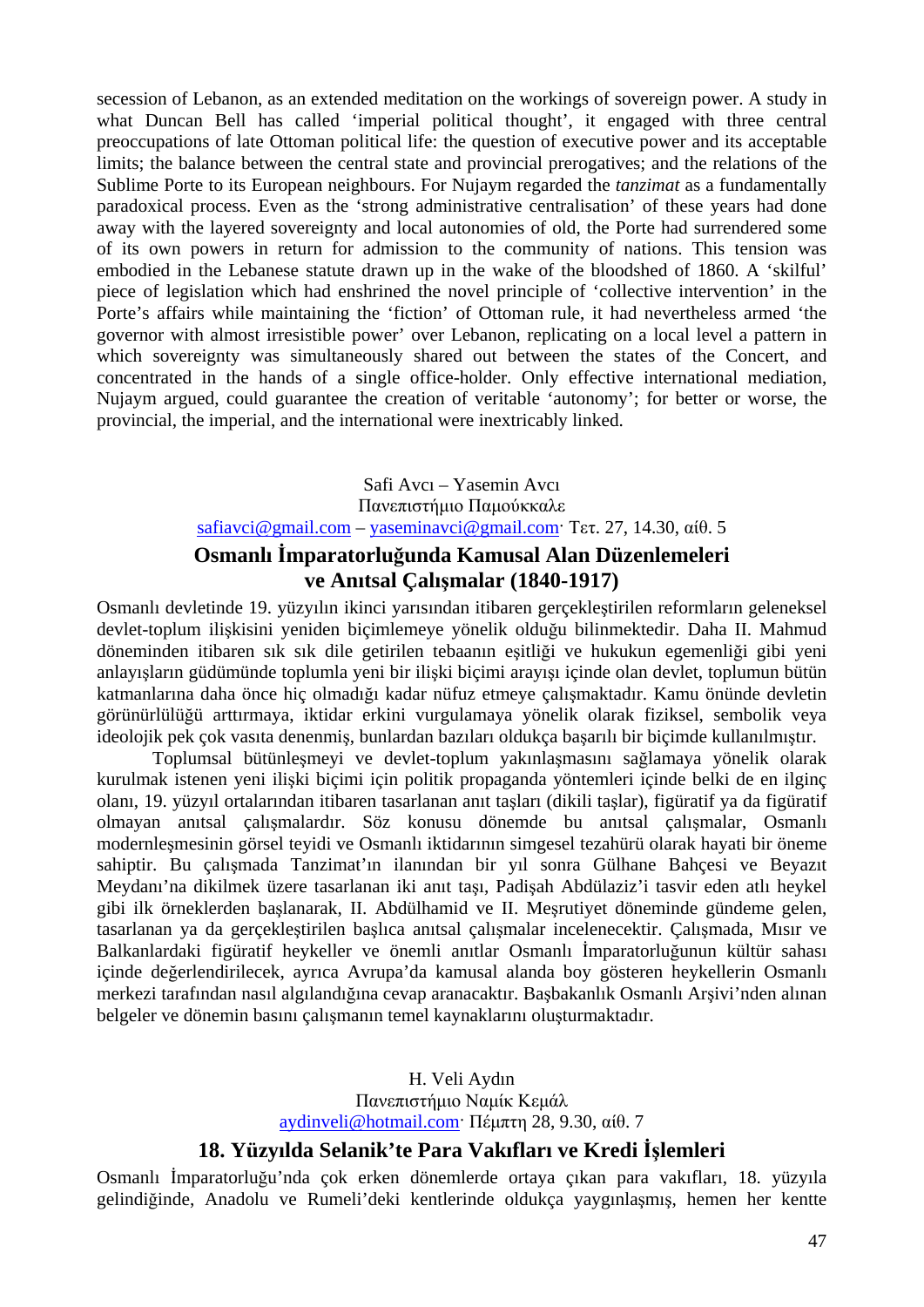secession of Lebanon, as an extended meditation on the workings of sovereign power. A study in what Duncan Bell has called 'imperial political thought', it engaged with three central preoccupations of late Ottoman political life: the question of executive power and its acceptable limits; the balance between the central state and provincial prerogatives; and the relations of the Sublime Porte to its European neighbours. For Nujaym regarded the *tanzimat* as a fundamentally paradoxical process. Even as the 'strong administrative centralisation' of these years had done away with the layered sovereignty and local autonomies of old, the Porte had surrendered some of its own powers in return for admission to the community of nations. This tension was embodied in the Lebanese statute drawn up in the wake of the bloodshed of 1860. A 'skilful' piece of legislation which had enshrined the novel principle of 'collective intervention' in the Porte's affairs while maintaining the 'fiction' of Ottoman rule, it had nevertheless armed 'the governor with almost irresistible power' over Lebanon, replicating on a local level a pattern in which sovereignty was simultaneously shared out between the states of the Concert, and concentrated in the hands of a single office-holder. Only effective international mediation, Nujaym argued, could guarantee the creation of veritable 'autonomy'; for better or worse, the provincial, the imperial, and the international were inextricably linked.

Safi Avcı – Yasemin Avcı
Πανεπιστήμιο Παμούκκαλε
safiavci@gmail.com – yaseminavci@gmail.com· Τετ. 27, 14.30, αίθ. 5

## Osmanlı İmparatorluğunda Kamusal Alan Düzenlemeleri ve Anıtsal Çalışmalar (1840-1917)

Osmanlı devletinde 19. yüzyılın ikinci yarısından itibaren gerçekleştirilen reformların geleneksel devlet-toplum ilişkisini yeniden biçimlemeye yönelik olduğu bilinmektedir. Daha II. Mahmud döneminden itibaren sık sık dile getirilen tebaanın eşitliği ve hukukun egemenliği gibi yeni anlayışların güdümünde toplumla yeni bir ilişki biçimi arayışı içinde olan devlet, toplumun bütün katmanlarına daha önce hiç olmadığı kadar nüfuz etmeye çalışmaktadır. Kamu önünde devletin görünürlülüğü arttırmaya, iktidar erkini vurgulamaya yönelik olarak fiziksel, sembolik veya ideolojik pek çok vasıta denenmiş, bunlardan bazıları oldukça başarılı bir biçimde kullanılmıştır.

Toplumsal bütünleşmeyi ve devlet-toplum yakınlaşmasını sağlamaya yönelik olarak kurulmak istenen yeni ilişki biçimi için politik propaganda yöntemleri içinde belki de en ilginç olanı, 19. yüzyıl ortalarından itibaren tasarlanan anıt taşları (dikili taşlar), figüratif ya da figüratif olmayan anıtsal çalışmalardır. Söz konusu dönemde bu anıtsal çalışmalar, Osmanlı modernleşmesinin görsel teyidi ve Osmanlı iktidarının simgesel tezahürü olarak hayati bir öneme sahiptir. Bu çalışmada Tanzimat'ın ilanından bir yıl sonra Gülhane Bahçesi ve Beyazıt Meydanı'na dikilmek üzere tasarlanan iki anıt taşı, Padişah Abdülaziz'i tasvir eden atlı heykel gibi ilk örneklerden başlanarak, II. Abdülhamid ve II. Meşrutiyet döneminde gündeme gelen, tasarlanan ya da gerçekleştirilen başlıca anıtsal çalışmalar incelenecektir. Çalışmada, Mısır ve Balkanlardaki figüratif heykeller ve önemli anıtlar Osmanlı İmparatorluğunun kültür sahası içinde değerlendirilecek, ayrıca Avrupa'da kamusal alanda boy gösteren heykellerin Osmanlı merkezi tarafından nasıl algılandığına cevap aranacaktır. Başbakanlık Osmanlı Arşivi'nden alınan belgeler ve dönemin basını çalışmanın temel kaynaklarını oluşturmaktadır.

H. Veli Aydın
Πανεπιστήμιο Ναμίκ Κεμάλ
aydinveli@hotmail.com· Πέμπτη 28, 9.30, αίθ. 7

## 18. Yüzyılda Selanik'te Para Vakıfları ve Kredi İşlemleri

Osmanlı İmparatorluğu'nda çok erken dönemlerde ortaya çıkan para vakıfları, 18. yüzyıla gelindiğinde, Anadolu ve Rumeli'deki kentlerinde oldukça yaygınlaşmış, hemen her kentte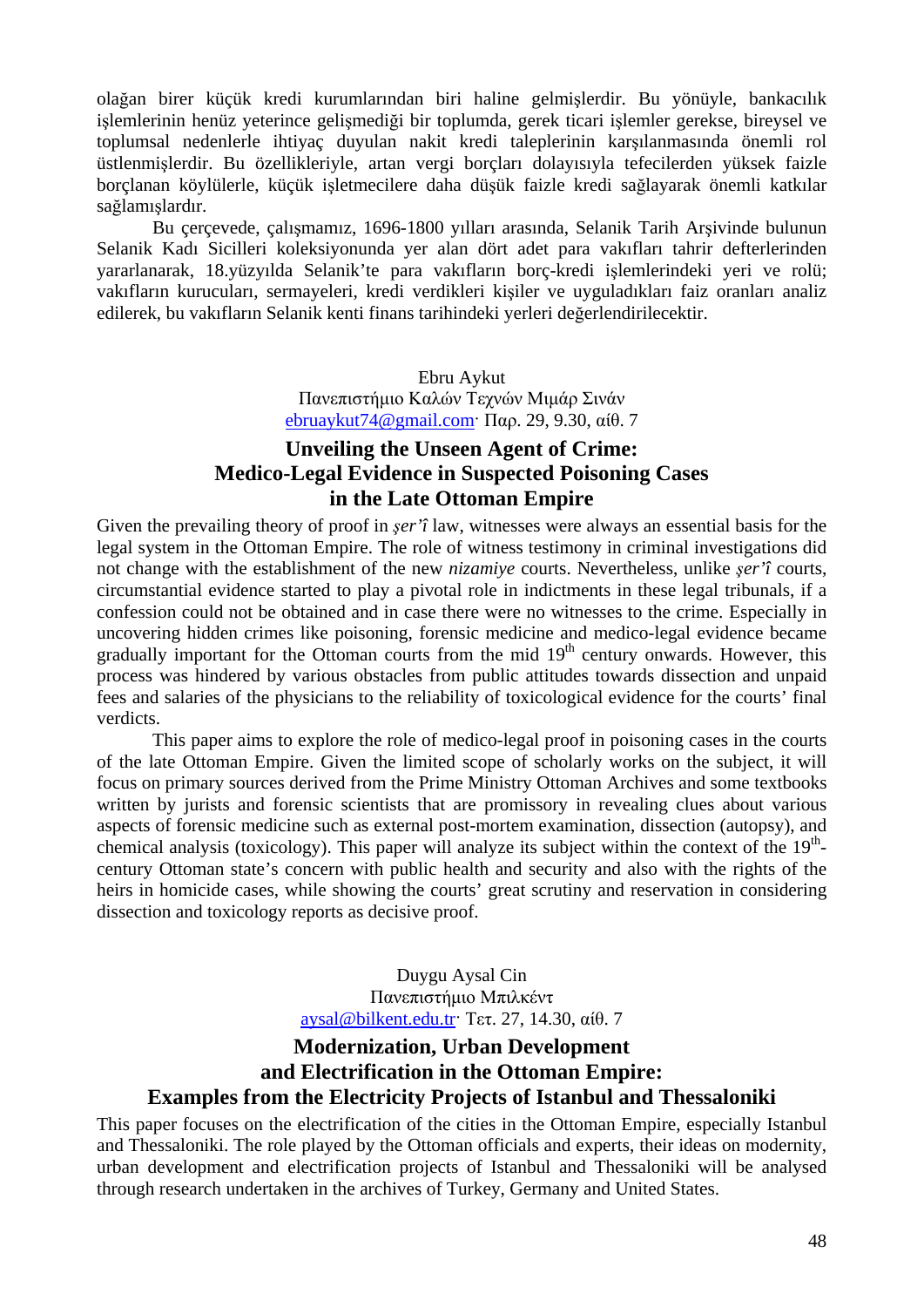olağan birer küçük kredi kurumlarından biri haline gelmişlerdir. Bu yönüyle, bankacılık işlemlerinin henüz yeterince gelişmediği bir toplumda, gerek ticari işlemler gerekse, bireysel ve toplumsal nedenlerle ihtiyaç duyulan nakit kredi taleplerinin karşılanmasında önemli rol üstlenmişlerdir. Bu özellikleriyle, artan vergi borçları dolayısıyla tefecilerden yüksek faizle borçlanan köylülerle, küçük işletmecilere daha düşük faizle kredi sağlayarak önemli katkılar sağlamışlardır.

Bu çerçevede, çalışmamız, 1696-1800 yılları arasında, Selanik Tarih Arşivinde bulunun Selanik Kadı Sicilleri koleksiyonunda yer alan dört adet para vakıfları tahrir defterlerinden yararlanarak, 18.yüzyılda Selanik'te para vakıfların borç-kredi işlemlerindeki yeri ve rolü; vakıfların kurucuları, sermayeleri, kredi verdikleri kişiler ve uyguladıkları faiz oranları analiz edilerek, bu vakıfların Selanik kenti finans tarihindeki yerleri değerlendirilecektir.

Ebru Aykut
Πανεπιστήμιο Καλών Τεχνών Μιμάρ Σινάν
ebruaykut74@gmail.com· Παρ. 29, 9.30, αίθ. 7

## Unveiling the Unseen Agent of Crime: Medico-Legal Evidence in Suspected Poisoning Cases in the Late Ottoman Empire

Given the prevailing theory of proof in *şer'î* law, witnesses were always an essential basis for the legal system in the Ottoman Empire. The role of witness testimony in criminal investigations did not change with the establishment of the new *nizamiye* courts. Nevertheless, unlike *şer'î* courts, circumstantial evidence started to play a pivotal role in indictments in these legal tribunals, if a confession could not be obtained and in case there were no witnesses to the crime. Especially in uncovering hidden crimes like poisoning, forensic medicine and medico-legal evidence became gradually important for the Ottoman courts from the mid 19th century onwards. However, this process was hindered by various obstacles from public attitudes towards dissection and unpaid fees and salaries of the physicians to the reliability of toxicological evidence for the courts' final verdicts.

This paper aims to explore the role of medico-legal proof in poisoning cases in the courts of the late Ottoman Empire. Given the limited scope of scholarly works on the subject, it will focus on primary sources derived from the Prime Ministry Ottoman Archives and some textbooks written by jurists and forensic scientists that are promissory in revealing clues about various aspects of forensic medicine such as external post-mortem examination, dissection (autopsy), and chemical analysis (toxicology). This paper will analyze its subject within the context of the 19th-century Ottoman state's concern with public health and security and also with the rights of the heirs in homicide cases, while showing the courts' great scrutiny and reservation in considering dissection and toxicology reports as decisive proof.

Duygu Aysal Cin
Πανεπιστήμιο Μπιλκέντ
aysal@bilkent.edu.tr· Τετ. 27, 14.30, αίθ. 7

## Modernization, Urban Development and Electrification in the Ottoman Empire: Examples from the Electricity Projects of Istanbul and Thessaloniki

This paper focuses on the electrification of the cities in the Ottoman Empire, especially Istanbul and Thessaloniki. The role played by the Ottoman officials and experts, their ideas on modernity, urban development and electrification projects of Istanbul and Thessaloniki will be analysed through research undertaken in the archives of Turkey, Germany and United States.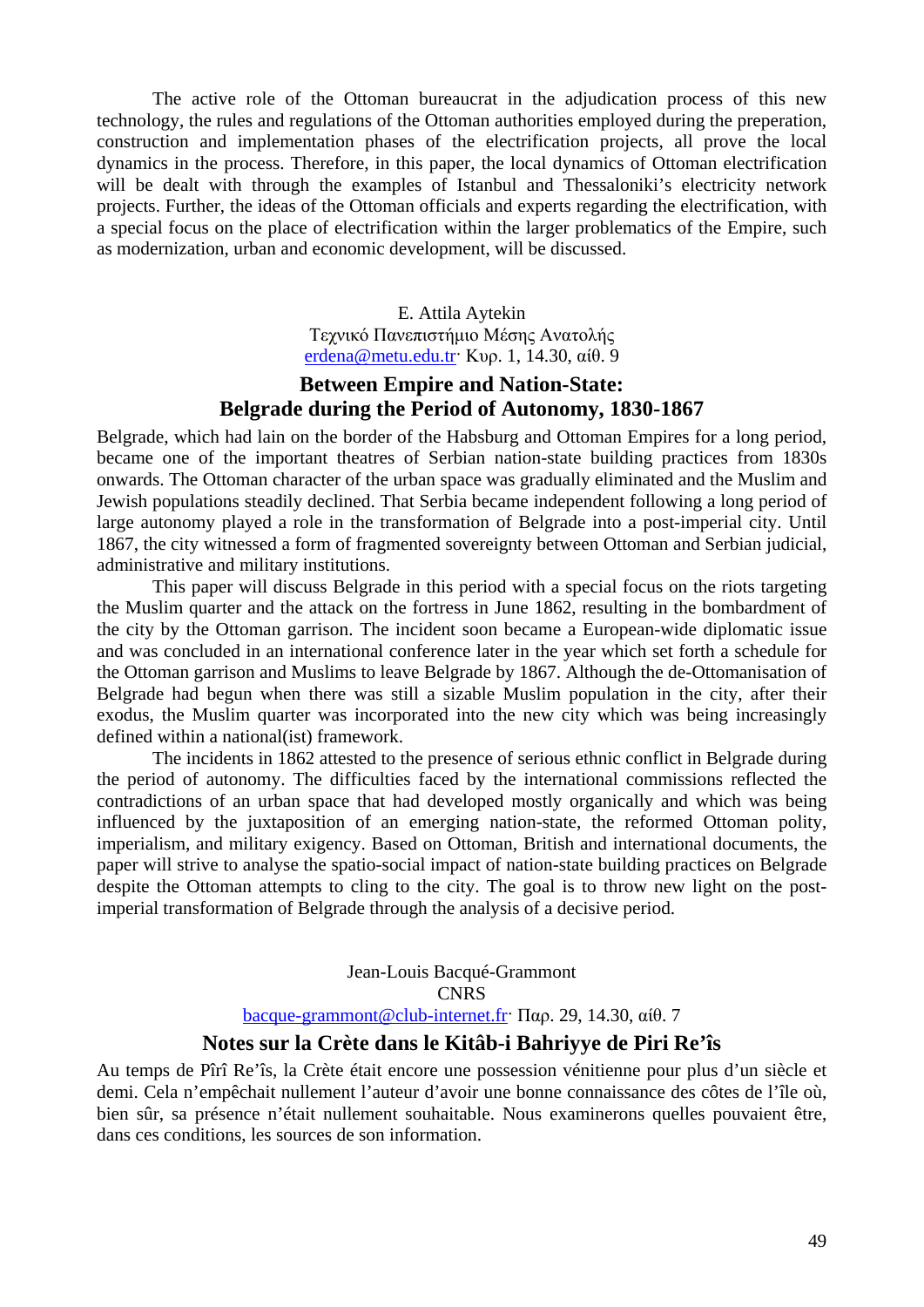The active role of the Ottoman bureaucrat in the adjudication process of this new technology, the rules and regulations of the Ottoman authorities employed during the preperation, construction and implementation phases of the electrification projects, all prove the local dynamics in the process. Therefore, in this paper, the local dynamics of Ottoman electrification will be dealt with through the examples of Istanbul and Thessaloniki's electricity network projects. Further, the ideas of the Ottoman officials and experts regarding the electrification, with a special focus on the place of electrification within the larger problematics of the Empire, such as modernization, urban and economic development, will be discussed.

E. Attila Aytekin
Τεχνικό Πανεπιστήμιο Μέσης Ανατολής
erdena@metu.edu.tr· Κυρ. 1, 14.30, αίθ. 9

## Between Empire and Nation-State: Belgrade during the Period of Autonomy, 1830-1867

Belgrade, which had lain on the border of the Habsburg and Ottoman Empires for a long period, became one of the important theatres of Serbian nation-state building practices from 1830s onwards. The Ottoman character of the urban space was gradually eliminated and the Muslim and Jewish populations steadily declined. That Serbia became independent following a long period of large autonomy played a role in the transformation of Belgrade into a post-imperial city. Until 1867, the city witnessed a form of fragmented sovereignty between Ottoman and Serbian judicial, administrative and military institutions.

This paper will discuss Belgrade in this period with a special focus on the riots targeting the Muslim quarter and the attack on the fortress in June 1862, resulting in the bombardment of the city by the Ottoman garrison. The incident soon became a European-wide diplomatic issue and was concluded in an international conference later in the year which set forth a schedule for the Ottoman garrison and Muslims to leave Belgrade by 1867. Although the de-Ottomanisation of Belgrade had begun when there was still a sizable Muslim population in the city, after their exodus, the Muslim quarter was incorporated into the new city which was being increasingly defined within a national(ist) framework.

The incidents in 1862 attested to the presence of serious ethnic conflict in Belgrade during the period of autonomy. The difficulties faced by the international commissions reflected the contradictions of an urban space that had developed mostly organically and which was being influenced by the juxtaposition of an emerging nation-state, the reformed Ottoman polity, imperialism, and military exigency. Based on Ottoman, British and international documents, the paper will strive to analyse the spatio-social impact of nation-state building practices on Belgrade despite the Ottoman attempts to cling to the city. The goal is to throw new light on the post-imperial transformation of Belgrade through the analysis of a decisive period.

Jean-Louis Bacqué-Grammont
CNRS
bacque-grammont@club-internet.fr· Παρ. 29, 14.30, αίθ. 7

## Notes sur la Crète dans le Kitâb-i Bahriyye de Piri Re'îs

Au temps de Pîrî Re'îs, la Crète était encore une possession vénitienne pour plus d'un siècle et demi. Cela n'empêchait nullement l'auteur d'avoir une bonne connaissance des côtes de l'île où, bien sûr, sa présence n'était nullement souhaitable. Nous examinerons quelles pouvaient être, dans ces conditions, les sources de son information.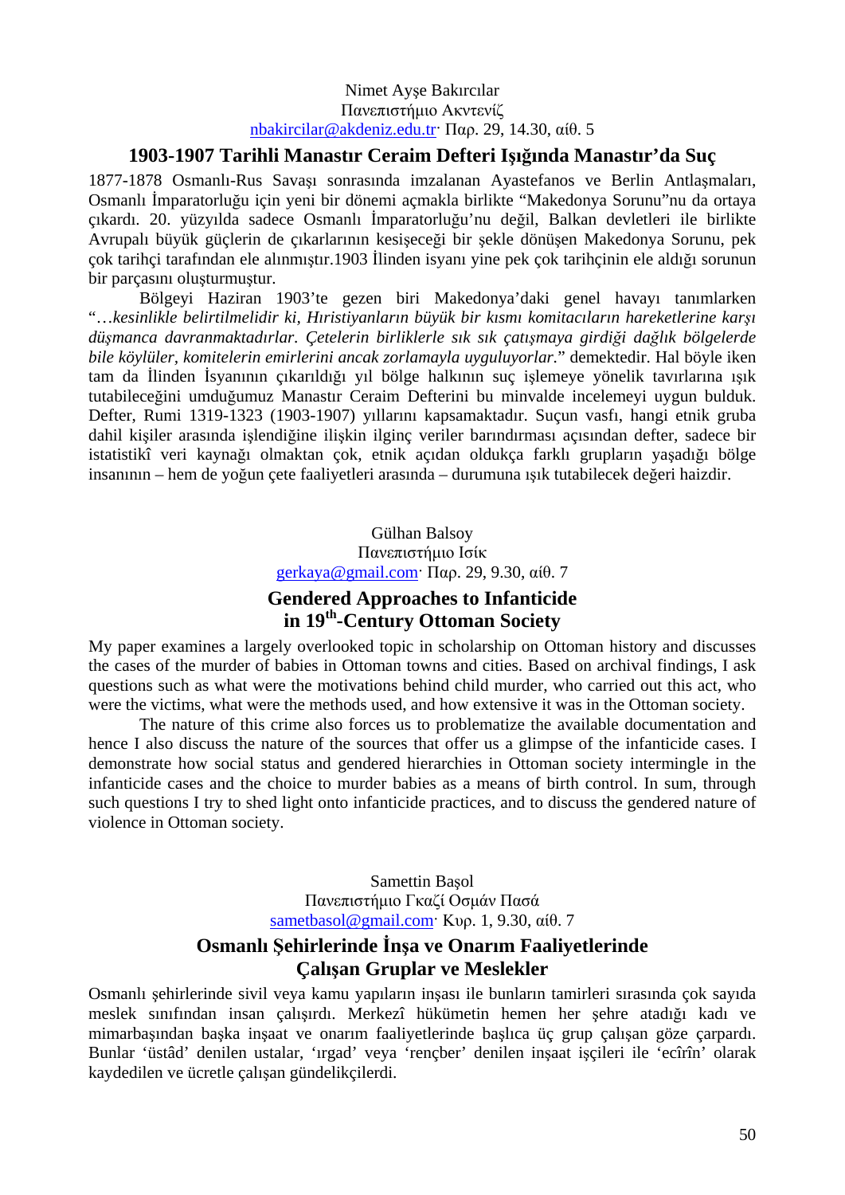Nimet Ayşe Bakırcılar
Πανεπιστήμιο Ακντενίζ
nbakircilar@akdeniz.edu.tr· Παρ. 29, 14.30, αίθ. 5

### 1903-1907 Tarihli Manastır Ceraim Defteri Işığında Manastır'da Suç

1877-1878 Osmanlı-Rus Savaşı sonrasında imzalanan Ayastefanos ve Berlin Antlaşmaları, Osmanlı İmparatorluğu için yeni bir dönemi açmakla birlikte "Makedonya Sorunu"nu da ortaya çıkardı. 20. yüzyılda sadece Osmanlı İmparatorluğu'nu değil, Balkan devletleri ile birlikte Avrupalı büyük güçlerin de çıkarlarının kesişeceği bir şekle dönüşen Makedonya Sorunu, pek çok tarihçi tarafından ele alınmıştır.1903 İlinden isyanı yine pek çok tarihçinin ele aldığı sorunun bir parçasını oluşturmuştur.

Bölgeyi Haziran 1903'te gezen biri Makedonya'daki genel havayı tanımlarken "*…kesinlikle belirtilmelidir ki, Hıristiyanların büyük bir kısmı komitacıların hareketlerine karşı düşmanca davranmaktadırlar. Çetelerin birliklerle sık sık çatışmaya girdiği dağlık bölgelerde bile köylüler, komitelerin emirlerini ancak zorlamayla uyguluyorlar.*" demektedir. Hal böyle iken tam da İlinden İsyanının çıkarıldığı yıl bölge halkının suç işlemeye yönelik tavırlarına ışık tutabileceğini umduğumuz Manastır Ceraim Defterini bu minvalde incelemeyi uygun bulduk. Defter, Rumi 1319-1323 (1903-1907) yıllarını kapsamaktadır. Suçun vasfı, hangi etnik gruba dahil kişiler arasında işlendiğine ilişkin ilginç veriler barındırması açısından defter, sadece bir istatistikî veri kaynağı olmaktan çok, etnik açıdan oldukça farklı grupların yaşadığı bölge insanının – hem de yoğun çete faaliyetleri arasında – durumuna ışık tutabilecek değeri haizdir.

Gülhan Balsoy
Πανεπιστήμιο Ισίκ
gerkaya@gmail.com· Παρ. 29, 9.30, αίθ. 7

### Gendered Approaches to Infanticide in 19th-Century Ottoman Society

My paper examines a largely overlooked topic in scholarship on Ottoman history and discusses the cases of the murder of babies in Ottoman towns and cities. Based on archival findings, I ask questions such as what were the motivations behind child murder, who carried out this act, who were the victims, what were the methods used, and how extensive it was in the Ottoman society.

The nature of this crime also forces us to problematize the available documentation and hence I also discuss the nature of the sources that offer us a glimpse of the infanticide cases. I demonstrate how social status and gendered hierarchies in Ottoman society intermingle in the infanticide cases and the choice to murder babies as a means of birth control. In sum, through such questions I try to shed light onto infanticide practices, and to discuss the gendered nature of violence in Ottoman society.

Samettin Başol
Πανεπιστήμιο Γκαζί Οσμάν Πασά
sametbasol@gmail.com· Κυρ. 1, 9.30, αίθ. 7

### Osmanlı Şehirlerinde İnşa ve Onarım Faaliyetlerinde Çalışan Gruplar ve Meslekler

Osmanlı şehirlerinde sivil veya kamu yapıların inşası ile bunların tamirleri sırasında çok sayıda meslek sınıfından insan çalışırdı. Merkezî hükümetin hemen her şehre atadığı kadı ve mimarbaşından başka inşaat ve onarım faaliyetlerinde başlıca üç grup çalışan göze çarpardı. Bunlar 'üstâd' denilen ustalar, 'ırgad' veya 'rençber' denilen inşaat işçileri ile 'ecîrîn' olarak kaydedilen ve ücretle çalışan gündelikçilerdi.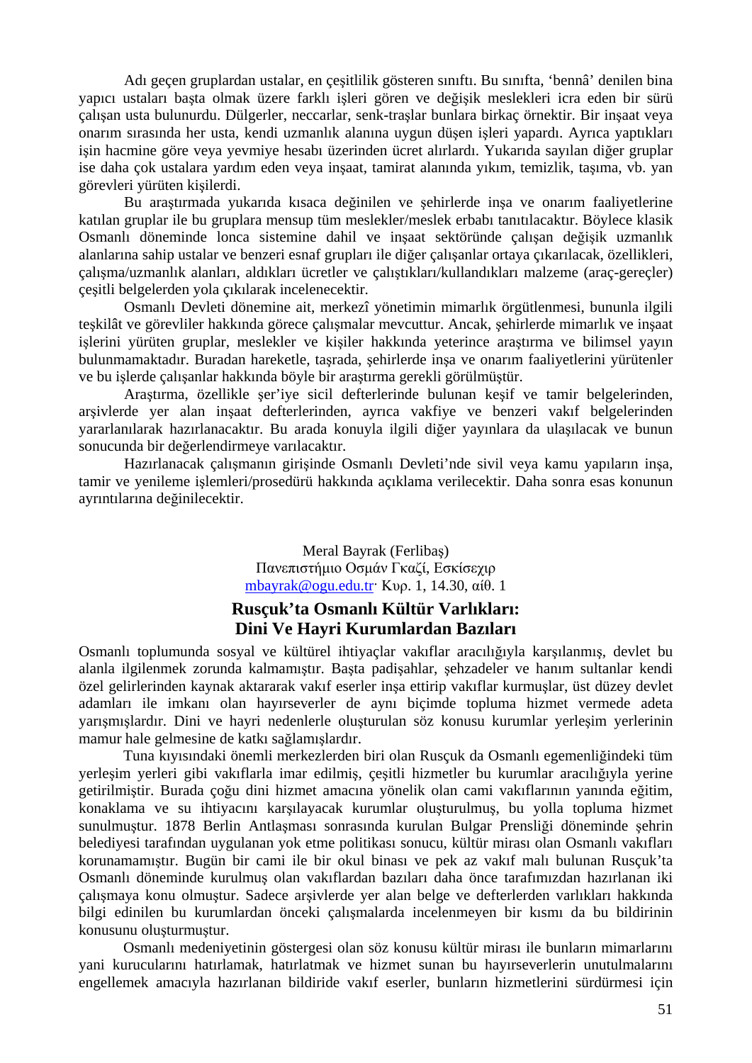Adı geçen gruplardan ustalar, en çeşitlilik gösteren sınıftı. Bu sınıfta, 'bennâ' denilen bina yapıcı ustaları başta olmak üzere farklı işleri gören ve değişik meslekleri icra eden bir sürü çalışan usta bulunurdu. Dülgerler, neccarlar, senk-traşlar bunlara birkaç örnektir. Bir inşaat veya onarım sırasında her usta, kendi uzmanlık alanına uygun düşen işleri yapardı. Ayrıca yaptıkları işin hacmine göre veya yevmiye hesabı üzerinden ücret alırlardı. Yukarıda sayılan diğer gruplar ise daha çok ustalara yardım eden veya inşaat, tamirat alanında yıkım, temizlik, taşıma, vb. yan görevleri yürüten kişilerdi.

Bu araştırmada yukarıda kısaca değinilen ve şehirlerde inşa ve onarım faaliyetlerine katılan gruplar ile bu gruplara mensup tüm meslekler/meslek erbabı tanıtılacaktır. Böylece klasik Osmanlı döneminde lonca sistemine dahil ve inşaat sektöründe çalışan değişik uzmanlık alanlarına sahip ustalar ve benzeri esnaf grupları ile diğer çalışanlar ortaya çıkarılacak, özellikleri, çalışma/uzmanlık alanları, aldıkları ücretler ve çalıştıkları/kullandıkları malzeme (araç-gereçler) çeşitli belgelerden yola çıkılarak incelenecektir.

Osmanlı Devleti dönemine ait, merkezî yönetimin mimarlık örgütlenmesi, bununla ilgili teşkilât ve görevliler hakkında görece çalışmalar mevcuttur. Ancak, şehirlerde mimarlık ve inşaat işlerini yürüten gruplar, meslekler ve kişiler hakkında yeterince araştırma ve bilimsel yayın bulunmamaktadır. Buradan hareketle, taşrada, şehirlerde inşa ve onarım faaliyetlerini yürütenler ve bu işlerde çalışanlar hakkında böyle bir araştırma gerekli görülmüştür.

Araştırma, özellikle şer'iye sicil defterlerinde bulunan keşif ve tamir belgelerinden, arşivlerde yer alan inşaat defterlerinden, ayrıca vakfiye ve benzeri vakıf belgelerinden yararlanılarak hazırlanacaktır. Bu arada konuyla ilgili diğer yayınlara da ulaşılacak ve bunun sonucunda bir değerlendirmeye varılacaktır.

Hazırlanacak çalışmanın girişinde Osmanlı Devleti'nde sivil veya kamu yapıların inşa, tamir ve yenileme işlemleri/prosedürü hakkında açıklama verilecektir. Daha sonra esas konunun ayrıntılarına değinilecektir.

<div align="center">

Meral Bayrak (Ferlibaş)
Πανεπιστήμιο Οσμάν Γκαζί, Εσκίσεχιρ
mbayrak@ogu.edu.tr· Κυρ. 1, 14.30, αίθ. 1

</div>

## Rusçuk'ta Osmanlı Kültür Varlıkları: Dini Ve Hayri Kurumlardan Bazıları

Osmanlı toplumunda sosyal ve kültürel ihtiyaçlar vakıflar aracılığıyla karşılanmış, devlet bu alanla ilgilenmek zorunda kalmamıştır. Başta padişahlar, şehzadeler ve hanım sultanlar kendi özel gelirlerinden kaynak aktararak vakıf eserler inşa ettirip vakıflar kurmuşlar, üst düzey devlet adamları ile imkanı olan hayırseverler de aynı biçimde topluma hizmet vermede adeta yarışmışlardır. Dini ve hayri nedenlerle oluşturulan söz konusu kurumlar yerleşim yerlerinin mamur hale gelmesine de katkı sağlamışlardır.

Tuna kıyısındaki önemli merkezlerden biri olan Rusçuk da Osmanlı egemenliğindeki tüm yerleşim yerleri gibi vakıflarla imar edilmiş, çeşitli hizmetler bu kurumlar aracılığıyla yerine getirilmiştir. Burada çoğu dini hizmet amacına yönelik olan cami vakıflarının yanında eğitim, konaklama ve su ihtiyacını karşılayacak kurumlar oluşturulmuş, bu yolla topluma hizmet sunulmuştur. 1878 Berlin Antlaşması sonrasında kurulan Bulgar Prensliği döneminde şehrin belediyesi tarafından uygulanan yok etme politikası sonucu, kültür mirası olan Osmanlı vakıfları korunamamıştır. Bugün bir cami ile bir okul binası ve pek az vakıf malı bulunan Rusçuk'ta Osmanlı döneminde kurulmuş olan vakıflardan bazıları daha önce tarafımızdan hazırlanan iki çalışmaya konu olmuştur. Sadece arşivlerde yer alan belge ve defterlerden varlıkları hakkında bilgi edinilen bu kurumlardan önceki çalışmalarda incelenmeyen bir kısmı da bu bildirinin konusunu oluşturmuştur.

Osmanlı medeniyetinin göstergesi olan söz konusu kültür mirası ile bunların mimarlarını yani kurucularını hatırlamak, hatırlatmak ve hizmet sunan bu hayırseverlerin unutulmalarını engellemek amacıyla hazırlanan bildiride vakıf eserler, bunların hizmetlerini sürdürmesi için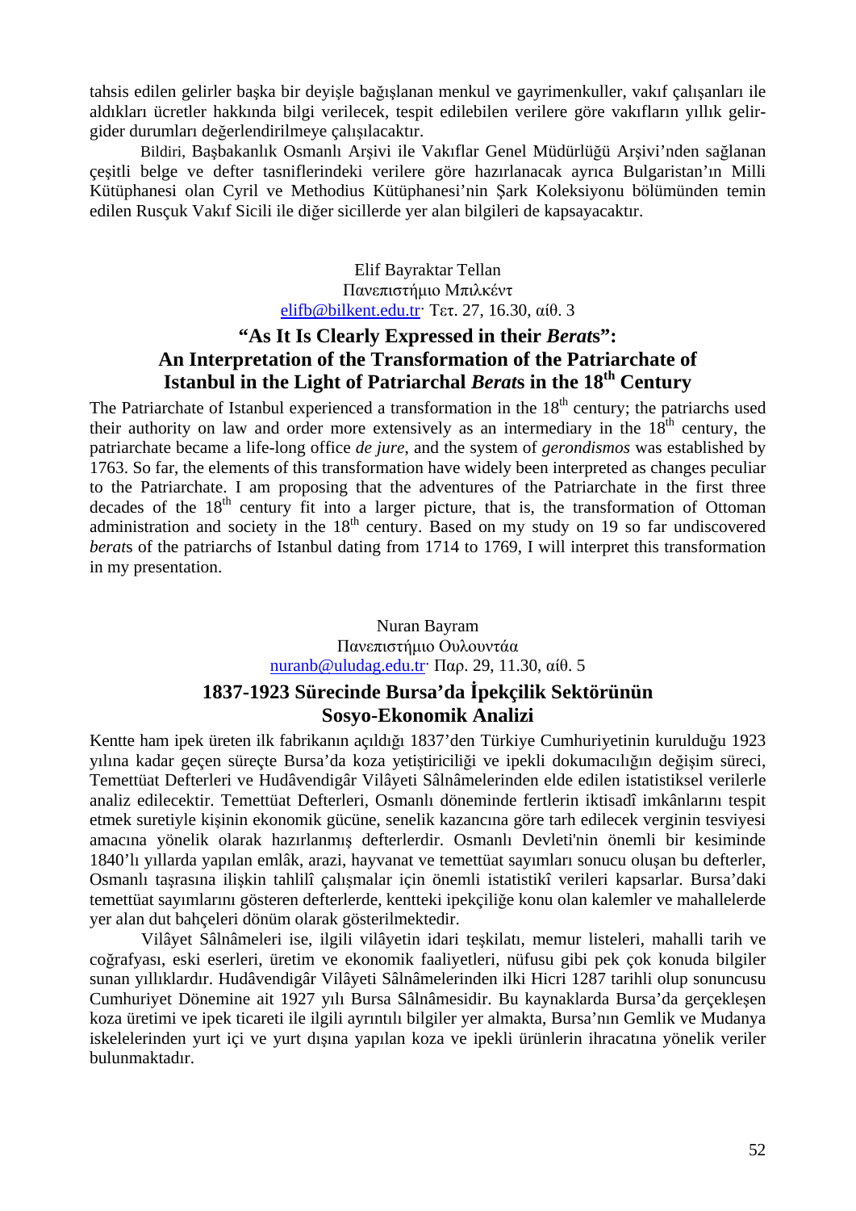tahsis edilen gelirler başka bir deyişle bağışlanan menkul ve gayrimenkuller, vakıf çalışanları ile aldıkları ücretler hakkında bilgi verilecek, tespit edilebilen verilere göre vakıfların yıllık gelir-gider durumları değerlendirilmeye çalışılacaktır.

Bildiri, Başbakanlık Osmanlı Arşivi ile Vakıflar Genel Müdürlüğü Arşivi'nden sağlanan çeşitli belge ve defter tasniflerindeki verilere göre hazırlanacak ayrıca Bulgaristan'ın Milli Kütüphanesi olan Cyril ve Methodius Kütüphanesi'nin Şark Koleksiyonu bölümünden temin edilen Rusçuk Vakıf Sicili ile diğer sicillerde yer alan bilgileri de kapsayacaktır.

Elif Bayraktar Tellan
Πανεπιστήμιο Μπιλκέντ
elifb@bilkent.edu.tr· Τετ. 27, 16.30, αίθ. 3

## "As It Is Clearly Expressed in their *Berat*s": An Interpretation of the Transformation of the Patriarchate of Istanbul in the Light of Patriarchal *Berat*s in the 18th Century

The Patriarchate of Istanbul experienced a transformation in the 18th century; the patriarchs used their authority on law and order more extensively as an intermediary in the 18th century, the patriarchate became a life-long office *de jure*, and the system of *gerondismos* was established by 1763. So far, the elements of this transformation have widely been interpreted as changes peculiar to the Patriarchate. I am proposing that the adventures of the Patriarchate in the first three decades of the 18th century fit into a larger picture, that is, the transformation of Ottoman administration and society in the 18th century. Based on my study on 19 so far undiscovered *berat*s of the patriarchs of Istanbul dating from 1714 to 1769, I will interpret this transformation in my presentation.

Nuran Bayram
Πανεπιστήμιο Ουλουντάα
nuranb@uludag.edu.tr· Παρ. 29, 11.30, αίθ. 5

## 1837-1923 Sürecinde Bursa'da İpekçilik Sektörünün Sosyo-Ekonomik Analizi

Kentte ham ipek üreten ilk fabrikanın açıldığı 1837'den Türkiye Cumhuriyetinin kurulduğu 1923 yılına kadar geçen süreçte Bursa'da koza yetiştiriciliği ve ipekli dokumacılığın değişim süreci, Temettüat Defterleri ve Hudâvendigâr Vilâyeti Sâlnâmelerinden elde edilen istatistiksel verilerle analiz edilecektir. Temettüat Defterleri, Osmanlı döneminde fertlerin iktisadî imkânlarını tespit etmek suretiyle kişinin ekonomik gücüne, senelik kazancına göre tarh edilecek verginin tesviyesi amacına yönelik olarak hazırlanmış defterlerdir. Osmanlı Devleti'nin önemli bir kesiminde 1840'lı yıllarda yapılan emlâk, arazi, hayvanat ve temettüat sayımları sonucu oluşan bu defterler, Osmanlı taşrasına ilişkin tahlilî çalışmalar için önemli istatistikî verileri kapsarlar. Bursa'daki temettüat sayımlarını gösteren defterlerde, kentteki ipekçiliğe konu olan kalemler ve mahallelerde yer alan dut bahçeleri dönüm olarak gösterilmektedir.

Vilâyet Sâlnâmeleri ise, ilgili vilâyetin idari teşkilatı, memur listeleri, mahalli tarih ve coğrafyası, eski eserleri, üretim ve ekonomik faaliyetleri, nüfusu gibi pek çok konuda bilgiler sunan yıllıklardır. Hudâvendigâr Vilâyeti Sâlnâmelerinden ilki Hicri 1287 tarihli olup sonuncusu Cumhuriyet Dönemine ait 1927 yılı Bursa Sâlnâmesidir. Bu kaynaklarda Bursa'da gerçekleşen koza üretimi ve ipek ticareti ile ilgili ayrıntılı bilgiler yer almakta, Bursa'nın Gemlik ve Mudanya iskelelerinden yurt içi ve yurt dışına yapılan koza ve ipekli ürünlerin ihracatına yönelik veriler bulunmaktadır.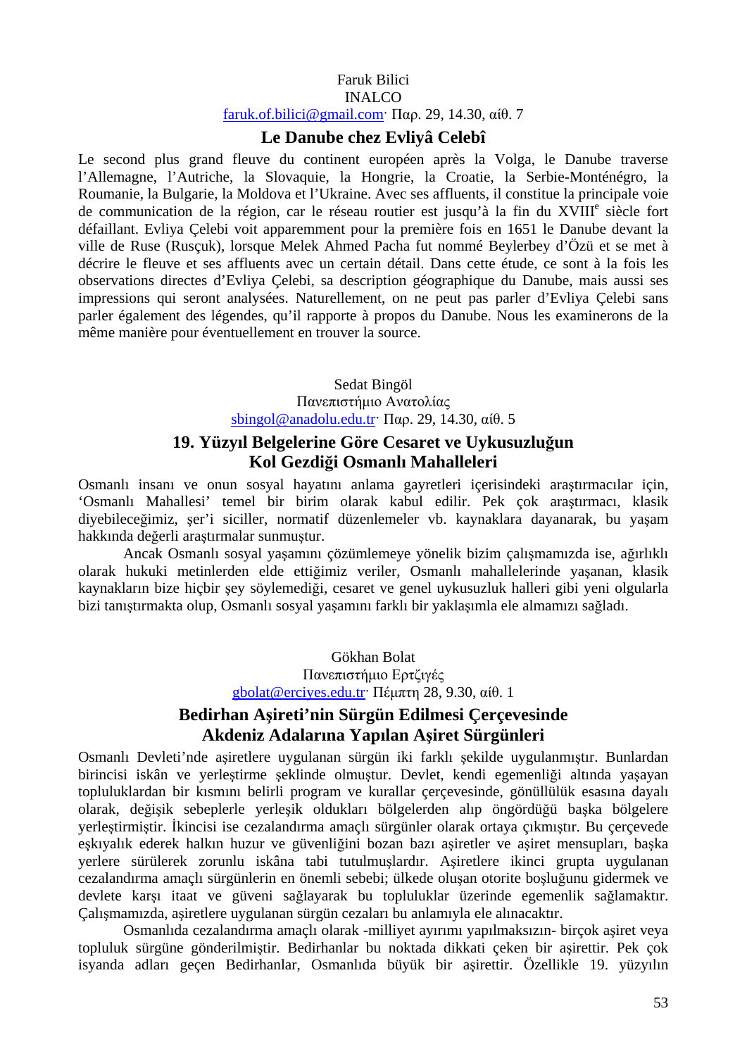Faruk Bilici
INALCO
faruk.of.bilici@gmail.com· Παρ. 29, 14.30, αίθ. 7

## Le Danube chez Evliyâ Celebî

Le second plus grand fleuve du continent européen après la Volga, le Danube traverse l'Allemagne, l'Autriche, la Slovaquie, la Hongrie, la Croatie, la Serbie-Monténégro, la Roumanie, la Bulgarie, la Moldova et l'Ukraine. Avec ses affluents, il constitue la principale voie de communication de la région, car le réseau routier est jusqu'à la fin du XVIII[e] siècle fort défaillant. Evliya Çelebi voit apparemment pour la première fois en 1651 le Danube devant la ville de Ruse (Rusçuk), lorsque Melek Ahmed Pacha fut nommé Beylerbey d'Özü et se met à décrire le fleuve et ses affluents avec un certain détail. Dans cette étude, ce sont à la fois les observations directes d'Evliya Çelebi, sa description géographique du Danube, mais aussi ses impressions qui seront analysées. Naturellement, on ne peut pas parler d'Evliya Çelebi sans parler également des légendes, qu'il rapporte à propos du Danube. Nous les examinerons de la même manière pour éventuellement en trouver la source.

Sedat Bingöl
Πανεπιστήμιο Ανατολίας
sbingol@anadolu.edu.tr· Παρ. 29, 14.30, αίθ. 5

## 19. Yüzyıl Belgelerine Göre Cesaret ve Uykusuzluğun Kol Gezdiği Osmanlı Mahalleleri

Osmanlı insanı ve onun sosyal hayatını anlama gayretleri içerisindeki araştırmacılar için, 'Osmanlı Mahallesi' temel bir birim olarak kabul edilir. Pek çok araştırmacı, klasik diyebileceğimiz, şer'i siciller, normatif düzenlemeler vb. kaynaklara dayanarak, bu yaşam hakkında değerli araştırmalar sunmuştur.

Ancak Osmanlı sosyal yaşamını çözümlemeye yönelik bizim çalışmamızda ise, ağırlıklı olarak hukuki metinlerden elde ettiğimiz veriler, Osmanlı mahallelerinde yaşanan, klasik kaynakların bize hiçbir şey söylemediği, cesaret ve genel uykusuzluk halleri gibi yeni olgularla bizi tanıştırmakta olup, Osmanlı sosyal yaşamını farklı bir yaklaşımla ele almamızı sağladı.

Gökhan Bolat
Πανεπιστήμιο Ερτζιγές
gbolat@erciyes.edu.tr· Πέμπτη 28, 9.30, αίθ. 1

## Bedirhan Aşireti'nin Sürgün Edilmesi Çerçevesinde Akdeniz Adalarına Yapılan Aşiret Sürgünleri

Osmanlı Devleti'nde aşiretlere uygulanan sürgün iki farklı şekilde uygulanmıştır. Bunlardan birincisi iskân ve yerleştirme şeklinde olmuştur. Devlet, kendi egemenliği altında yaşayan toplulukların bir kısmını belirli program ve kurallar çerçevesinde, gönüllülük esasına dayalı olarak, değişik sebeplerle yerleşik oldukları bölgelerden alıp öngördüğü başka bölgelere yerleştirmiştir. İkincisi ise cezalandırma amaçlı sürgünler olarak ortaya çıkmıştır. Bu çerçevede eşkıyalık ederek halkın huzur ve güvenliğini bozan bazı aşiretler ve aşiret mensupları, başka yerlere sürülerek zorunlu iskâna tabi tutulmuşlardır. Aşiretlere ikinci grupta uygulanan cezalandırma amaçlı sürgünlerin en önemli sebebi; ülkede oluşan otorite boşluğunu gidermek ve devlete karşı itaat ve güveni sağlayarak bu topluluklar üzerinde egemenlik sağlamaktır. Çalışmamızda, aşiretlere uygulanan sürgün cezaları bu anlamıyla ele alınacaktır.

Osmanlıda cezalandırma amaçlı olarak -milliyet ayırımı yapılmaksızın- birçok aşiret veya topluluk sürgüne gönderilmiştir. Bedirhanlar bu noktada dikkati çeken bir aşirettir. Pek çok isyanda adları geçen Bedirhanlar, Osmanlıda büyük bir aşirettir. Özellikle 19. yüzyılın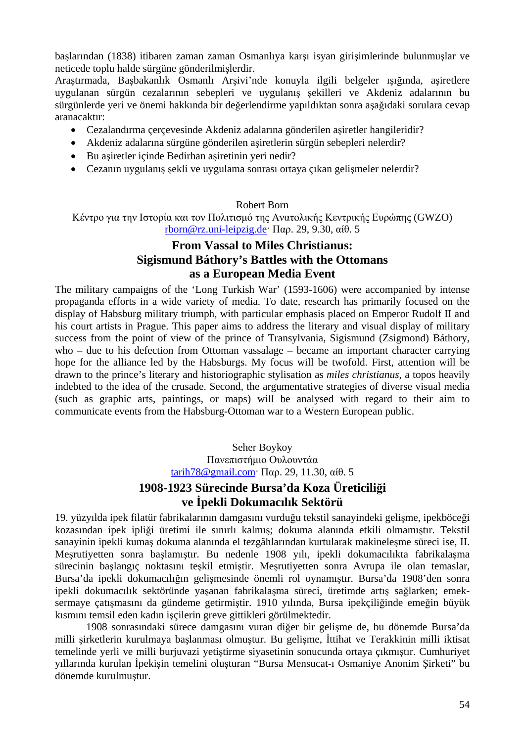başlarından (1838) itibaren zaman zaman Osmanlıya karşı isyan girişimlerinde bulunmuşlar ve neticede toplu halde sürgüne gönderilmişlerdir.
Araştırmada, Başbakanlık Osmanlı Arşivi'nde konuyla ilgili belgeler ışığında, aşiretlere uygulanan sürgün cezalarının sebepleri ve uygulanış şekilleri ve Akdeniz adalarının bu sürgünlerde yeri ve önemi hakkında bir değerlendirme yapıldıktan sonra aşağıdaki sorulara cevap aranacaktır:

- Cezalandırma çerçevesinde Akdeniz adalarına gönderilen aşiretler hangileridir?
- Akdeniz adalarına sürgüne gönderilen aşiretlerin sürgün sebepleri nelerdir?
- Bu aşiretler içinde Bedirhan aşiretinin yeri nedir?
- Cezanın uygulanış şekli ve uygulama sonrası ortaya çıkan gelişmeler nelerdir?

Robert Born
Κέντρο για την Ιστορία και τον Πολιτισμό της Ανατολικής Κεντρικής Ευρώπης (GWZO)
rborn@rz.uni-leipzig.de· Παρ. 29, 9.30, αίθ. 5

## From Vassal to Miles Christianus: Sigismund Báthory's Battles with the Ottomans as a European Media Event

The military campaigns of the 'Long Turkish War' (1593-1606) were accompanied by intense propaganda efforts in a wide variety of media. To date, research has primarily focused on the display of Habsburg military triumph, with particular emphasis placed on Emperor Rudolf II and his court artists in Prague. This paper aims to address the literary and visual display of military success from the point of view of the prince of Transylvania, Sigismund (Zsigmond) Báthory, who – due to his defection from Ottoman vassalage – became an important character carrying hope for the alliance led by the Habsburgs. My focus will be twofold. First, attention will be drawn to the prince's literary and historiographic stylisation as *miles christianus*, a topos heavily indebted to the idea of the crusade. Second, the argumentative strategies of diverse visual media (such as graphic arts, paintings, or maps) will be analysed with regard to their aim to communicate events from the Habsburg-Ottoman war to a Western European public.

Seher Boykoy
Πανεπιστήμιο Ουλουντάα
tarih78@gmail.com· Παρ. 29, 11.30, αίθ. 5

## 1908-1923 Sürecinde Bursa'da Koza Üreticiliği ve İpekli Dokumacılık Sektörü

19. yüzyılda ipek filatür fabrikalarının damgasını vurduğu tekstil sanayindeki gelişme, ipekböceği kozasından ipek ipliği üretimi ile sınırlı kalmış; dokuma alanında etkili olmamıştır. Tekstil sanayinin ipekli kumaş dokuma alanında el tezgâhlarından kurtularak makineleşme süreci ise, II. Meşrutiyetten sonra başlamıştır. Bu nedenle 1908 yılı, ipekli dokumacılıkta fabrikalaşma sürecinin başlangıç noktasını teşkil etmiştir. Meşrutiyetten sonra Avrupa ile olan temaslar, Bursa'da ipekli dokumacılığın gelişmesinde önemli rol oynamıştır. Bursa'da 1908'den sonra ipekli dokumacılık sektöründe yaşanan fabrikalaşma süreci, üretimde artış sağlarken; emek-sermaye çatışmasını da gündeme getirmiştir. 1910 yılında, Bursa ipekçiliğinde emeğin büyük kısmını temsil eden kadın işçilerin greve gittikleri görülmektedir.

1908 sonrasındaki sürece damgasını vuran diğer bir gelişme de, bu dönemde Bursa'da milli şirketlerin kurulmaya başlanması olmuştur. Bu gelişme, İttihat ve Terakkinin milli iktisat temelinde yerli ve milli burjuvazi yetiştirme siyasetinin sonucunda ortaya çıkmıştır. Cumhuriyet yıllarında kurulan İpekişin temelini oluşturan "Bursa Mensucat-ı Osmaniye Anonim Şirketi" bu dönemde kurulmuştur.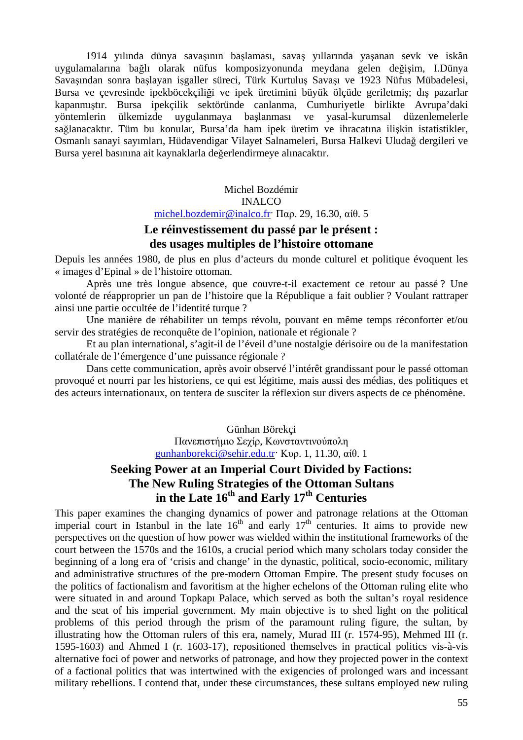1914 yılında dünya savaşının başlaması, savaş yıllarında yaşanan sevk ve iskân uygulamalarına bağlı olarak nüfus komposizyonunda meydana gelen değişim, I.Dünya Savaşından sonra başlayan işgaller süreci, Türk Kurtuluş Savaşı ve 1923 Nüfus Mübadelesi, Bursa ve çevresinde ipekböcekçiliği ve ipek üretimini büyük ölçüde geriletmiş; dış pazarlar kapanmıştır. Bursa ipekçilik sektöründe canlanma, Cumhuriyetle birlikte Avrupa'daki yöntemlerin ülkemizde uygulanmaya başlanması ve yasal-kurumsal düzenlemelerle sağlanacaktır. Tüm bu konular, Bursa'da ham ipek üretim ve ihracatına ilişkin istatistikler, Osmanlı sanayi sayımları, Hüdavendigar Vilayet Salnameleri, Bursa Halkevi Uludağ dergileri ve Bursa yerel basınına ait kaynaklarla değerlendirmeye alınacaktır.

Michel Bozdémir
INALCO
michel.bozdemir@inalco.fr· Παρ. 29, 16.30, αίθ. 5

## Le réinvestissement du passé par le présent : des usages multiples de l'histoire ottomane

Depuis les années 1980, de plus en plus d'acteurs du monde culturel et politique évoquent les « images d'Epinal » de l'histoire ottoman.

Après une très longue absence, que couvre-t-il exactement ce retour au passé ? Une volonté de réapproprier un pan de l'histoire que la République a fait oublier ? Voulant rattraper ainsi une partie occultée de l'identité turque ?

Une manière de réhabiliter un temps révolu, pouvant en même temps réconforter et/ou servir des stratégies de reconquête de l'opinion, nationale et régionale ?

Et au plan international, s'agit-il de l'éveil d'une nostalgie dérisoire ou de la manifestation collatérale de l'émergence d'une puissance régionale ?

Dans cette communication, après avoir observé l'intérêt grandissant pour le passé ottoman provoqué et nourri par les historiens, ce qui est légitime, mais aussi des médias, des politiques et des acteurs internationaux, on tentera de susciter la réflexion sur divers aspects de ce phénomène.

Günhan Börekçi
Πανεπιστήμιο Σεχίρ, Κωνσταντινούπολη
gunhanborekci@sehir.edu.tr· Κυρ. 1, 11.30, αίθ. 1

## Seeking Power at an Imperial Court Divided by Factions: The New Ruling Strategies of the Ottoman Sultans in the Late 16th and Early 17th Centuries

This paper examines the changing dynamics of power and patronage relations at the Ottoman imperial court in Istanbul in the late 16th and early 17th centuries. It aims to provide new perspectives on the question of how power was wielded within the institutional frameworks of the court between the 1570s and the 1610s, a crucial period which many scholars today consider the beginning of a long era of 'crisis and change' in the dynastic, political, socio-economic, military and administrative structures of the pre-modern Ottoman Empire. The present study focuses on the politics of factionalism and favoritism at the higher echelons of the Ottoman ruling elite who were situated in and around Topkapı Palace, which served as both the sultan's royal residence and the seat of his imperial government. My main objective is to shed light on the political problems of this period through the prism of the paramount ruling figure, the sultan, by illustrating how the Ottoman rulers of this era, namely, Murad III (r. 1574-95), Mehmed III (r. 1595-1603) and Ahmed I (r. 1603-17), repositioned themselves in practical politics vis-à-vis alternative foci of power and networks of patronage, and how they projected power in the context of a factional politics that was intertwined with the exigencies of prolonged wars and incessant military rebellions. I contend that, under these circumstances, these sultans employed new ruling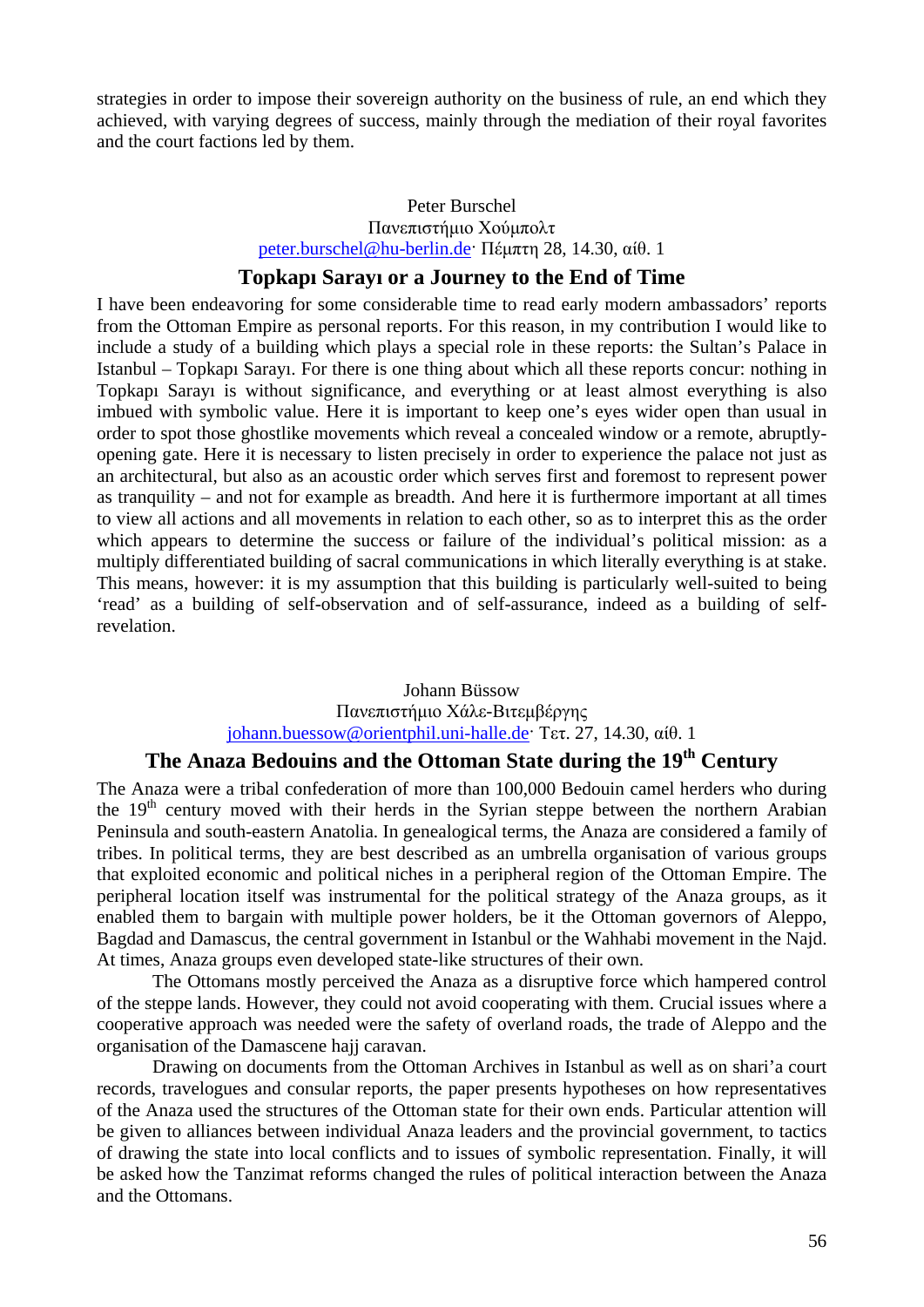strategies in order to impose their sovereign authority on the business of rule, an end which they achieved, with varying degrees of success, mainly through the mediation of their royal favorites and the court factions led by them.

Peter Burschel  
Πανεπιστήμιο Χούμπολτ  
peter.burschel@hu-berlin.de· Πέμπτη 28, 14.30, αίθ. 1

## Topkapı Sarayı or a Journey to the End of Time

I have been endeavoring for some considerable time to read early modern ambassadors' reports from the Ottoman Empire as personal reports. For this reason, in my contribution I would like to include a study of a building which plays a special role in these reports: the Sultan's Palace in Istanbul – Topkapı Sarayı. For there is one thing about which all these reports concur: nothing in Topkapı Sarayı is without significance, and everything or at least almost everything is also imbued with symbolic value. Here it is important to keep one's eyes wider open than usual in order to spot those ghostlike movements which reveal a concealed window or a remote, abruptly-opening gate. Here it is necessary to listen precisely in order to experience the palace not just as an architectural, but also as an acoustic order which serves first and foremost to represent power as tranquility – and not for example as breadth. And here it is furthermore important at all times to view all actions and all movements in relation to each other, so as to interpret this as the order which appears to determine the success or failure of the individual's political mission: as a multiply differentiated building of sacral communications in which literally everything is at stake. This means, however: it is my assumption that this building is particularly well-suited to being 'read' as a building of self-observation and of self-assurance, indeed as a building of self-revelation.

Johann Büssow  
Πανεπιστήμιο Χάλε-Βιτεμβέργης  
johann.buessow@orientphil.uni-halle.de· Τετ. 27, 14.30, αίθ. 1

## The Anaza Bedouins and the Ottoman State during the 19th Century

The Anaza were a tribal confederation of more than 100,000 Bedouin camel herders who during the 19th century moved with their herds in the Syrian steppe between the northern Arabian Peninsula and south-eastern Anatolia. In genealogical terms, the Anaza are considered a family of tribes. In political terms, they are best described as an umbrella organisation of various groups that exploited economic and political niches in a peripheral region of the Ottoman Empire. The peripheral location itself was instrumental for the political strategy of the Anaza groups, as it enabled them to bargain with multiple power holders, be it the Ottoman governors of Aleppo, Bagdad and Damascus, the central government in Istanbul or the Wahhabi movement in the Najd. At times, Anaza groups even developed state-like structures of their own.

The Ottomans mostly perceived the Anaza as a disruptive force which hampered control of the steppe lands. However, they could not avoid cooperating with them. Crucial issues where a cooperative approach was needed were the safety of overland roads, the trade of Aleppo and the organisation of the Damascene hajj caravan.

Drawing on documents from the Ottoman Archives in Istanbul as well as on shari'a court records, travelogues and consular reports, the paper presents hypotheses on how representatives of the Anaza used the structures of the Ottoman state for their own ends. Particular attention will be given to alliances between individual Anaza leaders and the provincial government, to tactics of drawing the state into local conflicts and to issues of symbolic representation. Finally, it will be asked how the Tanzimat reforms changed the rules of political interaction between the Anaza and the Ottomans.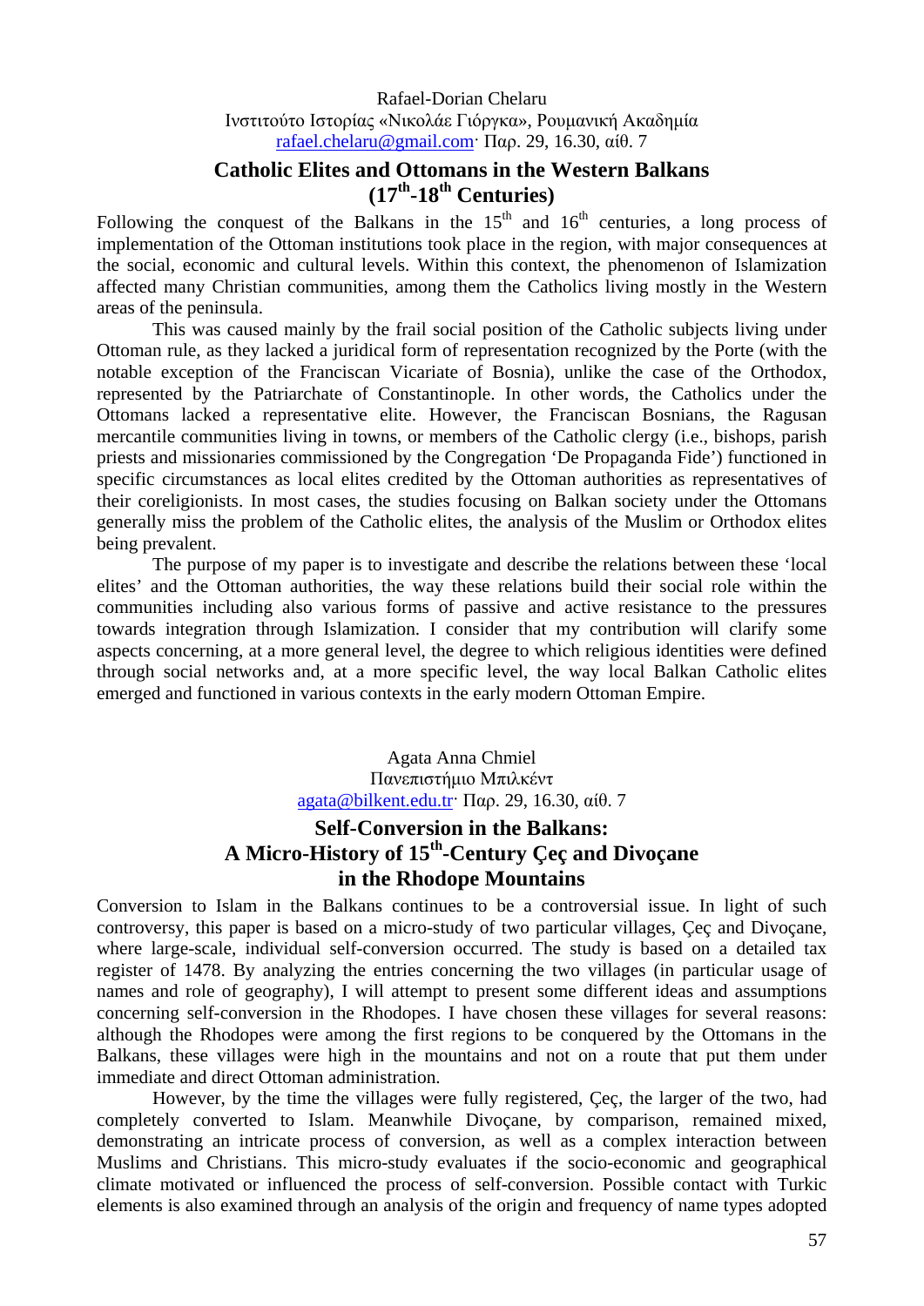Rafael-Dorian Chelaru
Ινστιτούτο Ιστορίας «Νικολάε Γιόργκα», Ρουμανική Ακαδημία
rafael.chelaru@gmail.com· Παρ. 29, 16.30, αίθ. 7

## Catholic Elites and Ottomans in the Western Balkans (17th-18th Centuries)

Following the conquest of the Balkans in the 15th and 16th centuries, a long process of implementation of the Ottoman institutions took place in the region, with major consequences at the social, economic and cultural levels. Within this context, the phenomenon of Islamization affected many Christian communities, among them the Catholics living mostly in the Western areas of the peninsula.

This was caused mainly by the frail social position of the Catholic subjects living under Ottoman rule, as they lacked a juridical form of representation recognized by the Porte (with the notable exception of the Franciscan Vicariate of Bosnia), unlike the case of the Orthodox, represented by the Patriarchate of Constantinople. In other words, the Catholics under the Ottomans lacked a representative elite. However, the Franciscan Bosnians, the Ragusan mercantile communities living in towns, or members of the Catholic clergy (i.e., bishops, parish priests and missionaries commissioned by the Congregation 'De Propaganda Fide') functioned in specific circumstances as local elites credited by the Ottoman authorities as representatives of their coreligionists. In most cases, the studies focusing on Balkan society under the Ottomans generally miss the problem of the Catholic elites, the analysis of the Muslim or Orthodox elites being prevalent.

The purpose of my paper is to investigate and describe the relations between these 'local elites' and the Ottoman authorities, the way these relations build their social role within the communities including also various forms of passive and active resistance to the pressures towards integration through Islamization. I consider that my contribution will clarify some aspects concerning, at a more general level, the degree to which religious identities were defined through social networks and, at a more specific level, the way local Balkan Catholic elites emerged and functioned in various contexts in the early modern Ottoman Empire.

Agata Anna Chmiel
Πανεπιστήμιο Μπιλκέντ
agata@bilkent.edu.tr· Παρ. 29, 16.30, αίθ. 7

## Self-Conversion in the Balkans: A Micro-History of 15th-Century Çeç and Divoçane in the Rhodope Mountains

Conversion to Islam in the Balkans continues to be a controversial issue. In light of such controversy, this paper is based on a micro-study of two particular villages, Çeç and Divoçane, where large-scale, individual self-conversion occurred. The study is based on a detailed tax register of 1478. By analyzing the entries concerning the two villages (in particular usage of names and role of geography), I will attempt to present some different ideas and assumptions concerning self-conversion in the Rhodopes. I have chosen these villages for several reasons: although the Rhodopes were among the first regions to be conquered by the Ottomans in the Balkans, these villages were high in the mountains and not on a route that put them under immediate and direct Ottoman administration.

However, by the time the villages were fully registered, Çeç, the larger of the two, had completely converted to Islam. Meanwhile Divoçane, by comparison, remained mixed, demonstrating an intricate process of conversion, as well as a complex interaction between Muslims and Christians. This micro-study evaluates if the socio-economic and geographical climate motivated or influenced the process of self-conversion. Possible contact with Turkic elements is also examined through an analysis of the origin and frequency of name types adopted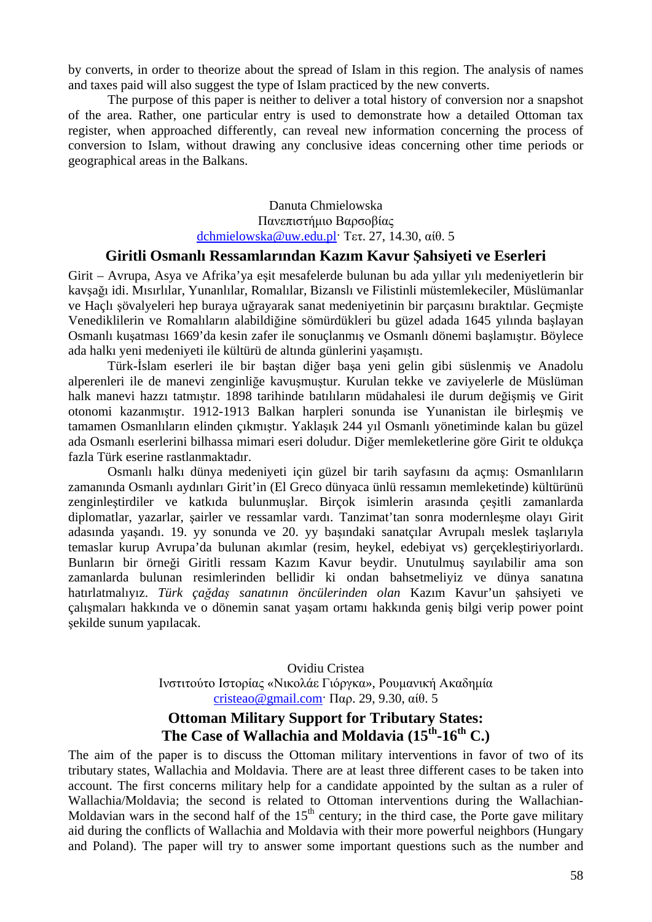by converts, in order to theorize about the spread of Islam in this region. The analysis of names and taxes paid will also suggest the type of Islam practiced by the new converts.

The purpose of this paper is neither to deliver a total history of conversion nor a snapshot of the area. Rather, one particular entry is used to demonstrate how a detailed Ottoman tax register, when approached differently, can reveal new information concerning the process of conversion to Islam, without drawing any conclusive ideas concerning other time periods or geographical areas in the Balkans.

Danuta Chmielowska
Πανεπιστήμιο Βαρσοβίας
dchmielowska@uw.edu.pl· Τετ. 27, 14.30, αίθ. 5

## Giritli Osmanlı Ressamlarından Kazım Kavur Şahsiyeti ve Eserleri

Girit – Avrupa, Asya ve Afrika'ya eşit mesafelerde bulunan bu ada yıllar yılı medeniyetlerin bir kavşağı idi. Mısırlılar, Yunanlılar, Romalılar, Bizanslı ve Filistinli müstemlekeciler, Müslümanlar ve Haçlı şövalyeleri hep buraya uğrayarak sanat medeniyetinin bir parçasını bıraktılar. Geçmişte Venediklilerin ve Romalıların alabildiğine sömürdükleri bu güzel adada 1645 yılında başlayan Osmanlı kuşatması 1669'da kesin zafer ile sonuçlanmış ve Osmanlı dönemi başlamıştır. Böylece ada halkı yeni medeniyeti ile kültürü de altında günlerini yaşamıştı.

Türk-İslam eserleri ile bir baştan diğer başa yeni gelin gibi süslenmiş ve Anadolu alperenleri ile de manevi zenginliğe kavuşmuştur. Kurulan tekke ve zaviyelerle de Müslüman halk manevi hazzı tatmıştır. 1898 tarihinde batılıların müdahalesi ile durum değişmiş ve Girit otonomi kazanmıştır. 1912-1913 Balkan harpleri sonunda ise Yunanistan ile birleşmiş ve tamamen Osmanlıların elinden çıkmıştır. Yaklaşık 244 yıl Osmanlı yönetiminde kalan bu güzel ada Osmanlı eserlerini bilhassa mimari eseri doludur. Diğer memleketlerine göre Girit te oldukça fazla Türk eserine rastlanmaktadır.

Osmanlı halkı dünya medeniyeti için güzel bir tarih sayfasını da açmış: Osmanlıların zamanında Osmanlı aydınları Girit'in (El Greco dünyaca ünlü ressamın memleketinde) kültürünü zenginleştirdiler ve katkıda bulunmuşlar. Birçok isimlerin arasında çeşitli zamanlarda diplomatlar, yazarlar, şairler ve ressamlar vardı. Tanzimat'tan sonra modernleşme olayı Girit adasında yaşandı. 19. yy sonunda ve 20. yy başındaki sanatçılar Avrupalı meslek taşlarıyla temaslar kurup Avrupa'da bulunan akımlar (resim, heykel, edebiyat vs) gerçekleştiriyorlardı. Bunların bir örneği Giritli ressam Kazım Kavur beydir. Unutulmuş sayılabilir ama son zamanlarda bulunan resimlerinden bellidir ki ondan bahsetmeliyiz ve dünya sanatına hatırlatmalıyız. *Türk çağdaş sanatının öncülerinden olan* Kazım Kavur'un şahsiyeti ve çalışmaları hakkında ve o dönemin sanat yaşam ortamı hakkında geniş bilgi verip power point şekilde sunum yapılacak.

Ovidiu Cristea
Ινστιτούτο Ιστορίας «Νικολάε Γιόργκα», Ρουμανική Ακαδημία
cristeao@gmail.com· Παρ. 29, 9.30, αίθ. 5

## Ottoman Military Support for Tributary States: The Case of Wallachia and Moldavia (15th-16th C.)

The aim of the paper is to discuss the Ottoman military interventions in favor of two of its tributary states, Wallachia and Moldavia. There are at least three different cases to be taken into account. The first concerns military help for a candidate appointed by the sultan as a ruler of Wallachia/Moldavia; the second is related to Ottoman interventions during the Wallachian-Moldavian wars in the second half of the 15th century; in the third case, the Porte gave military aid during the conflicts of Wallachia and Moldavia with their more powerful neighbors (Hungary and Poland). The paper will try to answer some important questions such as the number and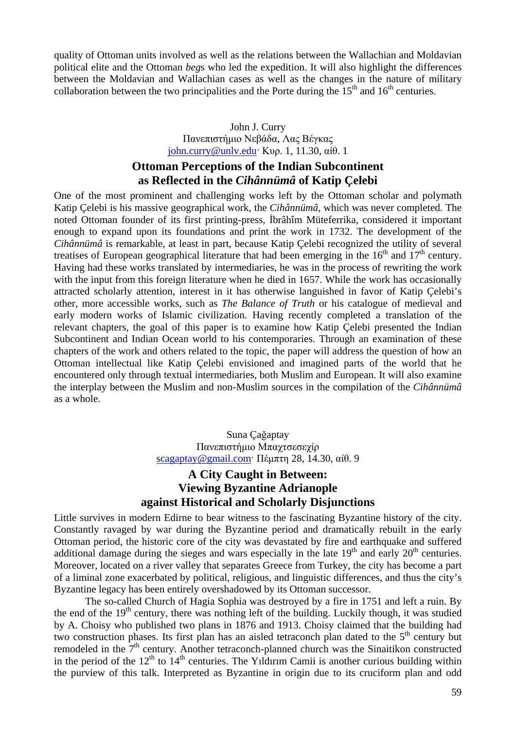quality of Ottoman units involved as well as the relations between the Wallachian and Moldavian political elite and the Ottoman *beg*s who led the expedition. It will also highlight the differences between the Moldavian and Wallachian cases as well as the changes in the nature of military collaboration between the two principalities and the Porte during the 15th and 16th centuries.

John J. Curry
Πανεπιστήμιο Νεβάδα, Λας Βέγκας
john.curry@unlv.edu· Κυρ. 1, 11.30, αίθ. 1

## Ottoman Perceptions of the Indian Subcontinent as Reflected in the *Cihânnümâ* of Katip Çelebi

One of the most prominent and challenging works left by the Ottoman scholar and polymath Katip Çelebi is his massive geographical work, the *Cihânnümâ*, which was never completed. The noted Ottoman founder of its first printing-press, İbrâhîm Müteferrika, considered it important enough to expand upon its foundations and print the work in 1732. The development of the *Cihânnümâ* is remarkable, at least in part, because Katip Çelebi recognized the utility of several treatises of European geographical literature that had been emerging in the 16th and 17th century. Having had these works translated by intermediaries, he was in the process of rewriting the work with the input from this foreign literature when he died in 1657. While the work has occasionally attracted scholarly attention, interest in it has otherwise languished in favor of Katip Çelebi's other, more accessible works, such as *The Balance of Truth* or his catalogue of medieval and early modern works of Islamic civilization. Having recently completed a translation of the relevant chapters, the goal of this paper is to examine how Katip Çelebi presented the Indian Subcontinent and Indian Ocean world to his contemporaries. Through an examination of these chapters of the work and others related to the topic, the paper will address the question of how an Ottoman intellectual like Katip Çelebi envisioned and imagined parts of the world that he encountered only through textual intermediaries, both Muslim and European. It will also examine the interplay between the Muslim and non-Muslim sources in the compilation of the *Cihânnümâ* as a whole.

Suna Çağaptay
Πανεπιστήμιο Μπαχτσεσεχίρ
scagaptay@gmail.com· Πέμπτη 28, 14.30, αίθ. 9

## A City Caught in Between: Viewing Byzantine Adrianople against Historical and Scholarly Disjunctions

Little survives in modern Edirne to bear witness to the fascinating Byzantine history of the city. Constantly ravaged by war during the Byzantine period and dramatically rebuilt in the early Ottoman period, the historic core of the city was devastated by fire and earthquake and suffered additional damage during the sieges and wars especially in the late 19th and early 20th centuries. Moreover, located on a river valley that separates Greece from Turkey, the city has become a part of a liminal zone exacerbated by political, religious, and linguistic differences, and thus the city's Byzantine legacy has been entirely overshadowed by its Ottoman successor.

The so-called Church of Hagia Sophia was destroyed by a fire in 1751 and left a ruin. By the end of the 19th century, there was nothing left of the building. Luckily though, it was studied by A. Choisy who published two plans in 1876 and 1913. Choisy claimed that the building had two construction phases. Its first plan has an aisled tetraconch plan dated to the 5th century but remodeled in the 7th century. Another tetraconch-planned church was the Sinaitikon constructed in the period of the 12th to 14th centuries. The Yıldırım Camii is another curious building within the purview of this talk. Interpreted as Byzantine in origin due to its cruciform plan and odd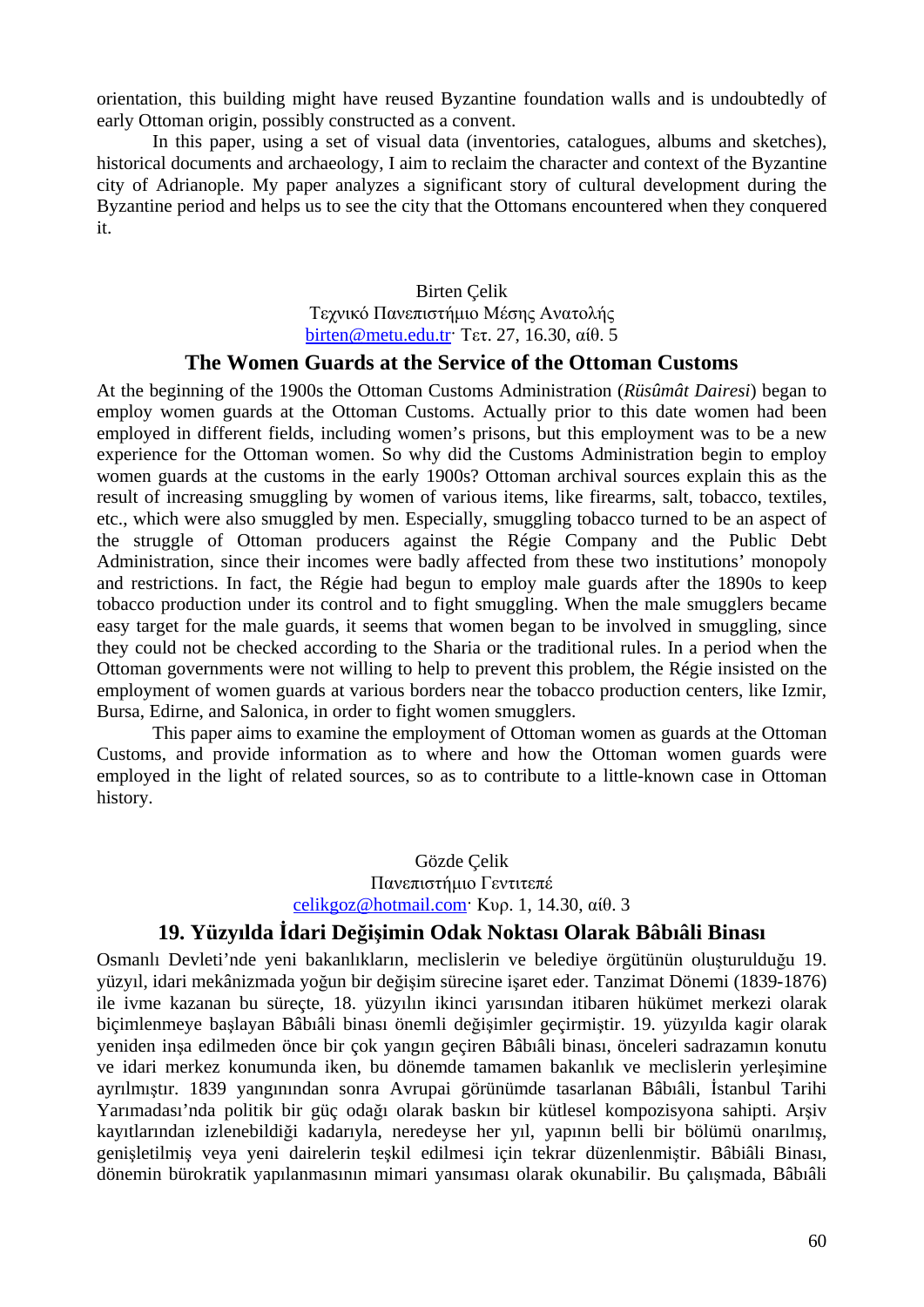orientation, this building might have reused Byzantine foundation walls and is undoubtedly of early Ottoman origin, possibly constructed as a convent.

In this paper, using a set of visual data (inventories, catalogues, albums and sketches), historical documents and archaeology, I aim to reclaim the character and context of the Byzantine city of Adrianople. My paper analyzes a significant story of cultural development during the Byzantine period and helps us to see the city that the Ottomans encountered when they conquered it.

Birten Çelik
Τεχνικό Πανεπιστήμιο Μέσης Ανατολής
birten@metu.edu.tr· Τετ. 27, 16.30, αίθ. 5

## The Women Guards at the Service of the Ottoman Customs

At the beginning of the 1900s the Ottoman Customs Administration (*Rüsûmât Dairesi*) began to employ women guards at the Ottoman Customs. Actually prior to this date women had been employed in different fields, including women's prisons, but this employment was to be a new experience for the Ottoman women. So why did the Customs Administration begin to employ women guards at the customs in the early 1900s? Ottoman archival sources explain this as the result of increasing smuggling by women of various items, like firearms, salt, tobacco, textiles, etc., which were also smuggled by men. Especially, smuggling tobacco turned to be an aspect of the struggle of Ottoman producers against the Régie Company and the Public Debt Administration, since their incomes were badly affected from these two institutions' monopoly and restrictions. In fact, the Régie had begun to employ male guards after the 1890s to keep tobacco production under its control and to fight smuggling. When the male smugglers became easy target for the male guards, it seems that women began to be involved in smuggling, since they could not be checked according to the Sharia or the traditional rules. In a period when the Ottoman governments were not willing to help to prevent this problem, the Régie insisted on the employment of women guards at various borders near the tobacco production centers, like Izmir, Bursa, Edirne, and Salonica, in order to fight women smugglers.

This paper aims to examine the employment of Ottoman women as guards at the Ottoman Customs, and provide information as to where and how the Ottoman women guards were employed in the light of related sources, so as to contribute to a little-known case in Ottoman history.

Gözde Çelik
Πανεπιστήμιο Γεντιτεπέ
celikgoz@hotmail.com· Κυρ. 1, 14.30, αίθ. 3

## 19. Yüzyılda İdari Değişimin Odak Noktası Olarak Bâbıâli Binası

Osmanlı Devleti'nde yeni bakanlıkların, meclislerin ve belediye örgütünün oluşturulduğu 19. yüzyıl, idari mekânizmada yoğun bir değişim sürecine işaret eder. Tanzimat Dönemi (1839-1876) ile ivme kazanan bu süreçte, 18. yüzyılın ikinci yarısından itibaren hükümet merkezi olarak biçimlenmeye başlayan Bâbıâli binası önemli değişimler geçirmiştir. 19. yüzyılda kagir olarak yeniden inşa edilmeden önce bir çok yangın geçiren Bâbıâli binası, önceleri sadrazamın konutu ve idari merkez konumunda iken, bu dönemde tamamen bakanlık ve meclislerin yerleşimine ayrılmıştır. 1839 yangınından sonra Avrupai görünümde tasarlanan Bâbıâli, İstanbul Tarihi Yarımadası'nda politik bir güç odağı olarak baskın bir kütlesel kompozisyona sahipti. Arşiv kayıtlarından izlenebildiği kadarıyla, neredeyse her yıl, yapının belli bir bölümü onarılmış, genişletilmiş veya yeni dairelerin teşkil edilmesi için tekrar düzenlenmiştir. Bâbıâli Binası, dönemin bürokratik yapılanmasının mimari yansıması olarak okunabilir. Bu çalışmada, Bâbıâli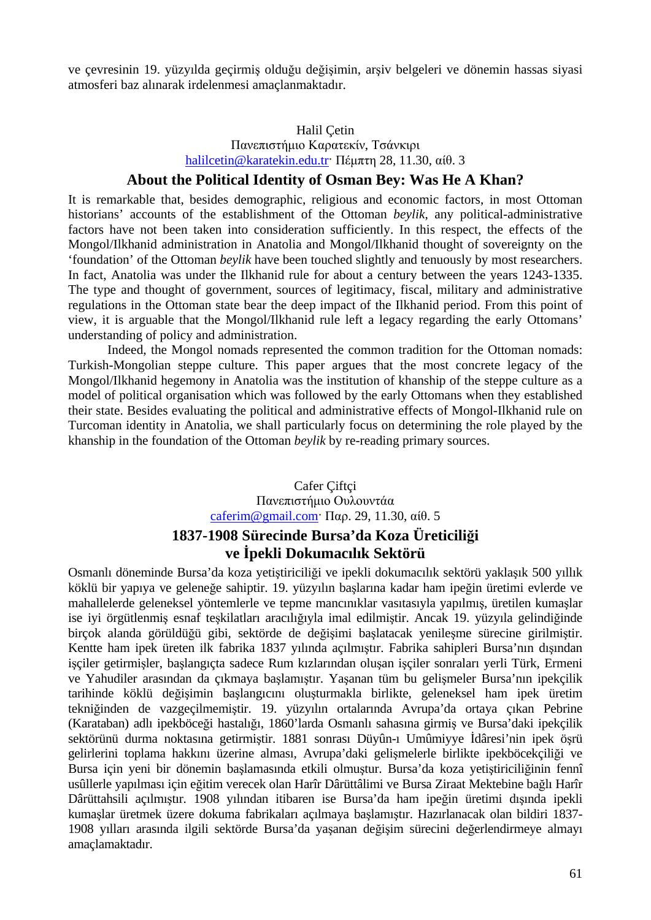ve çevresinin 19. yüzyılda geçirmiş olduğu değişimin, arşiv belgeleri ve dönemin hassas siyasi atmosferi baz alınarak irdelenmesi amaçlanmaktadır.

Halil Çetin
Πανεπιστήμιο Καρατεκίν, Τσάνκιρι
halilcetin@karatekin.edu.tr· Πέμπτη 28, 11.30, αίθ. 3

### About the Political Identity of Osman Bey: Was He A Khan?

It is remarkable that, besides demographic, religious and economic factors, in most Ottoman historians' accounts of the establishment of the Ottoman *beylik*, any political-administrative factors have not been taken into consideration sufficiently. In this respect, the effects of the Mongol/Ilkhanid administration in Anatolia and Mongol/Ilkhanid thought of sovereignty on the 'foundation' of the Ottoman *beylik* have been touched slightly and tenuously by most researchers. In fact, Anatolia was under the Ilkhanid rule for about a century between the years 1243-1335. The type and thought of government, sources of legitimacy, fiscal, military and administrative regulations in the Ottoman state bear the deep impact of the Ilkhanid period. From this point of view, it is arguable that the Mongol/Ilkhanid rule left a legacy regarding the early Ottomans' understanding of policy and administration.

Indeed, the Mongol nomads represented the common tradition for the Ottoman nomads: Turkish-Mongolian steppe culture. This paper argues that the most concrete legacy of the Mongol/Ilkhanid hegemony in Anatolia was the institution of khanship of the steppe culture as a model of political organisation which was followed by the early Ottomans when they established their state. Besides evaluating the political and administrative effects of Mongol-Ilkhanid rule on Turcoman identity in Anatolia, we shall particularly focus on determining the role played by the khanship in the foundation of the Ottoman *beylik* by re-reading primary sources.

Cafer Çiftçi
Πανεπιστήμιο Ουλουντάα
caferim@gmail.com· Παρ. 29, 11.30, αίθ. 5

### 1837-1908 Sürecinde Bursa'da Koza Üreticiliği ve İpekli Dokumacılık Sektörü

Osmanlı döneminde Bursa'da koza yetiştiriciliği ve ipekli dokumacılık sektörü yaklaşık 500 yıllık köklü bir yapıya ve geleneğe sahiptir. 19. yüzyılın başlarına kadar ham ipeğin üretimi evlerde ve mahallelerde geleneksel yöntemlerle ve tepme mancınıklar vasıtasıyla yapılmış, üretilen kumaşlar ise iyi örgütlenmiş esnaf teşkilatları aracılığıyla imal edilmiştir. Ancak 19. yüzyıla gelindiğinde birçok alanda görüldüğü gibi, sektörde de değişimi başlatacak yenileşme sürecine girilmiştir. Kentte ham ipek üreten ilk fabrika 1837 yılında açılmıştır. Fabrika sahipleri Bursa'nın dışından işçiler getirmişler, başlangıçta sadece Rum kızlarından oluşan işçiler sonraları yerli Türk, Ermeni ve Yahudiler arasından da çıkmaya başlamıştır. Yaşanan tüm bu gelişmeler Bursa'nın ipekçilik tarihinde köklü değişimin başlangıcını oluşturmakla birlikte, geleneksel ham ipek üretim tekniğinden de vazgeçilmemiştir. 19. yüzyılın ortalarında Avrupa'da ortaya çıkan Pebrine (Karataban) adlı ipekböceği hastalığı, 1860'larda Osmanlı sahasına girmiş ve Bursa'daki ipekçilik sektörünü durma noktasına getirmiştir. 1881 sonrası Düyûn-ı Umûmiyye İdâresi'nin ipek öşrü gelirlerini toplama hakkını üzerine alması, Avrupa'daki gelişmelerle birlikte ipekböcekçiliği ve Bursa için yeni bir dönemin başlamasında etkili olmuştur. Bursa'da koza yetiştiriciliğinin fennî usûllerle yapılması için eğitim verecek olan Harîr Dârüttâlimi ve Bursa Ziraat Mektebine bağlı Harîr Dârüttahsili açılmıştır. 1908 yılından itibaren ise Bursa'da ham ipeğin üretimi dışında ipekli kumaşlar üretmek üzere dokuma fabrikaları açılmaya başlamıştır. Hazırlanacak olan bildiri 1837-1908 yılları arasında ilgili sektörde Bursa'da yaşanan değişim sürecini değerlendirmeye almayı amaçlamaktadır.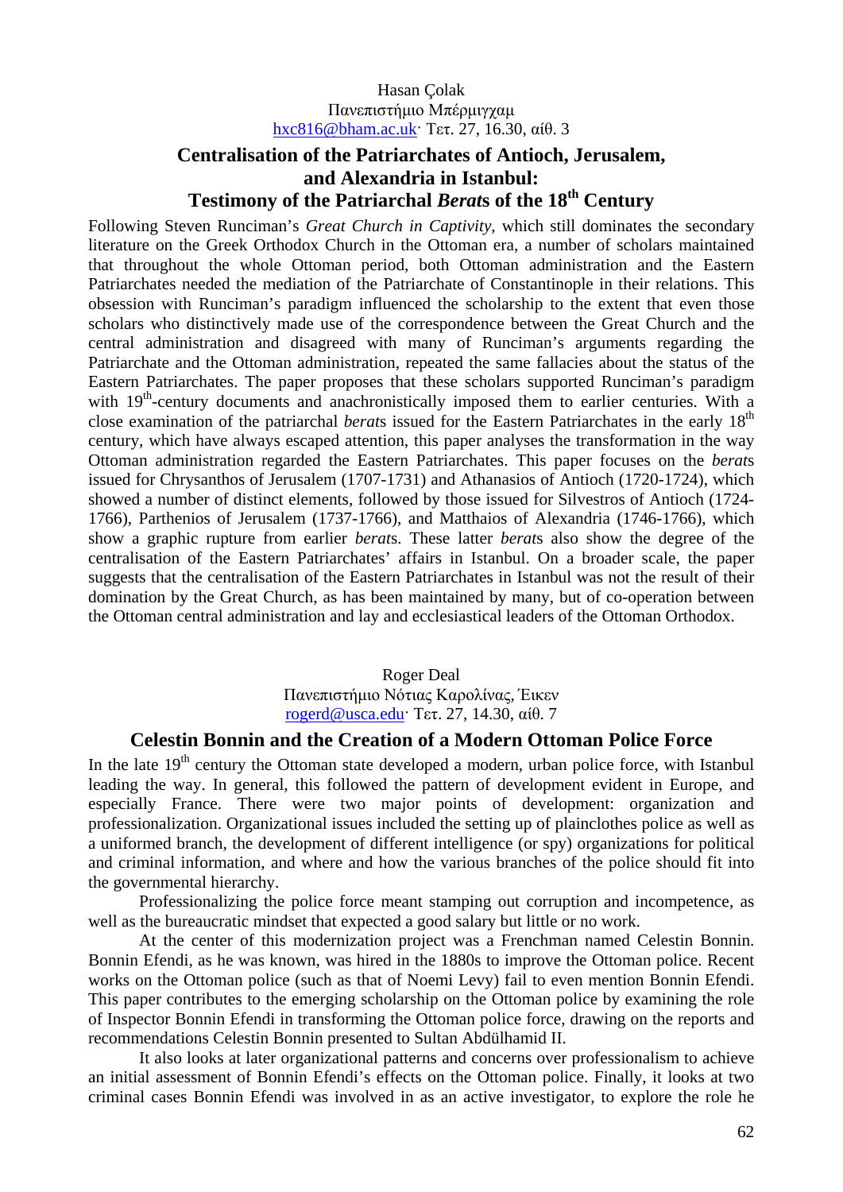Hasan Çolak
Πανεπιστήμιο Μπέρμιγχαμ
hxc816@bham.ac.uk· Τετ. 27, 16.30, αίθ. 3

## Centralisation of the Patriarchates of Antioch, Jerusalem, and Alexandria in Istanbul: Testimony of the Patriarchal *Berat*s of the 18th Century

Following Steven Runciman's *Great Church in Captivity*, which still dominates the secondary literature on the Greek Orthodox Church in the Ottoman era, a number of scholars maintained that throughout the whole Ottoman period, both Ottoman administration and the Eastern Patriarchates needed the mediation of the Patriarchate of Constantinople in their relations. This obsession with Runciman's paradigm influenced the scholarship to the extent that even those scholars who distinctively made use of the correspondence between the Great Church and the central administration and disagreed with many of Runciman's arguments regarding the Patriarchate and the Ottoman administration, repeated the same fallacies about the status of the Eastern Patriarchates. The paper proposes that these scholars supported Runciman's paradigm with 19th-century documents and anachronistically imposed them to earlier centuries. With a close examination of the patriarchal *berat*s issued for the Eastern Patriarchates in the early 18th century, which have always escaped attention, this paper analyses the transformation in the way Ottoman administration regarded the Eastern Patriarchates. This paper focuses on the *berat*s issued for Chrysanthos of Jerusalem (1707-1731) and Athanasios of Antioch (1720-1724), which showed a number of distinct elements, followed by those issued for Silvestros of Antioch (1724-1766), Parthenios of Jerusalem (1737-1766), and Matthaios of Alexandria (1746-1766), which show a graphic rupture from earlier *berat*s. These latter *berat*s also show the degree of the centralisation of the Eastern Patriarchates' affairs in Istanbul. On a broader scale, the paper suggests that the centralisation of the Eastern Patriarchates in Istanbul was not the result of their domination by the Great Church, as has been maintained by many, but of co-operation between the Ottoman central administration and lay and ecclesiastical leaders of the Ottoman Orthodox.

Roger Deal
Πανεπιστήμιο Νότιας Καρολίνας, Έικεν
rogerd@usca.edu· Τετ. 27, 14.30, αίθ. 7

## Celestin Bonnin and the Creation of a Modern Ottoman Police Force

In the late 19th century the Ottoman state developed a modern, urban police force, with Istanbul leading the way. In general, this followed the pattern of development evident in Europe, and especially France. There were two major points of development: organization and professionalization. Organizational issues included the setting up of plainclothes police as well as a uniformed branch, the development of different intelligence (or spy) organizations for political and criminal information, and where and how the various branches of the police should fit into the governmental hierarchy.

Professionalizing the police force meant stamping out corruption and incompetence, as well as the bureaucratic mindset that expected a good salary but little or no work.

At the center of this modernization project was a Frenchman named Celestin Bonnin. Bonnin Efendi, as he was known, was hired in the 1880s to improve the Ottoman police. Recent works on the Ottoman police (such as that of Noemi Levy) fail to even mention Bonnin Efendi. This paper contributes to the emerging scholarship on the Ottoman police by examining the role of Inspector Bonnin Efendi in transforming the Ottoman police force, drawing on the reports and recommendations Celestin Bonnin presented to Sultan Abdülhamid II.

It also looks at later organizational patterns and concerns over professionalism to achieve an initial assessment of Bonnin Efendi's effects on the Ottoman police. Finally, it looks at two criminal cases Bonnin Efendi was involved in as an active investigator, to explore the role he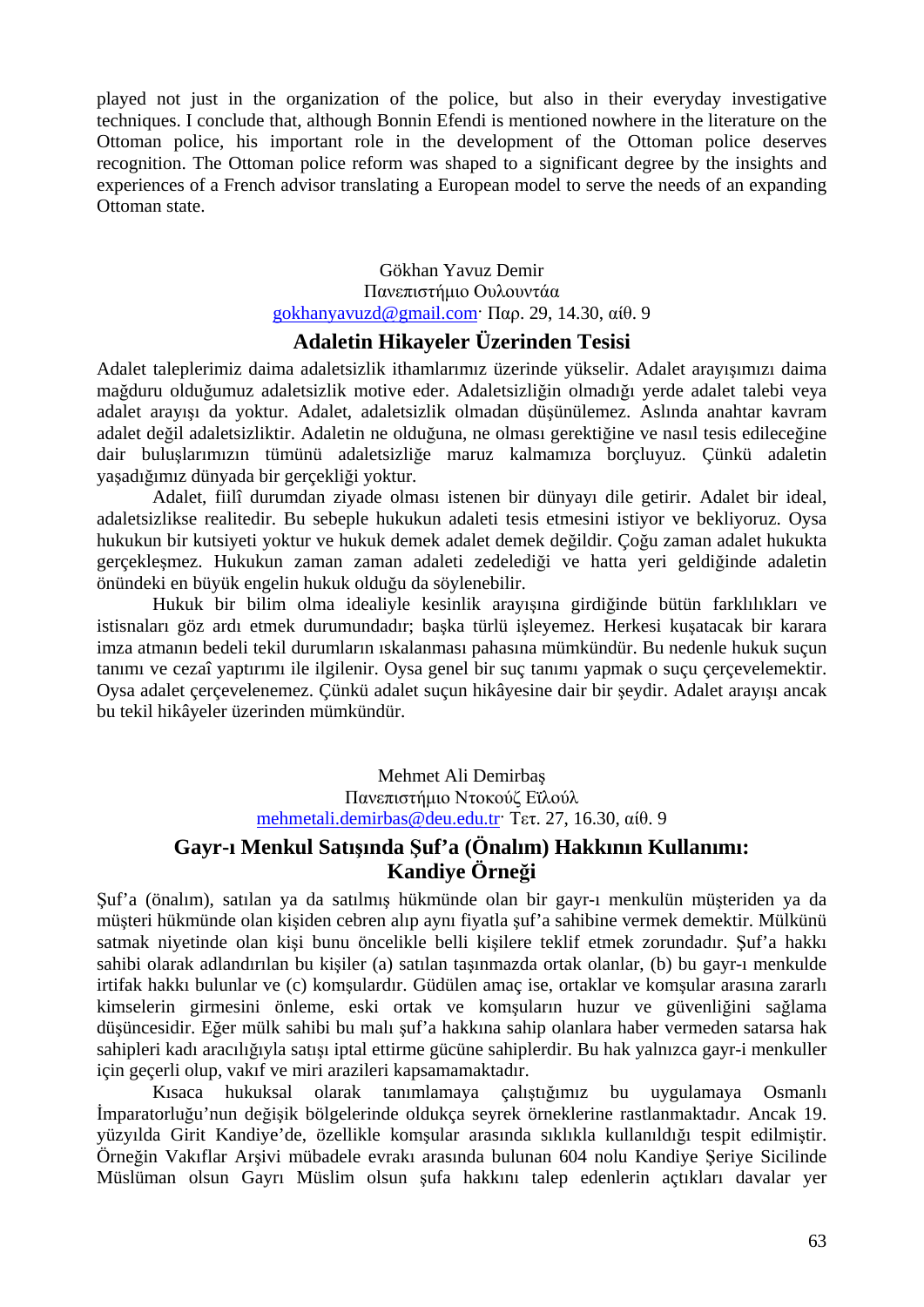played not just in the organization of the police, but also in their everyday investigative techniques. I conclude that, although Bonnin Efendi is mentioned nowhere in the literature on the Ottoman police, his important role in the development of the Ottoman police deserves recognition. The Ottoman police reform was shaped to a significant degree by the insights and experiences of a French advisor translating a European model to serve the needs of an expanding Ottoman state.

Gökhan Yavuz Demir
Πανεπιστήμιο Ουλουντάα
gokhanyavuzd@gmail.com· Παρ. 29, 14.30, αίθ. 9

## Adaletin Hikayeler Üzerinden Tesisi

Adalet taleplerimiz daima adaletsizlik ithamlarımız üzerinde yükselir. Adalet arayışımızı daima mağduru olduğumuz adaletsizlik motive eder. Adaletsizliğin olmadığı yerde adalet talebi veya adalet arayışı da yoktur. Adalet, adaletsizlik olmadan düşünülemez. Aslında anahtar kavram adalet değil adaletsizliktir. Adaletin ne olduğuna, ne olması gerektiğine ve nasıl tesis edileceğine dair buluşlarımızın tümünü adaletsizliğe maruz kalmamıza borçluyuz. Çünkü adaletin yaşadığımız dünyada bir gerçekliği yoktur.

Adalet, fiilî durumdan ziyade olması istenen bir dünyayı dile getirir. Adalet bir ideal, adaletsizlikse realitedir. Bu sebeple hukukun adaleti tesis etmesini istiyor ve bekliyoruz. Oysa hukukun bir kutsiyeti yoktur ve hukuk demek adalet demek değildir. Çoğu zaman adalet hukukta gerçekleşmez. Hukukun zaman zaman adaleti zedelediği ve hatta yeri geldiğinde adaletin önündeki en büyük engelin hukuk olduğu da söylenebilir.

Hukuk bir bilim olma idealiyle kesinlik arayışına girdiğinde bütün farklılıkları ve istisnaları göz ardı etmek durumundadır; başka türlü işleyemez. Herkesi kuşatacak bir karara imza atmanın bedeli tekil durumların ıskalanması pahasına mümkündür. Bu nedenle hukuk suçun tanımı ve cezaî yaptırımı ile ilgilenir. Oysa genel bir suç tanımı yapmak o suçu çerçevelemektir. Oysa adalet çerçevelenemez. Çünkü adalet suçun hikâyesine dair bir şeydir. Adalet arayışı ancak bu tekil hikâyeler üzerinden mümkündür.

Mehmet Ali Demirbaş
Πανεπιστήμιο Ντοκούζ Εϊλούλ
mehmetali.demirbas@deu.edu.tr· Τετ. 27, 16.30, αίθ. 9

## Gayr-ı Menkul Satışında Şuf'a (Önalım) Hakkının Kullanımı: Kandiye Örneği

Şuf'a (önalım), satılan ya da satılmış hükmünde olan bir gayr-ı menkulün müşteriden ya da müşteri hükmünde olan kişiden cebren alıp aynı fiyatla şuf'a sahibine vermek demektir. Mülkünü satmak niyetinde olan kişi bunu öncelikle belli kişilere teklif etmek zorundadır. Şuf'a hakkı sahibi olarak adlandırılan bu kişiler (a) satılan taşınmazda ortak olanlar, (b) bu gayr-ı menkulde irtifak hakkı bulunlar ve (c) komşulardır. Güdülen amaç ise, ortaklar ve komşular arasına zararlı kimselerin girmesini önleme, eski ortak ve komşuların huzur ve güvenliğini sağlama düşüncesidir. Eğer mülk sahibi bu malı şuf'a hakkına sahip olanlara haber vermeden satarsa hak sahipleri kadı aracılığıyla satışı iptal ettirme gücüne sahiplerdir. Bu hak yalnızca gayr-i menkuller için geçerli olup, vakıf ve miri arazileri kapsamamaktadır.

Kısaca hukuksal olarak tanımlamaya çalıştığımız bu uygulamaya Osmanlı İmparatorluğu'nun değişik bölgelerinde oldukça seyrek örneklerine rastlanmaktadır. Ancak 19. yüzyılda Girit Kandiye'de, özellikle komşular arasında sıklıkla kullanıldığı tespit edilmiştir. Örneğin Vakıflar Arşivi mübadele evrakı arasında bulunan 604 nolu Kandiye Şeriye Sicilinde Müslüman olsun Gayrı Müslim olsun şufa hakkını talep edenlerin açtıkları davalar yer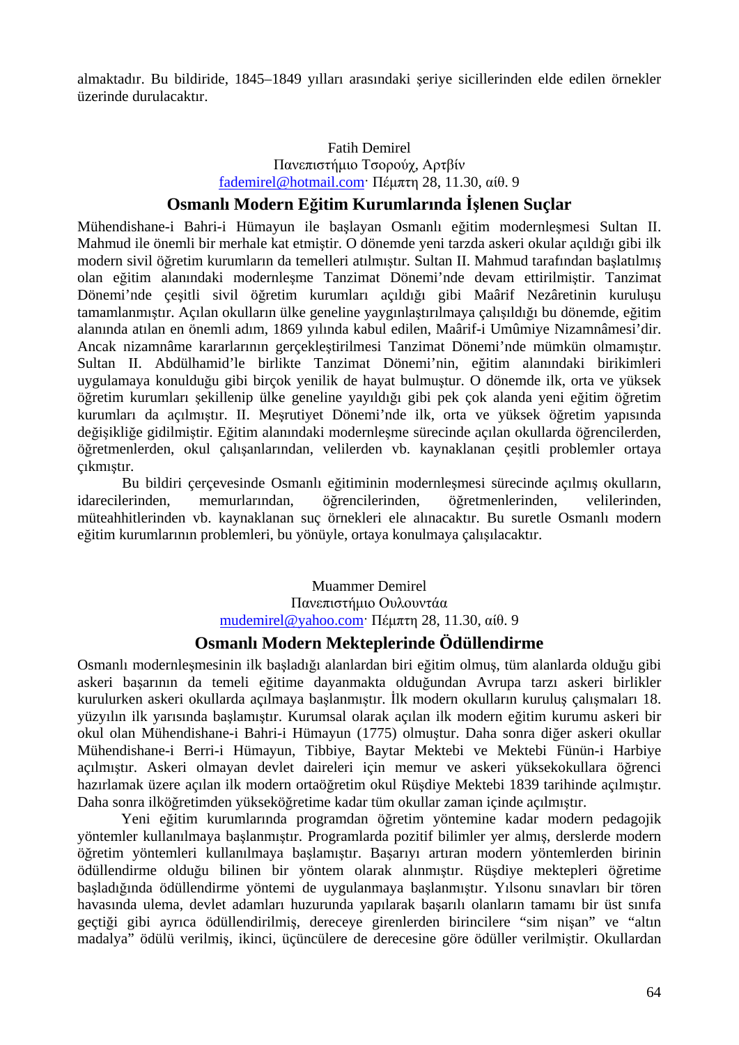almaktadır. Bu bildiride, 1845–1849 yılları arasındaki şeriye sicillerinden elde edilen örnekler üzerinde durulacaktır.

Fatih Demirel
Πανεπιστήμιο Τσορούχ, Αρτβίν
fademirel@hotmail.com· Πέμπτη 28, 11.30, αίθ. 9

## Osmanlı Modern Eğitim Kurumlarında İşlenen Suçlar

Mühendishane-i Bahri-i Hümayun ile başlayan Osmanlı eğitim modernleşmesi Sultan II. Mahmud ile önemli bir merhale kat etmiştir. O dönemde yeni tarzda askeri okular açıldığı gibi ilk modern sivil öğretim kurumların da temelleri atılmıştır. Sultan II. Mahmud tarafından başlatılmış olan eğitim alanındaki modernleşme Tanzimat Dönemi'nde devam ettirilmiştir. Tanzimat Dönemi'nde çeşitli sivil öğretim kurumları açıldığı gibi Maârif Nezâretinin kuruluşu tamamlanmıştır. Açılan okulların ülke geneline yaygınlaştırılmaya çalışıldığı bu dönemde, eğitim alanında atılan en önemli adım, 1869 yılında kabul edilen, Maârif-i Umûmiye Nizamnâmesi'dir. Ancak nizamnâme kararlarının gerçekleştirilmesi Tanzimat Dönemi'nde mümkün olmamıştır. Sultan II. Abdülhamid'le birlikte Tanzimat Dönemi'nin, eğitim alanındaki birikimleri uygulamaya konulduğu gibi birçok yenilik de hayat bulmuştur. O dönemde ilk, orta ve yüksek öğretim kurumları şekillenip ülke geneline yayıldığı gibi pek çok alanda yeni eğitim öğretim kurumları da açılmıştır. II. Meşrutiyet Dönemi'nde ilk, orta ve yüksek öğretim yapısında değişikliğe gidilmiştir. Eğitim alanındaki modernleşme sürecinde açılan okullarda öğrencilerden, öğretmenlerden, okul çalışanlarından, velilerden vb. kaynaklanan çeşitli problemler ortaya çıkmıştır.

Bu bildiri çerçevesinde Osmanlı eğitiminin modernleşmesi sürecinde açılmış okulların, idarecilerinden, memurlarından, öğrencilerinden, öğretmenlerinden, velilerinden, müteahhitlerinden vb. kaynaklanan suç örnekleri ele alınacaktır. Bu suretle Osmanlı modern eğitim kurumlarının problemleri, bu yönüyle, ortaya konulmaya çalışılacaktır.

Muammer Demirel
Πανεπιστήμιο Ουλουντάα
mudemirel@yahoo.com· Πέμπτη 28, 11.30, αίθ. 9

## Osmanlı Modern Mekteplerinde Ödüllendirme

Osmanlı modernleşmesinin ilk başladığı alanlardan biri eğitim olmuş, tüm alanlarda olduğu gibi askeri başarının da temeli eğitime dayanmakta olduğundan Avrupa tarzı askeri birlikler kurulurken askeri okullarda açılmaya başlanmıştır. İlk modern okulların kuruluş çalışmaları 18. yüzyılın ilk yarısında başlamıştır. Kurumsal olarak açılan ilk modern eğitim kurumu askeri bir okul olan Mühendishane-i Bahri-i Hümayun (1775) olmuştur. Daha sonra diğer askeri okullar Mühendishane-i Berri-i Hümayun, Tibbiye, Baytar Mektebi ve Mektebi Fünün-i Harbiye açılmıştır. Askeri olmayan devlet daireleri için memur ve askeri yüksekokullara öğrenci hazırlamak üzere açılan ilk modern ortaöğretim okul Rüşdiye Mektebi 1839 tarihinde açılmıştır. Daha sonra ilköğretimden yükseköğretime kadar tüm okullar zaman içinde açılmıştır.

Yeni eğitim kurumlarında programdan öğretim yöntemine kadar modern pedagojik yöntemler kullanılmaya başlanmıştır. Programlarda pozitif bilimler yer almış, derslerde modern öğretim yöntemleri kullanılmaya başlamıştır. Başarıyı artıran modern yöntemlerden birinin ödüllendirme olduğu bilinen bir yöntem olarak alınmıştır. Rüşdiye mektepleri öğretime başladığında ödüllendirme yöntemi de uygulanmaya başlanmıştır. Yılsonu sınavları bir tören havasında ulema, devlet adamları huzurunda yapılarak başarılı olanların tamamı bir üst sınıfa geçtiği gibi ayrıca ödüllendirilmiş, dereceye girenlerden birincilere "sim nişan" ve "altın madalya" ödülü verilmiş, ikinci, üçüncülere de derecesine göre ödüller verilmiştir. Okullardan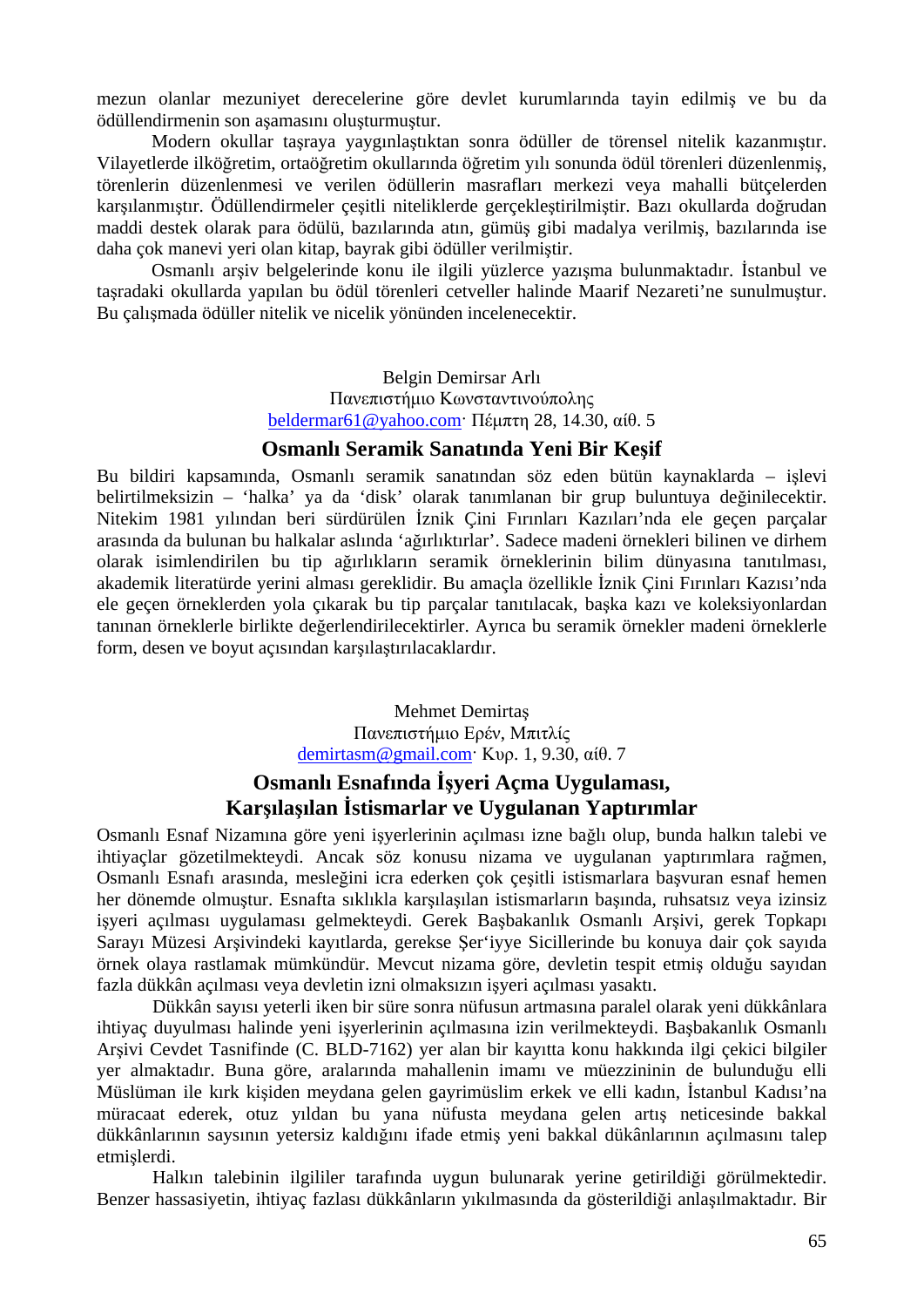mezun olanlar mezuniyet derecelerine göre devlet kurumlarında tayin edilmiş ve bu da ödüllendirmenin son aşamasını oluşturmuştur.

Modern okullar taşraya yaygınlaştıktan sonra ödüller de törensel nitelik kazanmıştır. Vilayetlerde ilköğretim, ortaöğretim okullarında öğretim yılı sonunda ödül törenleri düzenlenmiş, törenlerin düzenlenmesi ve verilen ödüllerin masrafları merkezi veya mahalli bütçelerden karşılanmıştır. Ödüllendirmeler çeşitli niteliklerde gerçekleştirilmiştir. Bazı okullarda doğrudan maddi destek olarak para ödülü, bazılarında atın, gümüş gibi madalya verilmiş, bazılarında ise daha çok manevi yeri olan kitap, bayrak gibi ödüller verilmiştir.

Osmanlı arşiv belgelerinde konu ile ilgili yüzlerce yazışma bulunmaktadır. İstanbul ve taşradaki okullarda yapılan bu ödül törenleri cetveller halinde Maarif Nezareti'ne sunulmuştur. Bu çalışmada ödüller nitelik ve nicelik yönünden incelenecektir.

Belgin Demirsar Arlı
Πανεπιστήμιο Κωνσταντινούπολης
beldermar61@yahoo.com· Πέμπτη 28, 14.30, αίθ. 5

## Osmanlı Seramik Sanatında Yeni Bir Keşif

Bu bildiri kapsamında, Osmanlı seramik sanatından söz eden bütün kaynaklarda – işlevi belirtilmeksizin – 'halka' ya da 'disk' olarak tanımlanan bir grup buluntuya değinilecektir. Nitekim 1981 yılından beri sürdürülen İznik Çini Fırınları Kazıları'nda ele geçen parçalar arasında da bulunan bu halkalar aslında 'ağırlıktırlar'. Sadece madeni örnekleri bilinen ve dirhem olarak isimlendirilen bu tip ağırlıkların seramik örneklerinin bilim dünyasına tanıtılması, akademik literatürde yerini alması gereklidir. Bu amaçla özellikle İznik Çini Fırınları Kazısı'nda ele geçen örneklerden yola çıkarak bu tip parçalar tanıtılacak, başka kazı ve koleksiyonlardan tanınan örneklerle birlikte değerlendirilecektirler. Ayrıca bu seramik örnekler madeni örneklerle form, desen ve boyut açısından karşılaştırılacaklardır.

Mehmet Demirtaş
Πανεπιστήμιο Ερέν, Μπιτλίς
demirtasm@gmail.com· Κυρ. 1, 9.30, αίθ. 7

## Osmanlı Esnafında İşyeri Açma Uygulaması, Karşılaşılan İstismarlar ve Uygulanan Yaptırımlar

Osmanlı Esnaf Nizamına göre yeni işyerlerinin açılması izne bağlı olup, bunda halkın talebi ve ihtiyaçlar gözetilmekteydi. Ancak söz konusu nizama ve uygulanan yaptırımlara rağmen, Osmanlı Esnafı arasında, mesleğini icra ederken çok çeşitli istismarlara başvuran esnaf hemen her dönemde olmuştur. Esnafta sıklıkla karşılaşılan istismarların başında, ruhsatsız veya izinsiz işyeri açılması uygulaması gelmekteydi. Gerek Başbakanlık Osmanlı Arşivi, gerek Topkapı Sarayı Müzesi Arşivindeki kayıtlarda, gerekse Şer'iyye Sicillerinde bu konuya dair çok sayıda örnek olaya rastlamak mümkündür. Mevcut nizama göre, devletin tespit etmiş olduğu sayıdan fazla dükkân açılması veya devletin izni olmaksızın işyeri açılması yasaktı.

Dükkân sayısı yeterli iken bir süre sonra nüfusun artmasına paralel olarak yeni dükkânlara ihtiyaç duyulması halinde yeni işyerlerinin açılmasına izin verilmekteydi. Başbakanlık Osmanlı Arşivi Cevdet Tasnifinde (C. BLD-7162) yer alan bir kayıtta konu hakkında ilgi çekici bilgiler yer almaktadır. Buna göre, aralarında mahallenin imamı ve müezzininin de bulunduğu elli Müslüman ile kırk kişiden meydana gelen gayrimüslim erkek ve elli kadın, İstanbul Kadısı'na müracaat ederek, otuz yıldan bu yana nüfusta meydana gelen artış neticesinde bakkal dükkânlarının saysının yetersiz kaldığını ifade etmiş yeni bakkal dükânlarının açılmasını talep etmişlerdi.

Halkın talebinin ilgililer tarafında uygun bulunarak yerine getirildiği görülmektedir. Benzer hassasiyetin, ihtiyaç fazlası dükkânların yıkılmasında da gösterildiği anlaşılmaktadır. Bir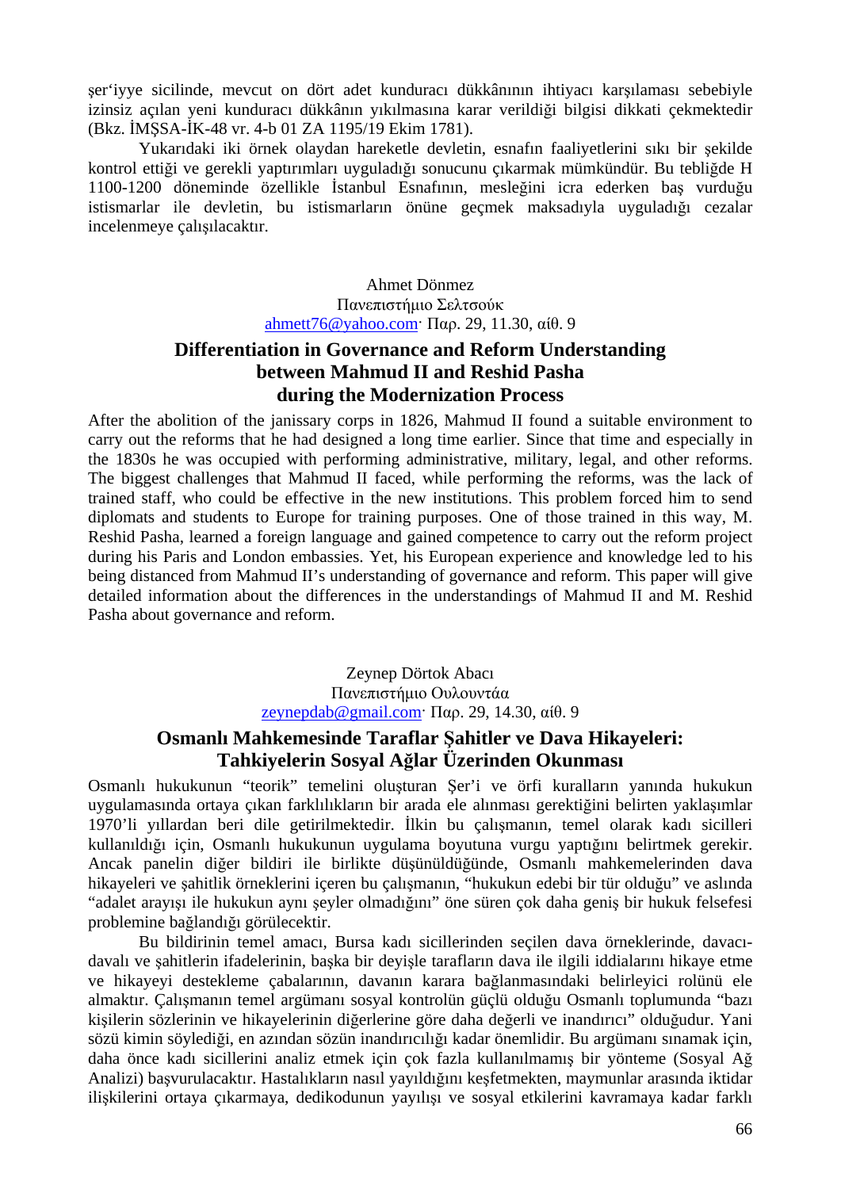şer'iyye sicilinde, mevcut on dört adet kunduracı dükkânının ihtiyacı karşılaması sebebiyle izinsiz açılan yeni kunduracı dükkânın yıkılmasına karar verildiği bilgisi dikkati çekmektedir (Bkz. İMŞSA-İK-48 vr. 4-b 01 ZA 1195/19 Ekim 1781).

Yukarıdaki iki örnek olaydan hareketle devletin, esnafın faaliyetlerini sıkı bir şekilde kontrol ettiği ve gerekli yaptırımları uyguladığı sonucunu çıkarmak mümkündür. Bu tebliğde H 1100-1200 döneminde özellikle İstanbul Esnafının, mesleğini icra ederken baş vurduğu istismarlar ile devletin, bu istismarların önüne geçmek maksadıyla uyguladığı cezalar incelenmeye çalışılacaktır.

Ahmet Dönmez
Πανεπιστήμιο Σελτσούκ
ahmett76@yahoo.com· Παρ. 29, 11.30, αίθ. 9

## Differentiation in Governance and Reform Understanding between Mahmud II and Reshid Pasha during the Modernization Process

After the abolition of the janissary corps in 1826, Mahmud II found a suitable environment to carry out the reforms that he had designed a long time earlier. Since that time and especially in the 1830s he was occupied with performing administrative, military, legal, and other reforms. The biggest challenges that Mahmud II faced, while performing the reforms, was the lack of trained staff, who could be effective in the new institutions. This problem forced him to send diplomats and students to Europe for training purposes. One of those trained in this way, M. Reshid Pasha, learned a foreign language and gained competence to carry out the reform project during his Paris and London embassies. Yet, his European experience and knowledge led to his being distanced from Mahmud II's understanding of governance and reform. This paper will give detailed information about the differences in the understandings of Mahmud II and M. Reshid Pasha about governance and reform.

Zeynep Dörtok Abacı
Πανεπιστήμιο Ουλουντάα
zeynepdab@gmail.com· Παρ. 29, 14.30, αίθ. 9

## Osmanlı Mahkemesinde Taraflar Şahitler ve Dava Hikayeleri: Tahkiyelerin Sosyal Ağlar Üzerinden Okunması

Osmanlı hukukunun "teorik" temelini oluşturan Şer'i ve örfi kuralların yanında hukukun uygulamasında ortaya çıkan farklılıkların bir arada ele alınması gerektiğini belirten yaklaşımlar 1970'li yıllardan beri dile getirilmektedir. İlkin bu çalışmanın, temel olarak kadı sicilleri kullanıldığı için, Osmanlı hukukunun uygulama boyutuna vurgu yaptığını belirtmek gerekir. Ancak panelin diğer bildiri ile birlikte düşünüldüğünde, Osmanlı mahkemelerinden dava hikayeleri ve şahitlik örneklerini içeren bu çalışmanın, "hukukun edebi bir tür olduğu" ve aslında "adalet arayışı ile hukukun aynı şeyler olmadığını" öne süren çok daha geniş bir hukuk felsefesi problemine bağlandığı görülecektir.

Bu bildirinin temel amacı, Bursa kadı sicillerinden seçilen dava örneklerinde, davacı-davalı ve şahitlerin ifadelerinin, başka bir deyişle tarafların dava ile ilgili iddialarını hikaye etme ve hikayeyi destekleme çabalarının, davanın karara bağlanmasındaki belirleyici rolünü ele almaktır. Çalışmanın temel argümanı sosyal kontrolün güçlü olduğu Osmanlı toplumunda "bazı kişilerin sözlerinin ve hikayelerinin diğerlerine göre daha değerli ve inandırıcı" olduğudur. Yani sözü kimin söylediği, en azından sözün inandırıcılığı kadar önemlidir. Bu argümanı sınamak için, daha önce kadı sicillerini analiz etmek için çok fazla kullanılmamış bir yönteme (Sosyal Ağ Analizi) başvurulacaktır. Hastalıkların nasıl yayıldığını keşfetmekten, maymunlar arasında iktidar ilişkilerini ortaya çıkarmaya, dedikodunun yayılışı ve sosyal etkilerini kavramaya kadar farklı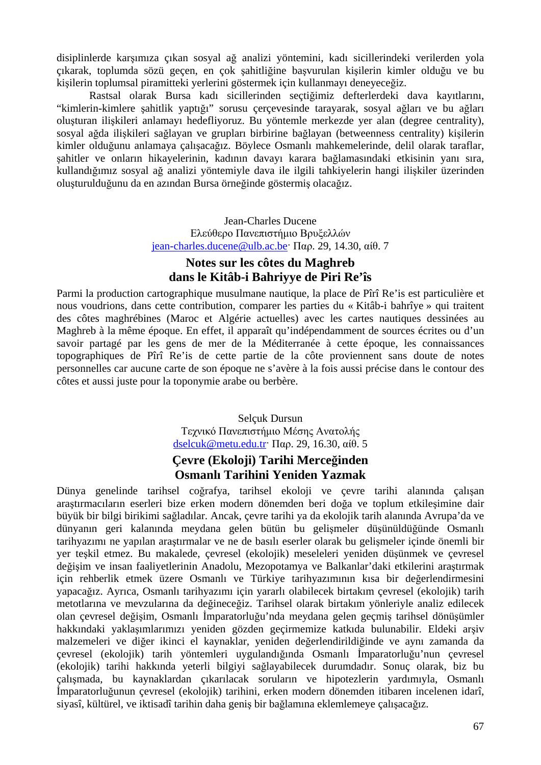disiplinlerde karşımıza çıkan sosyal ağ analizi yöntemini, kadı sicillerindeki verilerden yola çıkarak, toplumda sözü geçen, en çok şahitliğine başvurulan kişilerin kimler olduğu ve bu kişilerin toplumsal piramitteki yerlerini göstermek için kullanmayı deneyeceğiz.

Rastsal olarak Bursa kadı sicillerinden seçtiğimiz defterlerdeki dava kayıtlarını, "kimlerin-kimlere şahitlik yaptığı" sorusu çerçevesinde tarayarak, sosyal ağları ve bu ağları oluşturan ilişkileri anlamayı hedefliyoruz. Bu yöntemle merkezde yer alan (degree centrality), sosyal ağda ilişkileri sağlayan ve grupları birbirine bağlayan (betweenness centrality) kişilerin kimler olduğunu anlamaya çalışacağız. Böylece Osmanlı mahkemelerinde, delil olarak taraflar, şahitler ve onların hikayelerinin, kadının davayı karara bağlamasındaki etkisinin yanı sıra, kullandığımız sosyal ağ analizi yöntemiyle dava ile ilgili tahkiyelerin hangi ilişkiler üzerinden oluşturulduğunu da en azından Bursa örneğinde göstermiş olacağız.

Jean-Charles Ducene
Ελεύθερο Πανεπιστήμιο Βρυξελλών
jean-charles.ducene@ulb.ac.be· Παρ. 29, 14.30, αίθ. 7

## Notes sur les côtes du Maghreb dans le Kitâb-i Bahriyye de Piri Re'îs

Parmi la production cartographique musulmane nautique, la place de Pîrî Re'is est particulière et nous voudrions, dans cette contribution, comparer les parties du « Kitâb-i bahrîye » qui traitent des côtes maghrébines (Maroc et Algérie actuelles) avec les cartes nautiques dessinées au Maghreb à la même époque. En effet, il apparaît qu'indépendamment de sources écrites ou d'un savoir partagé par les gens de mer de la Méditerranée à cette époque, les connaissances topographiques de Pîrî Re'is de cette partie de la côte proviennent sans doute de notes personnelles car aucune carte de son époque ne s'avère à la fois aussi précise dans le contour des côtes et aussi juste pour la toponymie arabe ou berbère.

Selçuk Dursun
Τεχνικό Πανεπιστήμιο Μέσης Ανατολής
dselcuk@metu.edu.tr· Παρ. 29, 16.30, αίθ. 5

## Çevre (Ekoloji) Tarihi Merceğinden Osmanlı Tarihini Yeniden Yazmak

Dünya genelinde tarihsel coğrafya, tarihsel ekoloji ve çevre tarihi alanında çalışan araştırmacıların eserleri bize erken modern dönemden beri doğa ve toplum etkileşimine dair büyük bir bilgi birikimi sağladılar. Ancak, çevre tarihi ya da ekolojik tarih alanında Avrupa'da ve dünyanın geri kalanında meydana gelen bütün bu gelişmeler düşünüldüğünde Osmanlı tarihyazımı ne yapılan araştırmalar ve ne de basılı eserler olarak bu gelişmeler içinde önemli bir yer teşkil etmez. Bu makalede, çevresel (ekolojik) meseleleri yeniden düşünmek ve çevresel değişim ve insan faaliyetlerinin Anadolu, Mezopotamya ve Balkanlar'daki etkilerini araştırmak için rehberlik etmek üzere Osmanlı ve Türkiye tarihyazımının kısa bir değerlendirmesini yapacağız. Ayrıca, Osmanlı tarihyazımı için yararlı olabilecek birtakım çevresel (ekolojik) tarih metotlarına ve mevzularına da değineceğiz. Tarihsel olarak birtakım yönleriyle analiz edilecek olan çevresel değişim, Osmanlı İmparatorluğu'nda meydana gelen geçmiş tarihsel dönüşümler hakkındaki yaklaşımlarımızı yeniden gözden geçirmemize katkıda bulunabilir. Eldeki arşiv malzemeleri ve diğer ikinci el kaynaklar, yeniden değerlendirildiğinde ve aynı zamanda da çevresel (ekolojik) tarih yöntemleri uygulandığında Osmanlı İmparatorluğu'nun çevresel (ekolojik) tarihi hakkında yeterli bilgiyi sağlayabilecek durumdadır. Sonuç olarak, biz bu çalışmada, bu kaynaklardan çıkarılacak soruların ve hipotezlerin yardımıyla, Osmanlı İmparatorluğunun çevresel (ekolojik) tarihini, erken modern dönemden itibaren incelenen idarî, siyasî, kültürel, ve iktisadî tarihin daha geniş bir bağlamına eklemlemeye çalışacağız.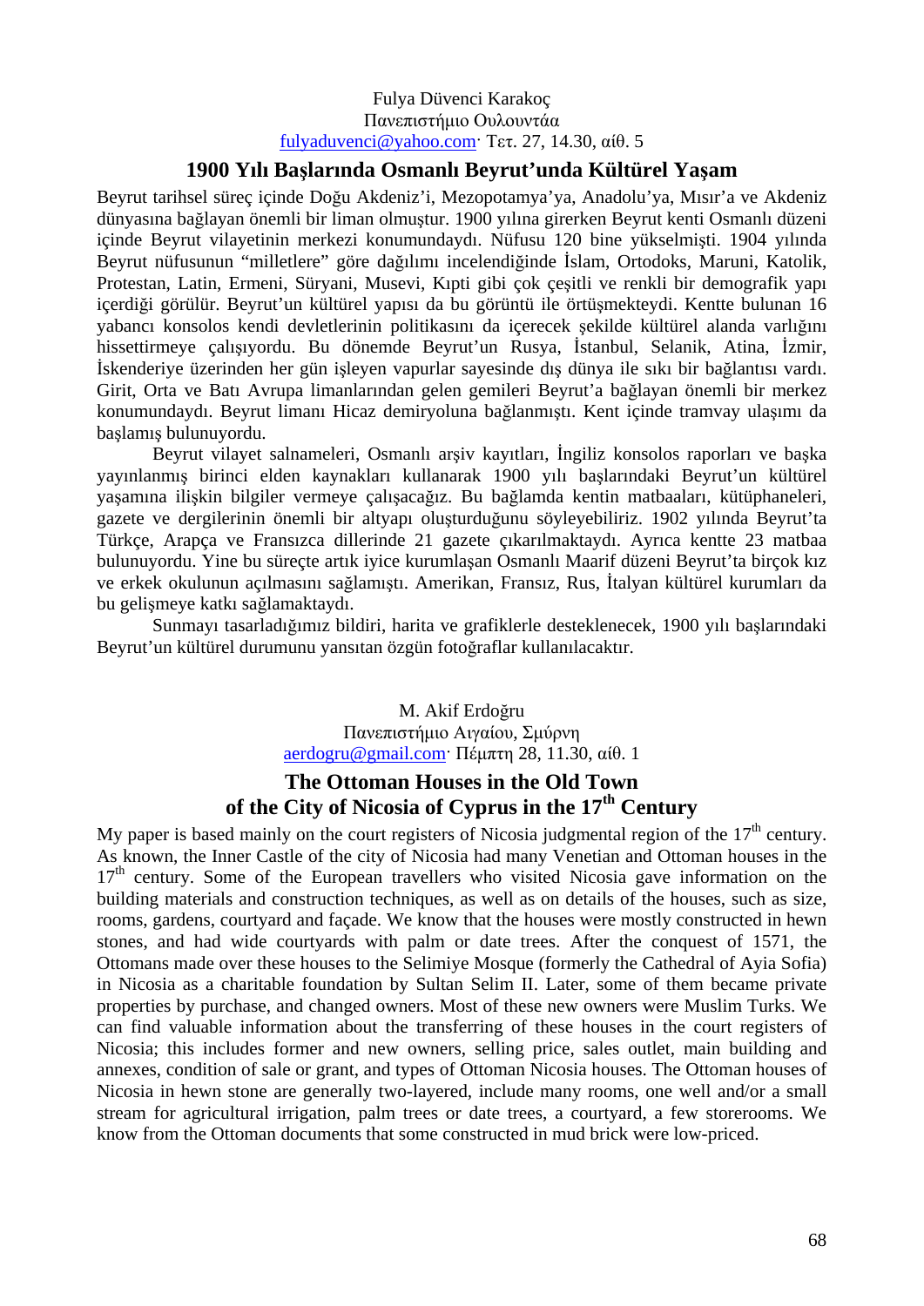Fulya Düvenci Karakoç
Πανεπιστήμιο Ουλουντάα
fulyaduvenci@yahoo.com· Τετ. 27, 14.30, αίθ. 5

## 1900 Yılı Başlarında Osmanlı Beyrut'unda Kültürel Yaşam

Beyrut tarihsel süreç içinde Doğu Akdeniz'i, Mezopotamya'ya, Anadolu'ya, Mısır'a ve Akdeniz dünyasına bağlayan önemli bir liman olmuştur. 1900 yılına girerken Beyrut kenti Osmanlı düzeni içinde Beyrut vilayetinin merkezi konumundaydı. Nüfusu 120 bine yükselmişti. 1904 yılında Beyrut nüfusunun "milletlere" göre dağılımı incelendiğinde İslam, Ortodoks, Maruni, Katolik, Protestan, Latin, Ermeni, Süryani, Musevi, Kıpti gibi çok çeşitli ve renkli bir demografik yapı içerdiği görülür. Beyrut'un kültürel yapısı da bu görüntü ile örtüşmekteydi. Kentte bulunan 16 yabancı konsolos kendi devletlerinin politikasını da içerecek şekilde kültürel alanda varlığını hissettirmeye çalışıyordu. Bu dönemde Beyrut'un Rusya, İstanbul, Selanik, Atina, İzmir, İskenderiye üzerinden her gün işleyen vapurlar sayesinde dış dünya ile sıkı bir bağlantısı vardı. Girit, Orta ve Batı Avrupa limanlarından gelen gemileri Beyrut'a bağlayan önemli bir merkez konumundaydı. Beyrut limanı Hicaz demiryoluna bağlanmıştı. Kent içinde tramvay ulaşımı da başlamış bulunuyordu.

Beyrut vilayet salnameleri, Osmanlı arşiv kayıtları, İngiliz konsolos raporları ve başka yayınlanmış birinci elden kaynakları kullanarak 1900 yılı başlarındaki Beyrut'un kültürel yaşamına ilişkin bilgiler vermeye çalışacağız. Bu bağlamda kentin matbaaları, kütüphaneleri, gazete ve dergilerinin önemli bir altyapı oluşturduğunu söyleyebiliriz. 1902 yılında Beyrut'ta Türkçe, Arapça ve Fransızca dillerinde 21 gazete çıkarılmaktaydı. Ayrıca kentte 23 matbaa bulunuyordu. Yine bu süreçte artık iyice kurumlaşan Osmanlı Maarif düzeni Beyrut'ta birçok kız ve erkek okulunun açılmasını sağlamıştı. Amerikan, Fransız, Rus, İtalyan kültürel kurumları da bu gelişmeye katkı sağlamaktaydı.

Sunmayı tasarladığımız bildiri, harita ve grafiklerle desteklenecek, 1900 yılı başlarındaki Beyrut'un kültürel durumunu yansıtan özgün fotoğraflar kullanılacaktır.

M. Akif Erdoğru
Πανεπιστήμιο Αιγαίου, Σμύρνη
aerdogru@gmail.com· Πέμπτη 28, 11.30, αίθ. 1

## The Ottoman Houses in the Old Town of the City of Nicosia of Cyprus in the 17th Century

My paper is based mainly on the court registers of Nicosia judgmental region of the 17th century. As known, the Inner Castle of the city of Nicosia had many Venetian and Ottoman houses in the 17th century. Some of the European travellers who visited Nicosia gave information on the building materials and construction techniques, as well as on details of the houses, such as size, rooms, gardens, courtyard and façade. We know that the houses were mostly constructed in hewn stones, and had wide courtyards with palm or date trees. After the conquest of 1571, the Ottomans made over these houses to the Selimiye Mosque (formerly the Cathedral of Ayia Sofia) in Nicosia as a charitable foundation by Sultan Selim II. Later, some of them became private properties by purchase, and changed owners. Most of these new owners were Muslim Turks. We can find valuable information about the transferring of these houses in the court registers of Nicosia; this includes former and new owners, selling price, sales outlet, main building and annexes, condition of sale or grant, and types of Ottoman Nicosia houses. The Ottoman houses of Nicosia in hewn stone are generally two-layered, include many rooms, one well and/or a small stream for agricultural irrigation, palm trees or date trees, a courtyard, a few storerooms. We know from the Ottoman documents that some constructed in mud brick were low-priced.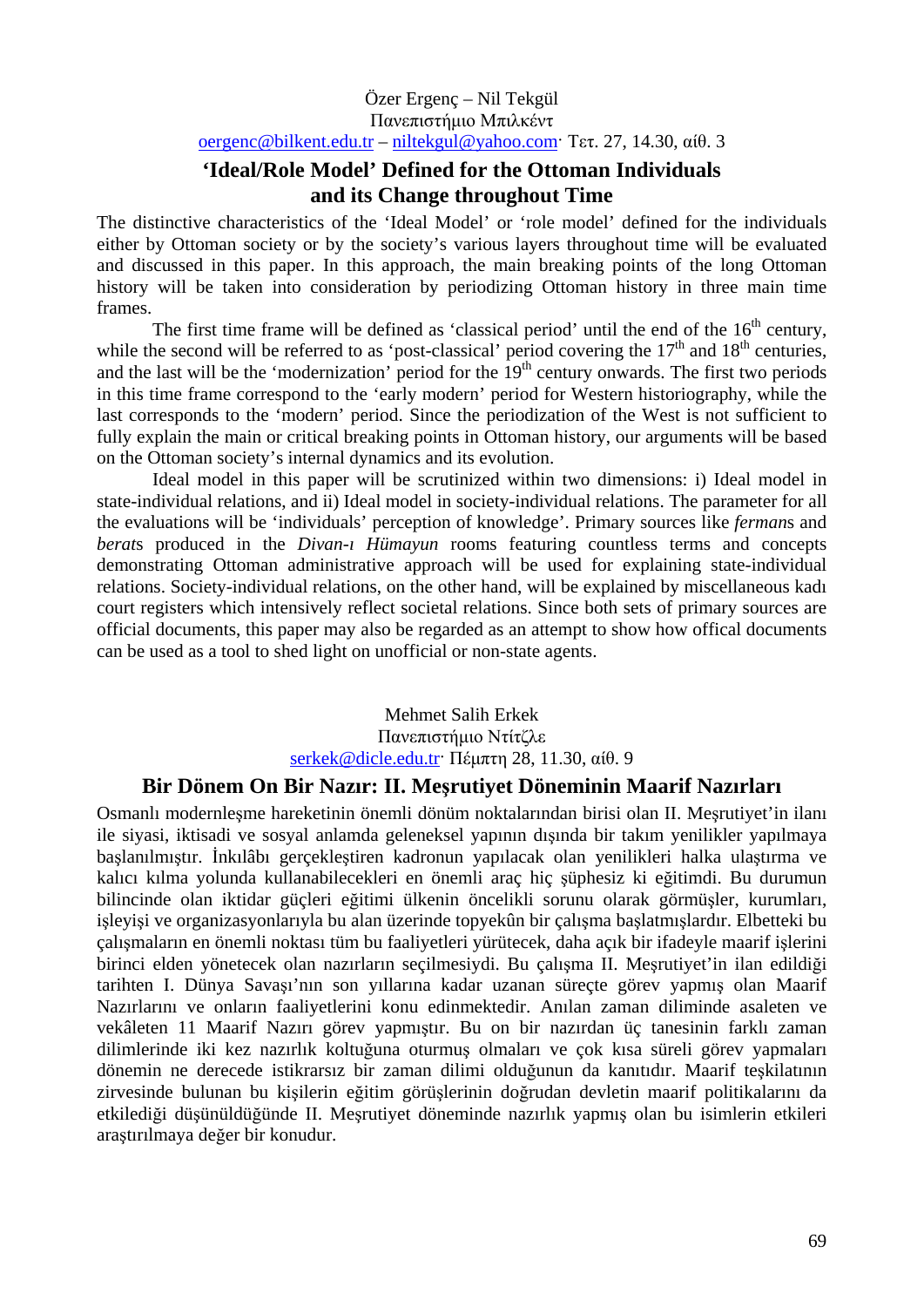Özer Ergenç – Nil Tekgül
Πανεπιστήμιο Μπιλκέντ
oergenc@bilkent.edu.tr – niltekgul@yahoo.com· Τετ. 27, 14.30, αίθ. 3

## ‘Ideal/Role Model’ Defined for the Ottoman Individuals and its Change throughout Time

The distinctive characteristics of the ‘Ideal Model’ or ‘role model’ defined for the individuals either by Ottoman society or by the society’s various layers throughout time will be evaluated and discussed in this paper. In this approach, the main breaking points of the long Ottoman history will be taken into consideration by periodizing Ottoman history in three main time frames.

The first time frame will be defined as ‘classical period’ until the end of the 16th century, while the second will be referred to as ‘post-classical’ period covering the 17th and 18th centuries, and the last will be the ‘modernization’ period for the 19th century onwards. The first two periods in this time frame correspond to the ‘early modern’ period for Western historiography, while the last corresponds to the ‘modern’ period. Since the periodization of the West is not sufficient to fully explain the main or critical breaking points in Ottoman history, our arguments will be based on the Ottoman society’s internal dynamics and its evolution.

Ideal model in this paper will be scrutinized within two dimensions: i) Ideal model in state-individual relations, and ii) Ideal model in society-individual relations. The parameter for all the evaluations will be ‘individuals’ perception of knowledge’. Primary sources like *ferman*s and *berat*s produced in the *Divan-ı Hümayun* rooms featuring countless terms and concepts demonstrating Ottoman administrative approach will be used for explaining state-individual relations. Society-individual relations, on the other hand, will be explained by miscellaneous kadı court registers which intensively reflect societal relations. Since both sets of primary sources are official documents, this paper may also be regarded as an attempt to show how offical documents can be used as a tool to shed light on unofficial or non-state agents.

Mehmet Salih Erkek
Πανεπιστήμιο Ντίτζλε
serkek@dicle.edu.tr· Πέμπτη 28, 11.30, αίθ. 9

## Bir Dönem On Bir Nazır: II. Meşrutiyet Döneminin Maarif Nazırları

Osmanlı modernleşme hareketinin önemli dönüm noktalarından birisi olan II. Meşrutiyet’in ilanı ile siyasi, iktisadi ve sosyal anlamda geleneksel yapının dışında bir takım yenilikler yapılmaya başlanılmıştır. İnkılâbı gerçekleştiren kadronun yapılacak olan yenilikleri halka ulaştırma ve kalıcı kılma yolunda kullanabilecekleri en önemli araç hiç şüphesiz ki eğitimdi. Bu durumun bilincinde olan iktidar güçleri eğitimi ülkenin öncelikli sorunu olarak görmüşler, kurumları, işleyişi ve organizasyonlarıyla bu alan üzerinde topyekûn bir çalışma başlatmışlardır. Elbetteki bu çalışmaların en önemli noktası tüm bu faaliyetleri yürütecek, daha açık bir ifadeyle maarif işlerini birinci elden yönetecek olan nazırların seçilmesiydi. Bu çalışma II. Meşrutiyet’in ilan edildiği tarihten I. Dünya Savaşı’nın son yıllarına kadar uzanan süreçte görev yapmış olan Maarif Nazırlarını ve onların faaliyetlerini konu edinmektedir. Anılan zaman diliminde asaleten ve vekâleten 11 Maarif Nazırı görev yapmıştır. Bu on bir nazırdan üç tanesinin farklı zaman dilimlerinde iki kez nazırlık koltuğuna oturmuş olmaları ve çok kısa süreli görev yapmaları dönemin ne derecede istikrarsız bir zaman dilimi olduğunun da kanıtıdır. Maarif teşkilatının zirvesinde bulunan bu kişilerin eğitim görüşlerinin doğrudan devletin maarif politikalarını da etkilediği düşünüldüğünde II. Meşrutiyet döneminde nazırlık yapmış olan bu isimlerin etkileri araştırılmaya değer bir konudur.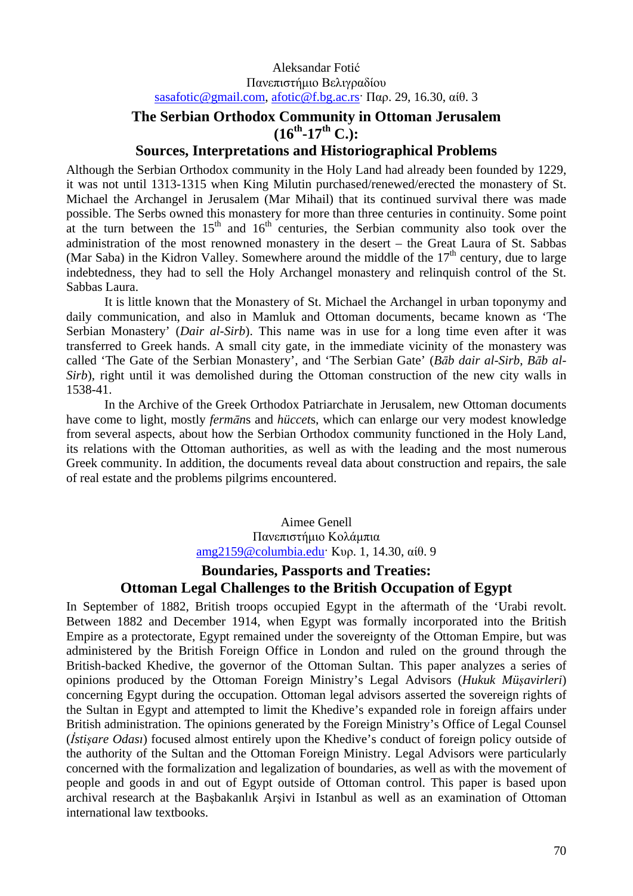Aleksandar Fotić
Πανεπιστήμιο Βελιγραδίου
sasafotic@gmail.com, afotic@f.bg.ac.rs· Παρ. 29, 16.30, αίθ. 3

## The Serbian Orthodox Community in Ottoman Jerusalem (16th-17th C.): Sources, Interpretations and Historiographical Problems

Although the Serbian Orthodox community in the Holy Land had already been founded by 1229, it was not until 1313-1315 when King Milutin purchased/renewed/erected the monastery of St. Michael the Archangel in Jerusalem (Mar Mihail) that its continued survival there was made possible. The Serbs owned this monastery for more than three centuries in continuity. Some point at the turn between the 15th and 16th centuries, the Serbian community also took over the administration of the most renowned monastery in the desert – the Great Laura of St. Sabbas (Mar Saba) in the Kidron Valley. Somewhere around the middle of the 17th century, due to large indebtedness, they had to sell the Holy Archangel monastery and relinquish control of the St. Sabbas Laura.

It is little known that the Monastery of St. Michael the Archangel in urban toponymy and daily communication, and also in Mamluk and Ottoman documents, became known as 'The Serbian Monastery' (*Dair al-Sirb*). This name was in use for a long time even after it was transferred to Greek hands. A small city gate, in the immediate vicinity of the monastery was called 'The Gate of the Serbian Monastery', and 'The Serbian Gate' (*Bāb dair al-Sirb*, *Bāb al-Sirb*), right until it was demolished during the Ottoman construction of the new city walls in 1538-41.

In the Archive of the Greek Orthodox Patriarchate in Jerusalem, new Ottoman documents have come to light, mostly *fermān*s and *hüccet*s, which can enlarge our very modest knowledge from several aspects, about how the Serbian Orthodox community functioned in the Holy Land, its relations with the Ottoman authorities, as well as with the leading and the most numerous Greek community. In addition, the documents reveal data about construction and repairs, the sale of real estate and the problems pilgrims encountered.

Aimee Genell
Πανεπιστήμιο Κολάμπια
amg2159@columbia.edu· Κυρ. 1, 14.30, αίθ. 9

## Boundaries, Passports and Treaties: Ottoman Legal Challenges to the British Occupation of Egypt

In September of 1882, British troops occupied Egypt in the aftermath of the 'Urabi revolt. Between 1882 and December 1914, when Egypt was formally incorporated into the British Empire as a protectorate, Egypt remained under the sovereignty of the Ottoman Empire, but was administered by the British Foreign Office in London and ruled on the ground through the British-backed Khedive, the governor of the Ottoman Sultan. This paper analyzes a series of opinions produced by the Ottoman Foreign Ministry's Legal Advisors (*Hukuk Müşavirleri*) concerning Egypt during the occupation. Ottoman legal advisors asserted the sovereign rights of the Sultan in Egypt and attempted to limit the Khedive's expanded role in foreign affairs under British administration. The opinions generated by the Foreign Ministry's Office of Legal Counsel (*İstişare Odası*) focused almost entirely upon the Khedive's conduct of foreign policy outside of the authority of the Sultan and the Ottoman Foreign Ministry. Legal Advisors were particularly concerned with the formalization and legalization of boundaries, as well as with the movement of people and goods in and out of Egypt outside of Ottoman control. This paper is based upon archival research at the Başbakanlık Arşivi in Istanbul as well as an examination of Ottoman international law textbooks.